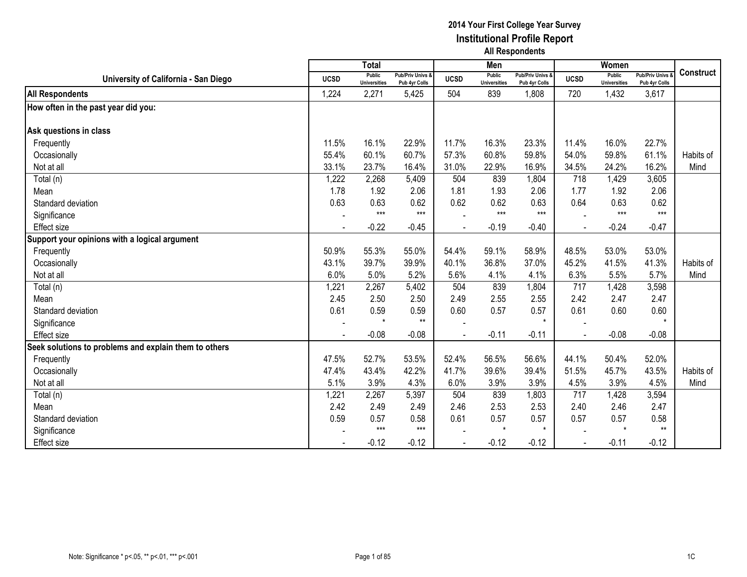# 2014 Your First College Year Survey
## Institutional Profile Report
### All Respondents

| University of California - San Diego | Total | | | Men | | | Women | | | Construct |
|---|---|---|---|---|---|---|---|---|---|---|
| | UCSD | Public Universities | Pub/Priv Univs & Pub 4yr Colls | UCSD | Public Universities | Pub/Priv Univs & Pub 4yr Colls | UCSD | Public Universities | Pub/Priv Univs & Pub 4yr Colls | |
| **All Respondents** | 1,224 | 2,271 | 5,425 | 504 | 839 | 1,808 | 720 | 1,432 | 3,617 | |
| **How often in the past year did you:** | | | | | | | | | | |
| **Ask questions in class** | | | | | | | | | | |
| Frequently | 11.5% | 16.1% | 22.9% | 11.7% | 16.3% | 23.3% | 11.4% | 16.0% | 22.7% | |
| Occasionally | 55.4% | 60.1% | 60.7% | 57.3% | 60.8% | 59.8% | 54.0% | 59.8% | 61.1% | Habits of |
| Not at all | 33.1% | 23.7% | 16.4% | 31.0% | 22.9% | 16.9% | 34.5% | 24.2% | 16.2% | Mind |
| Total (n) | 1,222 | 2,268 | 5,409 | 504 | 839 | 1,804 | 718 | 1,429 | 3,605 | |
| Mean | 1.78 | 1.92 | 2.06 | 1.81 | 1.93 | 2.06 | 1.77 | 1.92 | 2.06 | |
| Standard deviation | 0.63 | 0.63 | 0.62 | 0.62 | 0.62 | 0.63 | 0.64 | 0.63 | 0.62 | |
| Significance | - | *** | *** | - | *** | *** | - | *** | *** | |
| Effect size | - | -0.22 | -0.45 | - | -0.19 | -0.40 | - | -0.24 | -0.47 | |
| **Support your opinions with a logical argument** | | | | | | | | | | |
| Frequently | 50.9% | 55.3% | 55.0% | 54.4% | 59.1% | 58.9% | 48.5% | 53.0% | 53.0% | |
| Occasionally | 43.1% | 39.7% | 39.9% | 40.1% | 36.8% | 37.0% | 45.2% | 41.5% | 41.3% | Habits of |
| Not at all | 6.0% | 5.0% | 5.2% | 5.6% | 4.1% | 4.1% | 6.3% | 5.5% | 5.7% | Mind |
| Total (n) | 1,221 | 2,267 | 5,402 | 504 | 839 | 1,804 | 717 | 1,428 | 3,598 | |
| Mean | 2.45 | 2.50 | 2.50 | 2.49 | 2.55 | 2.55 | 2.42 | 2.47 | 2.47 | |
| Standard deviation | 0.61 | 0.59 | 0.59 | 0.60 | 0.57 | 0.57 | 0.61 | 0.60 | 0.60 | |
| Significance | - | * | ** | - | | * | - | | * | |
| Effect size | - | -0.08 | -0.08 | - | -0.11 | -0.11 | - | -0.08 | -0.08 | |
| **Seek solutions to problems and explain them to others** | | | | | | | | | | |
| Frequently | 47.5% | 52.7% | 53.5% | 52.4% | 56.5% | 56.6% | 44.1% | 50.4% | 52.0% | |
| Occasionally | 47.4% | 43.4% | 42.2% | 41.7% | 39.6% | 39.4% | 51.5% | 45.7% | 43.5% | Habits of |
| Not at all | 5.1% | 3.9% | 4.3% | 6.0% | 3.9% | 3.9% | 4.5% | 3.9% | 4.5% | Mind |
| Total (n) | 1,221 | 2,267 | 5,397 | 504 | 839 | 1,803 | 717 | 1,428 | 3,594 | |
| Mean | 2.42 | 2.49 | 2.49 | 2.46 | 2.53 | 2.53 | 2.40 | 2.46 | 2.47 | |
| Standard deviation | 0.59 | 0.57 | 0.58 | 0.61 | 0.57 | 0.57 | 0.57 | 0.57 | 0.58 | |
| Significance | - | *** | *** | - | * | * | - | * | ** | |
| Effect size | - | -0.12 | -0.12 | - | -0.12 | -0.12 | - | -0.11 | -0.12 | |

Note: Significance * p<.05, ** p<.01, *** p<.001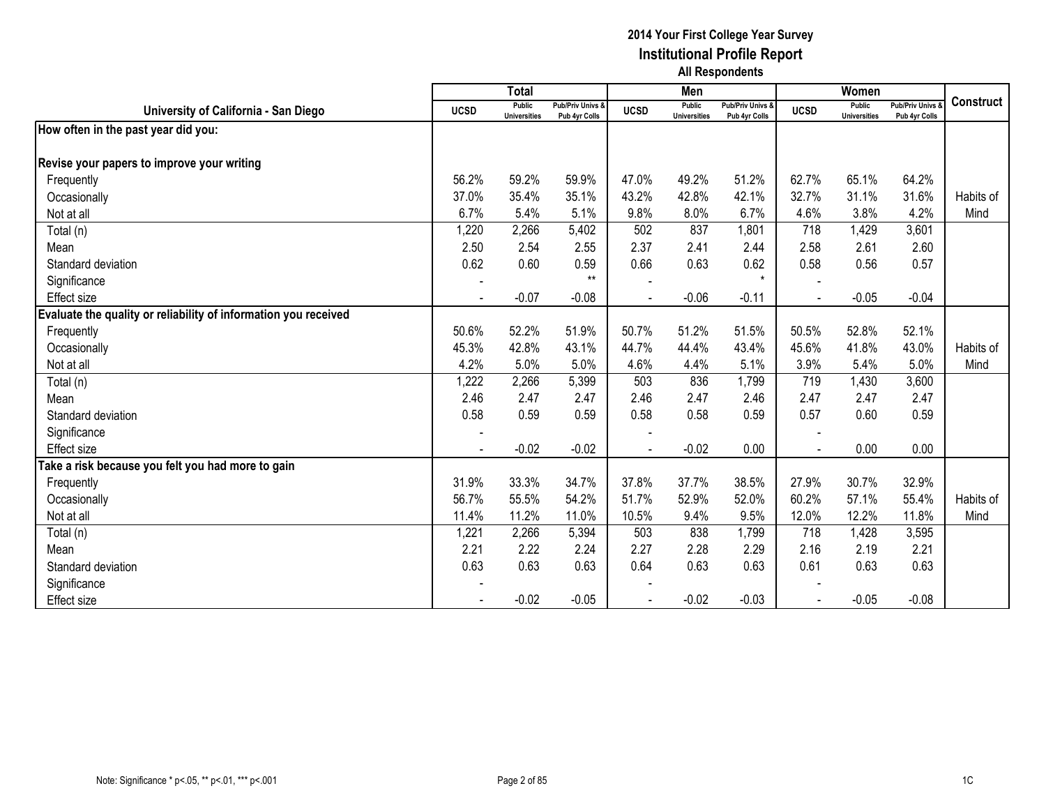# 2014 Your First College Year Survey
## Institutional Profile Report
### All Respondents

| University of California - San Diego | Total | | | Men | | | Women | | | Construct |
|---|---|---|---|---|---|---|---|---|---|---|
| | UCSD | Public Universities | Pub/Priv Univs & Pub 4yr Colls | UCSD | Public Universities | Pub/Priv Univs & Pub 4yr Colls | UCSD | Public Universities | Pub/Priv Univs & Pub 4yr Colls | |
| **How often in the past year did you:** | | | | | | | | | | |
| **Revise your papers to improve your writing** | | | | | | | | | | |
| Frequently | 56.2% | 59.2% | 59.9% | 47.0% | 49.2% | 51.2% | 62.7% | 65.1% | 64.2% | |
| Occasionally | 37.0% | 35.4% | 35.1% | 43.2% | 42.8% | 42.1% | 32.7% | 31.1% | 31.6% | Habits of |
| Not at all | 6.7% | 5.4% | 5.1% | 9.8% | 8.0% | 6.7% | 4.6% | 3.8% | 4.2% | Mind |
| Total (n) | 1,220 | 2,266 | 5,402 | 502 | 837 | 1,801 | 718 | 1,429 | 3,601 | |
| Mean | 2.50 | 2.54 | 2.55 | 2.37 | 2.41 | 2.44 | 2.58 | 2.61 | 2.60 | |
| Standard deviation | 0.62 | 0.60 | 0.59 | 0.66 | 0.63 | 0.62 | 0.58 | 0.56 | 0.57 | |
| Significance | - | | ** | - | | * | - | | | |
| Effect size | - | -0.07 | -0.08 | - | -0.06 | -0.11 | - | -0.05 | -0.04 | |
| **Evaluate the quality or reliability of information you received** | | | | | | | | | | |
| Frequently | 50.6% | 52.2% | 51.9% | 50.7% | 51.2% | 51.5% | 50.5% | 52.8% | 52.1% | |
| Occasionally | 45.3% | 42.8% | 43.1% | 44.7% | 44.4% | 43.4% | 45.6% | 41.8% | 43.0% | Habits of |
| Not at all | 4.2% | 5.0% | 5.0% | 4.6% | 4.4% | 5.1% | 3.9% | 5.4% | 5.0% | Mind |
| Total (n) | 1,222 | 2,266 | 5,399 | 503 | 836 | 1,799 | 719 | 1,430 | 3,600 | |
| Mean | 2.46 | 2.47 | 2.47 | 2.46 | 2.47 | 2.46 | 2.47 | 2.47 | 2.47 | |
| Standard deviation | 0.58 | 0.59 | 0.59 | 0.58 | 0.58 | 0.59 | 0.57 | 0.60 | 0.59 | |
| Significance | - | | | - | | | - | | | |
| Effect size | - | -0.02 | -0.02 | - | -0.02 | 0.00 | - | 0.00 | 0.00 | |
| **Take a risk because you felt you had more to gain** | | | | | | | | | | |
| Frequently | 31.9% | 33.3% | 34.7% | 37.8% | 37.7% | 38.5% | 27.9% | 30.7% | 32.9% | |
| Occasionally | 56.7% | 55.5% | 54.2% | 51.7% | 52.9% | 52.0% | 60.2% | 57.1% | 55.4% | Habits of |
| Not at all | 11.4% | 11.2% | 11.0% | 10.5% | 9.4% | 9.5% | 12.0% | 12.2% | 11.8% | Mind |
| Total (n) | 1,221 | 2,266 | 5,394 | 503 | 838 | 1,799 | 718 | 1,428 | 3,595 | |
| Mean | 2.21 | 2.22 | 2.24 | 2.27 | 2.28 | 2.29 | 2.16 | 2.19 | 2.21 | |
| Standard deviation | 0.63 | 0.63 | 0.63 | 0.64 | 0.63 | 0.63 | 0.61 | 0.63 | 0.63 | |
| Significance | - | | | - | | | - | | | |
| Effect size | - | -0.02 | -0.05 | - | -0.02 | -0.03 | - | -0.05 | -0.08 | |

Note: Significance * p<.05, ** p<.01, *** p<.001

1C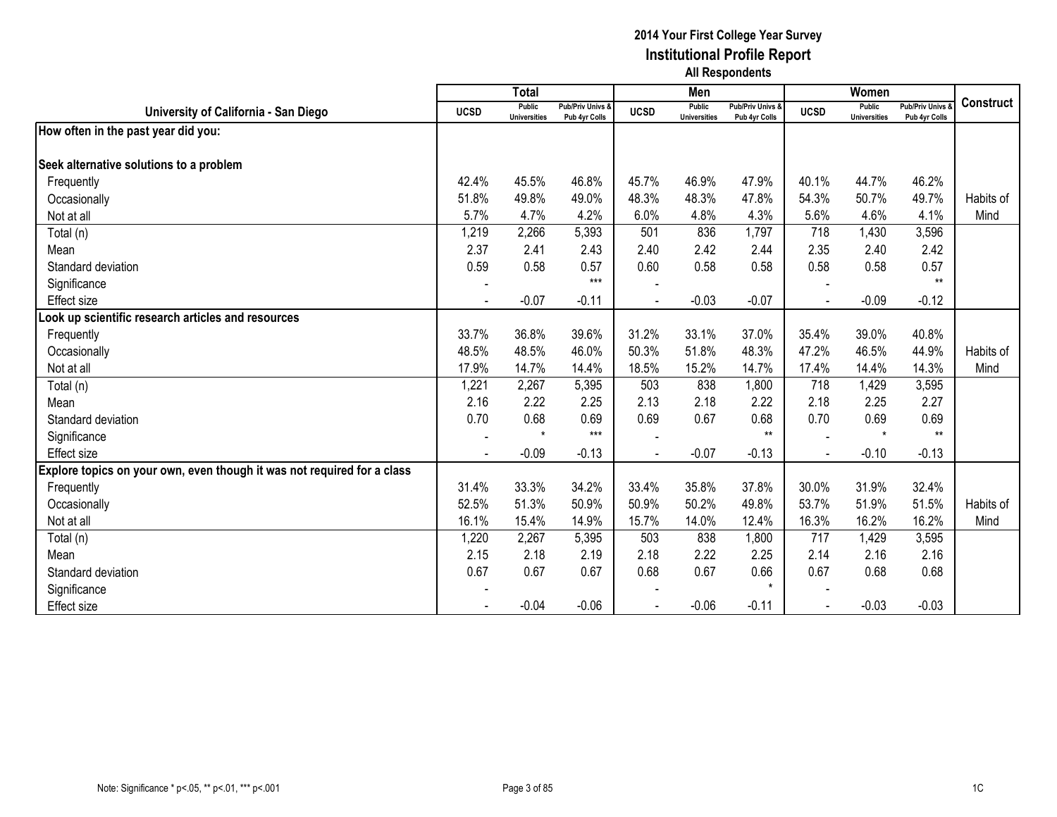# 2014 Your First College Year Survey
## Institutional Profile Report
### All Respondents

| University of California - San Diego | Total | | | Men | | | Women | | | Construct |
|---|---|---|---|---|---|---|---|---|---|---|
| | UCSD | Public Universities | Pub/Priv Univs & Pub 4yr Colls | UCSD | Public Universities | Pub/Priv Univs & Pub 4yr Colls | UCSD | Public Universities | Pub/Priv Univs & Pub 4yr Colls | |
| **How often in the past year did you:** | | | | | | | | | | |
| **Seek alternative solutions to a problem** | | | | | | | | | | |
| Frequently | 42.4% | 45.5% | 46.8% | 45.7% | 46.9% | 47.9% | 40.1% | 44.7% | 46.2% | |
| Occasionally | 51.8% | 49.8% | 49.0% | 48.3% | 48.3% | 47.8% | 54.3% | 50.7% | 49.7% | Habits of Mind |
| Not at all | 5.7% | 4.7% | 4.2% | 6.0% | 4.8% | 4.3% | 5.6% | 4.6% | 4.1% | |
| Total (n) | 1,219 | 2,266 | 5,393 | 501 | 836 | 1,797 | 718 | 1,430 | 3,596 | |
| Mean | 2.37 | 2.41 | 2.43 | 2.40 | 2.42 | 2.44 | 2.35 | 2.40 | 2.42 | |
| Standard deviation | 0.59 | 0.58 | 0.57 | 0.60 | 0.58 | 0.58 | 0.58 | 0.58 | 0.57 | |
| Significance | - | | *** | - | | | - | | ** | |
| Effect size | - | -0.07 | -0.11 | - | -0.03 | -0.07 | - | -0.09 | -0.12 | |
| **Look up scientific research articles and resources** | | | | | | | | | | |
| Frequently | 33.7% | 36.8% | 39.6% | 31.2% | 33.1% | 37.0% | 35.4% | 39.0% | 40.8% | |
| Occasionally | 48.5% | 48.5% | 46.0% | 50.3% | 51.8% | 48.3% | 47.2% | 46.5% | 44.9% | Habits of Mind |
| Not at all | 17.9% | 14.7% | 14.4% | 18.5% | 15.2% | 14.7% | 17.4% | 14.4% | 14.3% | |
| Total (n) | 1,221 | 2,267 | 5,395 | 503 | 838 | 1,800 | 718 | 1,429 | 3,595 | |
| Mean | 2.16 | 2.22 | 2.25 | 2.13 | 2.18 | 2.22 | 2.18 | 2.25 | 2.27 | |
| Standard deviation | 0.70 | 0.68 | 0.69 | 0.69 | 0.67 | 0.68 | 0.70 | 0.69 | 0.69 | |
| Significance | - | * | *** | - | | ** | - | * | ** | |
| Effect size | - | -0.09 | -0.13 | - | -0.07 | -0.13 | - | -0.10 | -0.13 | |
| **Explore topics on your own, even though it was not required for a class** | | | | | | | | | | |
| Frequently | 31.4% | 33.3% | 34.2% | 33.4% | 35.8% | 37.8% | 30.0% | 31.9% | 32.4% | |
| Occasionally | 52.5% | 51.3% | 50.9% | 50.9% | 50.2% | 49.8% | 53.7% | 51.9% | 51.5% | Habits of Mind |
| Not at all | 16.1% | 15.4% | 14.9% | 15.7% | 14.0% | 12.4% | 16.3% | 16.2% | 16.2% | |
| Total (n) | 1,220 | 2,267 | 5,395 | 503 | 838 | 1,800 | 717 | 1,429 | 3,595 | |
| Mean | 2.15 | 2.18 | 2.19 | 2.18 | 2.22 | 2.25 | 2.14 | 2.16 | 2.16 | |
| Standard deviation | 0.67 | 0.67 | 0.67 | 0.68 | 0.67 | 0.66 | 0.67 | 0.68 | 0.68 | |
| Significance | - | | | - | | * | - | | | |
| Effect size | - | -0.04 | -0.06 | - | -0.06 | -0.11 | - | -0.03 | -0.03 | |

Note: Significance * p<.05, ** p<.01, *** p<.001

1C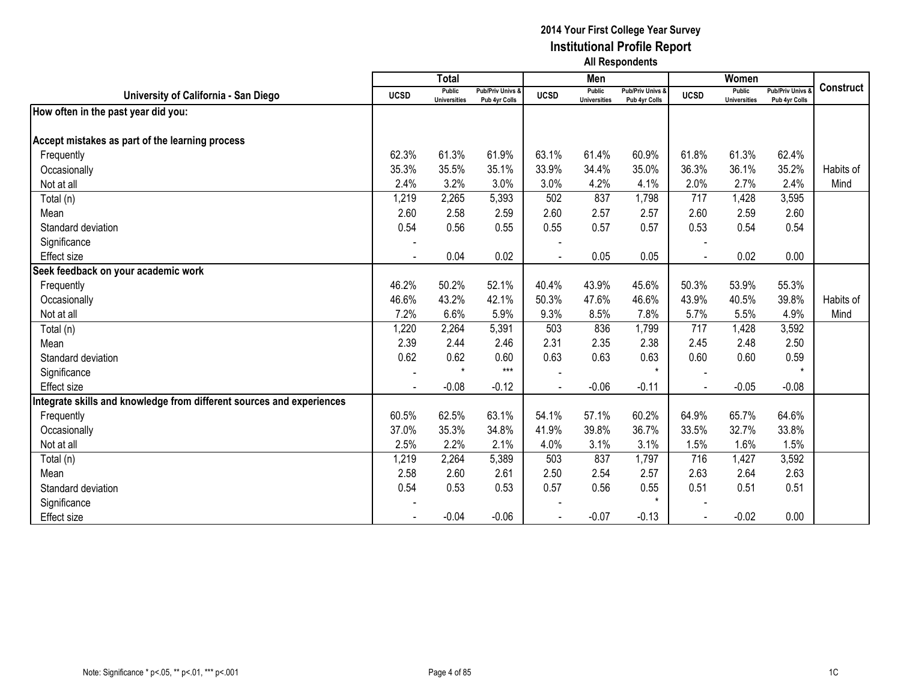# 2014 Your First College Year Survey
## Institutional Profile Report
### All Respondents

| University of California - San Diego | Total | | | Men | | | Women | | | Construct |
|---|---|---|---|---|---|---|---|---|---|---|
| | UCSD | Public Universities | Pub/Priv Univs & Pub 4yr Colls | UCSD | Public Universities | Pub/Priv Univs & Pub 4yr Colls | UCSD | Public Universities | Pub/Priv Univs & Pub 4yr Colls | |
| **How often in the past year did you:** | | | | | | | | | | |
| **Accept mistakes as part of the learning process** | | | | | | | | | | |
| Frequently | 62.3% | 61.3% | 61.9% | 63.1% | 61.4% | 60.9% | 61.8% | 61.3% | 62.4% | |
| Occasionally | 35.3% | 35.5% | 35.1% | 33.9% | 34.4% | 35.0% | 36.3% | 36.1% | 35.2% | Habits of |
| Not at all | 2.4% | 3.2% | 3.0% | 3.0% | 4.2% | 4.1% | 2.0% | 2.7% | 2.4% | Mind |
| Total (n) | 1,219 | 2,265 | 5,393 | 502 | 837 | 1,798 | 717 | 1,428 | 3,595 | |
| Mean | 2.60 | 2.58 | 2.59 | 2.60 | 2.57 | 2.57 | 2.60 | 2.59 | 2.60 | |
| Standard deviation | 0.54 | 0.56 | 0.55 | 0.55 | 0.57 | 0.57 | 0.53 | 0.54 | 0.54 | |
| Significance | - | | | - | | | - | | | |
| Effect size | - | 0.04 | 0.02 | - | 0.05 | 0.05 | - | 0.02 | 0.00 | |
| **Seek feedback on your academic work** | | | | | | | | | | |
| Frequently | 46.2% | 50.2% | 52.1% | 40.4% | 43.9% | 45.6% | 50.3% | 53.9% | 55.3% | |
| Occasionally | 46.6% | 43.2% | 42.1% | 50.3% | 47.6% | 46.6% | 43.9% | 40.5% | 39.8% | Habits of |
| Not at all | 7.2% | 6.6% | 5.9% | 9.3% | 8.5% | 7.8% | 5.7% | 5.5% | 4.9% | Mind |
| Total (n) | 1,220 | 2,264 | 5,391 | 503 | 836 | 1,799 | 717 | 1,428 | 3,592 | |
| Mean | 2.39 | 2.44 | 2.46 | 2.31 | 2.35 | 2.38 | 2.45 | 2.48 | 2.50 | |
| Standard deviation | 0.62 | 0.62 | 0.60 | 0.63 | 0.63 | 0.63 | 0.60 | 0.60 | 0.59 | |
| Significance | - | * | *** | - | | * | - | | * | |
| Effect size | - | -0.08 | -0.12 | - | -0.06 | -0.11 | - | -0.05 | -0.08 | |
| **Integrate skills and knowledge from different sources and experiences** | | | | | | | | | | |
| Frequently | 60.5% | 62.5% | 63.1% | 54.1% | 57.1% | 60.2% | 64.9% | 65.7% | 64.6% | |
| Occasionally | 37.0% | 35.3% | 34.8% | 41.9% | 39.8% | 36.7% | 33.5% | 32.7% | 33.8% | |
| Not at all | 2.5% | 2.2% | 2.1% | 4.0% | 3.1% | 3.1% | 1.5% | 1.6% | 1.5% | |
| Total (n) | 1,219 | 2,264 | 5,389 | 503 | 837 | 1,797 | 716 | 1,427 | 3,592 | |
| Mean | 2.58 | 2.60 | 2.61 | 2.50 | 2.54 | 2.57 | 2.63 | 2.64 | 2.63 | |
| Standard deviation | 0.54 | 0.53 | 0.53 | 0.57 | 0.56 | 0.55 | 0.51 | 0.51 | 0.51 | |
| Significance | - | | | - | | * | - | | | |
| Effect size | - | -0.04 | -0.06 | - | -0.07 | -0.13 | - | -0.02 | 0.00 | |

Note: Significance * p<.05, ** p<.01, *** p<.001

1C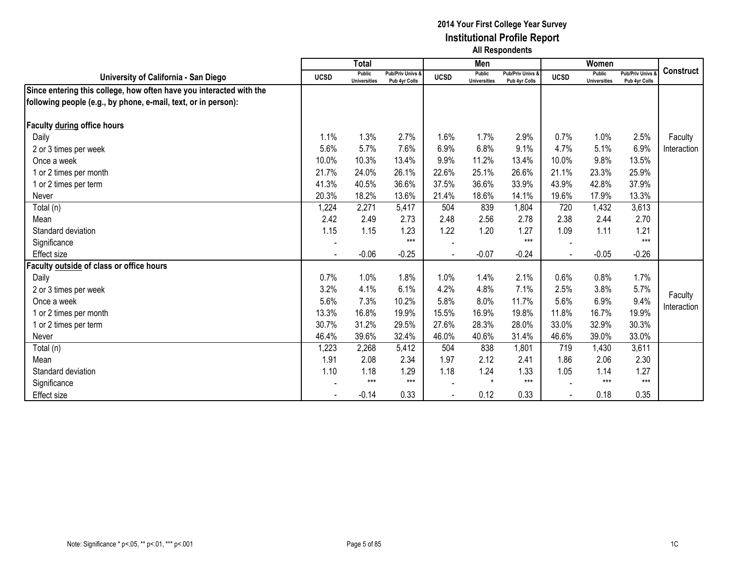# 2014 Your First College Year Survey
## Institutional Profile Report
### All Respondents

| University of California - San Diego | Total | | | Men | | | Women | | | Construct |
|---|---|---|---|---|---|---|---|---|---|---|
| | UCSD | Public Universities | Pub/Priv Univs & Pub 4yr Colls | UCSD | Public Universities | Pub/Priv Univs & Pub 4yr Colls | UCSD | Public Universities | Pub/Priv Univs & Pub 4yr Colls | |
| **Since entering this college, how often have you interacted with the following people (e.g., by phone, e-mail, text, or in person):** | | | | | | | | | | |
| **Faculty during office hours** | | | | | | | | | | |
| Daily | 1.1% | 1.3% | 2.7% | 1.6% | 1.7% | 2.9% | 0.7% | 1.0% | 2.5% | Faculty Interaction |
| 2 or 3 times per week | 5.6% | 5.7% | 7.6% | 6.9% | 6.8% | 9.1% | 4.7% | 5.1% | 6.9% | |
| Once a week | 10.0% | 10.3% | 13.4% | 9.9% | 11.2% | 13.4% | 10.0% | 9.8% | 13.5% | |
| 1 or 2 times per month | 21.7% | 24.0% | 26.1% | 22.6% | 25.1% | 26.6% | 21.1% | 23.3% | 25.9% | |
| 1 or 2 times per term | 41.3% | 40.5% | 36.6% | 37.5% | 36.6% | 33.9% | 43.9% | 42.8% | 37.9% | |
| Never | 20.3% | 18.2% | 13.6% | 21.4% | 18.6% | 14.1% | 19.6% | 17.9% | 13.3% | |
| Total (n) | 1,224 | 2,271 | 5,417 | 504 | 839 | 1,804 | 720 | 1,432 | 3,613 | |
| Mean | 2.42 | 2.49 | 2.73 | 2.48 | 2.56 | 2.78 | 2.38 | 2.44 | 2.70 | |
| Standard deviation | 1.15 | 1.15 | 1.23 | 1.22 | 1.20 | 1.27 | 1.09 | 1.11 | 1.21 | |
| Significance | - | | *** | - | | *** | - | | *** | |
| Effect size | - | -0.06 | -0.25 | - | -0.07 | -0.24 | - | -0.05 | -0.26 | |
| **Faculty outside of class or office hours** | | | | | | | | | | |
| Daily | 0.7% | 1.0% | 1.8% | 1.0% | 1.4% | 2.1% | 0.6% | 0.8% | 1.7% | Faculty Interaction |
| 2 or 3 times per week | 3.2% | 4.1% | 6.1% | 4.2% | 4.8% | 7.1% | 2.5% | 3.8% | 5.7% | |
| Once a week | 5.6% | 7.3% | 10.2% | 5.8% | 8.0% | 11.7% | 5.6% | 6.9% | 9.4% | |
| 1 or 2 times per month | 13.3% | 16.8% | 19.9% | 15.5% | 16.9% | 19.8% | 11.8% | 16.7% | 19.9% | |
| 1 or 2 times per term | 30.7% | 31.2% | 29.5% | 27.6% | 28.3% | 28.0% | 33.0% | 32.9% | 30.3% | |
| Never | 46.4% | 39.6% | 32.4% | 46.0% | 40.6% | 31.4% | 46.6% | 39.0% | 33.0% | |
| Total (n) | 1,223 | 2,268 | 5,412 | 504 | 838 | 1,801 | 719 | 1,430 | 3,611 | |
| Mean | 1.91 | 2.08 | 2.34 | 1.97 | 2.12 | 2.41 | 1.86 | 2.06 | 2.30 | |
| Standard deviation | 1.10 | 1.18 | 1.29 | 1.18 | 1.24 | 1.33 | 1.05 | 1.14 | 1.27 | |
| Significance | - | *** | *** | - | * | *** | - | *** | *** | |
| Effect size | - | -0.14 | 0.33 | - | 0.12 | 0.33 | - | 0.18 | 0.35 | |

Note: Significance * p<.05, ** p<.01, *** p<.001

1C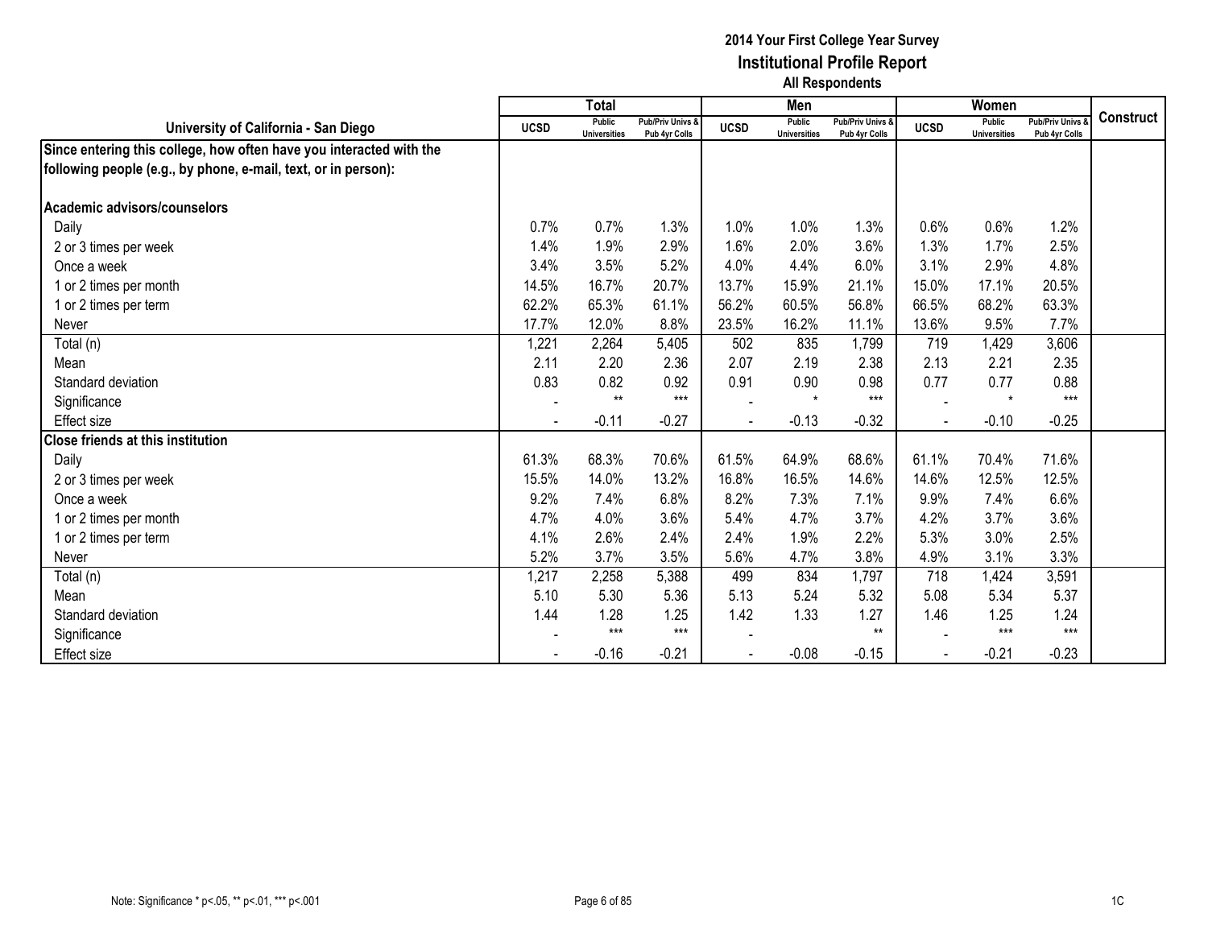# 2014 Your First College Year Survey
## Institutional Profile Report
### All Respondents

| University of California - San Diego | Total | | | Men | | | Women | | | Construct |
|---|---|---|---|---|---|---|---|---|---|---|
| | UCSD | Public Universities | Pub/Priv Univs & Pub 4yr Colls | UCSD | Public Universities | Pub/Priv Univs & Pub 4yr Colls | UCSD | Public Universities | Pub/Priv Univs & Pub 4yr Colls | |
| **Since entering this college, how often have you interacted with the following people (e.g., by phone, e-mail, text, or in person):** | | | | | | | | | | |
| **Academic advisors/counselors** | | | | | | | | | | |
| Daily | 0.7% | 0.7% | 1.3% | 1.0% | 1.0% | 1.3% | 0.6% | 0.6% | 1.2% | |
| 2 or 3 times per week | 1.4% | 1.9% | 2.9% | 1.6% | 2.0% | 3.6% | 1.3% | 1.7% | 2.5% | |
| Once a week | 3.4% | 3.5% | 5.2% | 4.0% | 4.4% | 6.0% | 3.1% | 2.9% | 4.8% | |
| 1 or 2 times per month | 14.5% | 16.7% | 20.7% | 13.7% | 15.9% | 21.1% | 15.0% | 17.1% | 20.5% | |
| 1 or 2 times per term | 62.2% | 65.3% | 61.1% | 56.2% | 60.5% | 56.8% | 66.5% | 68.2% | 63.3% | |
| Never | 17.7% | 12.0% | 8.8% | 23.5% | 16.2% | 11.1% | 13.6% | 9.5% | 7.7% | |
| Total (n) | 1,221 | 2,264 | 5,405 | 502 | 835 | 1,799 | 719 | 1,429 | 3,606 | |
| Mean | 2.11 | 2.20 | 2.36 | 2.07 | 2.19 | 2.38 | 2.13 | 2.21 | 2.35 | |
| Standard deviation | 0.83 | 0.82 | 0.92 | 0.91 | 0.90 | 0.98 | 0.77 | 0.77 | 0.88 | |
| Significance | - | ** | *** | - | * | *** | - | * | *** | |
| Effect size | - | -0.11 | -0.27 | - | -0.13 | -0.32 | - | -0.10 | -0.25 | |
| **Close friends at this institution** | | | | | | | | | | |
| Daily | 61.3% | 68.3% | 70.6% | 61.5% | 64.9% | 68.6% | 61.1% | 70.4% | 71.6% | |
| 2 or 3 times per week | 15.5% | 14.0% | 13.2% | 16.8% | 16.5% | 14.6% | 14.6% | 12.5% | 12.5% | |
| Once a week | 9.2% | 7.4% | 6.8% | 8.2% | 7.3% | 7.1% | 9.9% | 7.4% | 6.6% | |
| 1 or 2 times per month | 4.7% | 4.0% | 3.6% | 5.4% | 4.7% | 3.7% | 4.2% | 3.7% | 3.6% | |
| 1 or 2 times per term | 4.1% | 2.6% | 2.4% | 2.4% | 1.9% | 2.2% | 5.3% | 3.0% | 2.5% | |
| Never | 5.2% | 3.7% | 3.5% | 5.6% | 4.7% | 3.8% | 4.9% | 3.1% | 3.3% | |
| Total (n) | 1,217 | 2,258 | 5,388 | 499 | 834 | 1,797 | 718 | 1,424 | 3,591 | |
| Mean | 5.10 | 5.30 | 5.36 | 5.13 | 5.24 | 5.32 | 5.08 | 5.34 | 5.37 | |
| Standard deviation | 1.44 | 1.28 | 1.25 | 1.42 | 1.33 | 1.27 | 1.46 | 1.25 | 1.24 | |
| Significance | - | *** | *** | - | | ** | - | *** | *** | |
| Effect size | - | -0.16 | -0.21 | - | -0.08 | -0.15 | - | -0.21 | -0.23 | |

Note: Significance * p<.05, ** p<.01, *** p<.001

1C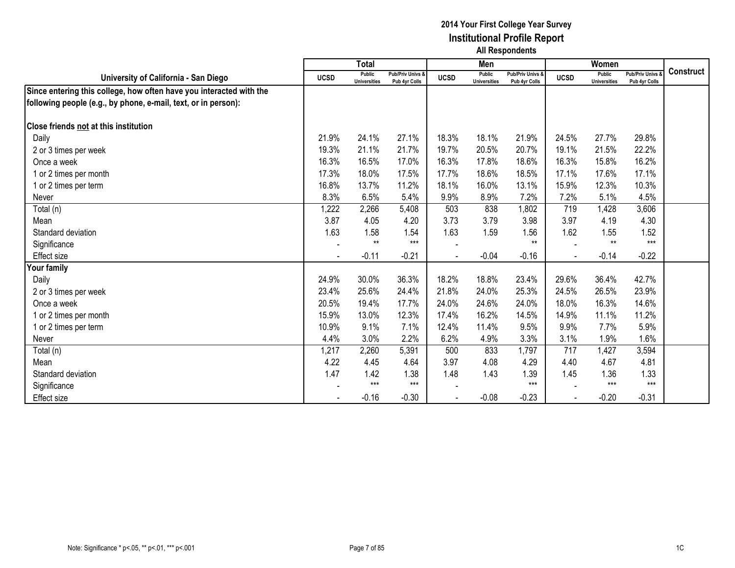# 2014 Your First College Year Survey
## Institutional Profile Report
### All Respondents

| University of California - San Diego | Total | | | Men | | | Women | | | Construct |
|---|---|---|---|---|---|---|---|---|---|---|
| | UCSD | Public Universities | Pub/Priv Univs & Pub 4yr Colls | UCSD | Public Universities | Pub/Priv Univs & Pub 4yr Colls | UCSD | Public Universities | Pub/Priv Univs & Pub 4yr Colls | |
| **Since entering this college, how often have you interacted with the following people (e.g., by phone, e-mail, text, or in person):** | | | | | | | | | | |
| **Close friends not at this institution** | | | | | | | | | | |
| Daily | 21.9% | 24.1% | 27.1% | 18.3% | 18.1% | 21.9% | 24.5% | 27.7% | 29.8% | |
| 2 or 3 times per week | 19.3% | 21.1% | 21.7% | 19.7% | 20.5% | 20.7% | 19.1% | 21.5% | 22.2% | |
| Once a week | 16.3% | 16.5% | 17.0% | 16.3% | 17.8% | 18.6% | 16.3% | 15.8% | 16.2% | |
| 1 or 2 times per month | 17.3% | 18.0% | 17.5% | 17.7% | 18.6% | 18.5% | 17.1% | 17.6% | 17.1% | |
| 1 or 2 times per term | 16.8% | 13.7% | 11.2% | 18.1% | 16.0% | 13.1% | 15.9% | 12.3% | 10.3% | |
| Never | 8.3% | 6.5% | 5.4% | 9.9% | 8.9% | 7.2% | 7.2% | 5.1% | 4.5% | |
| Total (n) | 1,222 | 2,266 | 5,408 | 503 | 838 | 1,802 | 719 | 1,428 | 3,606 | |
| Mean | 3.87 | 4.05 | 4.20 | 3.73 | 3.79 | 3.98 | 3.97 | 4.19 | 4.30 | |
| Standard deviation | 1.63 | 1.58 | 1.54 | 1.63 | 1.59 | 1.56 | 1.62 | 1.55 | 1.52 | |
| Significance | - | ** | *** | - | | ** | - | ** | *** | |
| Effect size | - | -0.11 | -0.21 | - | -0.04 | -0.16 | - | -0.14 | -0.22 | |
| **Your family** | | | | | | | | | | |
| Daily | 24.9% | 30.0% | 36.3% | 18.2% | 18.8% | 23.4% | 29.6% | 36.4% | 42.7% | |
| 2 or 3 times per week | 23.4% | 25.6% | 24.4% | 21.8% | 24.0% | 25.3% | 24.5% | 26.5% | 23.9% | |
| Once a week | 20.5% | 19.4% | 17.7% | 24.0% | 24.6% | 24.0% | 18.0% | 16.3% | 14.6% | |
| 1 or 2 times per month | 15.9% | 13.0% | 12.3% | 17.4% | 16.2% | 14.5% | 14.9% | 11.1% | 11.2% | |
| 1 or 2 times per term | 10.9% | 9.1% | 7.1% | 12.4% | 11.4% | 9.5% | 9.9% | 7.7% | 5.9% | |
| Never | 4.4% | 3.0% | 2.2% | 6.2% | 4.9% | 3.3% | 3.1% | 1.9% | 1.6% | |
| Total (n) | 1,217 | 2,260 | 5,391 | 500 | 833 | 1,797 | 717 | 1,427 | 3,594 | |
| Mean | 4.22 | 4.45 | 4.64 | 3.97 | 4.08 | 4.29 | 4.40 | 4.67 | 4.81 | |
| Standard deviation | 1.47 | 1.42 | 1.38 | 1.48 | 1.43 | 1.39 | 1.45 | 1.36 | 1.33 | |
| Significance | - | *** | *** | - | | *** | - | *** | *** | |
| Effect size | - | -0.16 | -0.30 | - | -0.08 | -0.23 | - | -0.20 | -0.31 | |

Note: Significance * p<.05, ** p<.01, *** p<.001

1C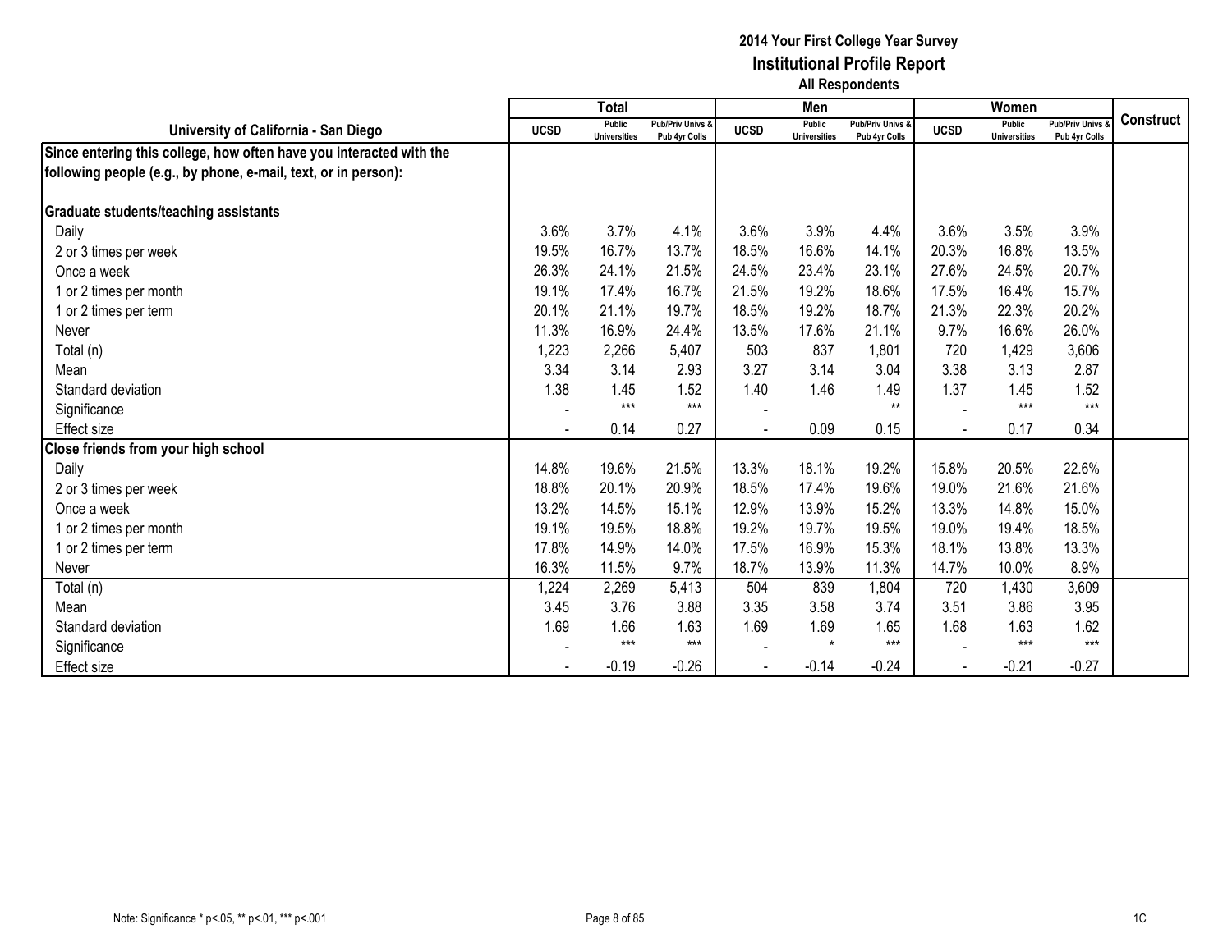# 2014 Your First College Year Survey
## Institutional Profile Report
### All Respondents

| University of California - San Diego | Total | | | Men | | | Women | | | Construct |
|---|---|---|---|---|---|---|---|---|---|---|
| | UCSD | Public Universities | Pub/Priv Univs & Pub 4yr Colls | UCSD | Public Universities | Pub/Priv Univs & Pub 4yr Colls | UCSD | Public Universities | Pub/Priv Univs & Pub 4yr Colls | |
| **Since entering this college, how often have you interacted with the following people (e.g., by phone, e-mail, text, or in person):** | | | | | | | | | | |
| **Graduate students/teaching assistants** | | | | | | | | | | |
| Daily | 3.6% | 3.7% | 4.1% | 3.6% | 3.9% | 4.4% | 3.6% | 3.5% | 3.9% | |
| 2 or 3 times per week | 19.5% | 16.7% | 13.7% | 18.5% | 16.6% | 14.1% | 20.3% | 16.8% | 13.5% | |
| Once a week | 26.3% | 24.1% | 21.5% | 24.5% | 23.4% | 23.1% | 27.6% | 24.5% | 20.7% | |
| 1 or 2 times per month | 19.1% | 17.4% | 16.7% | 21.5% | 19.2% | 18.6% | 17.5% | 16.4% | 15.7% | |
| 1 or 2 times per term | 20.1% | 21.1% | 19.7% | 18.5% | 19.2% | 18.7% | 21.3% | 22.3% | 20.2% | |
| Never | 11.3% | 16.9% | 24.4% | 13.5% | 17.6% | 21.1% | 9.7% | 16.6% | 26.0% | |
| Total (n) | 1,223 | 2,266 | 5,407 | 503 | 837 | 1,801 | 720 | 1,429 | 3,606 | |
| Mean | 3.34 | 3.14 | 2.93 | 3.27 | 3.14 | 3.04 | 3.38 | 3.13 | 2.87 | |
| Standard deviation | 1.38 | 1.45 | 1.52 | 1.40 | 1.46 | 1.49 | 1.37 | 1.45 | 1.52 | |
| Significance | - | *** | *** | - | | ** | - | *** | *** | |
| Effect size | - | 0.14 | 0.27 | - | 0.09 | 0.15 | - | 0.17 | 0.34 | |
| **Close friends from your high school** | | | | | | | | | | |
| Daily | 14.8% | 19.6% | 21.5% | 13.3% | 18.1% | 19.2% | 15.8% | 20.5% | 22.6% | |
| 2 or 3 times per week | 18.8% | 20.1% | 20.9% | 18.5% | 17.4% | 19.6% | 19.0% | 21.6% | 21.6% | |
| Once a week | 13.2% | 14.5% | 15.1% | 12.9% | 13.9% | 15.2% | 13.3% | 14.8% | 15.0% | |
| 1 or 2 times per month | 19.1% | 19.5% | 18.8% | 19.2% | 19.7% | 19.5% | 19.0% | 19.4% | 18.5% | |
| 1 or 2 times per term | 17.8% | 14.9% | 14.0% | 17.5% | 16.9% | 15.3% | 18.1% | 13.8% | 13.3% | |
| Never | 16.3% | 11.5% | 9.7% | 18.7% | 13.9% | 11.3% | 14.7% | 10.0% | 8.9% | |
| Total (n) | 1,224 | 2,269 | 5,413 | 504 | 839 | 1,804 | 720 | 1,430 | 3,609 | |
| Mean | 3.45 | 3.76 | 3.88 | 3.35 | 3.58 | 3.74 | 3.51 | 3.86 | 3.95 | |
| Standard deviation | 1.69 | 1.66 | 1.63 | 1.69 | 1.69 | 1.65 | 1.68 | 1.63 | 1.62 | |
| Significance | - | *** | *** | - | * | *** | - | *** | *** | |
| Effect size | - | -0.19 | -0.26 | - | -0.14 | -0.24 | - | -0.21 | -0.27 | |

Note: Significance * p<.05, ** p<.01, *** p<.001

1C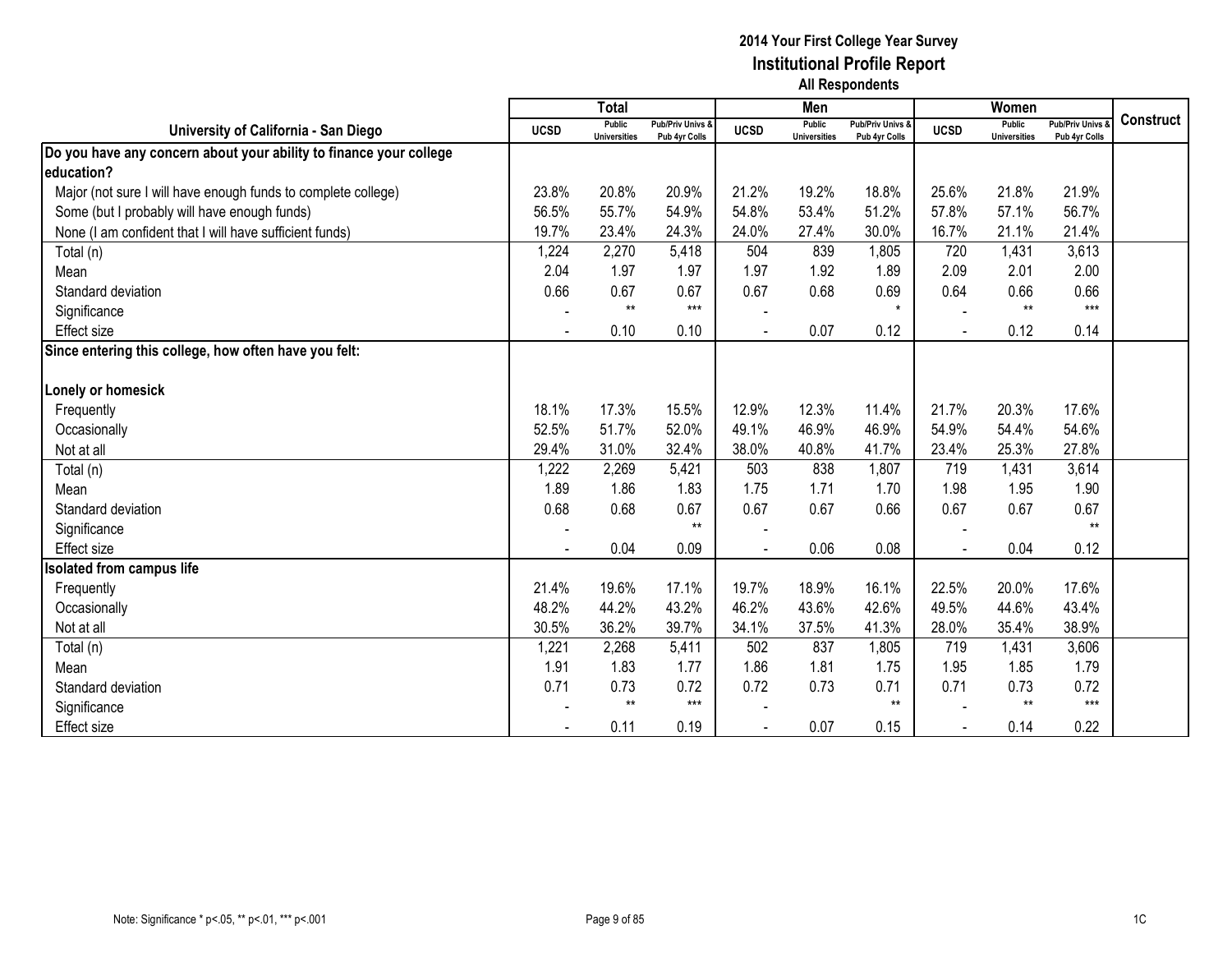## 2014 Your First College Year Survey
## Institutional Profile Report
### All Respondents

| University of California - San Diego | Total | | | Men | | | Women | | | Construct |
|---|---|---|---|---|---|---|---|---|---|---|
| | UCSD | Public Universities | Pub/Priv Univs & Pub 4yr Colls | UCSD | Public Universities | Pub/Priv Univs & Pub 4yr Colls | UCSD | Public Universities | Pub/Priv Univs & Pub 4yr Colls | |
| **Do you have any concern about your ability to finance your college education?** | | | | | | | | | | |
| Major (not sure I will have enough funds to complete college) | 23.8% | 20.8% | 20.9% | 21.2% | 19.2% | 18.8% | 25.6% | 21.8% | 21.9% | |
| Some (but I probably will have enough funds) | 56.5% | 55.7% | 54.9% | 54.8% | 53.4% | 51.2% | 57.8% | 57.1% | 56.7% | |
| None (I am confident that I will have sufficient funds) | 19.7% | 23.4% | 24.3% | 24.0% | 27.4% | 30.0% | 16.7% | 21.1% | 21.4% | |
| Total (n) | 1,224 | 2,270 | 5,418 | 504 | 839 | 1,805 | 720 | 1,431 | 3,613 | |
| Mean | 2.04 | 1.97 | 1.97 | 1.97 | 1.92 | 1.89 | 2.09 | 2.01 | 2.00 | |
| Standard deviation | 0.66 | 0.67 | 0.67 | 0.67 | 0.68 | 0.69 | 0.64 | 0.66 | 0.66 | |
| Significance | - | ** | *** | - | | * | - | ** | *** | |
| Effect size | - | 0.10 | 0.10 | - | 0.07 | 0.12 | - | 0.12 | 0.14 | |
| **Since entering this college, how often have you felt:** | | | | | | | | | | |
| **Lonely or homesick** | | | | | | | | | | |
| Frequently | 18.1% | 17.3% | 15.5% | 12.9% | 12.3% | 11.4% | 21.7% | 20.3% | 17.6% | |
| Occasionally | 52.5% | 51.7% | 52.0% | 49.1% | 46.9% | 46.9% | 54.9% | 54.4% | 54.6% | |
| Not at all | 29.4% | 31.0% | 32.4% | 38.0% | 40.8% | 41.7% | 23.4% | 25.3% | 27.8% | |
| Total (n) | 1,222 | 2,269 | 5,421 | 503 | 838 | 1,807 | 719 | 1,431 | 3,614 | |
| Mean | 1.89 | 1.86 | 1.83 | 1.75 | 1.71 | 1.70 | 1.98 | 1.95 | 1.90 | |
| Standard deviation | 0.68 | 0.68 | 0.67 | 0.67 | 0.67 | 0.66 | 0.67 | 0.67 | 0.67 | |
| Significance | - | | ** | - | | | - | | ** | |
| Effect size | - | 0.04 | 0.09 | - | 0.06 | 0.08 | - | 0.04 | 0.12 | |
| **Isolated from campus life** | | | | | | | | | | |
| Frequently | 21.4% | 19.6% | 17.1% | 19.7% | 18.9% | 16.1% | 22.5% | 20.0% | 17.6% | |
| Occasionally | 48.2% | 44.2% | 43.2% | 46.2% | 43.6% | 42.6% | 49.5% | 44.6% | 43.4% | |
| Not at all | 30.5% | 36.2% | 39.7% | 34.1% | 37.5% | 41.3% | 28.0% | 35.4% | 38.9% | |
| Total (n) | 1,221 | 2,268 | 5,411 | 502 | 837 | 1,805 | 719 | 1,431 | 3,606 | |
| Mean | 1.91 | 1.83 | 1.77 | 1.86 | 1.81 | 1.75 | 1.95 | 1.85 | 1.79 | |
| Standard deviation | 0.71 | 0.73 | 0.72 | 0.72 | 0.73 | 0.71 | 0.71 | 0.73 | 0.72 | |
| Significance | - | ** | *** | - | | ** | - | ** | *** | |
| Effect size | - | 0.11 | 0.19 | - | 0.07 | 0.15 | - | 0.14 | 0.22 | |

Note: Significance * p<.05, ** p<.01, *** p<.001

1C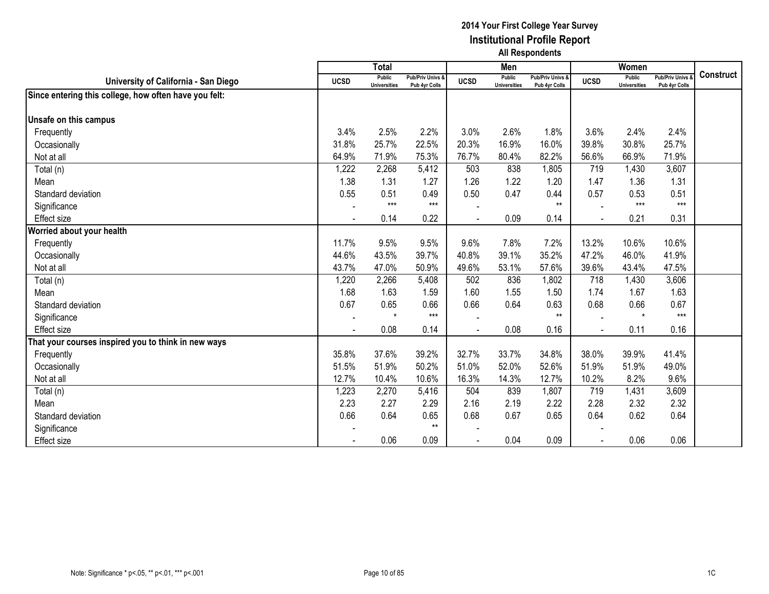**2014 Your First College Year Survey**
**Institutional Profile Report**
**All Respondents**

| University of California - San Diego | Total | | | Men | | | Women | | | Construct |
|---|---|---|---|---|---|---|---|---|---|---|
| | UCSD | Public Universities | Pub/Priv Univs & Pub 4yr Colls | UCSD | Public Universities | Pub/Priv Univs & Pub 4yr Colls | UCSD | Public Universities | Pub/Priv Univs & Pub 4yr Colls | |
| **Since entering this college, how often have you felt:** | | | | | | | | | | |
| **Unsafe on this campus** | | | | | | | | | | |
| Frequently | 3.4% | 2.5% | 2.2% | 3.0% | 2.6% | 1.8% | 3.6% | 2.4% | 2.4% | |
| Occasionally | 31.8% | 25.7% | 22.5% | 20.3% | 16.9% | 16.0% | 39.8% | 30.8% | 25.7% | |
| Not at all | 64.9% | 71.9% | 75.3% | 76.7% | 80.4% | 82.2% | 56.6% | 66.9% | 71.9% | |
| Total (n) | 1,222 | 2,268 | 5,412 | 503 | 838 | 1,805 | 719 | 1,430 | 3,607 | |
| Mean | 1.38 | 1.31 | 1.27 | 1.26 | 1.22 | 1.20 | 1.47 | 1.36 | 1.31 | |
| Standard deviation | 0.55 | 0.51 | 0.49 | 0.50 | 0.47 | 0.44 | 0.57 | 0.53 | 0.51 | |
| Significance | - | *** | *** | - | | ** | - | *** | *** | |
| Effect size | - | 0.14 | 0.22 | - | 0.09 | 0.14 | - | 0.21 | 0.31 | |
| **Worried about your health** | | | | | | | | | | |
| Frequently | 11.7% | 9.5% | 9.5% | 9.6% | 7.8% | 7.2% | 13.2% | 10.6% | 10.6% | |
| Occasionally | 44.6% | 43.5% | 39.7% | 40.8% | 39.1% | 35.2% | 47.2% | 46.0% | 41.9% | |
| Not at all | 43.7% | 47.0% | 50.9% | 49.6% | 53.1% | 57.6% | 39.6% | 43.4% | 47.5% | |
| Total (n) | 1,220 | 2,266 | 5,408 | 502 | 836 | 1,802 | 718 | 1,430 | 3,606 | |
| Mean | 1.68 | 1.63 | 1.59 | 1.60 | 1.55 | 1.50 | 1.74 | 1.67 | 1.63 | |
| Standard deviation | 0.67 | 0.65 | 0.66 | 0.66 | 0.64 | 0.63 | 0.68 | 0.66 | 0.67 | |
| Significance | - | * | *** | - | | ** | - | * | *** | |
| Effect size | - | 0.08 | 0.14 | - | 0.08 | 0.16 | - | 0.11 | 0.16 | |
| **That your courses inspired you to think in new ways** | | | | | | | | | | |
| Frequently | 35.8% | 37.6% | 39.2% | 32.7% | 33.7% | 34.8% | 38.0% | 39.9% | 41.4% | |
| Occasionally | 51.5% | 51.9% | 50.2% | 51.0% | 52.0% | 52.6% | 51.9% | 51.9% | 49.0% | |
| Not at all | 12.7% | 10.4% | 10.6% | 16.3% | 14.3% | 12.7% | 10.2% | 8.2% | 9.6% | |
| Total (n) | 1,223 | 2,270 | 5,416 | 504 | 839 | 1,807 | 719 | 1,431 | 3,609 | |
| Mean | 2.23 | 2.27 | 2.29 | 2.16 | 2.19 | 2.22 | 2.28 | 2.32 | 2.32 | |
| Standard deviation | 0.66 | 0.64 | 0.65 | 0.68 | 0.67 | 0.65 | 0.64 | 0.62 | 0.64 | |
| Significance | - | | ** | - | | | - | | | |
| Effect size | - | 0.06 | 0.09 | - | 0.04 | 0.09 | - | 0.06 | 0.06 | |

Note: Significance * p<.05, ** p<.01, *** p<.001

1C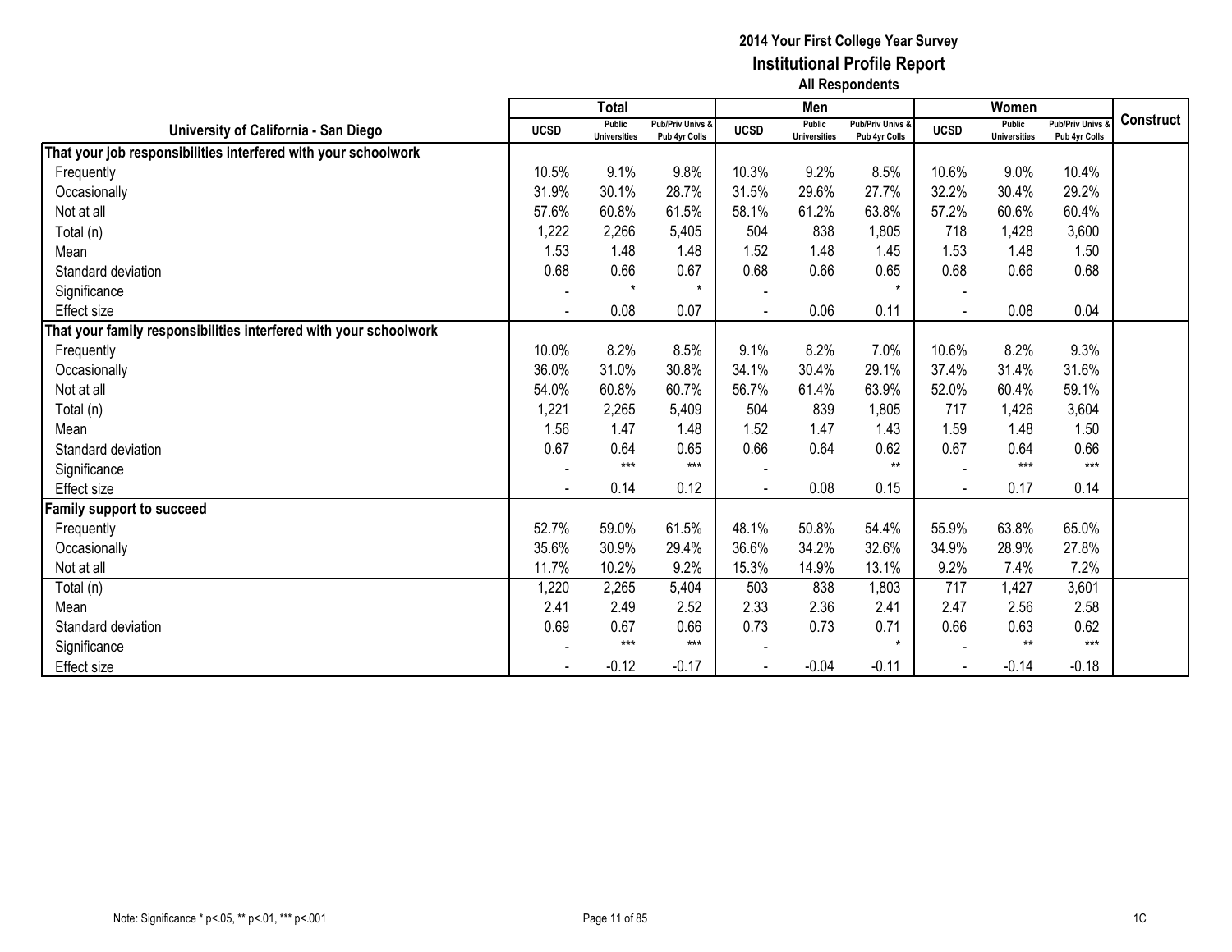# 2014 Your First College Year Survey
## Institutional Profile Report
### All Respondents

| University of California - San Diego | Total | | | Men | | | Women | | | Construct |
|---|---|---|---|---|---|---|---|---|---|---|
| | UCSD | Public Universities | Pub/Priv Univs & Pub 4yr Colls | UCSD | Public Universities | Pub/Priv Univs & Pub 4yr Colls | UCSD | Public Universities | Pub/Priv Univs & Pub 4yr Colls | |
| **That your job responsibilities interfered with your schoolwork** | | | | | | | | | | |
| Frequently | 10.5% | 9.1% | 9.8% | 10.3% | 9.2% | 8.5% | 10.6% | 9.0% | 10.4% | |
| Occasionally | 31.9% | 30.1% | 28.7% | 31.5% | 29.6% | 27.7% | 32.2% | 30.4% | 29.2% | |
| Not at all | 57.6% | 60.8% | 61.5% | 58.1% | 61.2% | 63.8% | 57.2% | 60.6% | 60.4% | |
| Total (n) | 1,222 | 2,266 | 5,405 | 504 | 838 | 1,805 | 718 | 1,428 | 3,600 | |
| Mean | 1.53 | 1.48 | 1.48 | 1.52 | 1.48 | 1.45 | 1.53 | 1.48 | 1.50 | |
| Standard deviation | 0.68 | 0.66 | 0.67 | 0.68 | 0.66 | 0.65 | 0.68 | 0.66 | 0.68 | |
| Significance | - | * | * | - | | * | - | | | |
| Effect size | - | 0.08 | 0.07 | - | 0.06 | 0.11 | - | 0.08 | 0.04 | |
| **That your family responsibilities interfered with your schoolwork** | | | | | | | | | | |
| Frequently | 10.0% | 8.2% | 8.5% | 9.1% | 8.2% | 7.0% | 10.6% | 8.2% | 9.3% | |
| Occasionally | 36.0% | 31.0% | 30.8% | 34.1% | 30.4% | 29.1% | 37.4% | 31.4% | 31.6% | |
| Not at all | 54.0% | 60.8% | 60.7% | 56.7% | 61.4% | 63.9% | 52.0% | 60.4% | 59.1% | |
| Total (n) | 1,221 | 2,265 | 5,409 | 504 | 839 | 1,805 | 717 | 1,426 | 3,604 | |
| Mean | 1.56 | 1.47 | 1.48 | 1.52 | 1.47 | 1.43 | 1.59 | 1.48 | 1.50 | |
| Standard deviation | 0.67 | 0.64 | 0.65 | 0.66 | 0.64 | 0.62 | 0.67 | 0.64 | 0.66 | |
| Significance | - | *** | *** | - | | ** | - | *** | *** | |
| Effect size | - | 0.14 | 0.12 | - | 0.08 | 0.15 | - | 0.17 | 0.14 | |
| **Family support to succeed** | | | | | | | | | | |
| Frequently | 52.7% | 59.0% | 61.5% | 48.1% | 50.8% | 54.4% | 55.9% | 63.8% | 65.0% | |
| Occasionally | 35.6% | 30.9% | 29.4% | 36.6% | 34.2% | 32.6% | 34.9% | 28.9% | 27.8% | |
| Not at all | 11.7% | 10.2% | 9.2% | 15.3% | 14.9% | 13.1% | 9.2% | 7.4% | 7.2% | |
| Total (n) | 1,220 | 2,265 | 5,404 | 503 | 838 | 1,803 | 717 | 1,427 | 3,601 | |
| Mean | 2.41 | 2.49 | 2.52 | 2.33 | 2.36 | 2.41 | 2.47 | 2.56 | 2.58 | |
| Standard deviation | 0.69 | 0.67 | 0.66 | 0.73 | 0.73 | 0.71 | 0.66 | 0.63 | 0.62 | |
| Significance | - | *** | *** | - | | * | - | ** | *** | |
| Effect size | - | -0.12 | -0.17 | - | -0.04 | -0.11 | - | -0.14 | -0.18 | |

Note: Significance * p<.05, ** p<.01, *** p<.001

1C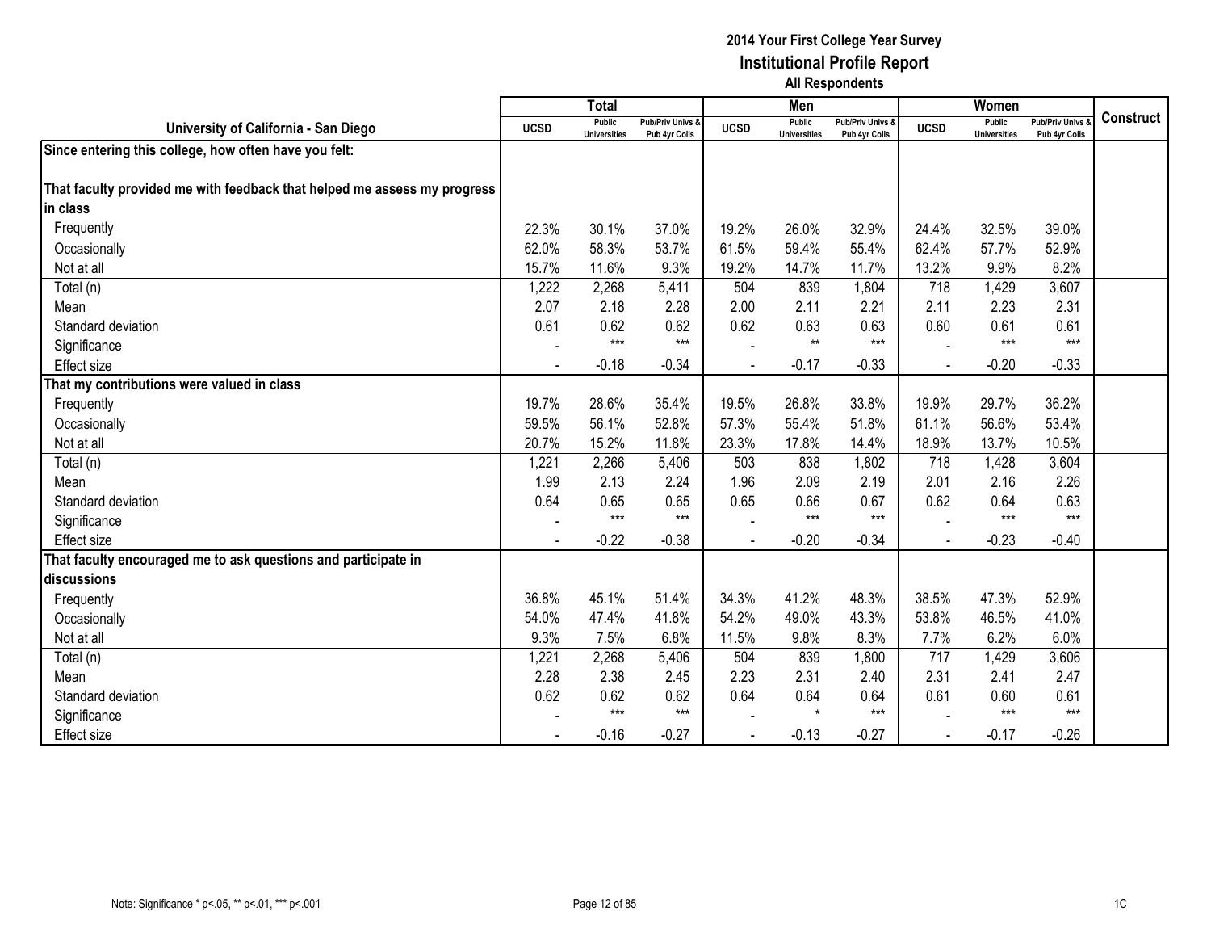# 2014 Your First College Year Survey
## Institutional Profile Report
### All Respondents

| University of California - San Diego | Total | | | Men | | | Women | | | Construct |
|---|---|---|---|---|---|---|---|---|---|---|
| | UCSD | Public Universities | Pub/Priv Univs & Pub 4yr Colls | UCSD | Public Universities | Pub/Priv Univs & Pub 4yr Colls | UCSD | Public Universities | Pub/Priv Univs & Pub 4yr Colls | |
| **Since entering this college, how often have you felt:** | | | | | | | | | | |
| **That faculty provided me with feedback that helped me assess my progress in class** | | | | | | | | | | |
| Frequently | 22.3% | 30.1% | 37.0% | 19.2% | 26.0% | 32.9% | 24.4% | 32.5% | 39.0% | |
| Occasionally | 62.0% | 58.3% | 53.7% | 61.5% | 59.4% | 55.4% | 62.4% | 57.7% | 52.9% | |
| Not at all | 15.7% | 11.6% | 9.3% | 19.2% | 14.7% | 11.7% | 13.2% | 9.9% | 8.2% | |
| Total (n) | 1,222 | 2,268 | 5,411 | 504 | 839 | 1,804 | 718 | 1,429 | 3,607 | |
| Mean | 2.07 | 2.18 | 2.28 | 2.00 | 2.11 | 2.21 | 2.11 | 2.23 | 2.31 | |
| Standard deviation | 0.61 | 0.62 | 0.62 | 0.62 | 0.63 | 0.63 | 0.60 | 0.61 | 0.61 | |
| Significance | - | *** | *** | - | ** | *** | - | *** | *** | |
| Effect size | - | -0.18 | -0.34 | - | -0.17 | -0.33 | - | -0.20 | -0.33 | |
| **That my contributions were valued in class** | | | | | | | | | | |
| Frequently | 19.7% | 28.6% | 35.4% | 19.5% | 26.8% | 33.8% | 19.9% | 29.7% | 36.2% | |
| Occasionally | 59.5% | 56.1% | 52.8% | 57.3% | 55.4% | 51.8% | 61.1% | 56.6% | 53.4% | |
| Not at all | 20.7% | 15.2% | 11.8% | 23.3% | 17.8% | 14.4% | 18.9% | 13.7% | 10.5% | |
| Total (n) | 1,221 | 2,266 | 5,406 | 503 | 838 | 1,802 | 718 | 1,428 | 3,604 | |
| Mean | 1.99 | 2.13 | 2.24 | 1.96 | 2.09 | 2.19 | 2.01 | 2.16 | 2.26 | |
| Standard deviation | 0.64 | 0.65 | 0.65 | 0.65 | 0.66 | 0.67 | 0.62 | 0.64 | 0.63 | |
| Significance | - | *** | *** | - | *** | *** | - | *** | *** | |
| Effect size | - | -0.22 | -0.38 | - | -0.20 | -0.34 | - | -0.23 | -0.40 | |
| **That faculty encouraged me to ask questions and participate in discussions** | | | | | | | | | | |
| Frequently | 36.8% | 45.1% | 51.4% | 34.3% | 41.2% | 48.3% | 38.5% | 47.3% | 52.9% | |
| Occasionally | 54.0% | 47.4% | 41.8% | 54.2% | 49.0% | 43.3% | 53.8% | 46.5% | 41.0% | |
| Not at all | 9.3% | 7.5% | 6.8% | 11.5% | 9.8% | 8.3% | 7.7% | 6.2% | 6.0% | |
| Total (n) | 1,221 | 2,268 | 5,406 | 504 | 839 | 1,800 | 717 | 1,429 | 3,606 | |
| Mean | 2.28 | 2.38 | 2.45 | 2.23 | 2.31 | 2.40 | 2.31 | 2.41 | 2.47 | |
| Standard deviation | 0.62 | 0.62 | 0.62 | 0.64 | 0.64 | 0.64 | 0.61 | 0.60 | 0.61 | |
| Significance | - | *** | *** | - | * | *** | - | *** | *** | |
| Effect size | - | -0.16 | -0.27 | - | -0.13 | -0.27 | - | -0.17 | -0.26 | |

Note: Significance * p<.05, ** p<.01, *** p<.001

1C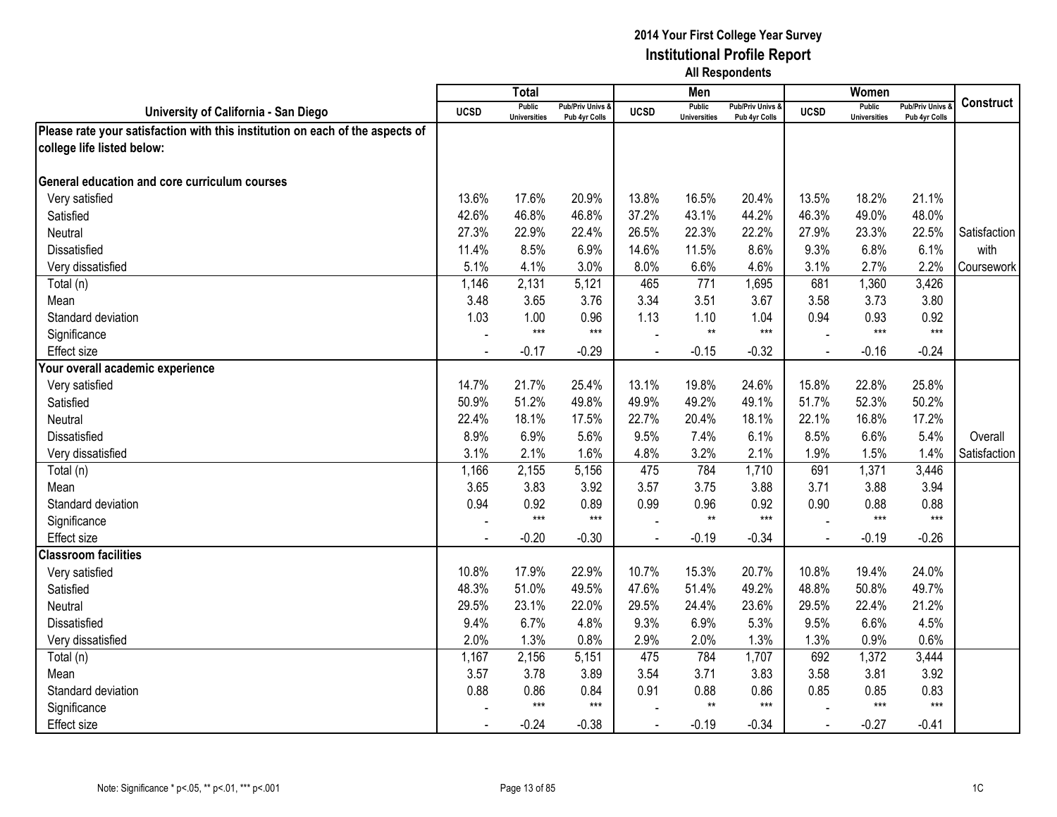**2014 Your First College Year Survey**
**Institutional Profile Report**
**All Respondents**

| University of California - San Diego | Total | | | Men | | | Women | | | Construct |
|---|---|---|---|---|---|---|---|---|---|---|
| | UCSD | Public Universities | Pub/Priv Univs & Pub 4yr Colls | UCSD | Public Universities | Pub/Priv Univs & Pub 4yr Colls | UCSD | Public Universities | Pub/Priv Univs & Pub 4yr Colls | |
| **Please rate your satisfaction with this institution on each of the aspects of college life listed below:** | | | | | | | | | | |
| **General education and core curriculum courses** | | | | | | | | | | |
| Very satisfied | 13.6% | 17.6% | 20.9% | 13.8% | 16.5% | 20.4% | 13.5% | 18.2% | 21.1% | |
| Satisfied | 42.6% | 46.8% | 46.8% | 37.2% | 43.1% | 44.2% | 46.3% | 49.0% | 48.0% | |
| Neutral | 27.3% | 22.9% | 22.4% | 26.5% | 22.3% | 22.2% | 27.9% | 23.3% | 22.5% | Satisfaction with Coursework |
| Dissatisfied | 11.4% | 8.5% | 6.9% | 14.6% | 11.5% | 8.6% | 9.3% | 6.8% | 6.1% | |
| Very dissatisfied | 5.1% | 4.1% | 3.0% | 8.0% | 6.6% | 4.6% | 3.1% | 2.7% | 2.2% | |
| Total (n) | 1,146 | 2,131 | 5,121 | 465 | 771 | 1,695 | 681 | 1,360 | 3,426 | |
| Mean | 3.48 | 3.65 | 3.76 | 3.34 | 3.51 | 3.67 | 3.58 | 3.73 | 3.80 | |
| Standard deviation | 1.03 | 1.00 | 0.96 | 1.13 | 1.10 | 1.04 | 0.94 | 0.93 | 0.92 | |
| Significance | - | *** | *** | - | ** | *** | - | *** | *** | |
| Effect size | - | -0.17 | -0.29 | - | -0.15 | -0.32 | - | -0.16 | -0.24 | |
| **Your overall academic experience** | | | | | | | | | | |
| Very satisfied | 14.7% | 21.7% | 25.4% | 13.1% | 19.8% | 24.6% | 15.8% | 22.8% | 25.8% | |
| Satisfied | 50.9% | 51.2% | 49.8% | 49.9% | 49.2% | 49.1% | 51.7% | 52.3% | 50.2% | |
| Neutral | 22.4% | 18.1% | 17.5% | 22.7% | 20.4% | 18.1% | 22.1% | 16.8% | 17.2% | |
| Dissatisfied | 8.9% | 6.9% | 5.6% | 9.5% | 7.4% | 6.1% | 8.5% | 6.6% | 5.4% | Overall Satisfaction |
| Very dissatisfied | 3.1% | 2.1% | 1.6% | 4.8% | 3.2% | 2.1% | 1.9% | 1.5% | 1.4% | |
| Total (n) | 1,166 | 2,155 | 5,156 | 475 | 784 | 1,710 | 691 | 1,371 | 3,446 | |
| Mean | 3.65 | 3.83 | 3.92 | 3.57 | 3.75 | 3.88 | 3.71 | 3.88 | 3.94 | |
| Standard deviation | 0.94 | 0.92 | 0.89 | 0.99 | 0.96 | 0.92 | 0.90 | 0.88 | 0.88 | |
| Significance | - | *** | *** | - | ** | *** | - | *** | *** | |
| Effect size | - | -0.20 | -0.30 | - | -0.19 | -0.34 | - | -0.19 | -0.26 | |
| **Classroom facilities** | | | | | | | | | | |
| Very satisfied | 10.8% | 17.9% | 22.9% | 10.7% | 15.3% | 20.7% | 10.8% | 19.4% | 24.0% | |
| Satisfied | 48.3% | 51.0% | 49.5% | 47.6% | 51.4% | 49.2% | 48.8% | 50.8% | 49.7% | |
| Neutral | 29.5% | 23.1% | 22.0% | 29.5% | 24.4% | 23.6% | 29.5% | 22.4% | 21.2% | |
| Dissatisfied | 9.4% | 6.7% | 4.8% | 9.3% | 6.9% | 5.3% | 9.5% | 6.6% | 4.5% | |
| Very dissatisfied | 2.0% | 1.3% | 0.8% | 2.9% | 2.0% | 1.3% | 1.3% | 0.9% | 0.6% | |
| Total (n) | 1,167 | 2,156 | 5,151 | 475 | 784 | 1,707 | 692 | 1,372 | 3,444 | |
| Mean | 3.57 | 3.78 | 3.89 | 3.54 | 3.71 | 3.83 | 3.58 | 3.81 | 3.92 | |
| Standard deviation | 0.88 | 0.86 | 0.84 | 0.91 | 0.88 | 0.86 | 0.85 | 0.85 | 0.83 | |
| Significance | - | *** | *** | - | ** | *** | - | *** | *** | |
| Effect size | - | -0.24 | -0.38 | - | -0.19 | -0.34 | - | -0.27 | -0.41 | |

Note: Significance * p<.05, ** p<.01, *** p<.001

1C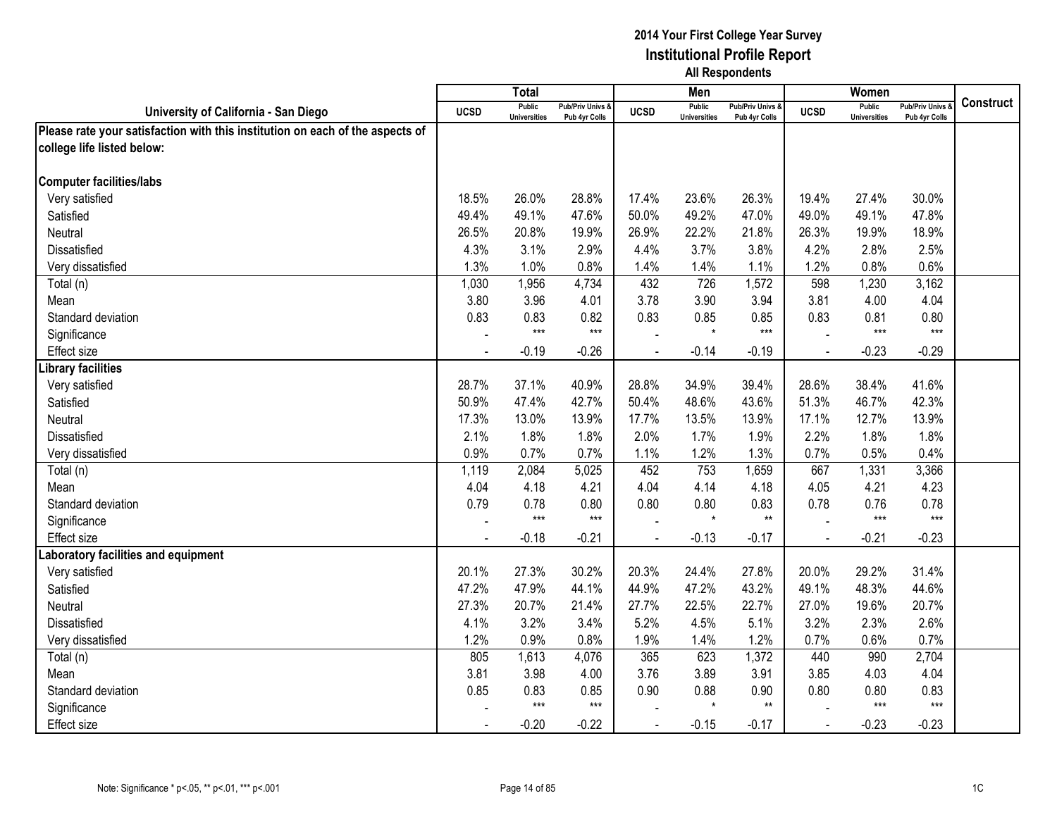# 2014 Your First College Year Survey
## Institutional Profile Report
### All Respondents

| University of California - San Diego | Total | | | Men | | | Women | | | Construct |
|---|---|---|---|---|---|---|---|---|---|---|
| | UCSD | Public Universities | Pub/Priv Univs & Pub 4yr Colls | UCSD | Public Universities | Pub/Priv Univs & Pub 4yr Colls | UCSD | Public Universities | Pub/Priv Univs & Pub 4yr Colls | |
| **Please rate your satisfaction with this institution on each of the aspects of college life listed below:** | | | | | | | | | | |
| **Computer facilities/labs** | | | | | | | | | | |
| Very satisfied | 18.5% | 26.0% | 28.8% | 17.4% | 23.6% | 26.3% | 19.4% | 27.4% | 30.0% | |
| Satisfied | 49.4% | 49.1% | 47.6% | 50.0% | 49.2% | 47.0% | 49.0% | 49.1% | 47.8% | |
| Neutral | 26.5% | 20.8% | 19.9% | 26.9% | 22.2% | 21.8% | 26.3% | 19.9% | 18.9% | |
| Dissatisfied | 4.3% | 3.1% | 2.9% | 4.4% | 3.7% | 3.8% | 4.2% | 2.8% | 2.5% | |
| Very dissatisfied | 1.3% | 1.0% | 0.8% | 1.4% | 1.4% | 1.1% | 1.2% | 0.8% | 0.6% | |
| Total (n) | 1,030 | 1,956 | 4,734 | 432 | 726 | 1,572 | 598 | 1,230 | 3,162 | |
| Mean | 3.80 | 3.96 | 4.01 | 3.78 | 3.90 | 3.94 | 3.81 | 4.00 | 4.04 | |
| Standard deviation | 0.83 | 0.83 | 0.82 | 0.83 | 0.85 | 0.85 | 0.83 | 0.81 | 0.80 | |
| Significance | - | *** | *** | - | * | *** | - | *** | *** | |
| Effect size | - | -0.19 | -0.26 | - | -0.14 | -0.19 | - | -0.23 | -0.29 | |
| **Library facilities** | | | | | | | | | | |
| Very satisfied | 28.7% | 37.1% | 40.9% | 28.8% | 34.9% | 39.4% | 28.6% | 38.4% | 41.6% | |
| Satisfied | 50.9% | 47.4% | 42.7% | 50.4% | 48.6% | 43.6% | 51.3% | 46.7% | 42.3% | |
| Neutral | 17.3% | 13.0% | 13.9% | 17.7% | 13.5% | 13.9% | 17.1% | 12.7% | 13.9% | |
| Dissatisfied | 2.1% | 1.8% | 1.8% | 2.0% | 1.7% | 1.9% | 2.2% | 1.8% | 1.8% | |
| Very dissatisfied | 0.9% | 0.7% | 0.7% | 1.1% | 1.2% | 1.3% | 0.7% | 0.5% | 0.4% | |
| Total (n) | 1,119 | 2,084 | 5,025 | 452 | 753 | 1,659 | 667 | 1,331 | 3,366 | |
| Mean | 4.04 | 4.18 | 4.21 | 4.04 | 4.14 | 4.18 | 4.05 | 4.21 | 4.23 | |
| Standard deviation | 0.79 | 0.78 | 0.80 | 0.80 | 0.80 | 0.83 | 0.78 | 0.76 | 0.78 | |
| Significance | - | *** | *** | - | * | ** | - | *** | *** | |
| Effect size | - | -0.18 | -0.21 | - | -0.13 | -0.17 | - | -0.21 | -0.23 | |
| **Laboratory facilities and equipment** | | | | | | | | | | |
| Very satisfied | 20.1% | 27.3% | 30.2% | 20.3% | 24.4% | 27.8% | 20.0% | 29.2% | 31.4% | |
| Satisfied | 47.2% | 47.9% | 44.1% | 44.9% | 47.2% | 43.2% | 49.1% | 48.3% | 44.6% | |
| Neutral | 27.3% | 20.7% | 21.4% | 27.7% | 22.5% | 22.7% | 27.0% | 19.6% | 20.7% | |
| Dissatisfied | 4.1% | 3.2% | 3.4% | 5.2% | 4.5% | 5.1% | 3.2% | 2.3% | 2.6% | |
| Very dissatisfied | 1.2% | 0.9% | 0.8% | 1.9% | 1.4% | 1.2% | 0.7% | 0.6% | 0.7% | |
| Total (n) | 805 | 1,613 | 4,076 | 365 | 623 | 1,372 | 440 | 990 | 2,704 | |
| Mean | 3.81 | 3.98 | 4.00 | 3.76 | 3.89 | 3.91 | 3.85 | 4.03 | 4.04 | |
| Standard deviation | 0.85 | 0.83 | 0.85 | 0.90 | 0.88 | 0.90 | 0.80 | 0.80 | 0.83 | |
| Significance | - | *** | *** | - | * | ** | - | *** | *** | |
| Effect size | - | -0.20 | -0.22 | - | -0.15 | -0.17 | - | -0.23 | -0.23 | |

Note: Significance * p<.05, ** p<.01, *** p<.001

1C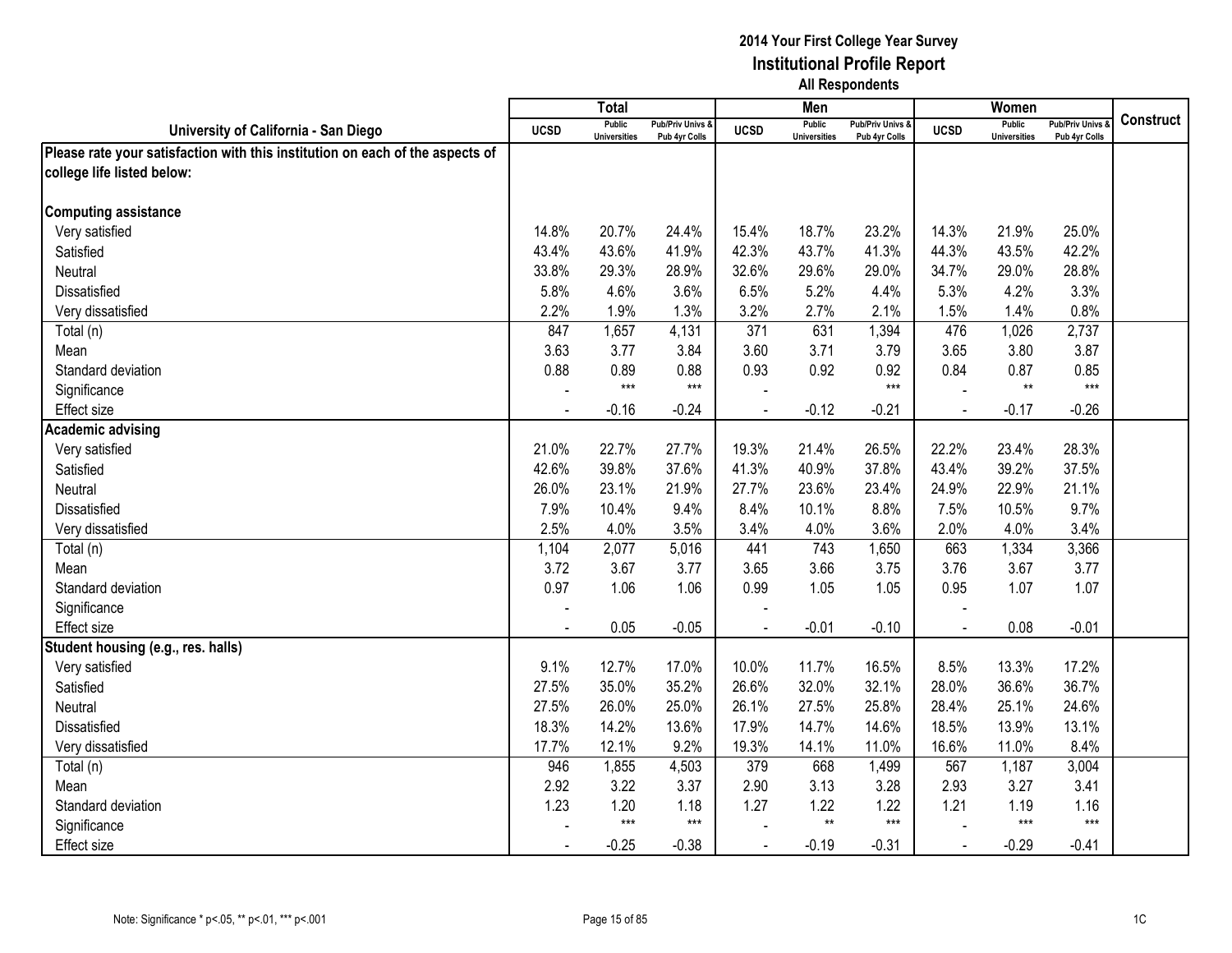# 2014 Your First College Year Survey
## Institutional Profile Report
### All Respondents

| University of California - San Diego | Total | | | Men | | | Women | | | Construct |
|---|---|---|---|---|---|---|---|---|---|---|
| | UCSD | Public Universities | Pub/Priv Univs & Pub 4yr Colls | UCSD | Public Universities | Pub/Priv Univs & Pub 4yr Colls | UCSD | Public Universities | Pub/Priv Univs & Pub 4yr Colls | |
| **Please rate your satisfaction with this institution on each of the aspects of college life listed below:** | | | | | | | | | | |
| **Computing assistance** | | | | | | | | | | |
| Very satisfied | 14.8% | 20.7% | 24.4% | 15.4% | 18.7% | 23.2% | 14.3% | 21.9% | 25.0% | |
| Satisfied | 43.4% | 43.6% | 41.9% | 42.3% | 43.7% | 41.3% | 44.3% | 43.5% | 42.2% | |
| Neutral | 33.8% | 29.3% | 28.9% | 32.6% | 29.6% | 29.0% | 34.7% | 29.0% | 28.8% | |
| Dissatisfied | 5.8% | 4.6% | 3.6% | 6.5% | 5.2% | 4.4% | 5.3% | 4.2% | 3.3% | |
| Very dissatisfied | 2.2% | 1.9% | 1.3% | 3.2% | 2.7% | 2.1% | 1.5% | 1.4% | 0.8% | |
| Total (n) | 847 | 1,657 | 4,131 | 371 | 631 | 1,394 | 476 | 1,026 | 2,737 | |
| Mean | 3.63 | 3.77 | 3.84 | 3.60 | 3.71 | 3.79 | 3.65 | 3.80 | 3.87 | |
| Standard deviation | 0.88 | 0.89 | 0.88 | 0.93 | 0.92 | 0.92 | 0.84 | 0.87 | 0.85 | |
| Significance | - | *** | *** | - | | *** | - | ** | *** | |
| Effect size | - | -0.16 | -0.24 | - | -0.12 | -0.21 | - | -0.17 | -0.26 | |
| **Academic advising** | | | | | | | | | | |
| Very satisfied | 21.0% | 22.7% | 27.7% | 19.3% | 21.4% | 26.5% | 22.2% | 23.4% | 28.3% | |
| Satisfied | 42.6% | 39.8% | 37.6% | 41.3% | 40.9% | 37.8% | 43.4% | 39.2% | 37.5% | |
| Neutral | 26.0% | 23.1% | 21.9% | 27.7% | 23.6% | 23.4% | 24.9% | 22.9% | 21.1% | |
| Dissatisfied | 7.9% | 10.4% | 9.4% | 8.4% | 10.1% | 8.8% | 7.5% | 10.5% | 9.7% | |
| Very dissatisfied | 2.5% | 4.0% | 3.5% | 3.4% | 4.0% | 3.6% | 2.0% | 4.0% | 3.4% | |
| Total (n) | 1,104 | 2,077 | 5,016 | 441 | 743 | 1,650 | 663 | 1,334 | 3,366 | |
| Mean | 3.72 | 3.67 | 3.77 | 3.65 | 3.66 | 3.75 | 3.76 | 3.67 | 3.77 | |
| Standard deviation | 0.97 | 1.06 | 1.06 | 0.99 | 1.05 | 1.05 | 0.95 | 1.07 | 1.07 | |
| Significance | - | | | - | | | - | | | |
| Effect size | - | 0.05 | -0.05 | - | -0.01 | -0.10 | - | 0.08 | -0.01 | |
| **Student housing (e.g., res. halls)** | | | | | | | | | | |
| Very satisfied | 9.1% | 12.7% | 17.0% | 10.0% | 11.7% | 16.5% | 8.5% | 13.3% | 17.2% | |
| Satisfied | 27.5% | 35.0% | 35.2% | 26.6% | 32.0% | 32.1% | 28.0% | 36.6% | 36.7% | |
| Neutral | 27.5% | 26.0% | 25.0% | 26.1% | 27.5% | 25.8% | 28.4% | 25.1% | 24.6% | |
| Dissatisfied | 18.3% | 14.2% | 13.6% | 17.9% | 14.7% | 14.6% | 18.5% | 13.9% | 13.1% | |
| Very dissatisfied | 17.7% | 12.1% | 9.2% | 19.3% | 14.1% | 11.0% | 16.6% | 11.0% | 8.4% | |
| Total (n) | 946 | 1,855 | 4,503 | 379 | 668 | 1,499 | 567 | 1,187 | 3,004 | |
| Mean | 2.92 | 3.22 | 3.37 | 2.90 | 3.13 | 3.28 | 2.93 | 3.27 | 3.41 | |
| Standard deviation | 1.23 | 1.20 | 1.18 | 1.27 | 1.22 | 1.22 | 1.21 | 1.19 | 1.16 | |
| Significance | - | *** | *** | - | ** | *** | - | *** | *** | |
| Effect size | - | -0.25 | -0.38 | - | -0.19 | -0.31 | - | -0.29 | -0.41 | |

Note: Significance * p<.05, ** p<.01, *** p<.001

1C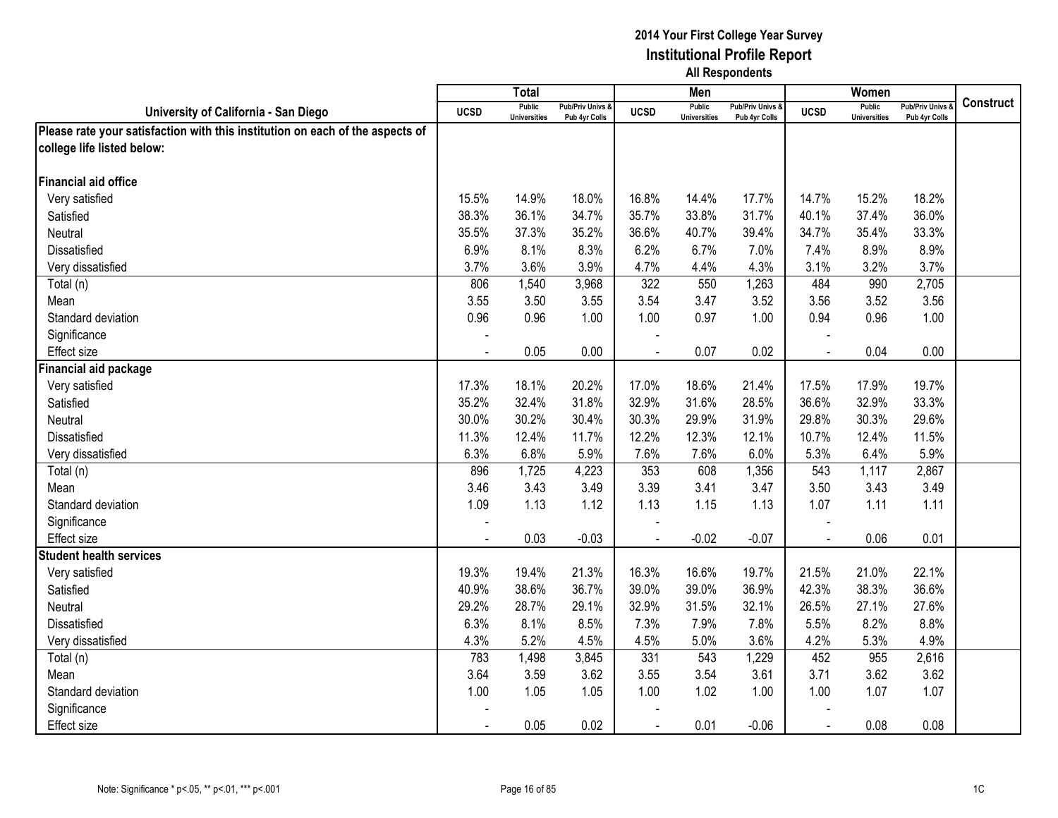# 2014 Your First College Year Survey
## Institutional Profile Report
### All Respondents

| University of California - San Diego | Total | | | Men | | | Women | | | Construct |
|---|---|---|---|---|---|---|---|---|---|---|
| | UCSD | Public Universities | Pub/Priv Univs & Pub 4yr Colls | UCSD | Public Universities | Pub/Priv Univs & Pub 4yr Colls | UCSD | Public Universities | Pub/Priv Univs & Pub 4yr Colls | |
| **Please rate your satisfaction with this institution on each of the aspects of college life listed below:** | | | | | | | | | | |
| **Financial aid office** | | | | | | | | | | |
| Very satisfied | 15.5% | 14.9% | 18.0% | 16.8% | 14.4% | 17.7% | 14.7% | 15.2% | 18.2% | |
| Satisfied | 38.3% | 36.1% | 34.7% | 35.7% | 33.8% | 31.7% | 40.1% | 37.4% | 36.0% | |
| Neutral | 35.5% | 37.3% | 35.2% | 36.6% | 40.7% | 39.4% | 34.7% | 35.4% | 33.3% | |
| Dissatisfied | 6.9% | 8.1% | 8.3% | 6.2% | 6.7% | 7.0% | 7.4% | 8.9% | 8.9% | |
| Very dissatisfied | 3.7% | 3.6% | 3.9% | 4.7% | 4.4% | 4.3% | 3.1% | 3.2% | 3.7% | |
| Total (n) | 806 | 1,540 | 3,968 | 322 | 550 | 1,263 | 484 | 990 | 2,705 | |
| Mean | 3.55 | 3.50 | 3.55 | 3.54 | 3.47 | 3.52 | 3.56 | 3.52 | 3.56 | |
| Standard deviation | 0.96 | 0.96 | 1.00 | 1.00 | 0.97 | 1.00 | 0.94 | 0.96 | 1.00 | |
| Significance | - | | | - | | | - | | | |
| Effect size | - | 0.05 | 0.00 | - | 0.07 | 0.02 | - | 0.04 | 0.00 | |
| **Financial aid package** | | | | | | | | | | |
| Very satisfied | 17.3% | 18.1% | 20.2% | 17.0% | 18.6% | 21.4% | 17.5% | 17.9% | 19.7% | |
| Satisfied | 35.2% | 32.4% | 31.8% | 32.9% | 31.6% | 28.5% | 36.6% | 32.9% | 33.3% | |
| Neutral | 30.0% | 30.2% | 30.4% | 30.3% | 29.9% | 31.9% | 29.8% | 30.3% | 29.6% | |
| Dissatisfied | 11.3% | 12.4% | 11.7% | 12.2% | 12.3% | 12.1% | 10.7% | 12.4% | 11.5% | |
| Very dissatisfied | 6.3% | 6.8% | 5.9% | 7.6% | 7.6% | 6.0% | 5.3% | 6.4% | 5.9% | |
| Total (n) | 896 | 1,725 | 4,223 | 353 | 608 | 1,356 | 543 | 1,117 | 2,867 | |
| Mean | 3.46 | 3.43 | 3.49 | 3.39 | 3.41 | 3.47 | 3.50 | 3.43 | 3.49 | |
| Standard deviation | 1.09 | 1.13 | 1.12 | 1.13 | 1.15 | 1.13 | 1.07 | 1.11 | 1.11 | |
| Significance | - | | | - | | | - | | | |
| Effect size | - | 0.03 | -0.03 | - | -0.02 | -0.07 | - | 0.06 | 0.01 | |
| **Student health services** | | | | | | | | | | |
| Very satisfied | 19.3% | 19.4% | 21.3% | 16.3% | 16.6% | 19.7% | 21.5% | 21.0% | 22.1% | |
| Satisfied | 40.9% | 38.6% | 36.7% | 39.0% | 39.0% | 36.9% | 42.3% | 38.3% | 36.6% | |
| Neutral | 29.2% | 28.7% | 29.1% | 32.9% | 31.5% | 32.1% | 26.5% | 27.1% | 27.6% | |
| Dissatisfied | 6.3% | 8.1% | 8.5% | 7.3% | 7.9% | 7.8% | 5.5% | 8.2% | 8.8% | |
| Very dissatisfied | 4.3% | 5.2% | 4.5% | 4.5% | 5.0% | 3.6% | 4.2% | 5.3% | 4.9% | |
| Total (n) | 783 | 1,498 | 3,845 | 331 | 543 | 1,229 | 452 | 955 | 2,616 | |
| Mean | 3.64 | 3.59 | 3.62 | 3.55 | 3.54 | 3.61 | 3.71 | 3.62 | 3.62 | |
| Standard deviation | 1.00 | 1.05 | 1.05 | 1.00 | 1.02 | 1.00 | 1.00 | 1.07 | 1.07 | |
| Significance | - | | | - | | | - | | | |
| Effect size | - | 0.05 | 0.02 | - | 0.01 | -0.06 | - | 0.08 | 0.08 | |

Note: Significance * $p<.05$, ** $p<.01$, *** $p<.001$

1C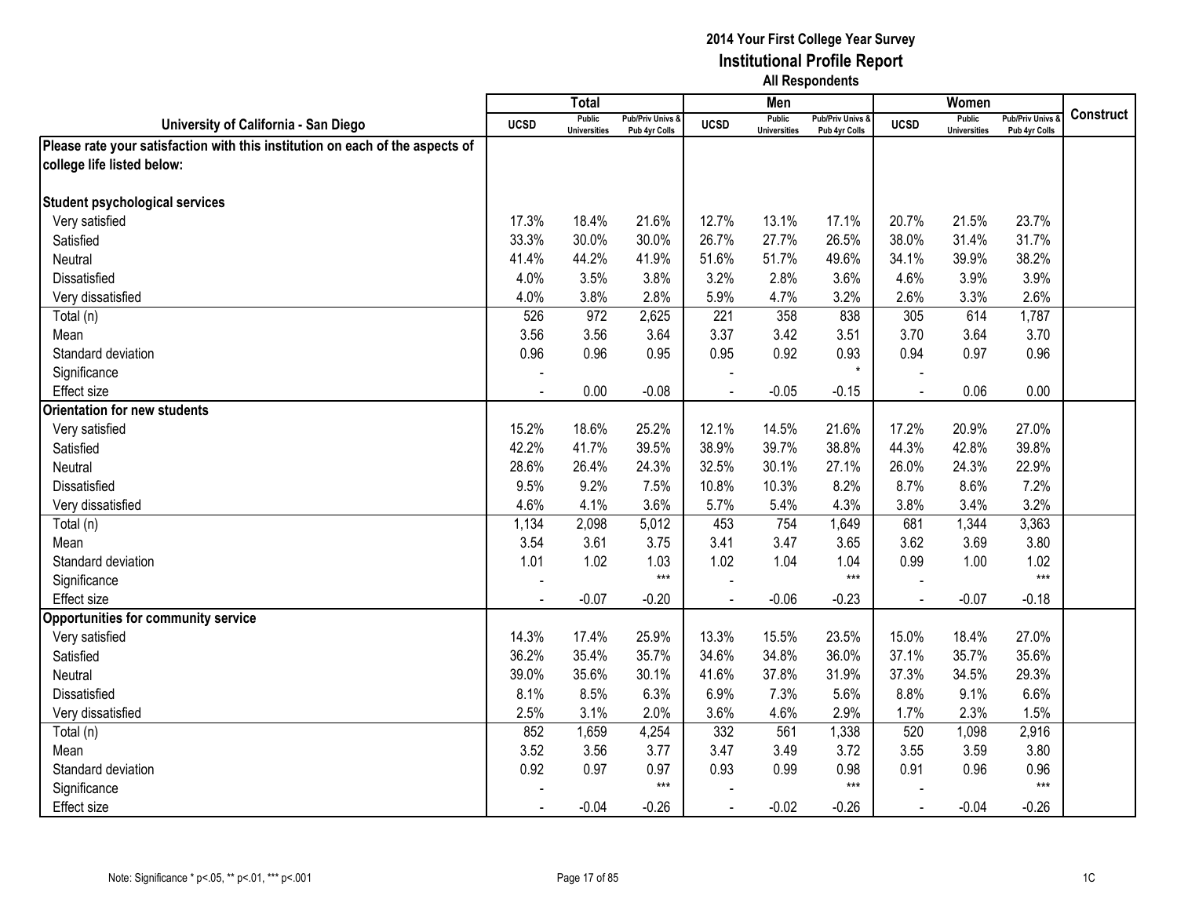# 2014 Your First College Year Survey
## Institutional Profile Report
### All Respondents

| University of California - San Diego | Total | | | Men | | | Women | | | Construct |
|---|---|---|---|---|---|---|---|---|---|---|
| | UCSD | Public Universities | Pub/Priv Univs & Pub 4yr Colls | UCSD | Public Universities | Pub/Priv Univs & Pub 4yr Colls | UCSD | Public Universities | Pub/Priv Univs & Pub 4yr Colls | |
| **Please rate your satisfaction with this institution on each of the aspects of college life listed below:** | | | | | | | | | | |
| **Student psychological services** | | | | | | | | | | |
| Very satisfied | 17.3% | 18.4% | 21.6% | 12.7% | 13.1% | 17.1% | 20.7% | 21.5% | 23.7% | |
| Satisfied | 33.3% | 30.0% | 30.0% | 26.7% | 27.7% | 26.5% | 38.0% | 31.4% | 31.7% | |
| Neutral | 41.4% | 44.2% | 41.9% | 51.6% | 51.7% | 49.6% | 34.1% | 39.9% | 38.2% | |
| Dissatisfied | 4.0% | 3.5% | 3.8% | 3.2% | 2.8% | 3.6% | 4.6% | 3.9% | 3.9% | |
| Very dissatisfied | 4.0% | 3.8% | 2.8% | 5.9% | 4.7% | 3.2% | 2.6% | 3.3% | 2.6% | |
| Total (n) | 526 | 972 | 2,625 | 221 | 358 | 838 | 305 | 614 | 1,787 | |
| Mean | 3.56 | 3.56 | 3.64 | 3.37 | 3.42 | 3.51 | 3.70 | 3.64 | 3.70 | |
| Standard deviation | 0.96 | 0.96 | 0.95 | 0.95 | 0.92 | 0.93 | 0.94 | 0.97 | 0.96 | |
| Significance | - | | | - | | * | - | | | |
| Effect size | - | 0.00 | -0.08 | - | -0.05 | -0.15 | - | 0.06 | 0.00 | |
| **Orientation for new students** | | | | | | | | | | |
| Very satisfied | 15.2% | 18.6% | 25.2% | 12.1% | 14.5% | 21.6% | 17.2% | 20.9% | 27.0% | |
| Satisfied | 42.2% | 41.7% | 39.5% | 38.9% | 39.7% | 38.8% | 44.3% | 42.8% | 39.8% | |
| Neutral | 28.6% | 26.4% | 24.3% | 32.5% | 30.1% | 27.1% | 26.0% | 24.3% | 22.9% | |
| Dissatisfied | 9.5% | 9.2% | 7.5% | 10.8% | 10.3% | 8.2% | 8.7% | 8.6% | 7.2% | |
| Very dissatisfied | 4.6% | 4.1% | 3.6% | 5.7% | 5.4% | 4.3% | 3.8% | 3.4% | 3.2% | |
| Total (n) | 1,134 | 2,098 | 5,012 | 453 | 754 | 1,649 | 681 | 1,344 | 3,363 | |
| Mean | 3.54 | 3.61 | 3.75 | 3.41 | 3.47 | 3.65 | 3.62 | 3.69 | 3.80 | |
| Standard deviation | 1.01 | 1.02 | 1.03 | 1.02 | 1.04 | 1.04 | 0.99 | 1.00 | 1.02 | |
| Significance | - | | *** | - | | *** | - | | *** | |
| Effect size | - | -0.07 | -0.20 | - | -0.06 | -0.23 | - | -0.07 | -0.18 | |
| **Opportunities for community service** | | | | | | | | | | |
| Very satisfied | 14.3% | 17.4% | 25.9% | 13.3% | 15.5% | 23.5% | 15.0% | 18.4% | 27.0% | |
| Satisfied | 36.2% | 35.4% | 35.7% | 34.6% | 34.8% | 36.0% | 37.1% | 35.7% | 35.6% | |
| Neutral | 39.0% | 35.6% | 30.1% | 41.6% | 37.8% | 31.9% | 37.3% | 34.5% | 29.3% | |
| Dissatisfied | 8.1% | 8.5% | 6.3% | 6.9% | 7.3% | 5.6% | 8.8% | 9.1% | 6.6% | |
| Very dissatisfied | 2.5% | 3.1% | 2.0% | 3.6% | 4.6% | 2.9% | 1.7% | 2.3% | 1.5% | |
| Total (n) | 852 | 1,659 | 4,254 | 332 | 561 | 1,338 | 520 | 1,098 | 2,916 | |
| Mean | 3.52 | 3.56 | 3.77 | 3.47 | 3.49 | 3.72 | 3.55 | 3.59 | 3.80 | |
| Standard deviation | 0.92 | 0.97 | 0.97 | 0.93 | 0.99 | 0.98 | 0.91 | 0.96 | 0.96 | |
| Significance | - | | *** | - | | *** | - | | *** | |
| Effect size | - | -0.04 | -0.26 | - | -0.02 | -0.26 | - | -0.04 | -0.26 | |

Note: Significance * p<.05, ** p<.01, *** p<.001

1C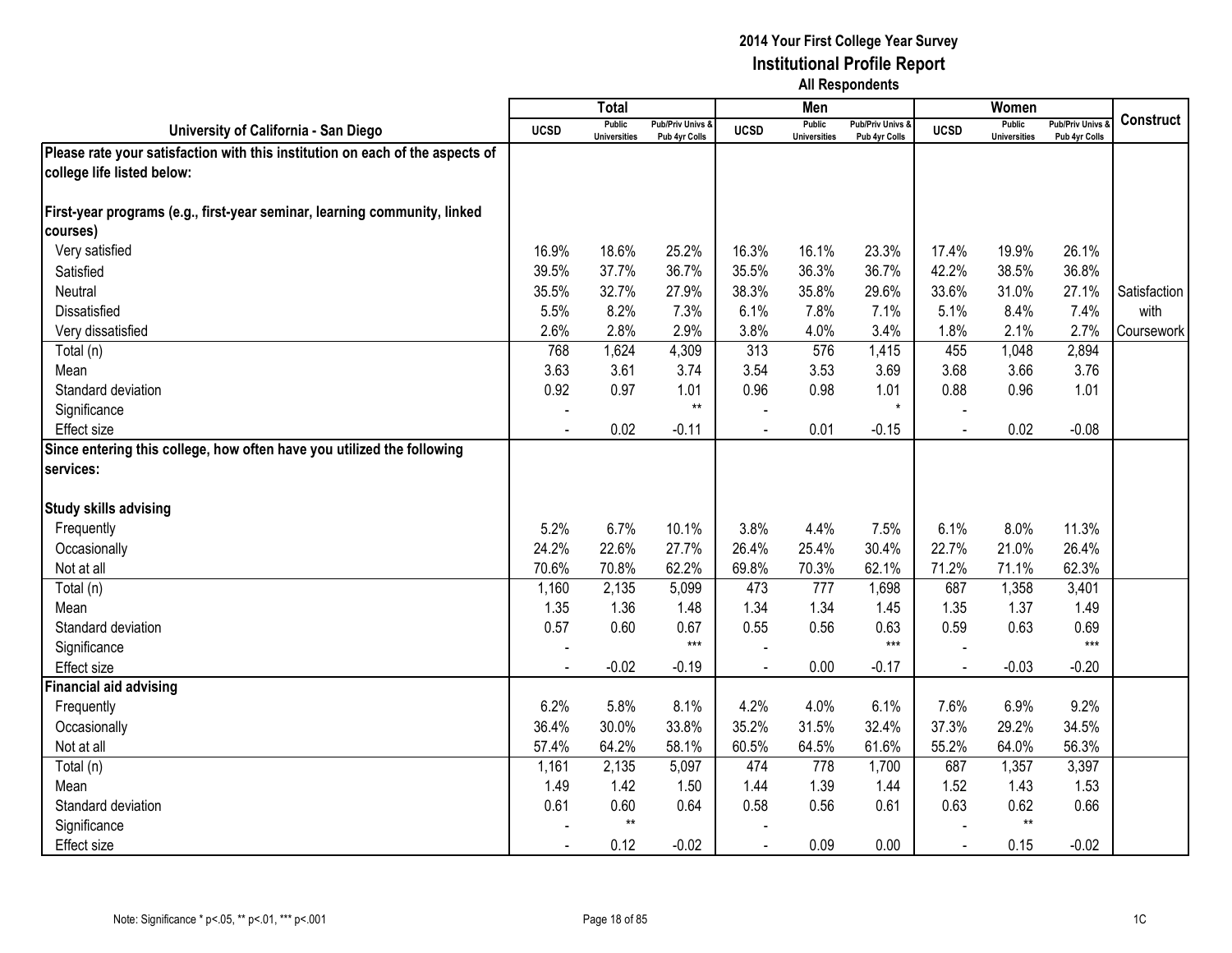# 2014 Your First College Year Survey
## Institutional Profile Report
### All Respondents

| University of California - San Diego | Total | | | Men | | | Women | | | Construct |
|---|---|---|---|---|---|---|---|---|---|---|
| | UCSD | Public Universities | Pub/Priv Univs & Pub 4yr Colls | UCSD | Public Universities | Pub/Priv Univs & Pub 4yr Colls | UCSD | Public Universities | Pub/Priv Univs & Pub 4yr Colls | |
| **Please rate your satisfaction with this institution on each of the aspects of college life listed below:** | | | | | | | | | | |
| **First-year programs (e.g., first-year seminar, learning community, linked courses)** | | | | | | | | | | |
| Very satisfied | 16.9% | 18.6% | 25.2% | 16.3% | 16.1% | 23.3% | 17.4% | 19.9% | 26.1% | |
| Satisfied | 39.5% | 37.7% | 36.7% | 35.5% | 36.3% | 36.7% | 42.2% | 38.5% | 36.8% | |
| Neutral | 35.5% | 32.7% | 27.9% | 38.3% | 35.8% | 29.6% | 33.6% | 31.0% | 27.1% | Satisfaction with Coursework |
| Dissatisfied | 5.5% | 8.2% | 7.3% | 6.1% | 7.8% | 7.1% | 5.1% | 8.4% | 7.4% | |
| Very dissatisfied | 2.6% | 2.8% | 2.9% | 3.8% | 4.0% | 3.4% | 1.8% | 2.1% | 2.7% | |
| Total (n) | 768 | 1,624 | 4,309 | 313 | 576 | 1,415 | 455 | 1,048 | 2,894 | |
| Mean | 3.63 | 3.61 | 3.74 | 3.54 | 3.53 | 3.69 | 3.68 | 3.66 | 3.76 | |
| Standard deviation | 0.92 | 0.97 | 1.01 | 0.96 | 0.98 | 1.01 | 0.88 | 0.96 | 1.01 | |
| Significance | - | | ** | - | | * | - | | | |
| Effect size | - | 0.02 | -0.11 | - | 0.01 | -0.15 | - | 0.02 | -0.08 | |
| **Since entering this college, how often have you utilized the following services:** | | | | | | | | | | |
| **Study skills advising** | | | | | | | | | | |
| Frequently | 5.2% | 6.7% | 10.1% | 3.8% | 4.4% | 7.5% | 6.1% | 8.0% | 11.3% | |
| Occasionally | 24.2% | 22.6% | 27.7% | 26.4% | 25.4% | 30.4% | 22.7% | 21.0% | 26.4% | |
| Not at all | 70.6% | 70.8% | 62.2% | 69.8% | 70.3% | 62.1% | 71.2% | 71.1% | 62.3% | |
| Total (n) | 1,160 | 2,135 | 5,099 | 473 | 777 | 1,698 | 687 | 1,358 | 3,401 | |
| Mean | 1.35 | 1.36 | 1.48 | 1.34 | 1.34 | 1.45 | 1.35 | 1.37 | 1.49 | |
| Standard deviation | 0.57 | 0.60 | 0.67 | 0.55 | 0.56 | 0.63 | 0.59 | 0.63 | 0.69 | |
| Significance | - | | *** | - | | *** | - | | *** | |
| Effect size | - | -0.02 | -0.19 | - | 0.00 | -0.17 | - | -0.03 | -0.20 | |
| **Financial aid advising** | | | | | | | | | | |
| Frequently | 6.2% | 5.8% | 8.1% | 4.2% | 4.0% | 6.1% | 7.6% | 6.9% | 9.2% | |
| Occasionally | 36.4% | 30.0% | 33.8% | 35.2% | 31.5% | 32.4% | 37.3% | 29.2% | 34.5% | |
| Not at all | 57.4% | 64.2% | 58.1% | 60.5% | 64.5% | 61.6% | 55.2% | 64.0% | 56.3% | |
| Total (n) | 1,161 | 2,135 | 5,097 | 474 | 778 | 1,700 | 687 | 1,357 | 3,397 | |
| Mean | 1.49 | 1.42 | 1.50 | 1.44 | 1.39 | 1.44 | 1.52 | 1.43 | 1.53 | |
| Standard deviation | 0.61 | 0.60 | 0.64 | 0.58 | 0.56 | 0.61 | 0.63 | 0.62 | 0.66 | |
| Significance | - | ** | | - | | | - | ** | | |
| Effect size | - | 0.12 | -0.02 | - | 0.09 | 0.00 | - | 0.15 | -0.02 | |

Note: Significance * p<.05, ** p<.01, *** p<.001

1C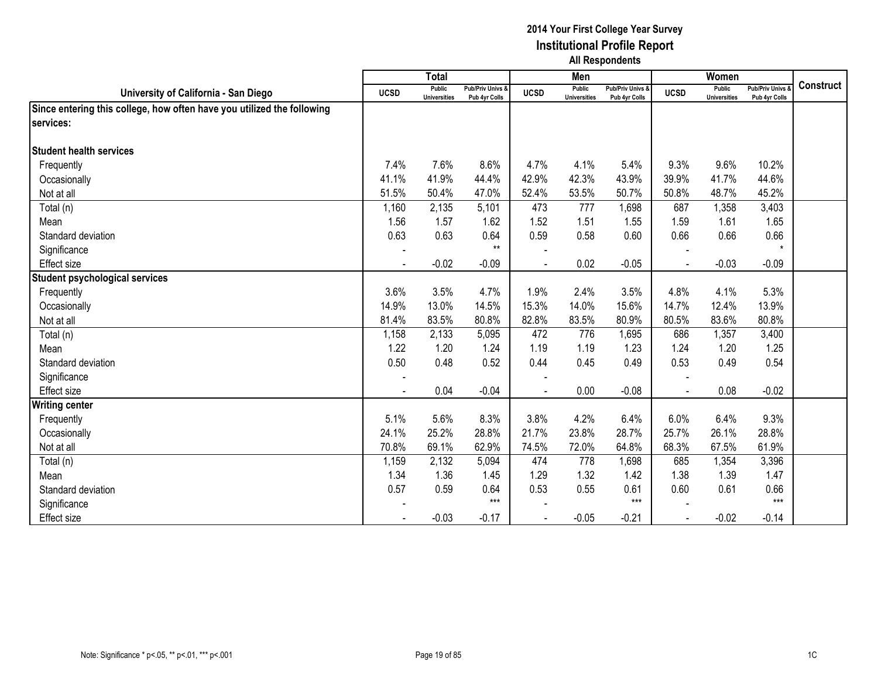# 2014 Your First College Year Survey
## Institutional Profile Report
### All Respondents

| University of California - San Diego | Total | | | Men | | | Women | | | Construct |
|---|---|---|---|---|---|---|---|---|---|---|
| | UCSD | Public Universities | Pub/Priv Univs & Pub 4yr Colls | UCSD | Public Universities | Pub/Priv Univs & Pub 4yr Colls | UCSD | Public Universities | Pub/Priv Univs & Pub 4yr Colls | |
| **Since entering this college, how often have you utilized the following services:** | | | | | | | | | | |
| **Student health services** | | | | | | | | | | |
| Frequently | 7.4% | 7.6% | 8.6% | 4.7% | 4.1% | 5.4% | 9.3% | 9.6% | 10.2% | |
| Occasionally | 41.1% | 41.9% | 44.4% | 42.9% | 42.3% | 43.9% | 39.9% | 41.7% | 44.6% | |
| Not at all | 51.5% | 50.4% | 47.0% | 52.4% | 53.5% | 50.7% | 50.8% | 48.7% | 45.2% | |
| Total (n) | 1,160 | 2,135 | 5,101 | 473 | 777 | 1,698 | 687 | 1,358 | 3,403 | |
| Mean | 1.56 | 1.57 | 1.62 | 1.52 | 1.51 | 1.55 | 1.59 | 1.61 | 1.65 | |
| Standard deviation | 0.63 | 0.63 | 0.64 | 0.59 | 0.58 | 0.60 | 0.66 | 0.66 | 0.66 | |
| Significance | - | | ** | - | | | - | | * | |
| Effect size | - | -0.02 | -0.09 | - | 0.02 | -0.05 | - | -0.03 | -0.09 | |
| **Student psychological services** | | | | | | | | | | |
| Frequently | 3.6% | 3.5% | 4.7% | 1.9% | 2.4% | 3.5% | 4.8% | 4.1% | 5.3% | |
| Occasionally | 14.9% | 13.0% | 14.5% | 15.3% | 14.0% | 15.6% | 14.7% | 12.4% | 13.9% | |
| Not at all | 81.4% | 83.5% | 80.8% | 82.8% | 83.5% | 80.9% | 80.5% | 83.6% | 80.8% | |
| Total (n) | 1,158 | 2,133 | 5,095 | 472 | 776 | 1,695 | 686 | 1,357 | 3,400 | |
| Mean | 1.22 | 1.20 | 1.24 | 1.19 | 1.19 | 1.23 | 1.24 | 1.20 | 1.25 | |
| Standard deviation | 0.50 | 0.48 | 0.52 | 0.44 | 0.45 | 0.49 | 0.53 | 0.49 | 0.54 | |
| Significance | - | | | - | | | - | | | |
| Effect size | - | 0.04 | -0.04 | - | 0.00 | -0.08 | - | 0.08 | -0.02 | |
| **Writing center** | | | | | | | | | | |
| Frequently | 5.1% | 5.6% | 8.3% | 3.8% | 4.2% | 6.4% | 6.0% | 6.4% | 9.3% | |
| Occasionally | 24.1% | 25.2% | 28.8% | 21.7% | 23.8% | 28.7% | 25.7% | 26.1% | 28.8% | |
| Not at all | 70.8% | 69.1% | 62.9% | 74.5% | 72.0% | 64.8% | 68.3% | 67.5% | 61.9% | |
| Total (n) | 1,159 | 2,132 | 5,094 | 474 | 778 | 1,698 | 685 | 1,354 | 3,396 | |
| Mean | 1.34 | 1.36 | 1.45 | 1.29 | 1.32 | 1.42 | 1.38 | 1.39 | 1.47 | |
| Standard deviation | 0.57 | 0.59 | 0.64 | 0.53 | 0.55 | 0.61 | 0.60 | 0.61 | 0.66 | |
| Significance | - | | *** | - | | *** | - | | *** | |
| Effect size | - | -0.03 | -0.17 | - | -0.05 | -0.21 | - | -0.02 | -0.14 | |

Note: Significance * p<.05, ** p<.01, *** p<.001

1C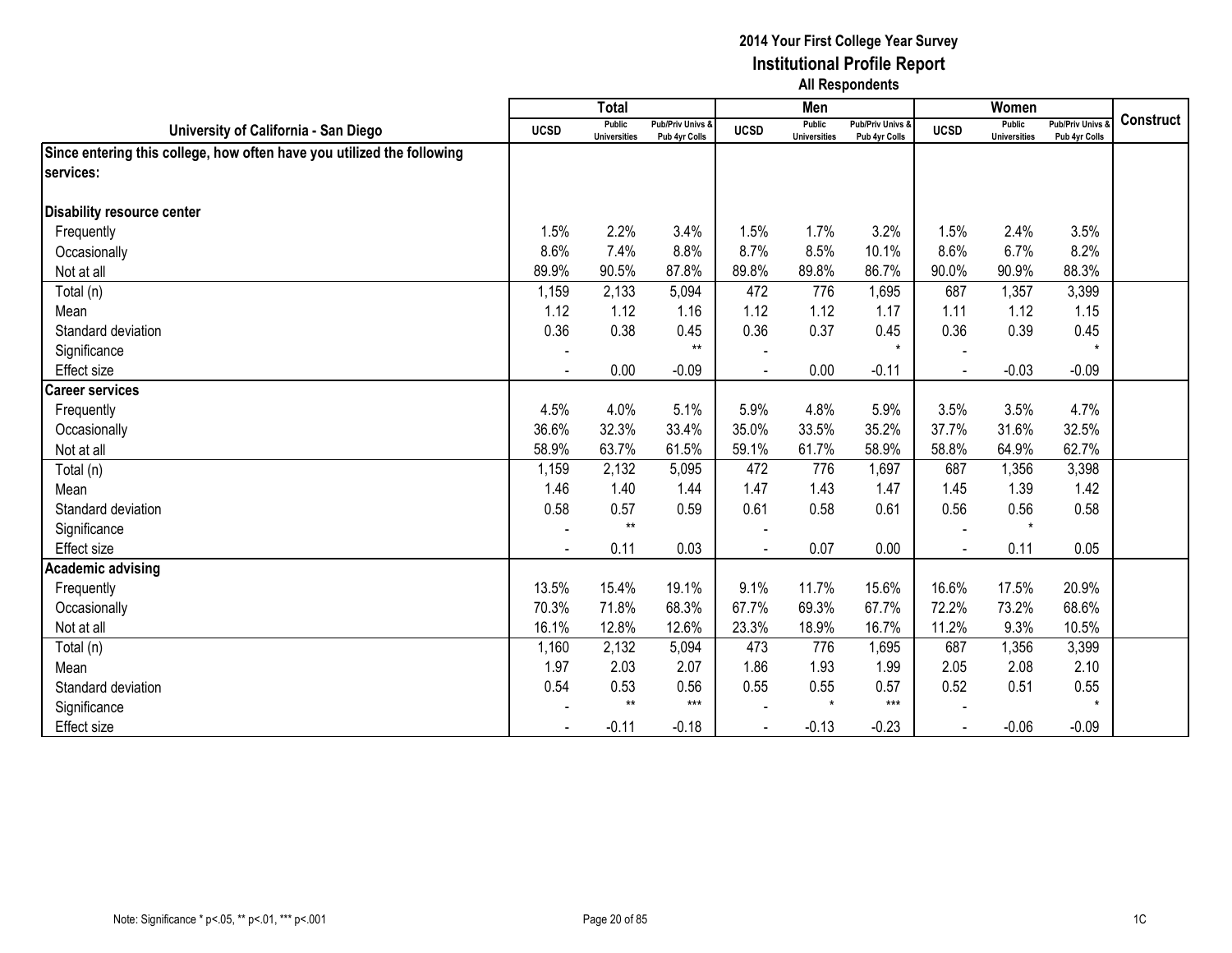# 2014 Your First College Year Survey
## Institutional Profile Report
### All Respondents

| University of California - San Diego | Total | | | Men | | | Women | | | Construct |
|---|---|---|---|---|---|---|---|---|---|---|
| | UCSD | Public Universities | Pub/Priv Univs & Pub 4yr Colls | UCSD | Public Universities | Pub/Priv Univs & Pub 4yr Colls | UCSD | Public Universities | Pub/Priv Univs & Pub 4yr Colls | |
| **Since entering this college, how often have you utilized the following services:** | | | | | | | | | | |
| **Disability resource center** | | | | | | | | | | |
| Frequently | 1.5% | 2.2% | 3.4% | 1.5% | 1.7% | 3.2% | 1.5% | 2.4% | 3.5% | |
| Occasionally | 8.6% | 7.4% | 8.8% | 8.7% | 8.5% | 10.1% | 8.6% | 6.7% | 8.2% | |
| Not at all | 89.9% | 90.5% | 87.8% | 89.8% | 89.8% | 86.7% | 90.0% | 90.9% | 88.3% | |
| Total (n) | 1,159 | 2,133 | 5,094 | 472 | 776 | 1,695 | 687 | 1,357 | 3,399 | |
| Mean | 1.12 | 1.12 | 1.16 | 1.12 | 1.12 | 1.17 | 1.11 | 1.12 | 1.15 | |
| Standard deviation | 0.36 | 0.38 | 0.45 | 0.36 | 0.37 | 0.45 | 0.36 | 0.39 | 0.45 | |
| Significance | - | | ** | - | | * | - | | * | |
| Effect size | - | 0.00 | -0.09 | - | 0.00 | -0.11 | - | -0.03 | -0.09 | |
| **Career services** | | | | | | | | | | |
| Frequently | 4.5% | 4.0% | 5.1% | 5.9% | 4.8% | 5.9% | 3.5% | 3.5% | 4.7% | |
| Occasionally | 36.6% | 32.3% | 33.4% | 35.0% | 33.5% | 35.2% | 37.7% | 31.6% | 32.5% | |
| Not at all | 58.9% | 63.7% | 61.5% | 59.1% | 61.7% | 58.9% | 58.8% | 64.9% | 62.7% | |
| Total (n) | 1,159 | 2,132 | 5,095 | 472 | 776 | 1,697 | 687 | 1,356 | 3,398 | |
| Mean | 1.46 | 1.40 | 1.44 | 1.47 | 1.43 | 1.47 | 1.45 | 1.39 | 1.42 | |
| Standard deviation | 0.58 | 0.57 | 0.59 | 0.61 | 0.58 | 0.61 | 0.56 | 0.56 | 0.58 | |
| Significance | - | ** | | - | | | - | * | | |
| Effect size | - | 0.11 | 0.03 | - | 0.07 | 0.00 | - | 0.11 | 0.05 | |
| **Academic advising** | | | | | | | | | | |
| Frequently | 13.5% | 15.4% | 19.1% | 9.1% | 11.7% | 15.6% | 16.6% | 17.5% | 20.9% | |
| Occasionally | 70.3% | 71.8% | 68.3% | 67.7% | 69.3% | 67.7% | 72.2% | 73.2% | 68.6% | |
| Not at all | 16.1% | 12.8% | 12.6% | 23.3% | 18.9% | 16.7% | 11.2% | 9.3% | 10.5% | |
| Total (n) | 1,160 | 2,132 | 5,094 | 473 | 776 | 1,695 | 687 | 1,356 | 3,399 | |
| Mean | 1.97 | 2.03 | 2.07 | 1.86 | 1.93 | 1.99 | 2.05 | 2.08 | 2.10 | |
| Standard deviation | 0.54 | 0.53 | 0.56 | 0.55 | 0.55 | 0.57 | 0.52 | 0.51 | 0.55 | |
| Significance | - | ** | *** | - | * | *** | - | | * | |
| Effect size | - | -0.11 | -0.18 | - | -0.13 | -0.23 | - | -0.06 | -0.09 | |

Note: Significance * p<.05, ** p<.01, *** p<.001

1C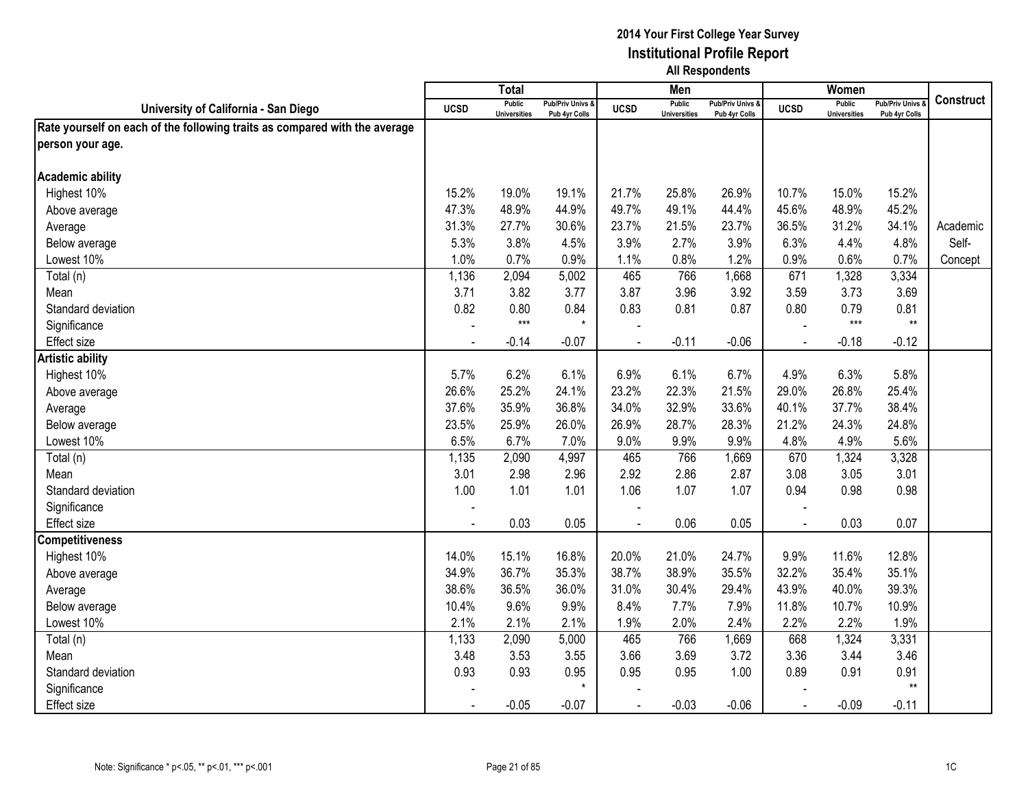**2014 Your First College Year Survey**
**Institutional Profile Report**
**All Respondents**

| University of California - San Diego | Total | | | Men | | | Women | | | Construct |
|---|---|---|---|---|---|---|---|---|---|---|
| | UCSD | Public Universities | Pub/Priv Univs & Pub 4yr Colls | UCSD | Public Universities | Pub/Priv Univs & Pub 4yr Colls | UCSD | Public Universities | Pub/Priv Univs & Pub 4yr Colls | |
| **Rate yourself on each of the following traits as compared with the average person your age.** | | | | | | | | | | |
| **Academic ability** | | | | | | | | | | |
| Highest 10% | 15.2% | 19.0% | 19.1% | 21.7% | 25.8% | 26.9% | 10.7% | 15.0% | 15.2% | |
| Above average | 47.3% | 48.9% | 44.9% | 49.7% | 49.1% | 44.4% | 45.6% | 48.9% | 45.2% | |
| Average | 31.3% | 27.7% | 30.6% | 23.7% | 21.5% | 23.7% | 36.5% | 31.2% | 34.1% | Academic |
| Below average | 5.3% | 3.8% | 4.5% | 3.9% | 2.7% | 3.9% | 6.3% | 4.4% | 4.8% | Self- |
| Lowest 10% | 1.0% | 0.7% | 0.9% | 1.1% | 0.8% | 1.2% | 0.9% | 0.6% | 0.7% | Concept |
| Total (n) | 1,136 | 2,094 | 5,002 | 465 | 766 | 1,668 | 671 | 1,328 | 3,334 | |
| Mean | 3.71 | 3.82 | 3.77 | 3.87 | 3.96 | 3.92 | 3.59 | 3.73 | 3.69 | |
| Standard deviation | 0.82 | 0.80 | 0.84 | 0.83 | 0.81 | 0.87 | 0.80 | 0.79 | 0.81 | |
| Significance | - | *** | * | - | | | - | *** | ** | |
| Effect size | - | -0.14 | -0.07 | - | -0.11 | -0.06 | - | -0.18 | -0.12 | |
| **Artistic ability** | | | | | | | | | | |
| Highest 10% | 5.7% | 6.2% | 6.1% | 6.9% | 6.1% | 6.7% | 4.9% | 6.3% | 5.8% | |
| Above average | 26.6% | 25.2% | 24.1% | 23.2% | 22.3% | 21.5% | 29.0% | 26.8% | 25.4% | |
| Average | 37.6% | 35.9% | 36.8% | 34.0% | 32.9% | 33.6% | 40.1% | 37.7% | 38.4% | |
| Below average | 23.5% | 25.9% | 26.0% | 26.9% | 28.7% | 28.3% | 21.2% | 24.3% | 24.8% | |
| Lowest 10% | 6.5% | 6.7% | 7.0% | 9.0% | 9.9% | 9.9% | 4.8% | 4.9% | 5.6% | |
| Total (n) | 1,135 | 2,090 | 4,997 | 465 | 766 | 1,669 | 670 | 1,324 | 3,328 | |
| Mean | 3.01 | 2.98 | 2.96 | 2.92 | 2.86 | 2.87 | 3.08 | 3.05 | 3.01 | |
| Standard deviation | 1.00 | 1.01 | 1.01 | 1.06 | 1.07 | 1.07 | 0.94 | 0.98 | 0.98 | |
| Significance | - | | | - | | | - | | | |
| Effect size | - | 0.03 | 0.05 | - | 0.06 | 0.05 | - | 0.03 | 0.07 | |
| **Competitiveness** | | | | | | | | | | |
| Highest 10% | 14.0% | 15.1% | 16.8% | 20.0% | 21.0% | 24.7% | 9.9% | 11.6% | 12.8% | |
| Above average | 34.9% | 36.7% | 35.3% | 38.7% | 38.9% | 35.5% | 32.2% | 35.4% | 35.1% | |
| Average | 38.6% | 36.5% | 36.0% | 31.0% | 30.4% | 29.4% | 43.9% | 40.0% | 39.3% | |
| Below average | 10.4% | 9.6% | 9.9% | 8.4% | 7.7% | 7.9% | 11.8% | 10.7% | 10.9% | |
| Lowest 10% | 2.1% | 2.1% | 2.1% | 1.9% | 2.0% | 2.4% | 2.2% | 2.2% | 1.9% | |
| Total (n) | 1,133 | 2,090 | 5,000 | 465 | 766 | 1,669 | 668 | 1,324 | 3,331 | |
| Mean | 3.48 | 3.53 | 3.55 | 3.66 | 3.69 | 3.72 | 3.36 | 3.44 | 3.46 | |
| Standard deviation | 0.93 | 0.93 | 0.95 | 0.95 | 0.95 | 1.00 | 0.89 | 0.91 | 0.91 | |
| Significance | - | | * | - | | | - | | ** | |
| Effect size | - | -0.05 | -0.07 | - | -0.03 | -0.06 | - | -0.09 | -0.11 | |

Note: Significance * p<.05, ** p<.01, *** p<.001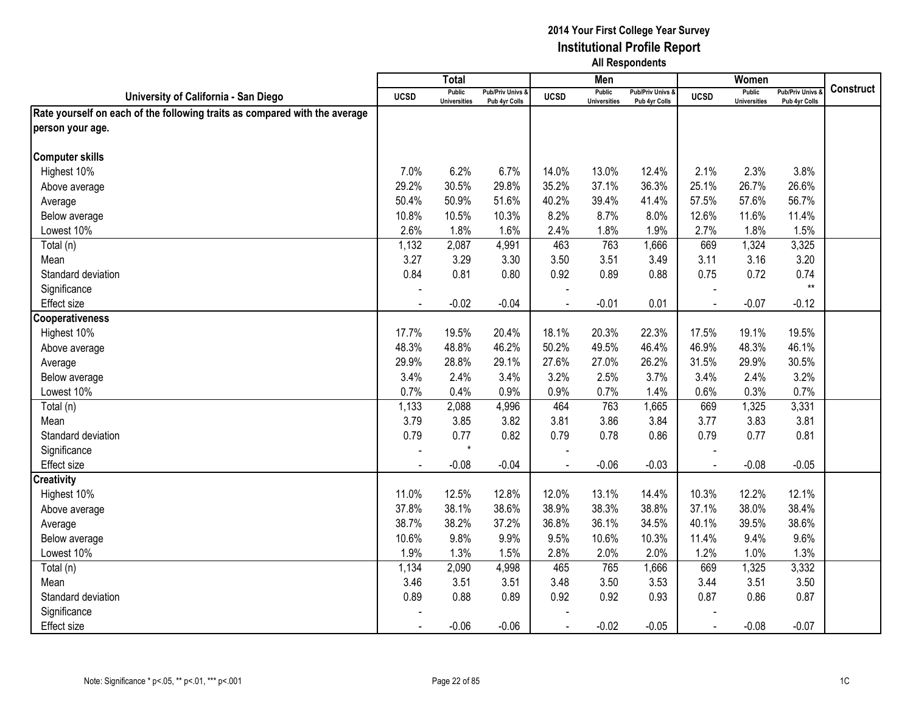## 2014 Your First College Year Survey
## Institutional Profile Report
### All Respondents

| University of California - San Diego | Total | | | Men | | | Women | | | Construct |
|---|---|---|---|---|---|---|---|---|---|---|
| | UCSD | Public Universities | Pub/Priv Univs & Pub 4yr Colls | UCSD | Public Universities | Pub/Priv Univs & Pub 4yr Colls | UCSD | Public Universities | Pub/Priv Univs & Pub 4yr Colls | |
| **Rate yourself on each of the following traits as compared with the average person your age.** | | | | | | | | | | |
| **Computer skills** | | | | | | | | | | |
| Highest 10% | 7.0% | 6.2% | 6.7% | 14.0% | 13.0% | 12.4% | 2.1% | 2.3% | 3.8% | |
| Above average | 29.2% | 30.5% | 29.8% | 35.2% | 37.1% | 36.3% | 25.1% | 26.7% | 26.6% | |
| Average | 50.4% | 50.9% | 51.6% | 40.2% | 39.4% | 41.4% | 57.5% | 57.6% | 56.7% | |
| Below average | 10.8% | 10.5% | 10.3% | 8.2% | 8.7% | 8.0% | 12.6% | 11.6% | 11.4% | |
| Lowest 10% | 2.6% | 1.8% | 1.6% | 2.4% | 1.8% | 1.9% | 2.7% | 1.8% | 1.5% | |
| Total (n) | 1,132 | 2,087 | 4,991 | 463 | 763 | 1,666 | 669 | 1,324 | 3,325 | |
| Mean | 3.27 | 3.29 | 3.30 | 3.50 | 3.51 | 3.49 | 3.11 | 3.16 | 3.20 | |
| Standard deviation | 0.84 | 0.81 | 0.80 | 0.92 | 0.89 | 0.88 | 0.75 | 0.72 | 0.74 | |
| Significance | - | | | - | | | - | | ** | |
| Effect size | - | -0.02 | -0.04 | - | -0.01 | 0.01 | - | -0.07 | -0.12 | |
| **Cooperativeness** | | | | | | | | | | |
| Highest 10% | 17.7% | 19.5% | 20.4% | 18.1% | 20.3% | 22.3% | 17.5% | 19.1% | 19.5% | |
| Above average | 48.3% | 48.8% | 46.2% | 50.2% | 49.5% | 46.4% | 46.9% | 48.3% | 46.1% | |
| Average | 29.9% | 28.8% | 29.1% | 27.6% | 27.0% | 26.2% | 31.5% | 29.9% | 30.5% | |
| Below average | 3.4% | 2.4% | 3.4% | 3.2% | 2.5% | 3.7% | 3.4% | 2.4% | 3.2% | |
| Lowest 10% | 0.7% | 0.4% | 0.9% | 0.9% | 0.7% | 1.4% | 0.6% | 0.3% | 0.7% | |
| Total (n) | 1,133 | 2,088 | 4,996 | 464 | 763 | 1,665 | 669 | 1,325 | 3,331 | |
| Mean | 3.79 | 3.85 | 3.82 | 3.81 | 3.86 | 3.84 | 3.77 | 3.83 | 3.81 | |
| Standard deviation | 0.79 | 0.77 | 0.82 | 0.79 | 0.78 | 0.86 | 0.79 | 0.77 | 0.81 | |
| Significance | - | * | | - | | | - | | | |
| Effect size | - | -0.08 | -0.04 | - | -0.06 | -0.03 | - | -0.08 | -0.05 | |
| **Creativity** | | | | | | | | | | |
| Highest 10% | 11.0% | 12.5% | 12.8% | 12.0% | 13.1% | 14.4% | 10.3% | 12.2% | 12.1% | |
| Above average | 37.8% | 38.1% | 38.6% | 38.9% | 38.3% | 38.8% | 37.1% | 38.0% | 38.4% | |
| Average | 38.7% | 38.2% | 37.2% | 36.8% | 36.1% | 34.5% | 40.1% | 39.5% | 38.6% | |
| Below average | 10.6% | 9.8% | 9.9% | 9.5% | 10.6% | 10.3% | 11.4% | 9.4% | 9.6% | |
| Lowest 10% | 1.9% | 1.3% | 1.5% | 2.8% | 2.0% | 2.0% | 1.2% | 1.0% | 1.3% | |
| Total (n) | 1,134 | 2,090 | 4,998 | 465 | 765 | 1,666 | 669 | 1,325 | 3,332 | |
| Mean | 3.46 | 3.51 | 3.51 | 3.48 | 3.50 | 3.53 | 3.44 | 3.51 | 3.50 | |
| Standard deviation | 0.89 | 0.88 | 0.89 | 0.92 | 0.92 | 0.93 | 0.87 | 0.86 | 0.87 | |
| Significance | - | | | - | | | - | | | |
| Effect size | - | -0.06 | -0.06 | - | -0.02 | -0.05 | - | -0.08 | -0.07 | |

Note: Significance * p<.05, ** p<.01, *** p<.001

1C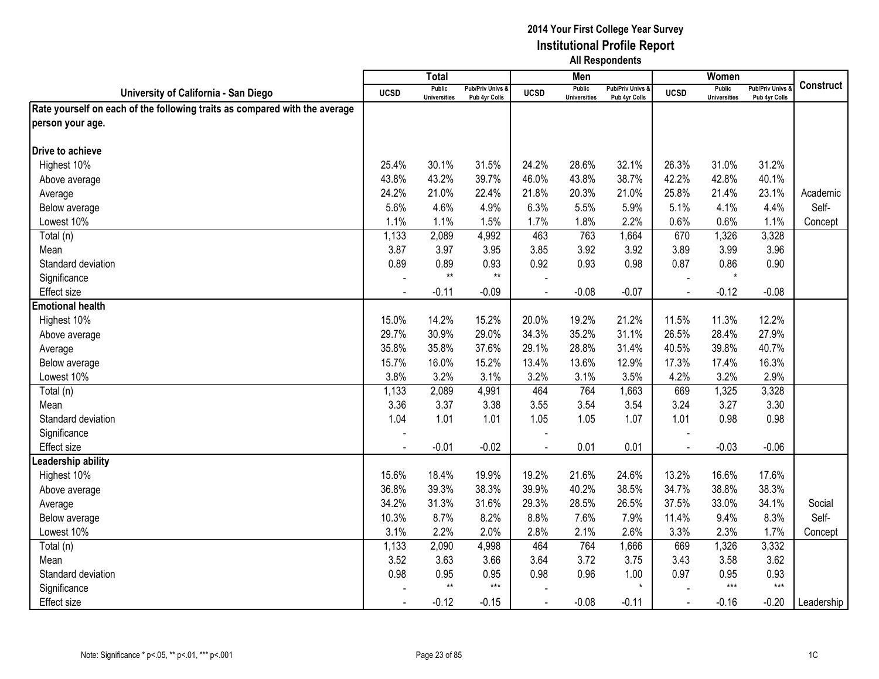# 2014 Your First College Year Survey
## Institutional Profile Report
### All Respondents

| University of California - San Diego | Total | | | Men | | | Women | | | Construct |
|---|---|---|---|---|---|---|---|---|---|---|
| | UCSD | Public Universities | Pub/Priv Univs & Pub 4yr Colls | UCSD | Public Universities | Pub/Priv Univs & Pub 4yr Colls | UCSD | Public Universities | Pub/Priv Univs & Pub 4yr Colls | |
| **Rate yourself on each of the following traits as compared with the average person your age.** | | | | | | | | | | |
| **Drive to achieve** | | | | | | | | | | |
| Highest 10% | 25.4% | 30.1% | 31.5% | 24.2% | 28.6% | 32.1% | 26.3% | 31.0% | 31.2% | |
| Above average | 43.8% | 43.2% | 39.7% | 46.0% | 43.8% | 38.7% | 42.2% | 42.8% | 40.1% | |
| Average | 24.2% | 21.0% | 22.4% | 21.8% | 20.3% | 21.0% | 25.8% | 21.4% | 23.1% | Academic |
| Below average | 5.6% | 4.6% | 4.9% | 6.3% | 5.5% | 5.9% | 5.1% | 4.1% | 4.4% | Self- |
| Lowest 10% | 1.1% | 1.1% | 1.5% | 1.7% | 1.8% | 2.2% | 0.6% | 0.6% | 1.1% | Concept |
| Total (n) | 1,133 | 2,089 | 4,992 | 463 | 763 | 1,664 | 670 | 1,326 | 3,328 | |
| Mean | 3.87 | 3.97 | 3.95 | 3.85 | 3.92 | 3.92 | 3.89 | 3.99 | 3.96 | |
| Standard deviation | 0.89 | 0.89 | 0.93 | 0.92 | 0.93 | 0.98 | 0.87 | 0.86 | 0.90 | |
| Significance | - | ** | ** | - | | | - | * | | |
| Effect size | - | -0.11 | -0.09 | - | -0.08 | -0.07 | - | -0.12 | -0.08 | |
| **Emotional health** | | | | | | | | | | |
| Highest 10% | 15.0% | 14.2% | 15.2% | 20.0% | 19.2% | 21.2% | 11.5% | 11.3% | 12.2% | |
| Above average | 29.7% | 30.9% | 29.0% | 34.3% | 35.2% | 31.1% | 26.5% | 28.4% | 27.9% | |
| Average | 35.8% | 35.8% | 37.6% | 29.1% | 28.8% | 31.4% | 40.5% | 39.8% | 40.7% | |
| Below average | 15.7% | 16.0% | 15.2% | 13.4% | 13.6% | 12.9% | 17.3% | 17.4% | 16.3% | |
| Lowest 10% | 3.8% | 3.2% | 3.1% | 3.2% | 3.1% | 3.5% | 4.2% | 3.2% | 2.9% | |
| Total (n) | 1,133 | 2,089 | 4,991 | 464 | 764 | 1,663 | 669 | 1,325 | 3,328 | |
| Mean | 3.36 | 3.37 | 3.38 | 3.55 | 3.54 | 3.54 | 3.24 | 3.27 | 3.30 | |
| Standard deviation | 1.04 | 1.01 | 1.01 | 1.05 | 1.05 | 1.07 | 1.01 | 0.98 | 0.98 | |
| Significance | - | | | - | | | - | | | |
| Effect size | - | -0.01 | -0.02 | - | 0.01 | 0.01 | - | -0.03 | -0.06 | |
| **Leadership ability** | | | | | | | | | | |
| Highest 10% | 15.6% | 18.4% | 19.9% | 19.2% | 21.6% | 24.6% | 13.2% | 16.6% | 17.6% | |
| Above average | 36.8% | 39.3% | 38.3% | 39.9% | 40.2% | 38.5% | 34.7% | 38.8% | 38.3% | |
| Average | 34.2% | 31.3% | 31.6% | 29.3% | 28.5% | 26.5% | 37.5% | 33.0% | 34.1% | Social |
| Below average | 10.3% | 8.7% | 8.2% | 8.8% | 7.6% | 7.9% | 11.4% | 9.4% | 8.3% | Self- |
| Lowest 10% | 3.1% | 2.2% | 2.0% | 2.8% | 2.1% | 2.6% | 3.3% | 2.3% | 1.7% | Concept |
| Total (n) | 1,133 | 2,090 | 4,998 | 464 | 764 | 1,666 | 669 | 1,326 | 3,332 | |
| Mean | 3.52 | 3.63 | 3.66 | 3.64 | 3.72 | 3.75 | 3.43 | 3.58 | 3.62 | |
| Standard deviation | 0.98 | 0.95 | 0.95 | 0.98 | 0.96 | 1.00 | 0.97 | 0.95 | 0.93 | |
| Significance | - | ** | *** | - | | * | - | *** | *** | |
| Effect size | - | -0.12 | -0.15 | - | -0.08 | -0.11 | - | -0.16 | -0.20 | Leadership |

Note: Significance * p<.05, ** p<.01, *** p<.001

1C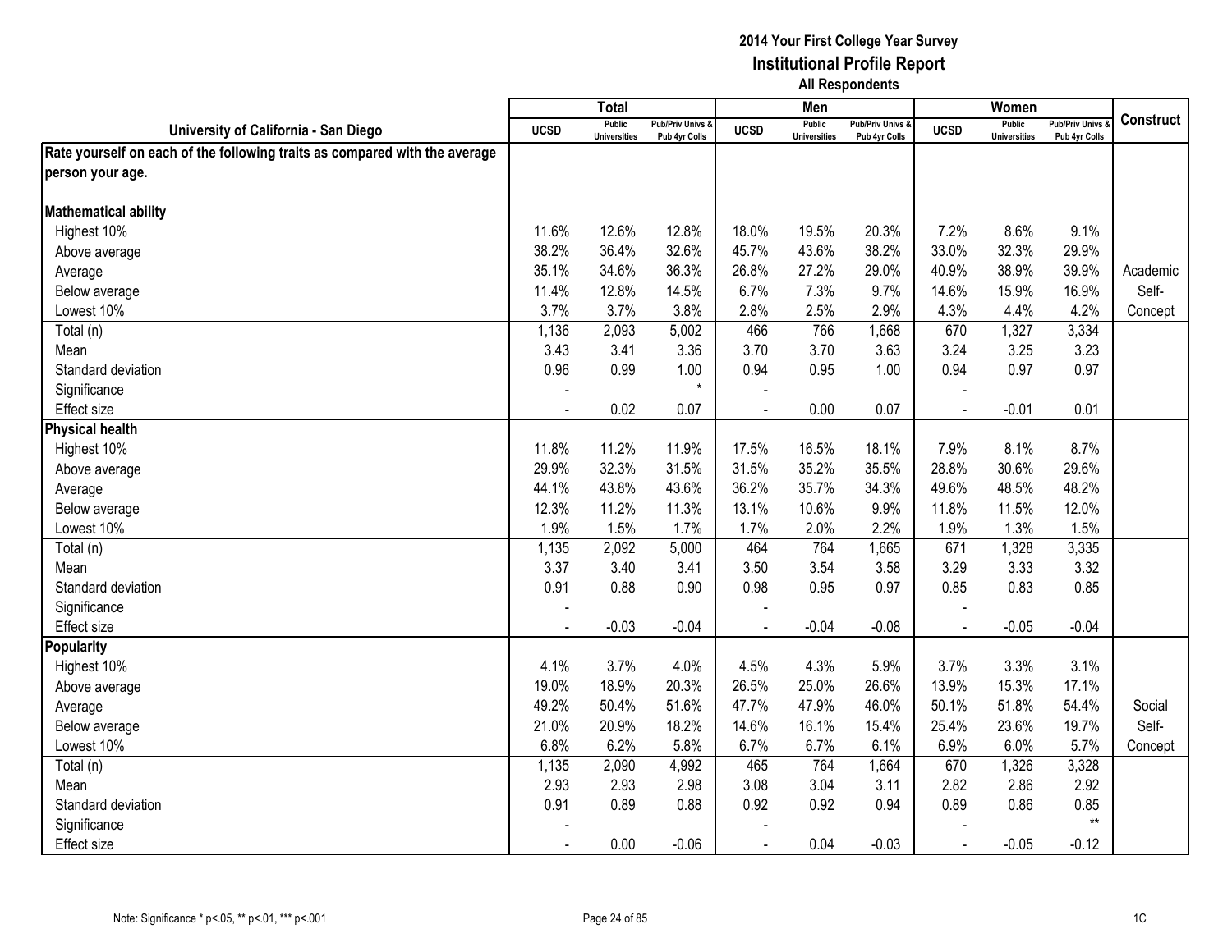**2014 Your First College Year Survey**
**Institutional Profile Report**
**All Respondents**

| University of California - San Diego | Total | | | Men | | | Women | | | Construct |
|---|---|---|---|---|---|---|---|---|---|---|
| | UCSD | Public Universities | Pub/Priv Univs & Pub 4yr Colls | UCSD | Public Universities | Pub/Priv Univs & Pub 4yr Colls | UCSD | Public Universities | Pub/Priv Univs & Pub 4yr Colls | |
| **Rate yourself on each of the following traits as compared with the average person your age.** | | | | | | | | | | |
| **Mathematical ability** | | | | | | | | | | |
| Highest 10% | 11.6% | 12.6% | 12.8% | 18.0% | 19.5% | 20.3% | 7.2% | 8.6% | 9.1% | |
| Above average | 38.2% | 36.4% | 32.6% | 45.7% | 43.6% | 38.2% | 33.0% | 32.3% | 29.9% | |
| Average | 35.1% | 34.6% | 36.3% | 26.8% | 27.2% | 29.0% | 40.9% | 38.9% | 39.9% | Academic |
| Below average | 11.4% | 12.8% | 14.5% | 6.7% | 7.3% | 9.7% | 14.6% | 15.9% | 16.9% | Self- |
| Lowest 10% | 3.7% | 3.7% | 3.8% | 2.8% | 2.5% | 2.9% | 4.3% | 4.4% | 4.2% | Concept |
| Total (n) | 1,136 | 2,093 | 5,002 | 466 | 766 | 1,668 | 670 | 1,327 | 3,334 | |
| Mean | 3.43 | 3.41 | 3.36 | 3.70 | 3.70 | 3.63 | 3.24 | 3.25 | 3.23 | |
| Standard deviation | 0.96 | 0.99 | 1.00 | 0.94 | 0.95 | 1.00 | 0.94 | 0.97 | 0.97 | |
| Significance | - | | * | - | | | - | | | |
| Effect size | - | 0.02 | 0.07 | - | 0.00 | 0.07 | - | -0.01 | 0.01 | |
| **Physical health** | | | | | | | | | | |
| Highest 10% | 11.8% | 11.2% | 11.9% | 17.5% | 16.5% | 18.1% | 7.9% | 8.1% | 8.7% | |
| Above average | 29.9% | 32.3% | 31.5% | 31.5% | 35.2% | 35.5% | 28.8% | 30.6% | 29.6% | |
| Average | 44.1% | 43.8% | 43.6% | 36.2% | 35.7% | 34.3% | 49.6% | 48.5% | 48.2% | |
| Below average | 12.3% | 11.2% | 11.3% | 13.1% | 10.6% | 9.9% | 11.8% | 11.5% | 12.0% | |
| Lowest 10% | 1.9% | 1.5% | 1.7% | 1.7% | 2.0% | 2.2% | 1.9% | 1.3% | 1.5% | |
| Total (n) | 1,135 | 2,092 | 5,000 | 464 | 764 | 1,665 | 671 | 1,328 | 3,335 | |
| Mean | 3.37 | 3.40 | 3.41 | 3.50 | 3.54 | 3.58 | 3.29 | 3.33 | 3.32 | |
| Standard deviation | 0.91 | 0.88 | 0.90 | 0.98 | 0.95 | 0.97 | 0.85 | 0.83 | 0.85 | |
| Significance | - | | | - | | | - | | | |
| Effect size | - | -0.03 | -0.04 | - | -0.04 | -0.08 | - | -0.05 | -0.04 | |
| **Popularity** | | | | | | | | | | |
| Highest 10% | 4.1% | 3.7% | 4.0% | 4.5% | 4.3% | 5.9% | 3.7% | 3.3% | 3.1% | |
| Above average | 19.0% | 18.9% | 20.3% | 26.5% | 25.0% | 26.6% | 13.9% | 15.3% | 17.1% | |
| Average | 49.2% | 50.4% | 51.6% | 47.7% | 47.9% | 46.0% | 50.1% | 51.8% | 54.4% | Social |
| Below average | 21.0% | 20.9% | 18.2% | 14.6% | 16.1% | 15.4% | 25.4% | 23.6% | 19.7% | Self- |
| Lowest 10% | 6.8% | 6.2% | 5.8% | 6.7% | 6.7% | 6.1% | 6.9% | 6.0% | 5.7% | Concept |
| Total (n) | 1,135 | 2,090 | 4,992 | 465 | 764 | 1,664 | 670 | 1,326 | 3,328 | |
| Mean | 2.93 | 2.93 | 2.98 | 3.08 | 3.04 | 3.11 | 2.82 | 2.86 | 2.92 | |
| Standard deviation | 0.91 | 0.89 | 0.88 | 0.92 | 0.92 | 0.94 | 0.89 | 0.86 | 0.85 | |
| Significance | - | | | - | | | - | | ** | |
| Effect size | - | 0.00 | -0.06 | - | 0.04 | -0.03 | - | -0.05 | -0.12 | |

Note: Significance * p<.05, ** p<.01, *** p<.001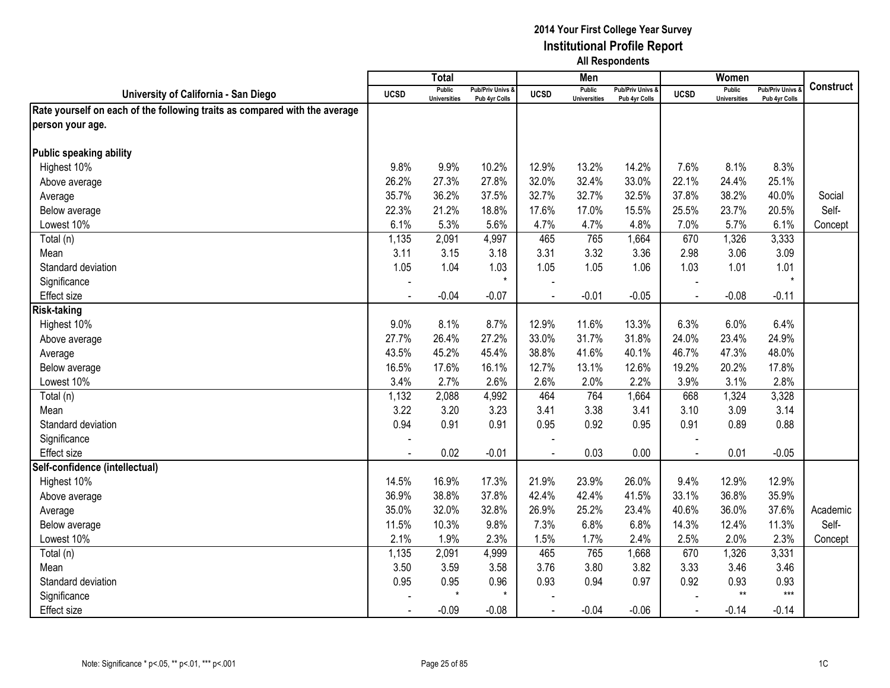**2014 Your First College Year Survey**
**Institutional Profile Report**
**All Respondents**

| University of California - San Diego | Total | | | Men | | | Women | | | Construct |
|---|---|---|---|---|---|---|---|---|---|---|
| | UCSD | Public Universities | Pub/Priv Univs & Pub 4yr Colls | UCSD | Public Universities | Pub/Priv Univs & Pub 4yr Colls | UCSD | Public Universities | Pub/Priv Univs & Pub 4yr Colls | |
| **Rate yourself on each of the following traits as compared with the average person your age.** | | | | | | | | | | |
| **Public speaking ability** | | | | | | | | | | |
| Highest 10% | 9.8% | 9.9% | 10.2% | 12.9% | 13.2% | 14.2% | 7.6% | 8.1% | 8.3% | |
| Above average | 26.2% | 27.3% | 27.8% | 32.0% | 32.4% | 33.0% | 22.1% | 24.4% | 25.1% | |
| Average | 35.7% | 36.2% | 37.5% | 32.7% | 32.7% | 32.5% | 37.8% | 38.2% | 40.0% | Social |
| Below average | 22.3% | 21.2% | 18.8% | 17.6% | 17.0% | 15.5% | 25.5% | 23.7% | 20.5% | Self- |
| Lowest 10% | 6.1% | 5.3% | 5.6% | 4.7% | 4.7% | 4.8% | 7.0% | 5.7% | 6.1% | Concept |
| Total (n) | 1,135 | 2,091 | 4,997 | 465 | 765 | 1,664 | 670 | 1,326 | 3,333 | |
| Mean | 3.11 | 3.15 | 3.18 | 3.31 | 3.32 | 3.36 | 2.98 | 3.06 | 3.09 | |
| Standard deviation | 1.05 | 1.04 | 1.03 | 1.05 | 1.05 | 1.06 | 1.03 | 1.01 | 1.01 | |
| Significance | - | | * | - | | | - | | * | |
| Effect size | - | -0.04 | -0.07 | - | -0.01 | -0.05 | - | -0.08 | -0.11 | |
| **Risk-taking** | | | | | | | | | | |
| Highest 10% | 9.0% | 8.1% | 8.7% | 12.9% | 11.6% | 13.3% | 6.3% | 6.0% | 6.4% | |
| Above average | 27.7% | 26.4% | 27.2% | 33.0% | 31.7% | 31.8% | 24.0% | 23.4% | 24.9% | |
| Average | 43.5% | 45.2% | 45.4% | 38.8% | 41.6% | 40.1% | 46.7% | 47.3% | 48.0% | |
| Below average | 16.5% | 17.6% | 16.1% | 12.7% | 13.1% | 12.6% | 19.2% | 20.2% | 17.8% | |
| Lowest 10% | 3.4% | 2.7% | 2.6% | 2.6% | 2.0% | 2.2% | 3.9% | 3.1% | 2.8% | |
| Total (n) | 1,132 | 2,088 | 4,992 | 464 | 764 | 1,664 | 668 | 1,324 | 3,328 | |
| Mean | 3.22 | 3.20 | 3.23 | 3.41 | 3.38 | 3.41 | 3.10 | 3.09 | 3.14 | |
| Standard deviation | 0.94 | 0.91 | 0.91 | 0.95 | 0.92 | 0.95 | 0.91 | 0.89 | 0.88 | |
| Significance | - | | | - | | | - | | | |
| Effect size | - | 0.02 | -0.01 | - | 0.03 | 0.00 | - | 0.01 | -0.05 | |
| **Self-confidence (intellectual)** | | | | | | | | | | |
| Highest 10% | 14.5% | 16.9% | 17.3% | 21.9% | 23.9% | 26.0% | 9.4% | 12.9% | 12.9% | |
| Above average | 36.9% | 38.8% | 37.8% | 42.4% | 42.4% | 41.5% | 33.1% | 36.8% | 35.9% | |
| Average | 35.0% | 32.0% | 32.8% | 26.9% | 25.2% | 23.4% | 40.6% | 36.0% | 37.6% | Academic |
| Below average | 11.5% | 10.3% | 9.8% | 7.3% | 6.8% | 6.8% | 14.3% | 12.4% | 11.3% | Self- |
| Lowest 10% | 2.1% | 1.9% | 2.3% | 1.5% | 1.7% | 2.4% | 2.5% | 2.0% | 2.3% | Concept |
| Total (n) | 1,135 | 2,091 | 4,999 | 465 | 765 | 1,668 | 670 | 1,326 | 3,331 | |
| Mean | 3.50 | 3.59 | 3.58 | 3.76 | 3.80 | 3.82 | 3.33 | 3.46 | 3.46 | |
| Standard deviation | 0.95 | 0.95 | 0.96 | 0.93 | 0.94 | 0.97 | 0.92 | 0.93 | 0.93 | |
| Significance | - | * | * | - | | | - | ** | *** | |
| Effect size | - | -0.09 | -0.08 | - | -0.04 | -0.06 | - | -0.14 | -0.14 | |

Note: Significance * p<.05, ** p<.01, *** p<.001

1C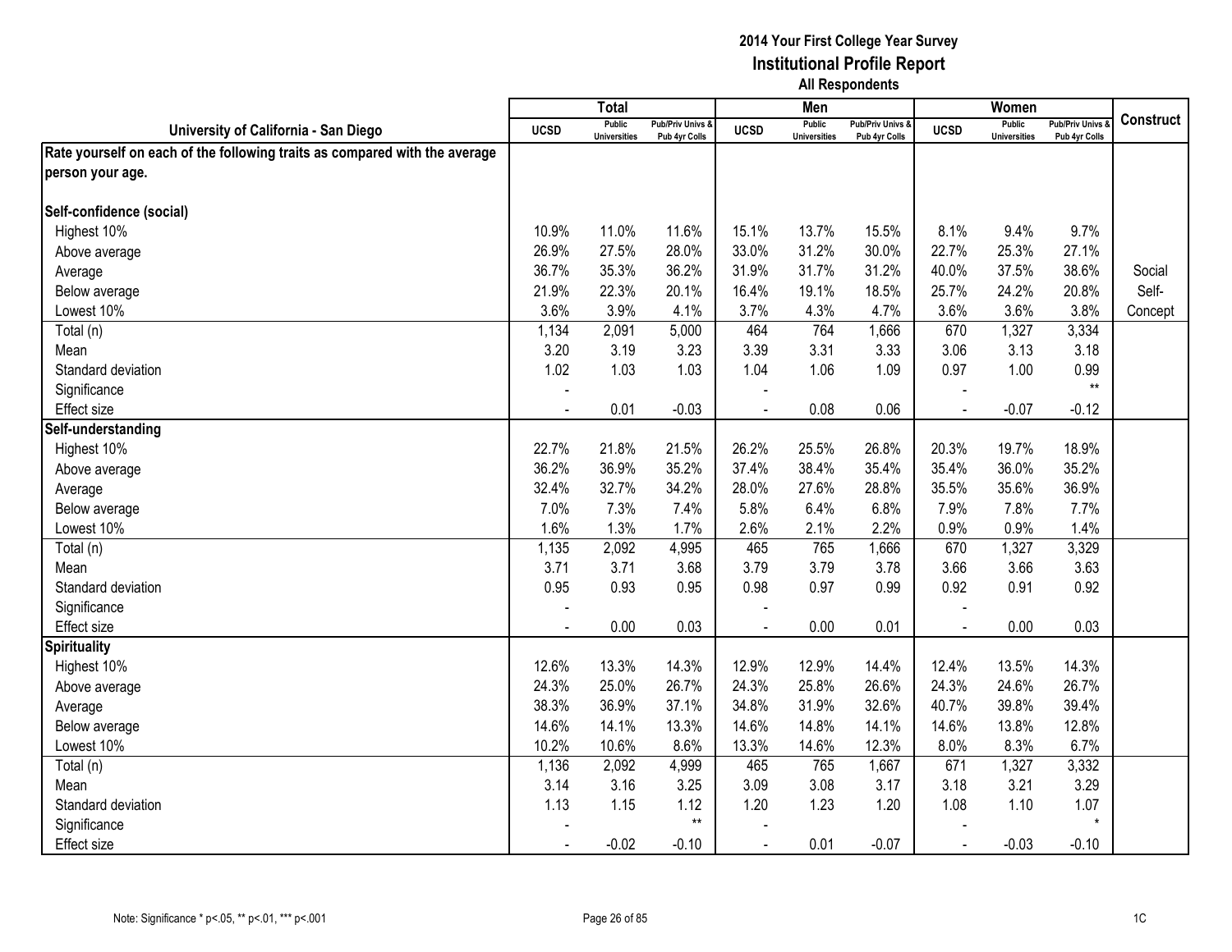# 2014 Your First College Year Survey
## Institutional Profile Report
### All Respondents

| University of California - San Diego | Total | | | Men | | | Women | | | Construct |
|---|---|---|---|---|---|---|---|---|---|---|
| | UCSD | Public Universities | Pub/Priv Univs & Pub 4yr Colls | UCSD | Public Universities | Pub/Priv Univs & Pub 4yr Colls | UCSD | Public Universities | Pub/Priv Univs & Pub 4yr Colls | |
| **Rate yourself on each of the following traits as compared with the average person your age.** | | | | | | | | | | |
| **Self-confidence (social)** | | | | | | | | | | |
| Highest 10% | 10.9% | 11.0% | 11.6% | 15.1% | 13.7% | 15.5% | 8.1% | 9.4% | 9.7% | |
| Above average | 26.9% | 27.5% | 28.0% | 33.0% | 31.2% | 30.0% | 22.7% | 25.3% | 27.1% | |
| Average | 36.7% | 35.3% | 36.2% | 31.9% | 31.7% | 31.2% | 40.0% | 37.5% | 38.6% | Social |
| Below average | 21.9% | 22.3% | 20.1% | 16.4% | 19.1% | 18.5% | 25.7% | 24.2% | 20.8% | Self- |
| Lowest 10% | 3.6% | 3.9% | 4.1% | 3.7% | 4.3% | 4.7% | 3.6% | 3.6% | 3.8% | Concept |
| Total (n) | 1,134 | 2,091 | 5,000 | 464 | 764 | 1,666 | 670 | 1,327 | 3,334 | |
| Mean | 3.20 | 3.19 | 3.23 | 3.39 | 3.31 | 3.33 | 3.06 | 3.13 | 3.18 | |
| Standard deviation | 1.02 | 1.03 | 1.03 | 1.04 | 1.06 | 1.09 | 0.97 | 1.00 | 0.99 | |
| Significance | - | | | - | | | - | | ** | |
| Effect size | - | 0.01 | -0.03 | - | 0.08 | 0.06 | - | -0.07 | -0.12 | |
| **Self-understanding** | | | | | | | | | | |
| Highest 10% | 22.7% | 21.8% | 21.5% | 26.2% | 25.5% | 26.8% | 20.3% | 19.7% | 18.9% | |
| Above average | 36.2% | 36.9% | 35.2% | 37.4% | 38.4% | 35.4% | 35.4% | 36.0% | 35.2% | |
| Average | 32.4% | 32.7% | 34.2% | 28.0% | 27.6% | 28.8% | 35.5% | 35.6% | 36.9% | |
| Below average | 7.0% | 7.3% | 7.4% | 5.8% | 6.4% | 6.8% | 7.9% | 7.8% | 7.7% | |
| Lowest 10% | 1.6% | 1.3% | 1.7% | 2.6% | 2.1% | 2.2% | 0.9% | 0.9% | 1.4% | |
| Total (n) | 1,135 | 2,092 | 4,995 | 465 | 765 | 1,666 | 670 | 1,327 | 3,329 | |
| Mean | 3.71 | 3.71 | 3.68 | 3.79 | 3.79 | 3.78 | 3.66 | 3.66 | 3.63 | |
| Standard deviation | 0.95 | 0.93 | 0.95 | 0.98 | 0.97 | 0.99 | 0.92 | 0.91 | 0.92 | |
| Significance | - | | | - | | | - | | | |
| Effect size | - | 0.00 | 0.03 | - | 0.00 | 0.01 | - | 0.00 | 0.03 | |
| **Spirituality** | | | | | | | | | | |
| Highest 10% | 12.6% | 13.3% | 14.3% | 12.9% | 12.9% | 14.4% | 12.4% | 13.5% | 14.3% | |
| Above average | 24.3% | 25.0% | 26.7% | 24.3% | 25.8% | 26.6% | 24.3% | 24.6% | 26.7% | |
| Average | 38.3% | 36.9% | 37.1% | 34.8% | 31.9% | 32.6% | 40.7% | 39.8% | 39.4% | |
| Below average | 14.6% | 14.1% | 13.3% | 14.6% | 14.8% | 14.1% | 14.6% | 13.8% | 12.8% | |
| Lowest 10% | 10.2% | 10.6% | 8.6% | 13.3% | 14.6% | 12.3% | 8.0% | 8.3% | 6.7% | |
| Total (n) | 1,136 | 2,092 | 4,999 | 465 | 765 | 1,667 | 671 | 1,327 | 3,332 | |
| Mean | 3.14 | 3.16 | 3.25 | 3.09 | 3.08 | 3.17 | 3.18 | 3.21 | 3.29 | |
| Standard deviation | 1.13 | 1.15 | 1.12 | 1.20 | 1.23 | 1.20 | 1.08 | 1.10 | 1.07 | |
| Significance | - | | ** | - | | | - | | * | |
| Effect size | - | -0.02 | -0.10 | - | 0.01 | -0.07 | - | -0.03 | -0.10 | |

Note: Significance * p<.05, ** p<.01, *** p<.001

1C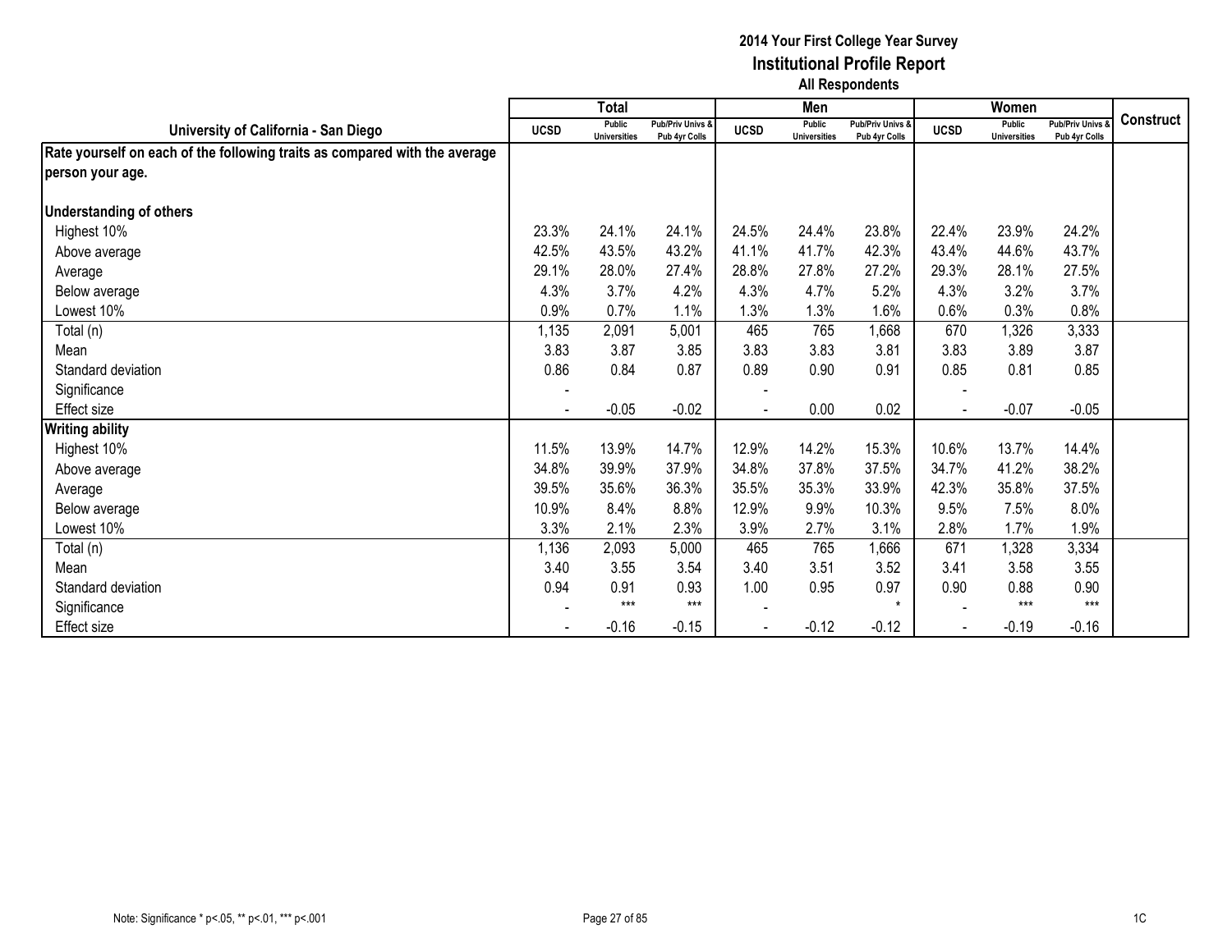**2014 Your First College Year Survey**
**Institutional Profile Report**
**All Respondents**

| University of California - San Diego | Total | | | Men | | | Women | | | Construct |
|---|---|---|---|---|---|---|---|---|---|---|
| | UCSD | Public Universities | Pub/Priv Univs & Pub 4yr Colls | UCSD | Public Universities | Pub/Priv Univs & Pub 4yr Colls | UCSD | Public Universities | Pub/Priv Univs & Pub 4yr Colls | |
| **Rate yourself on each of the following traits as compared with the average person your age.** | | | | | | | | | | |
| **Understanding of others** | | | | | | | | | | |
| Highest 10% | 23.3% | 24.1% | 24.1% | 24.5% | 24.4% | 23.8% | 22.4% | 23.9% | 24.2% | |
| Above average | 42.5% | 43.5% | 43.2% | 41.1% | 41.7% | 42.3% | 43.4% | 44.6% | 43.7% | |
| Average | 29.1% | 28.0% | 27.4% | 28.8% | 27.8% | 27.2% | 29.3% | 28.1% | 27.5% | |
| Below average | 4.3% | 3.7% | 4.2% | 4.3% | 4.7% | 5.2% | 4.3% | 3.2% | 3.7% | |
| Lowest 10% | 0.9% | 0.7% | 1.1% | 1.3% | 1.3% | 1.6% | 0.6% | 0.3% | 0.8% | |
| Total (n) | 1,135 | 2,091 | 5,001 | 465 | 765 | 1,668 | 670 | 1,326 | 3,333 | |
| Mean | 3.83 | 3.87 | 3.85 | 3.83 | 3.83 | 3.81 | 3.83 | 3.89 | 3.87 | |
| Standard deviation | 0.86 | 0.84 | 0.87 | 0.89 | 0.90 | 0.91 | 0.85 | 0.81 | 0.85 | |
| Significance | - | | | - | | | - | | | |
| Effect size | - | -0.05 | -0.02 | - | 0.00 | 0.02 | - | -0.07 | -0.05 | |
| **Writing ability** | | | | | | | | | | |
| Highest 10% | 11.5% | 13.9% | 14.7% | 12.9% | 14.2% | 15.3% | 10.6% | 13.7% | 14.4% | |
| Above average | 34.8% | 39.9% | 37.9% | 34.8% | 37.8% | 37.5% | 34.7% | 41.2% | 38.2% | |
| Average | 39.5% | 35.6% | 36.3% | 35.5% | 35.3% | 33.9% | 42.3% | 35.8% | 37.5% | |
| Below average | 10.9% | 8.4% | 8.8% | 12.9% | 9.9% | 10.3% | 9.5% | 7.5% | 8.0% | |
| Lowest 10% | 3.3% | 2.1% | 2.3% | 3.9% | 2.7% | 3.1% | 2.8% | 1.7% | 1.9% | |
| Total (n) | 1,136 | 2,093 | 5,000 | 465 | 765 | 1,666 | 671 | 1,328 | 3,334 | |
| Mean | 3.40 | 3.55 | 3.54 | 3.40 | 3.51 | 3.52 | 3.41 | 3.58 | 3.55 | |
| Standard deviation | 0.94 | 0.91 | 0.93 | 1.00 | 0.95 | 0.97 | 0.90 | 0.88 | 0.90 | |
| Significance | - | *** | *** | - | | * | - | *** | *** | |
| Effect size | - | -0.16 | -0.15 | - | -0.12 | -0.12 | - | -0.19 | -0.16 | |

Note: Significance * p<.05, ** p<.01, *** p<.001

1C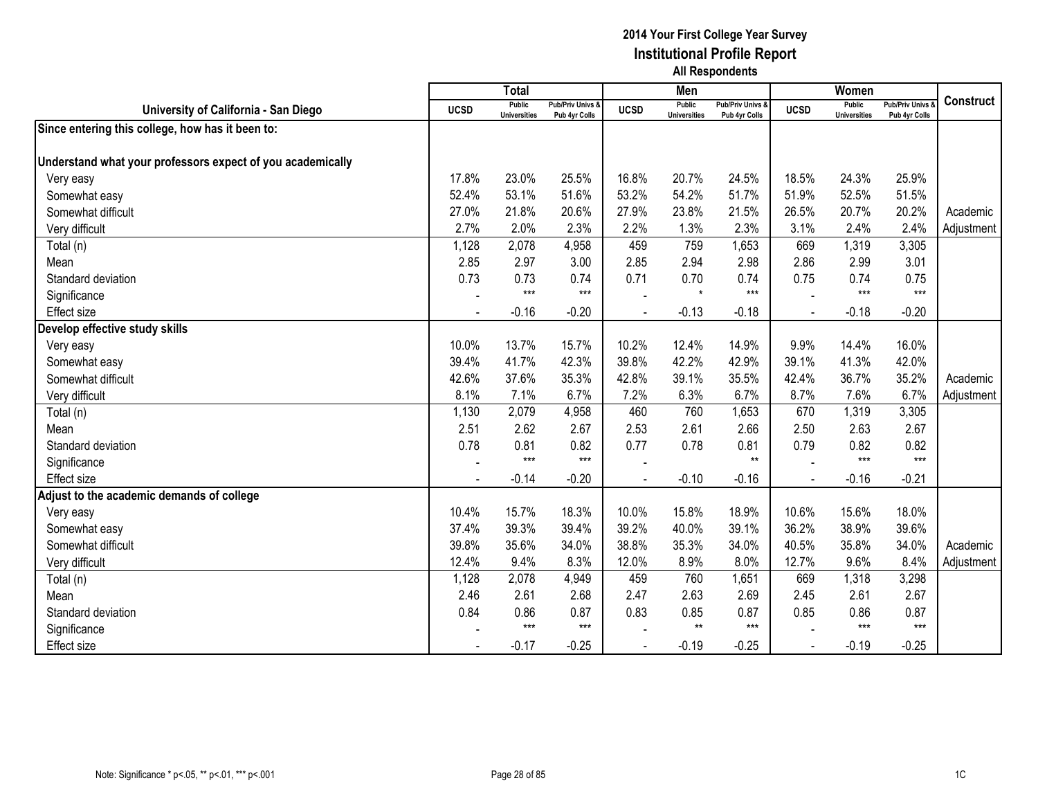**2014 Your First College Year Survey**
**Institutional Profile Report**
**All Respondents**

| University of California - San Diego | Total | | | Men | | | Women | | | Construct |
|---|---|---|---|---|---|---|---|---|---|---|
| | UCSD | Public Universities | Pub/Priv Univs & Pub 4yr Colls | UCSD | Public Universities | Pub/Priv Univs & Pub 4yr Colls | UCSD | Public Universities | Pub/Priv Univs & Pub 4yr Colls | |
| **Since entering this college, how has it been to:** | | | | | | | | | | |
| **Understand what your professors expect of you academically** | | | | | | | | | | |
| Very easy | 17.8% | 23.0% | 25.5% | 16.8% | 20.7% | 24.5% | 18.5% | 24.3% | 25.9% | |
| Somewhat easy | 52.4% | 53.1% | 51.6% | 53.2% | 54.2% | 51.7% | 51.9% | 52.5% | 51.5% | |
| Somewhat difficult | 27.0% | 21.8% | 20.6% | 27.9% | 23.8% | 21.5% | 26.5% | 20.7% | 20.2% | Academic |
| Very difficult | 2.7% | 2.0% | 2.3% | 2.2% | 1.3% | 2.3% | 3.1% | 2.4% | 2.4% | Adjustment |
| Total (n) | 1,128 | 2,078 | 4,958 | 459 | 759 | 1,653 | 669 | 1,319 | 3,305 | |
| Mean | 2.85 | 2.97 | 3.00 | 2.85 | 2.94 | 2.98 | 2.86 | 2.99 | 3.01 | |
| Standard deviation | 0.73 | 0.73 | 0.74 | 0.71 | 0.70 | 0.74 | 0.75 | 0.74 | 0.75 | |
| Significance | - | *** | *** | - | * | *** | - | *** | *** | |
| Effect size | - | -0.16 | -0.20 | - | -0.13 | -0.18 | - | -0.18 | -0.20 | |
| **Develop effective study skills** | | | | | | | | | | |
| Very easy | 10.0% | 13.7% | 15.7% | 10.2% | 12.4% | 14.9% | 9.9% | 14.4% | 16.0% | |
| Somewhat easy | 39.4% | 41.7% | 42.3% | 39.8% | 42.2% | 42.9% | 39.1% | 41.3% | 42.0% | |
| Somewhat difficult | 42.6% | 37.6% | 35.3% | 42.8% | 39.1% | 35.5% | 42.4% | 36.7% | 35.2% | Academic |
| Very difficult | 8.1% | 7.1% | 6.7% | 7.2% | 6.3% | 6.7% | 8.7% | 7.6% | 6.7% | Adjustment |
| Total (n) | 1,130 | 2,079 | 4,958 | 460 | 760 | 1,653 | 670 | 1,319 | 3,305 | |
| Mean | 2.51 | 2.62 | 2.67 | 2.53 | 2.61 | 2.66 | 2.50 | 2.63 | 2.67 | |
| Standard deviation | 0.78 | 0.81 | 0.82 | 0.77 | 0.78 | 0.81 | 0.79 | 0.82 | 0.82 | |
| Significance | - | *** | *** | - | | ** | - | *** | *** | |
| Effect size | - | -0.14 | -0.20 | - | -0.10 | -0.16 | - | -0.16 | -0.21 | |
| **Adjust to the academic demands of college** | | | | | | | | | | |
| Very easy | 10.4% | 15.7% | 18.3% | 10.0% | 15.8% | 18.9% | 10.6% | 15.6% | 18.0% | |
| Somewhat easy | 37.4% | 39.3% | 39.4% | 39.2% | 40.0% | 39.1% | 36.2% | 38.9% | 39.6% | |
| Somewhat difficult | 39.8% | 35.6% | 34.0% | 38.8% | 35.3% | 34.0% | 40.5% | 35.8% | 34.0% | Academic |
| Very difficult | 12.4% | 9.4% | 8.3% | 12.0% | 8.9% | 8.0% | 12.7% | 9.6% | 8.4% | Adjustment |
| Total (n) | 1,128 | 2,078 | 4,949 | 459 | 760 | 1,651 | 669 | 1,318 | 3,298 | |
| Mean | 2.46 | 2.61 | 2.68 | 2.47 | 2.63 | 2.69 | 2.45 | 2.61 | 2.67 | |
| Standard deviation | 0.84 | 0.86 | 0.87 | 0.83 | 0.85 | 0.87 | 0.85 | 0.86 | 0.87 | |
| Significance | - | *** | *** | - | ** | *** | - | *** | *** | |
| Effect size | - | -0.17 | -0.25 | - | -0.19 | -0.25 | - | -0.19 | -0.25 | |

Note: Significance * p<.05, ** p<.01, *** p<.001

1C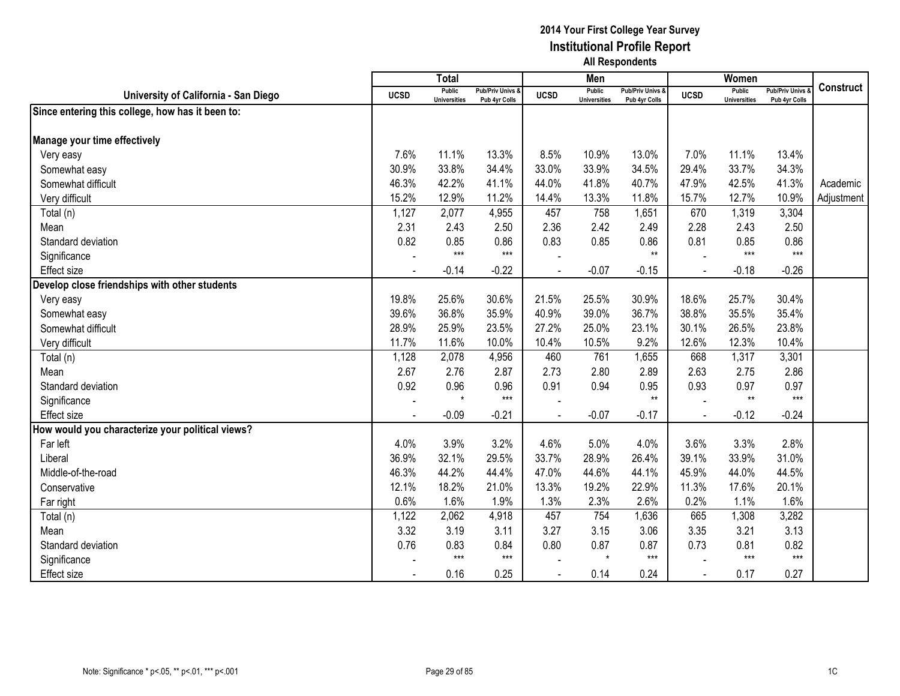# 2014 Your First College Year Survey
## Institutional Profile Report
### All Respondents

| University of California - San Diego | Total | | | Men | | | Women | | | Construct |
|---|---|---|---|---|---|---|---|---|---|---|
| | UCSD | Public Universities | Pub/Priv Univs & Pub 4yr Colls | UCSD | Public Universities | Pub/Priv Univs & Pub 4yr Colls | UCSD | Public Universities | Pub/Priv Univs & Pub 4yr Colls | |
| **Since entering this college, how has it been to:** | | | | | | | | | | |
| **Manage your time effectively** | | | | | | | | | | |
| Very easy | 7.6% | 11.1% | 13.3% | 8.5% | 10.9% | 13.0% | 7.0% | 11.1% | 13.4% | |
| Somewhat easy | 30.9% | 33.8% | 34.4% | 33.0% | 33.9% | 34.5% | 29.4% | 33.7% | 34.3% | |
| Somewhat difficult | 46.3% | 42.2% | 41.1% | 44.0% | 41.8% | 40.7% | 47.9% | 42.5% | 41.3% | Academic |
| Very difficult | 15.2% | 12.9% | 11.2% | 14.4% | 13.3% | 11.8% | 15.7% | 12.7% | 10.9% | Adjustment |
| Total (n) | 1,127 | 2,077 | 4,955 | 457 | 758 | 1,651 | 670 | 1,319 | 3,304 | |
| Mean | 2.31 | 2.43 | 2.50 | 2.36 | 2.42 | 2.49 | 2.28 | 2.43 | 2.50 | |
| Standard deviation | 0.82 | 0.85 | 0.86 | 0.83 | 0.85 | 0.86 | 0.81 | 0.85 | 0.86 | |
| Significance | - | *** | *** | - | | ** | - | *** | *** | |
| Effect size | - | -0.14 | -0.22 | - | -0.07 | -0.15 | - | -0.18 | -0.26 | |
| **Develop close friendships with other students** | | | | | | | | | | |
| Very easy | 19.8% | 25.6% | 30.6% | 21.5% | 25.5% | 30.9% | 18.6% | 25.7% | 30.4% | |
| Somewhat easy | 39.6% | 36.8% | 35.9% | 40.9% | 39.0% | 36.7% | 38.8% | 35.5% | 35.4% | |
| Somewhat difficult | 28.9% | 25.9% | 23.5% | 27.2% | 25.0% | 23.1% | 30.1% | 26.5% | 23.8% | |
| Very difficult | 11.7% | 11.6% | 10.0% | 10.4% | 10.5% | 9.2% | 12.6% | 12.3% | 10.4% | |
| Total (n) | 1,128 | 2,078 | 4,956 | 460 | 761 | 1,655 | 668 | 1,317 | 3,301 | |
| Mean | 2.67 | 2.76 | 2.87 | 2.73 | 2.80 | 2.89 | 2.63 | 2.75 | 2.86 | |
| Standard deviation | 0.92 | 0.96 | 0.96 | 0.91 | 0.94 | 0.95 | 0.93 | 0.97 | 0.97 | |
| Significance | - | * | *** | - | | ** | - | ** | *** | |
| Effect size | - | -0.09 | -0.21 | - | -0.07 | -0.17 | - | -0.12 | -0.24 | |
| **How would you characterize your political views?** | | | | | | | | | | |
| Far left | 4.0% | 3.9% | 3.2% | 4.6% | 5.0% | 4.0% | 3.6% | 3.3% | 2.8% | |
| Liberal | 36.9% | 32.1% | 29.5% | 33.7% | 28.9% | 26.4% | 39.1% | 33.9% | 31.0% | |
| Middle-of-the-road | 46.3% | 44.2% | 44.4% | 47.0% | 44.6% | 44.1% | 45.9% | 44.0% | 44.5% | |
| Conservative | 12.1% | 18.2% | 21.0% | 13.3% | 19.2% | 22.9% | 11.3% | 17.6% | 20.1% | |
| Far right | 0.6% | 1.6% | 1.9% | 1.3% | 2.3% | 2.6% | 0.2% | 1.1% | 1.6% | |
| Total (n) | 1,122 | 2,062 | 4,918 | 457 | 754 | 1,636 | 665 | 1,308 | 3,282 | |
| Mean | 3.32 | 3.19 | 3.11 | 3.27 | 3.15 | 3.06 | 3.35 | 3.21 | 3.13 | |
| Standard deviation | 0.76 | 0.83 | 0.84 | 0.80 | 0.87 | 0.87 | 0.73 | 0.81 | 0.82 | |
| Significance | - | *** | *** | - | * | *** | - | *** | *** | |
| Effect size | - | 0.16 | 0.25 | - | 0.14 | 0.24 | - | 0.17 | 0.27 | |

Note: Significance * p<.05, ** p<.01, *** p<.001

1C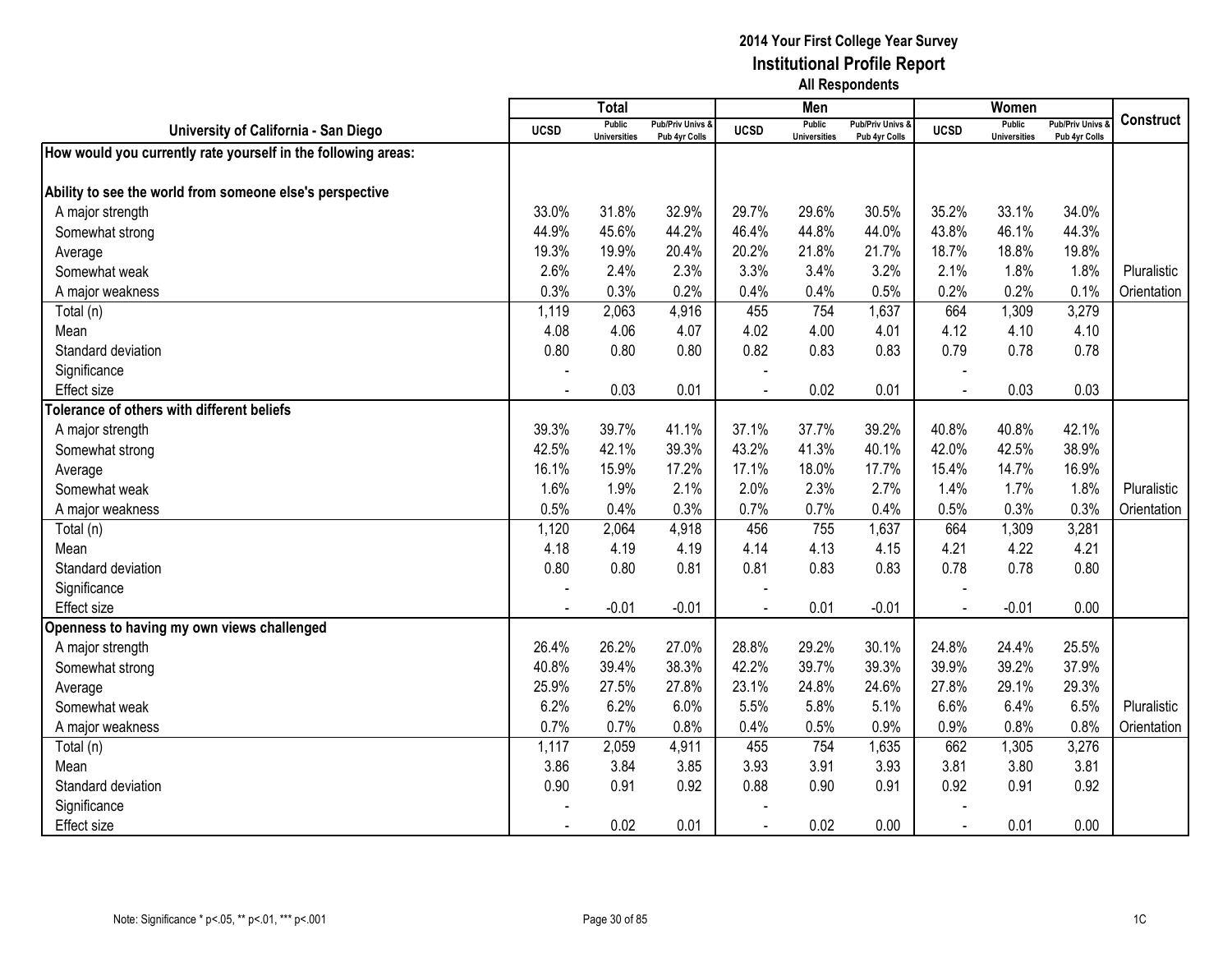**2014 Your First College Year Survey**
**Institutional Profile Report**
**All Respondents**

| University of California - San Diego | Total | | | Men | | | Women | | | Construct |
|---|---|---|---|---|---|---|---|---|---|---|
| | UCSD | Public Universities | Pub/Priv Univs & Pub 4yr Colls | UCSD | Public Universities | Pub/Priv Univs & Pub 4yr Colls | UCSD | Public Universities | Pub/Priv Univs & Pub 4yr Colls | |
| **How would you currently rate yourself in the following areas:** | | | | | | | | | | |
| **Ability to see the world from someone else's perspective** | | | | | | | | | | |
| A major strength | 33.0% | 31.8% | 32.9% | 29.7% | 29.6% | 30.5% | 35.2% | 33.1% | 34.0% | |
| Somewhat strong | 44.9% | 45.6% | 44.2% | 46.4% | 44.8% | 44.0% | 43.8% | 46.1% | 44.3% | |
| Average | 19.3% | 19.9% | 20.4% | 20.2% | 21.8% | 21.7% | 18.7% | 18.8% | 19.8% | |
| Somewhat weak | 2.6% | 2.4% | 2.3% | 3.3% | 3.4% | 3.2% | 2.1% | 1.8% | 1.8% | Pluralistic |
| A major weakness | 0.3% | 0.3% | 0.2% | 0.4% | 0.4% | 0.5% | 0.2% | 0.2% | 0.1% | Orientation |
| Total (n) | 1,119 | 2,063 | 4,916 | 455 | 754 | 1,637 | 664 | 1,309 | 3,279 | |
| Mean | 4.08 | 4.06 | 4.07 | 4.02 | 4.00 | 4.01 | 4.12 | 4.10 | 4.10 | |
| Standard deviation | 0.80 | 0.80 | 0.80 | 0.82 | 0.83 | 0.83 | 0.79 | 0.78 | 0.78 | |
| Significance | - | | | - | | | - | | | |
| Effect size | - | 0.03 | 0.01 | - | 0.02 | 0.01 | - | 0.03 | 0.03 | |
| **Tolerance of others with different beliefs** | | | | | | | | | | |
| A major strength | 39.3% | 39.7% | 41.1% | 37.1% | 37.7% | 39.2% | 40.8% | 40.8% | 42.1% | |
| Somewhat strong | 42.5% | 42.1% | 39.3% | 43.2% | 41.3% | 40.1% | 42.0% | 42.5% | 38.9% | |
| Average | 16.1% | 15.9% | 17.2% | 17.1% | 18.0% | 17.7% | 15.4% | 14.7% | 16.9% | |
| Somewhat weak | 1.6% | 1.9% | 2.1% | 2.0% | 2.3% | 2.7% | 1.4% | 1.7% | 1.8% | Pluralistic |
| A major weakness | 0.5% | 0.4% | 0.3% | 0.7% | 0.7% | 0.4% | 0.5% | 0.3% | 0.3% | Orientation |
| Total (n) | 1,120 | 2,064 | 4,918 | 456 | 755 | 1,637 | 664 | 1,309 | 3,281 | |
| Mean | 4.18 | 4.19 | 4.19 | 4.14 | 4.13 | 4.15 | 4.21 | 4.22 | 4.21 | |
| Standard deviation | 0.80 | 0.80 | 0.81 | 0.81 | 0.83 | 0.83 | 0.78 | 0.78 | 0.80 | |
| Significance | - | | | - | | | - | | | |
| Effect size | - | -0.01 | -0.01 | - | 0.01 | -0.01 | - | -0.01 | 0.00 | |
| **Openness to having my own views challenged** | | | | | | | | | | |
| A major strength | 26.4% | 26.2% | 27.0% | 28.8% | 29.2% | 30.1% | 24.8% | 24.4% | 25.5% | |
| Somewhat strong | 40.8% | 39.4% | 38.3% | 42.2% | 39.7% | 39.3% | 39.9% | 39.2% | 37.9% | |
| Average | 25.9% | 27.5% | 27.8% | 23.1% | 24.8% | 24.6% | 27.8% | 29.1% | 29.3% | |
| Somewhat weak | 6.2% | 6.2% | 6.0% | 5.5% | 5.8% | 5.1% | 6.6% | 6.4% | 6.5% | Pluralistic |
| A major weakness | 0.7% | 0.7% | 0.8% | 0.4% | 0.5% | 0.9% | 0.9% | 0.8% | 0.8% | Orientation |
| Total (n) | 1,117 | 2,059 | 4,911 | 455 | 754 | 1,635 | 662 | 1,305 | 3,276 | |
| Mean | 3.86 | 3.84 | 3.85 | 3.93 | 3.91 | 3.93 | 3.81 | 3.80 | 3.81 | |
| Standard deviation | 0.90 | 0.91 | 0.92 | 0.88 | 0.90 | 0.91 | 0.92 | 0.91 | 0.92 | |
| Significance | - | | | - | | | - | | | |
| Effect size | - | 0.02 | 0.01 | - | 0.02 | 0.00 | - | 0.01 | 0.00 | |

Note: Significance * p<.05, ** p<.01, *** p<.001

1C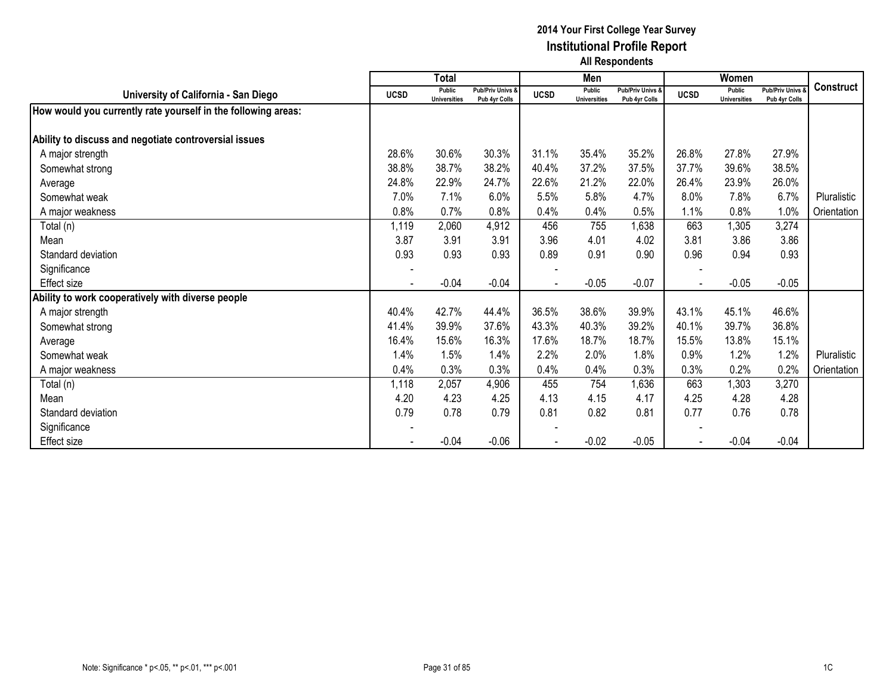# 2014 Your First College Year Survey
## Institutional Profile Report
### All Respondents

| University of California - San Diego | Total | | | Men | | | Women | | | Construct |
|---|---|---|---|---|---|---|---|---|---|---|
| | UCSD | Public Universities | Pub/Priv Univs & Pub 4yr Colls | UCSD | Public Universities | Pub/Priv Univs & Pub 4yr Colls | UCSD | Public Universities | Pub/Priv Univs & Pub 4yr Colls | |
| **How would you currently rate yourself in the following areas:** | | | | | | | | | | |
| **Ability to discuss and negotiate controversial issues** | | | | | | | | | | |
| A major strength | 28.6% | 30.6% | 30.3% | 31.1% | 35.4% | 35.2% | 26.8% | 27.8% | 27.9% | |
| Somewhat strong | 38.8% | 38.7% | 38.2% | 40.4% | 37.2% | 37.5% | 37.7% | 39.6% | 38.5% | |
| Average | 24.8% | 22.9% | 24.7% | 22.6% | 21.2% | 22.0% | 26.4% | 23.9% | 26.0% | |
| Somewhat weak | 7.0% | 7.1% | 6.0% | 5.5% | 5.8% | 4.7% | 8.0% | 7.8% | 6.7% | Pluralistic |
| A major weakness | 0.8% | 0.7% | 0.8% | 0.4% | 0.4% | 0.5% | 1.1% | 0.8% | 1.0% | Orientation |
| Total (n) | 1,119 | 2,060 | 4,912 | 456 | 755 | 1,638 | 663 | 1,305 | 3,274 | |
| Mean | 3.87 | 3.91 | 3.91 | 3.96 | 4.01 | 4.02 | 3.81 | 3.86 | 3.86 | |
| Standard deviation | 0.93 | 0.93 | 0.93 | 0.89 | 0.91 | 0.90 | 0.96 | 0.94 | 0.93 | |
| Significance | - | | | - | | | - | | | |
| Effect size | - | -0.04 | -0.04 | - | -0.05 | -0.07 | - | -0.05 | -0.05 | |
| **Ability to work cooperatively with diverse people** | | | | | | | | | | |
| A major strength | 40.4% | 42.7% | 44.4% | 36.5% | 38.6% | 39.9% | 43.1% | 45.1% | 46.6% | |
| Somewhat strong | 41.4% | 39.9% | 37.6% | 43.3% | 40.3% | 39.2% | 40.1% | 39.7% | 36.8% | |
| Average | 16.4% | 15.6% | 16.3% | 17.6% | 18.7% | 18.7% | 15.5% | 13.8% | 15.1% | |
| Somewhat weak | 1.4% | 1.5% | 1.4% | 2.2% | 2.0% | 1.8% | 0.9% | 1.2% | 1.2% | Pluralistic |
| A major weakness | 0.4% | 0.3% | 0.3% | 0.4% | 0.4% | 0.3% | 0.3% | 0.2% | 0.2% | Orientation |
| Total (n) | 1,118 | 2,057 | 4,906 | 455 | 754 | 1,636 | 663 | 1,303 | 3,270 | |
| Mean | 4.20 | 4.23 | 4.25 | 4.13 | 4.15 | 4.17 | 4.25 | 4.28 | 4.28 | |
| Standard deviation | 0.79 | 0.78 | 0.79 | 0.81 | 0.82 | 0.81 | 0.77 | 0.76 | 0.78 | |
| Significance | - | | | - | | | - | | | |
| Effect size | - | -0.04 | -0.06 | - | -0.02 | -0.05 | - | -0.04 | -0.04 | |

Note: Significance * p<.05, ** p<.01, *** p<.001

1C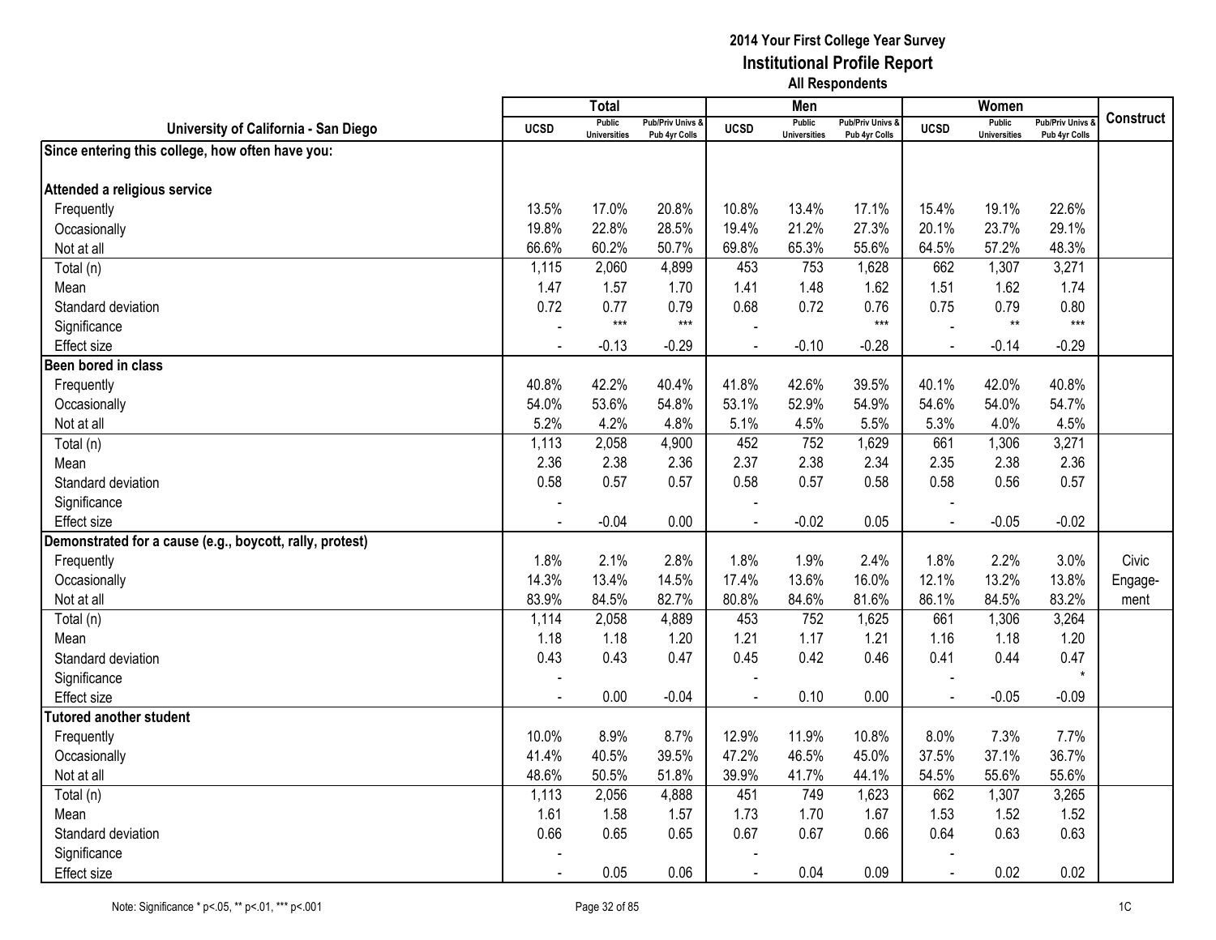**2014 Your First College Year Survey**
**Institutional Profile Report**
**All Respondents**

| University of California - San Diego | Total | | | Men | | | Women | | | Construct |
|---|---|---|---|---|---|---|---|---|---|---|
| | UCSD | Public Universities | Pub/Priv Univs & Pub 4yr Colls | UCSD | Public Universities | Pub/Priv Univs & Pub 4yr Colls | UCSD | Public Universities | Pub/Priv Univs & Pub 4yr Colls | |
| **Since entering this college, how often have you:** | | | | | | | | | | |
| **Attended a religious service** | | | | | | | | | | |
| Frequently | 13.5% | 17.0% | 20.8% | 10.8% | 13.4% | 17.1% | 15.4% | 19.1% | 22.6% | |
| Occasionally | 19.8% | 22.8% | 28.5% | 19.4% | 21.2% | 27.3% | 20.1% | 23.7% | 29.1% | |
| Not at all | 66.6% | 60.2% | 50.7% | 69.8% | 65.3% | 55.6% | 64.5% | 57.2% | 48.3% | |
| Total (n) | 1,115 | 2,060 | 4,899 | 453 | 753 | 1,628 | 662 | 1,307 | 3,271 | |
| Mean | 1.47 | 1.57 | 1.70 | 1.41 | 1.48 | 1.62 | 1.51 | 1.62 | 1.74 | |
| Standard deviation | 0.72 | 0.77 | 0.79 | 0.68 | 0.72 | 0.76 | 0.75 | 0.79 | 0.80 | |
| Significance | - | *** | *** | - | | *** | - | ** | *** | |
| Effect size | - | -0.13 | -0.29 | - | -0.10 | -0.28 | - | -0.14 | -0.29 | |
| **Been bored in class** | | | | | | | | | | |
| Frequently | 40.8% | 42.2% | 40.4% | 41.8% | 42.6% | 39.5% | 40.1% | 42.0% | 40.8% | |
| Occasionally | 54.0% | 53.6% | 54.8% | 53.1% | 52.9% | 54.9% | 54.6% | 54.0% | 54.7% | |
| Not at all | 5.2% | 4.2% | 4.8% | 5.1% | 4.5% | 5.5% | 5.3% | 4.0% | 4.5% | |
| Total (n) | 1,113 | 2,058 | 4,900 | 452 | 752 | 1,629 | 661 | 1,306 | 3,271 | |
| Mean | 2.36 | 2.38 | 2.36 | 2.37 | 2.38 | 2.34 | 2.35 | 2.38 | 2.36 | |
| Standard deviation | 0.58 | 0.57 | 0.57 | 0.58 | 0.57 | 0.58 | 0.58 | 0.56 | 0.57 | |
| Significance | - | | | - | | | - | | | |
| Effect size | - | -0.04 | 0.00 | - | -0.02 | 0.05 | - | -0.05 | -0.02 | |
| **Demonstrated for a cause (e.g., boycott, rally, protest)** | | | | | | | | | | |
| Frequently | 1.8% | 2.1% | 2.8% | 1.8% | 1.9% | 2.4% | 1.8% | 2.2% | 3.0% | Civic |
| Occasionally | 14.3% | 13.4% | 14.5% | 17.4% | 13.6% | 16.0% | 12.1% | 13.2% | 13.8% | Engage- |
| Not at all | 83.9% | 84.5% | 82.7% | 80.8% | 84.6% | 81.6% | 86.1% | 84.5% | 83.2% | ment |
| Total (n) | 1,114 | 2,058 | 4,889 | 453 | 752 | 1,625 | 661 | 1,306 | 3,264 | |
| Mean | 1.18 | 1.18 | 1.20 | 1.21 | 1.17 | 1.21 | 1.16 | 1.18 | 1.20 | |
| Standard deviation | 0.43 | 0.43 | 0.47 | 0.45 | 0.42 | 0.46 | 0.41 | 0.44 | 0.47 | |
| Significance | - | | | - | | | - | | * | |
| Effect size | - | 0.00 | -0.04 | - | 0.10 | 0.00 | - | -0.05 | -0.09 | |
| **Tutored another student** | | | | | | | | | | |
| Frequently | 10.0% | 8.9% | 8.7% | 12.9% | 11.9% | 10.8% | 8.0% | 7.3% | 7.7% | |
| Occasionally | 41.4% | 40.5% | 39.5% | 47.2% | 46.5% | 45.0% | 37.5% | 37.1% | 36.7% | |
| Not at all | 48.6% | 50.5% | 51.8% | 39.9% | 41.7% | 44.1% | 54.5% | 55.6% | 55.6% | |
| Total (n) | 1,113 | 2,056 | 4,888 | 451 | 749 | 1,623 | 662 | 1,307 | 3,265 | |
| Mean | 1.61 | 1.58 | 1.57 | 1.73 | 1.70 | 1.67 | 1.53 | 1.52 | 1.52 | |
| Standard deviation | 0.66 | 0.65 | 0.65 | 0.67 | 0.67 | 0.66 | 0.64 | 0.63 | 0.63 | |
| Significance | - | | | - | | | - | | | |
| Effect size | - | 0.05 | 0.06 | - | 0.04 | 0.09 | - | 0.02 | 0.02 | |

Note: Significance * p<.05, ** p<.01, *** p<.001

1C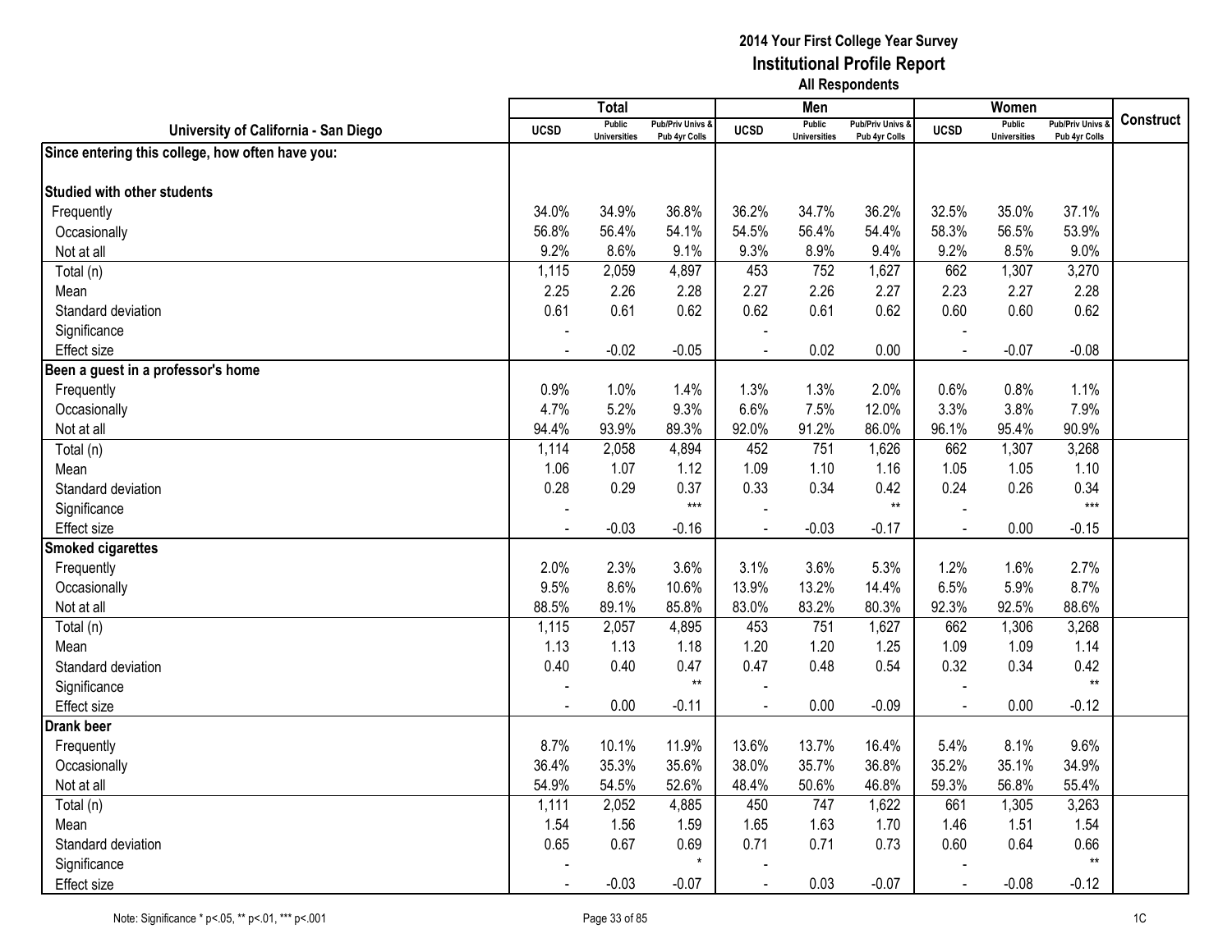**2014 Your First College Year Survey**
**Institutional Profile Report**
**All Respondents**

| University of California - San Diego | Total | | | Men | | | Women | | | Construct |
|---|---|---|---|---|---|---|---|---|---|---|
| | UCSD | Public Universities | Pub/Priv Univs & Pub 4yr Colls | UCSD | Public Universities | Pub/Priv Univs & Pub 4yr Colls | UCSD | Public Universities | Pub/Priv Univs & Pub 4yr Colls | |
| **Since entering this college, how often have you:** | | | | | | | | | | |
| **Studied with other students** | | | | | | | | | | |
| Frequently | 34.0% | 34.9% | 36.8% | 36.2% | 34.7% | 36.2% | 32.5% | 35.0% | 37.1% | |
| Occasionally | 56.8% | 56.4% | 54.1% | 54.5% | 56.4% | 54.4% | 58.3% | 56.5% | 53.9% | |
| Not at all | 9.2% | 8.6% | 9.1% | 9.3% | 8.9% | 9.4% | 9.2% | 8.5% | 9.0% | |
| Total (n) | 1,115 | 2,059 | 4,897 | 453 | 752 | 1,627 | 662 | 1,307 | 3,270 | |
| Mean | 2.25 | 2.26 | 2.28 | 2.27 | 2.26 | 2.27 | 2.23 | 2.27 | 2.28 | |
| Standard deviation | 0.61 | 0.61 | 0.62 | 0.62 | 0.61 | 0.62 | 0.60 | 0.60 | 0.62 | |
| Significance | - | | | - | | | - | | | |
| Effect size | - | -0.02 | -0.05 | - | 0.02 | 0.00 | - | -0.07 | -0.08 | |
| **Been a guest in a professor's home** | | | | | | | | | | |
| Frequently | 0.9% | 1.0% | 1.4% | 1.3% | 1.3% | 2.0% | 0.6% | 0.8% | 1.1% | |
| Occasionally | 4.7% | 5.2% | 9.3% | 6.6% | 7.5% | 12.0% | 3.3% | 3.8% | 7.9% | |
| Not at all | 94.4% | 93.9% | 89.3% | 92.0% | 91.2% | 86.0% | 96.1% | 95.4% | 90.9% | |
| Total (n) | 1,114 | 2,058 | 4,894 | 452 | 751 | 1,626 | 662 | 1,307 | 3,268 | |
| Mean | 1.06 | 1.07 | 1.12 | 1.09 | 1.10 | 1.16 | 1.05 | 1.05 | 1.10 | |
| Standard deviation | 0.28 | 0.29 | 0.37 | 0.33 | 0.34 | 0.42 | 0.24 | 0.26 | 0.34 | |
| Significance | - | | *** | - | | ** | - | | *** | |
| Effect size | - | -0.03 | -0.16 | - | -0.03 | -0.17 | - | 0.00 | -0.15 | |
| **Smoked cigarettes** | | | | | | | | | | |
| Frequently | 2.0% | 2.3% | 3.6% | 3.1% | 3.6% | 5.3% | 1.2% | 1.6% | 2.7% | |
| Occasionally | 9.5% | 8.6% | 10.6% | 13.9% | 13.2% | 14.4% | 6.5% | 5.9% | 8.7% | |
| Not at all | 88.5% | 89.1% | 85.8% | 83.0% | 83.2% | 80.3% | 92.3% | 92.5% | 88.6% | |
| Total (n) | 1,115 | 2,057 | 4,895 | 453 | 751 | 1,627 | 662 | 1,306 | 3,268 | |
| Mean | 1.13 | 1.13 | 1.18 | 1.20 | 1.20 | 1.25 | 1.09 | 1.09 | 1.14 | |
| Standard deviation | 0.40 | 0.40 | 0.47 | 0.47 | 0.48 | 0.54 | 0.32 | 0.34 | 0.42 | |
| Significance | - | | ** | - | | | - | | ** | |
| Effect size | - | 0.00 | -0.11 | - | 0.00 | -0.09 | - | 0.00 | -0.12 | |
| **Drank beer** | | | | | | | | | | |
| Frequently | 8.7% | 10.1% | 11.9% | 13.6% | 13.7% | 16.4% | 5.4% | 8.1% | 9.6% | |
| Occasionally | 36.4% | 35.3% | 35.6% | 38.0% | 35.7% | 36.8% | 35.2% | 35.1% | 34.9% | |
| Not at all | 54.9% | 54.5% | 52.6% | 48.4% | 50.6% | 46.8% | 59.3% | 56.8% | 55.4% | |
| Total (n) | 1,111 | 2,052 | 4,885 | 450 | 747 | 1,622 | 661 | 1,305 | 3,263 | |
| Mean | 1.54 | 1.56 | 1.59 | 1.65 | 1.63 | 1.70 | 1.46 | 1.51 | 1.54 | |
| Standard deviation | 0.65 | 0.67 | 0.69 | 0.71 | 0.71 | 0.73 | 0.60 | 0.64 | 0.66 | |
| Significance | - | | * | - | | | - | | ** | |
| Effect size | - | -0.03 | -0.07 | - | 0.03 | -0.07 | - | -0.08 | -0.12 | |

Note: Significance * p<.05, ** p<.01, *** p<.001

1C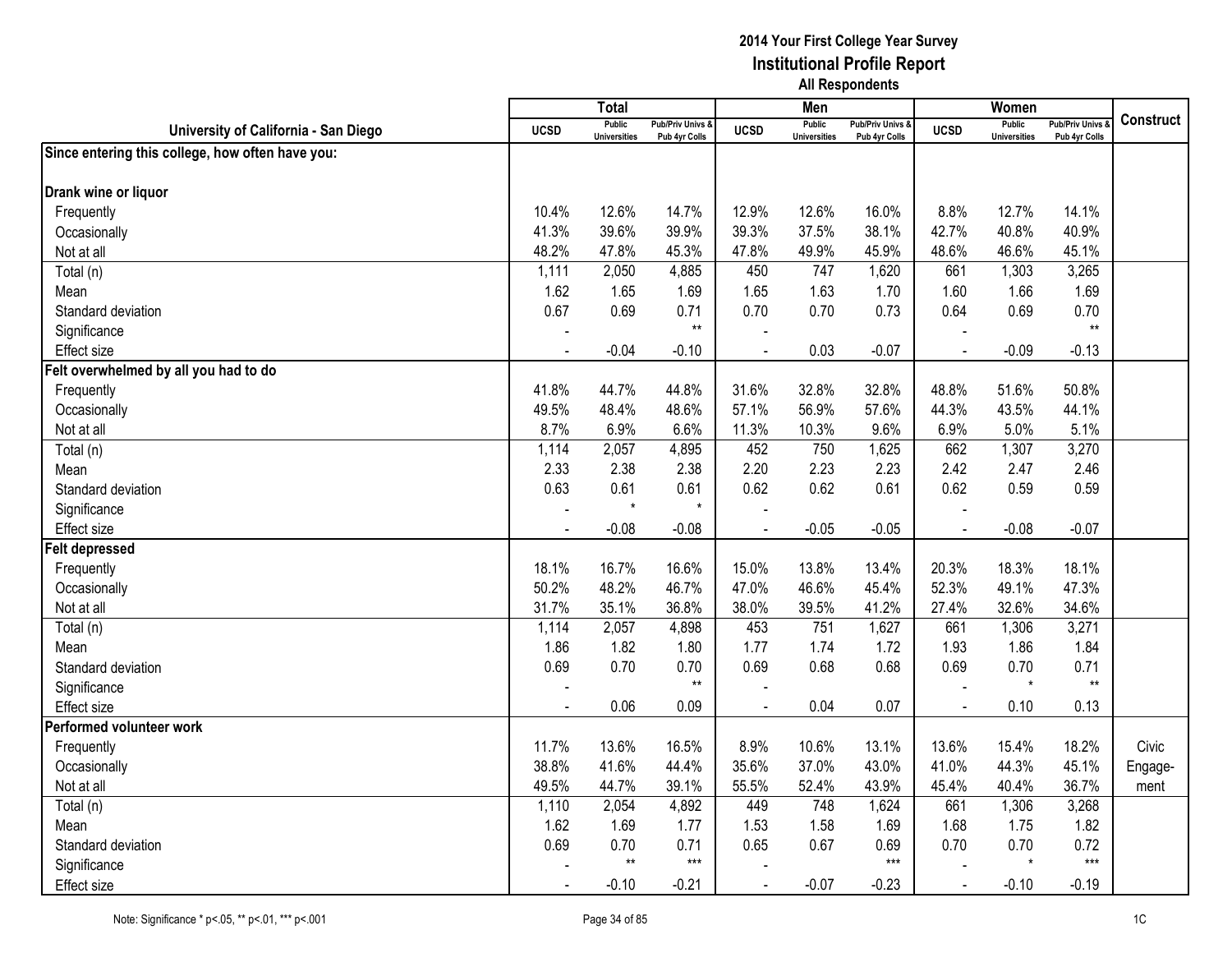**2014 Your First College Year Survey**
**Institutional Profile Report**
**All Respondents**

| University of California - San Diego | Total | | | Men | | | Women | | | Construct |
|---|---|---|---|---|---|---|---|---|---|---|
| | UCSD | Public Universities | Pub/Priv Univs & Pub 4yr Colls | UCSD | Public Universities | Pub/Priv Univs & Pub 4yr Colls | UCSD | Public Universities | Pub/Priv Univs & Pub 4yr Colls | |
| **Since entering this college, how often have you:** | | | | | | | | | | |
| **Drank wine or liquor** | | | | | | | | | | |
| Frequently | 10.4% | 12.6% | 14.7% | 12.9% | 12.6% | 16.0% | 8.8% | 12.7% | 14.1% | |
| Occasionally | 41.3% | 39.6% | 39.9% | 39.3% | 37.5% | 38.1% | 42.7% | 40.8% | 40.9% | |
| Not at all | 48.2% | 47.8% | 45.3% | 47.8% | 49.9% | 45.9% | 48.6% | 46.6% | 45.1% | |
| Total (n) | 1,111 | 2,050 | 4,885 | 450 | 747 | 1,620 | 661 | 1,303 | 3,265 | |
| Mean | 1.62 | 1.65 | 1.69 | 1.65 | 1.63 | 1.70 | 1.60 | 1.66 | 1.69 | |
| Standard deviation | 0.67 | 0.69 | 0.71 | 0.70 | 0.70 | 0.73 | 0.64 | 0.69 | 0.70 | |
| Significance | - | | ** | - | | | - | | ** | |
| Effect size | - | -0.04 | -0.10 | - | 0.03 | -0.07 | - | -0.09 | -0.13 | |
| **Felt overwhelmed by all you had to do** | | | | | | | | | | |
| Frequently | 41.8% | 44.7% | 44.8% | 31.6% | 32.8% | 32.8% | 48.8% | 51.6% | 50.8% | |
| Occasionally | 49.5% | 48.4% | 48.6% | 57.1% | 56.9% | 57.6% | 44.3% | 43.5% | 44.1% | |
| Not at all | 8.7% | 6.9% | 6.6% | 11.3% | 10.3% | 9.6% | 6.9% | 5.0% | 5.1% | |
| Total (n) | 1,114 | 2,057 | 4,895 | 452 | 750 | 1,625 | 662 | 1,307 | 3,270 | |
| Mean | 2.33 | 2.38 | 2.38 | 2.20 | 2.23 | 2.23 | 2.42 | 2.47 | 2.46 | |
| Standard deviation | 0.63 | 0.61 | 0.61 | 0.62 | 0.62 | 0.61 | 0.62 | 0.59 | 0.59 | |
| Significance | - | * | * | - | | | - | | | |
| Effect size | - | -0.08 | -0.08 | - | -0.05 | -0.05 | - | -0.08 | -0.07 | |
| **Felt depressed** | | | | | | | | | | |
| Frequently | 18.1% | 16.7% | 16.6% | 15.0% | 13.8% | 13.4% | 20.3% | 18.3% | 18.1% | |
| Occasionally | 50.2% | 48.2% | 46.7% | 47.0% | 46.6% | 45.4% | 52.3% | 49.1% | 47.3% | |
| Not at all | 31.7% | 35.1% | 36.8% | 38.0% | 39.5% | 41.2% | 27.4% | 32.6% | 34.6% | |
| Total (n) | 1,114 | 2,057 | 4,898 | 453 | 751 | 1,627 | 661 | 1,306 | 3,271 | |
| Mean | 1.86 | 1.82 | 1.80 | 1.77 | 1.74 | 1.72 | 1.93 | 1.86 | 1.84 | |
| Standard deviation | 0.69 | 0.70 | 0.70 | 0.69 | 0.68 | 0.68 | 0.69 | 0.70 | 0.71 | |
| Significance | - | | ** | - | | | - | * | ** | |
| Effect size | - | 0.06 | 0.09 | - | 0.04 | 0.07 | - | 0.10 | 0.13 | |
| **Performed volunteer work** | | | | | | | | | | |
| Frequently | 11.7% | 13.6% | 16.5% | 8.9% | 10.6% | 13.1% | 13.6% | 15.4% | 18.2% | Civic |
| Occasionally | 38.8% | 41.6% | 44.4% | 35.6% | 37.0% | 43.0% | 41.0% | 44.3% | 45.1% | Engage- |
| Not at all | 49.5% | 44.7% | 39.1% | 55.5% | 52.4% | 43.9% | 45.4% | 40.4% | 36.7% | ment |
| Total (n) | 1,110 | 2,054 | 4,892 | 449 | 748 | 1,624 | 661 | 1,306 | 3,268 | |
| Mean | 1.62 | 1.69 | 1.77 | 1.53 | 1.58 | 1.69 | 1.68 | 1.75 | 1.82 | |
| Standard deviation | 0.69 | 0.70 | 0.71 | 0.65 | 0.67 | 0.69 | 0.70 | 0.70 | 0.72 | |
| Significance | - | ** | *** | - | | *** | - | * | *** | |
| Effect size | - | -0.10 | -0.21 | - | -0.07 | -0.23 | - | -0.10 | -0.19 | |

Note: Significance * p<.05, ** p<.01, *** p<.001

1C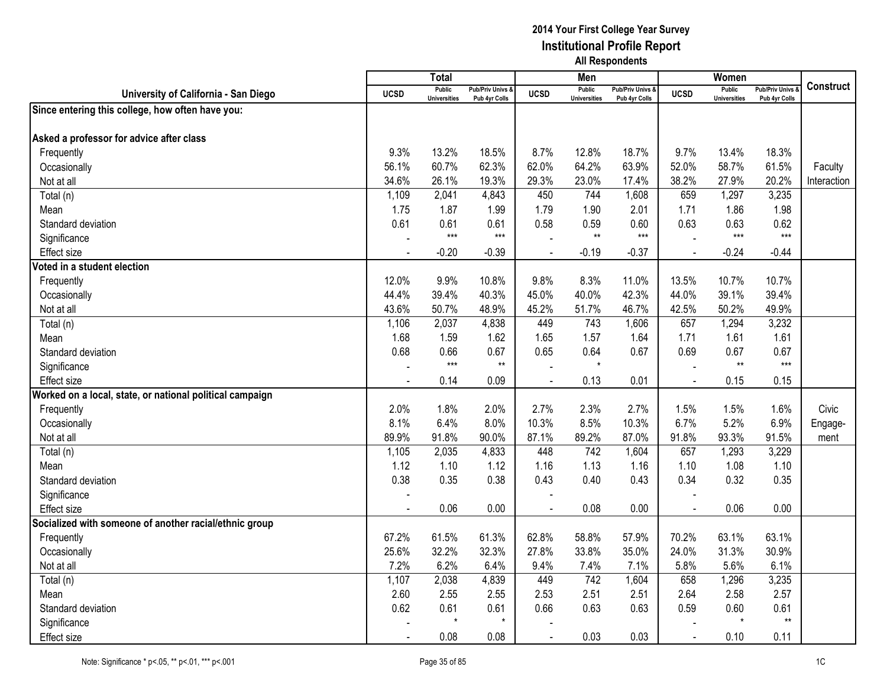# 2014 Your First College Year Survey
## Institutional Profile Report
### All Respondents

| University of California - San Diego | Total | | | Men | | | Women | | | Construct |
|---|---|---|---|---|---|---|---|---|---|---|
| | UCSD | Public Universities | Pub/Priv Univs & Pub 4yr Colls | UCSD | Public Universities | Pub/Priv Univs & Pub 4yr Colls | UCSD | Public Universities | Pub/Priv Univs & Pub 4yr Colls | |
| **Since entering this college, how often have you:** | | | | | | | | | | |
| **Asked a professor for advice after class** | | | | | | | | | | |
| Frequently | 9.3% | 13.2% | 18.5% | 8.7% | 12.8% | 18.7% | 9.7% | 13.4% | 18.3% | |
| Occasionally | 56.1% | 60.7% | 62.3% | 62.0% | 64.2% | 63.9% | 52.0% | 58.7% | 61.5% | Faculty |
| Not at all | 34.6% | 26.1% | 19.3% | 29.3% | 23.0% | 17.4% | 38.2% | 27.9% | 20.2% | Interaction |
| Total (n) | 1,109 | 2,041 | 4,843 | 450 | 744 | 1,608 | 659 | 1,297 | 3,235 | |
| Mean | 1.75 | 1.87 | 1.99 | 1.79 | 1.90 | 2.01 | 1.71 | 1.86 | 1.98 | |
| Standard deviation | 0.61 | 0.61 | 0.61 | 0.58 | 0.59 | 0.60 | 0.63 | 0.63 | 0.62 | |
| Significance | - | *** | *** | - | ** | *** | - | *** | *** | |
| Effect size | - | -0.20 | -0.39 | - | -0.19 | -0.37 | - | -0.24 | -0.44 | |
| **Voted in a student election** | | | | | | | | | | |
| Frequently | 12.0% | 9.9% | 10.8% | 9.8% | 8.3% | 11.0% | 13.5% | 10.7% | 10.7% | |
| Occasionally | 44.4% | 39.4% | 40.3% | 45.0% | 40.0% | 42.3% | 44.0% | 39.1% | 39.4% | |
| Not at all | 43.6% | 50.7% | 48.9% | 45.2% | 51.7% | 46.7% | 42.5% | 50.2% | 49.9% | |
| Total (n) | 1,106 | 2,037 | 4,838 | 449 | 743 | 1,606 | 657 | 1,294 | 3,232 | |
| Mean | 1.68 | 1.59 | 1.62 | 1.65 | 1.57 | 1.64 | 1.71 | 1.61 | 1.61 | |
| Standard deviation | 0.68 | 0.66 | 0.67 | 0.65 | 0.64 | 0.67 | 0.69 | 0.67 | 0.67 | |
| Significance | - | *** | ** | - | * | | - | ** | *** | |
| Effect size | - | 0.14 | 0.09 | - | 0.13 | 0.01 | - | 0.15 | 0.15 | |
| **Worked on a local, state, or national political campaign** | | | | | | | | | | |
| Frequently | 2.0% | 1.8% | 2.0% | 2.7% | 2.3% | 2.7% | 1.5% | 1.5% | 1.6% | Civic |
| Occasionally | 8.1% | 6.4% | 8.0% | 10.3% | 8.5% | 10.3% | 6.7% | 5.2% | 6.9% | Engage- |
| Not at all | 89.9% | 91.8% | 90.0% | 87.1% | 89.2% | 87.0% | 91.8% | 93.3% | 91.5% | ment |
| Total (n) | 1,105 | 2,035 | 4,833 | 448 | 742 | 1,604 | 657 | 1,293 | 3,229 | |
| Mean | 1.12 | 1.10 | 1.12 | 1.16 | 1.13 | 1.16 | 1.10 | 1.08 | 1.10 | |
| Standard deviation | 0.38 | 0.35 | 0.38 | 0.43 | 0.40 | 0.43 | 0.34 | 0.32 | 0.35 | |
| Significance | - | | | - | | | - | | | |
| Effect size | - | 0.06 | 0.00 | - | 0.08 | 0.00 | - | 0.06 | 0.00 | |
| **Socialized with someone of another racial/ethnic group** | | | | | | | | | | |
| Frequently | 67.2% | 61.5% | 61.3% | 62.8% | 58.8% | 57.9% | 70.2% | 63.1% | 63.1% | |
| Occasionally | 25.6% | 32.2% | 32.3% | 27.8% | 33.8% | 35.0% | 24.0% | 31.3% | 30.9% | |
| Not at all | 7.2% | 6.2% | 6.4% | 9.4% | 7.4% | 7.1% | 5.8% | 5.6% | 6.1% | |
| Total (n) | 1,107 | 2,038 | 4,839 | 449 | 742 | 1,604 | 658 | 1,296 | 3,235 | |
| Mean | 2.60 | 2.55 | 2.55 | 2.53 | 2.51 | 2.51 | 2.64 | 2.58 | 2.57 | |
| Standard deviation | 0.62 | 0.61 | 0.61 | 0.66 | 0.63 | 0.63 | 0.59 | 0.60 | 0.61 | |
| Significance | - | * | * | - | | | - | * | ** | |
| Effect size | - | 0.08 | 0.08 | - | 0.03 | 0.03 | - | 0.10 | 0.11 | |

Note: Significance * p<.05, ** p<.01, *** p<.001

1C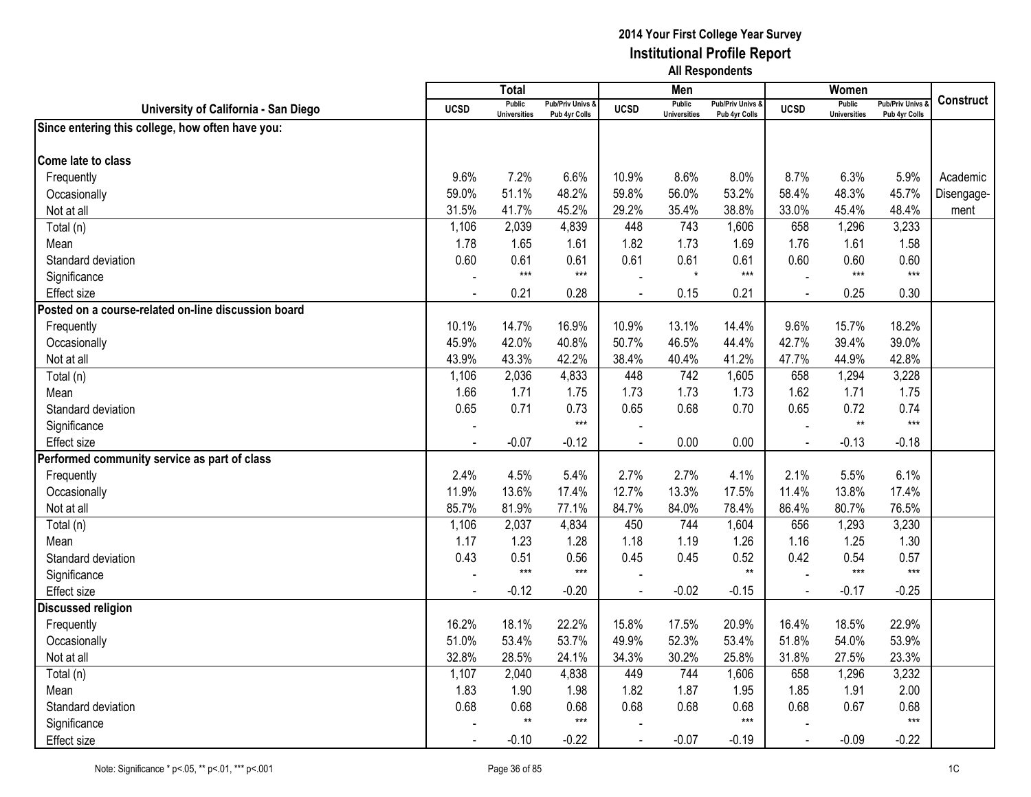# 2014 Your First College Year Survey
## Institutional Profile Report
### All Respondents

| University of California - San Diego | Total | | | Men | | | Women | | | Construct |
|---|---|---|---|---|---|---|---|---|---|---|
| | UCSD | Public Universities | Pub/Priv Univs & Pub 4yr Colls | UCSD | Public Universities | Pub/Priv Univs & Pub 4yr Colls | UCSD | Public Universities | Pub/Priv Univs & Pub 4yr Colls | |
| **Since entering this college, how often have you:** | | | | | | | | | | |
| **Come late to class** | | | | | | | | | | |
| Frequently | 9.6% | 7.2% | 6.6% | 10.9% | 8.6% | 8.0% | 8.7% | 6.3% | 5.9% | Academic Disengagement |
| Occasionally | 59.0% | 51.1% | 48.2% | 59.8% | 56.0% | 53.2% | 58.4% | 48.3% | 45.7% | |
| Not at all | 31.5% | 41.7% | 45.2% | 29.2% | 35.4% | 38.8% | 33.0% | 45.4% | 48.4% | |
| Total (n) | 1,106 | 2,039 | 4,839 | 448 | 743 | 1,606 | 658 | 1,296 | 3,233 | |
| Mean | 1.78 | 1.65 | 1.61 | 1.82 | 1.73 | 1.69 | 1.76 | 1.61 | 1.58 | |
| Standard deviation | 0.60 | 0.61 | 0.61 | 0.61 | 0.61 | 0.61 | 0.60 | 0.60 | 0.60 | |
| Significance | - | *** | *** | - | * | *** | - | *** | *** | |
| Effect size | - | 0.21 | 0.28 | - | 0.15 | 0.21 | - | 0.25 | 0.30 | |
| **Posted on a course-related on-line discussion board** | | | | | | | | | | |
| Frequently | 10.1% | 14.7% | 16.9% | 10.9% | 13.1% | 14.4% | 9.6% | 15.7% | 18.2% | |
| Occasionally | 45.9% | 42.0% | 40.8% | 50.7% | 46.5% | 44.4% | 42.7% | 39.4% | 39.0% | |
| Not at all | 43.9% | 43.3% | 42.2% | 38.4% | 40.4% | 41.2% | 47.7% | 44.9% | 42.8% | |
| Total (n) | 1,106 | 2,036 | 4,833 | 448 | 742 | 1,605 | 658 | 1,294 | 3,228 | |
| Mean | 1.66 | 1.71 | 1.75 | 1.73 | 1.73 | 1.73 | 1.62 | 1.71 | 1.75 | |
| Standard deviation | 0.65 | 0.71 | 0.73 | 0.65 | 0.68 | 0.70 | 0.65 | 0.72 | 0.74 | |
| Significance | - | | *** | - | | | - | ** | *** | |
| Effect size | - | -0.07 | -0.12 | - | 0.00 | 0.00 | - | -0.13 | -0.18 | |
| **Performed community service as part of class** | | | | | | | | | | |
| Frequently | 2.4% | 4.5% | 5.4% | 2.7% | 2.7% | 4.1% | 2.1% | 5.5% | 6.1% | |
| Occasionally | 11.9% | 13.6% | 17.4% | 12.7% | 13.3% | 17.5% | 11.4% | 13.8% | 17.4% | |
| Not at all | 85.7% | 81.9% | 77.1% | 84.7% | 84.0% | 78.4% | 86.4% | 80.7% | 76.5% | |
| Total (n) | 1,106 | 2,037 | 4,834 | 450 | 744 | 1,604 | 656 | 1,293 | 3,230 | |
| Mean | 1.17 | 1.23 | 1.28 | 1.18 | 1.19 | 1.26 | 1.16 | 1.25 | 1.30 | |
| Standard deviation | 0.43 | 0.51 | 0.56 | 0.45 | 0.45 | 0.52 | 0.42 | 0.54 | 0.57 | |
| Significance | - | *** | *** | - | | ** | - | *** | *** | |
| Effect size | - | -0.12 | -0.20 | - | -0.02 | -0.15 | - | -0.17 | -0.25 | |
| **Discussed religion** | | | | | | | | | | |
| Frequently | 16.2% | 18.1% | 22.2% | 15.8% | 17.5% | 20.9% | 16.4% | 18.5% | 22.9% | |
| Occasionally | 51.0% | 53.4% | 53.7% | 49.9% | 52.3% | 53.4% | 51.8% | 54.0% | 53.9% | |
| Not at all | 32.8% | 28.5% | 24.1% | 34.3% | 30.2% | 25.8% | 31.8% | 27.5% | 23.3% | |
| Total (n) | 1,107 | 2,040 | 4,838 | 449 | 744 | 1,606 | 658 | 1,296 | 3,232 | |
| Mean | 1.83 | 1.90 | 1.98 | 1.82 | 1.87 | 1.95 | 1.85 | 1.91 | 2.00 | |
| Standard deviation | 0.68 | 0.68 | 0.68 | 0.68 | 0.68 | 0.68 | 0.68 | 0.67 | 0.68 | |
| Significance | - | ** | *** | - | | *** | - | | *** | |
| Effect size | - | -0.10 | -0.22 | - | -0.07 | -0.19 | - | -0.09 | -0.22 | |

Note: Significance * p<.05, ** p<.01, *** p<.001

1C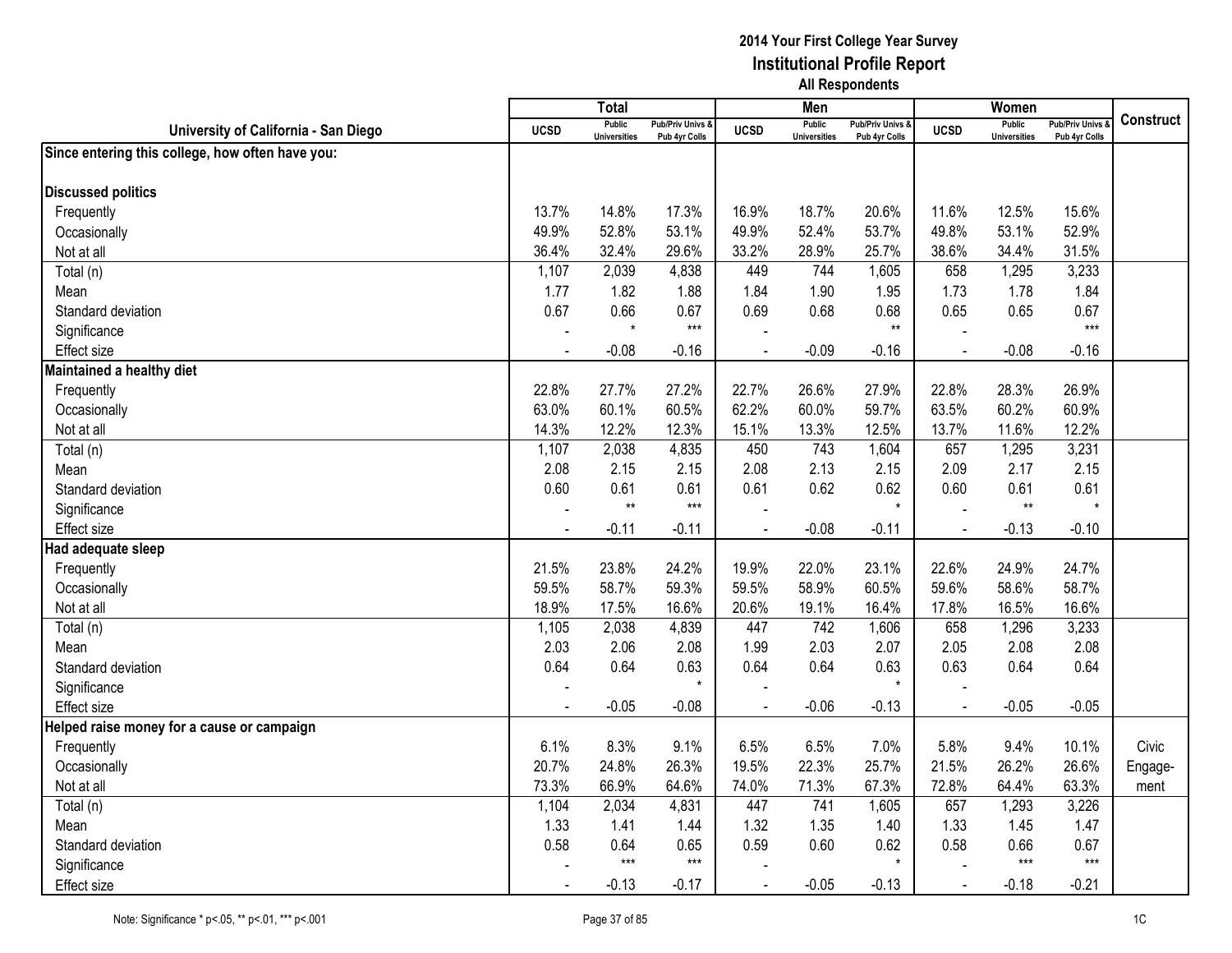# 2014 Your First College Year Survey
## Institutional Profile Report
### All Respondents

| University of California - San Diego | Total | | | Men | | | Women | | | Construct |
|---|---|---|---|---|---|---|---|---|---|---|
| | UCSD | Public Universities | Pub/Priv Univs & Pub 4yr Colls | UCSD | Public Universities | Pub/Priv Univs & Pub 4yr Colls | UCSD | Public Universities | Pub/Priv Univs & Pub 4yr Colls | |
| **Since entering this college, how often have you:** | | | | | | | | | | |
| **Discussed politics** | | | | | | | | | | |
| Frequently | 13.7% | 14.8% | 17.3% | 16.9% | 18.7% | 20.6% | 11.6% | 12.5% | 15.6% | |
| Occasionally | 49.9% | 52.8% | 53.1% | 49.9% | 52.4% | 53.7% | 49.8% | 53.1% | 52.9% | |
| Not at all | 36.4% | 32.4% | 29.6% | 33.2% | 28.9% | 25.7% | 38.6% | 34.4% | 31.5% | |
| Total (n) | 1,107 | 2,039 | 4,838 | 449 | 744 | 1,605 | 658 | 1,295 | 3,233 | |
| Mean | 1.77 | 1.82 | 1.88 | 1.84 | 1.90 | 1.95 | 1.73 | 1.78 | 1.84 | |
| Standard deviation | 0.67 | 0.66 | 0.67 | 0.69 | 0.68 | 0.68 | 0.65 | 0.65 | 0.67 | |
| Significance | - | * | *** | - | | ** | - | | *** | |
| Effect size | - | -0.08 | -0.16 | - | -0.09 | -0.16 | - | -0.08 | -0.16 | |
| **Maintained a healthy diet** | | | | | | | | | | |
| Frequently | 22.8% | 27.7% | 27.2% | 22.7% | 26.6% | 27.9% | 22.8% | 28.3% | 26.9% | |
| Occasionally | 63.0% | 60.1% | 60.5% | 62.2% | 60.0% | 59.7% | 63.5% | 60.2% | 60.9% | |
| Not at all | 14.3% | 12.2% | 12.3% | 15.1% | 13.3% | 12.5% | 13.7% | 11.6% | 12.2% | |
| Total (n) | 1,107 | 2,038 | 4,835 | 450 | 743 | 1,604 | 657 | 1,295 | 3,231 | |
| Mean | 2.08 | 2.15 | 2.15 | 2.08 | 2.13 | 2.15 | 2.09 | 2.17 | 2.15 | |
| Standard deviation | 0.60 | 0.61 | 0.61 | 0.61 | 0.62 | 0.62 | 0.60 | 0.61 | 0.61 | |
| Significance | - | ** | *** | - | | * | - | ** | * | |
| Effect size | - | -0.11 | -0.11 | - | -0.08 | -0.11 | - | -0.13 | -0.10 | |
| **Had adequate sleep** | | | | | | | | | | |
| Frequently | 21.5% | 23.8% | 24.2% | 19.9% | 22.0% | 23.1% | 22.6% | 24.9% | 24.7% | |
| Occasionally | 59.5% | 58.7% | 59.3% | 59.5% | 58.9% | 60.5% | 59.6% | 58.6% | 58.7% | |
| Not at all | 18.9% | 17.5% | 16.6% | 20.6% | 19.1% | 16.4% | 17.8% | 16.5% | 16.6% | |
| Total (n) | 1,105 | 2,038 | 4,839 | 447 | 742 | 1,606 | 658 | 1,296 | 3,233 | |
| Mean | 2.03 | 2.06 | 2.08 | 1.99 | 2.03 | 2.07 | 2.05 | 2.08 | 2.08 | |
| Standard deviation | 0.64 | 0.64 | 0.63 | 0.64 | 0.64 | 0.63 | 0.63 | 0.64 | 0.64 | |
| Significance | - | | * | - | | * | - | | | |
| Effect size | - | -0.05 | -0.08 | - | -0.06 | -0.13 | - | -0.05 | -0.05 | |
| **Helped raise money for a cause or campaign** | | | | | | | | | | |
| Frequently | 6.1% | 8.3% | 9.1% | 6.5% | 6.5% | 7.0% | 5.8% | 9.4% | 10.1% | Civic Engagement |
| Occasionally | 20.7% | 24.8% | 26.3% | 19.5% | 22.3% | 25.7% | 21.5% | 26.2% | 26.6% | |
| Not at all | 73.3% | 66.9% | 64.6% | 74.0% | 71.3% | 67.3% | 72.8% | 64.4% | 63.3% | |
| Total (n) | 1,104 | 2,034 | 4,831 | 447 | 741 | 1,605 | 657 | 1,293 | 3,226 | |
| Mean | 1.33 | 1.41 | 1.44 | 1.32 | 1.35 | 1.40 | 1.33 | 1.45 | 1.47 | |
| Standard deviation | 0.58 | 0.64 | 0.65 | 0.59 | 0.60 | 0.62 | 0.58 | 0.66 | 0.67 | |
| Significance | - | *** | *** | - | | * | - | *** | *** | |
| Effect size | - | -0.13 | -0.17 | - | -0.05 | -0.13 | - | -0.18 | -0.21 | |

Note: Significance * p<.05, ** p<.01, *** p<.001

1C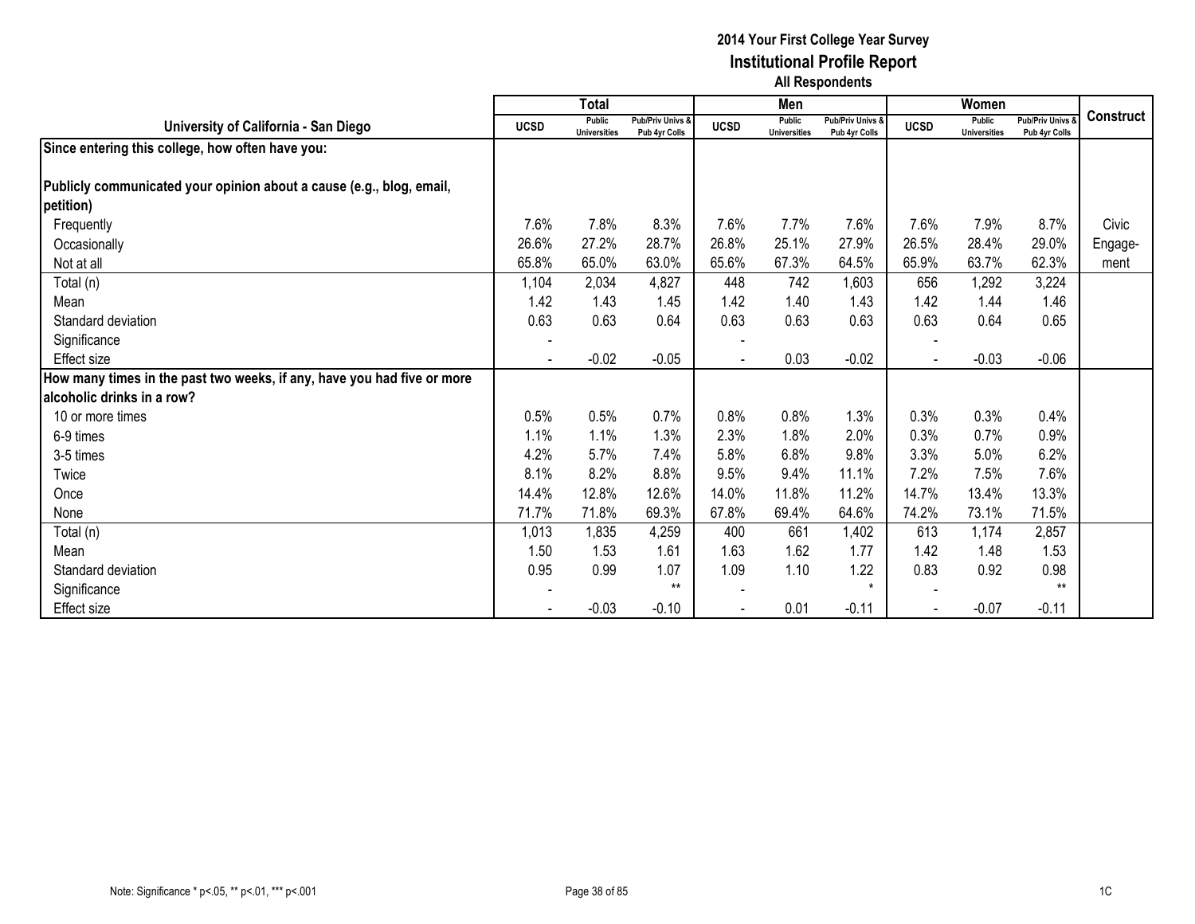# 2014 Your First College Year Survey
## Institutional Profile Report
### All Respondents

| University of California - San Diego | Total | | | Men | | | Women | | | Construct |
|---|---|---|---|---|---|---|---|---|---|---|
| | UCSD | Public Universities | Pub/Priv Univs & Pub 4yr Colls | UCSD | Public Universities | Pub/Priv Univs & Pub 4yr Colls | UCSD | Public Universities | Pub/Priv Univs & Pub 4yr Colls | |
| **Since entering this college, how often have you:** | | | | | | | | | | |
| **Publicly communicated your opinion about a cause (e.g., blog, email, petition)** | | | | | | | | | | |
| Frequently | 7.6% | 7.8% | 8.3% | 7.6% | 7.7% | 7.6% | 7.6% | 7.9% | 8.7% | Civic |
| Occasionally | 26.6% | 27.2% | 28.7% | 26.8% | 25.1% | 27.9% | 26.5% | 28.4% | 29.0% | Engage- |
| Not at all | 65.8% | 65.0% | 63.0% | 65.6% | 67.3% | 64.5% | 65.9% | 63.7% | 62.3% | ment |
| Total (n) | 1,104 | 2,034 | 4,827 | 448 | 742 | 1,603 | 656 | 1,292 | 3,224 | |
| Mean | 1.42 | 1.43 | 1.45 | 1.42 | 1.40 | 1.43 | 1.42 | 1.44 | 1.46 | |
| Standard deviation | 0.63 | 0.63 | 0.64 | 0.63 | 0.63 | 0.63 | 0.63 | 0.64 | 0.65 | |
| Significance | - | | | - | | | - | | | |
| Effect size | - | -0.02 | -0.05 | - | 0.03 | -0.02 | - | -0.03 | -0.06 | |
| **How many times in the past two weeks, if any, have you had five or more alcoholic drinks in a row?** | | | | | | | | | | |
| 10 or more times | 0.5% | 0.5% | 0.7% | 0.8% | 0.8% | 1.3% | 0.3% | 0.3% | 0.4% | |
| 6-9 times | 1.1% | 1.1% | 1.3% | 2.3% | 1.8% | 2.0% | 0.3% | 0.7% | 0.9% | |
| 3-5 times | 4.2% | 5.7% | 7.4% | 5.8% | 6.8% | 9.8% | 3.3% | 5.0% | 6.2% | |
| Twice | 8.1% | 8.2% | 8.8% | 9.5% | 9.4% | 11.1% | 7.2% | 7.5% | 7.6% | |
| Once | 14.4% | 12.8% | 12.6% | 14.0% | 11.8% | 11.2% | 14.7% | 13.4% | 13.3% | |
| None | 71.7% | 71.8% | 69.3% | 67.8% | 69.4% | 64.6% | 74.2% | 73.1% | 71.5% | |
| Total (n) | 1,013 | 1,835 | 4,259 | 400 | 661 | 1,402 | 613 | 1,174 | 2,857 | |
| Mean | 1.50 | 1.53 | 1.61 | 1.63 | 1.62 | 1.77 | 1.42 | 1.48 | 1.53 | |
| Standard deviation | 0.95 | 0.99 | 1.07 | 1.09 | 1.10 | 1.22 | 0.83 | 0.92 | 0.98 | |
| Significance | - | | ** | - | | * | - | | ** | |
| Effect size | - | -0.03 | -0.10 | - | 0.01 | -0.11 | - | -0.07 | -0.11 | |

Note: Significance * p<.05, ** p<.01, *** p<.001

1C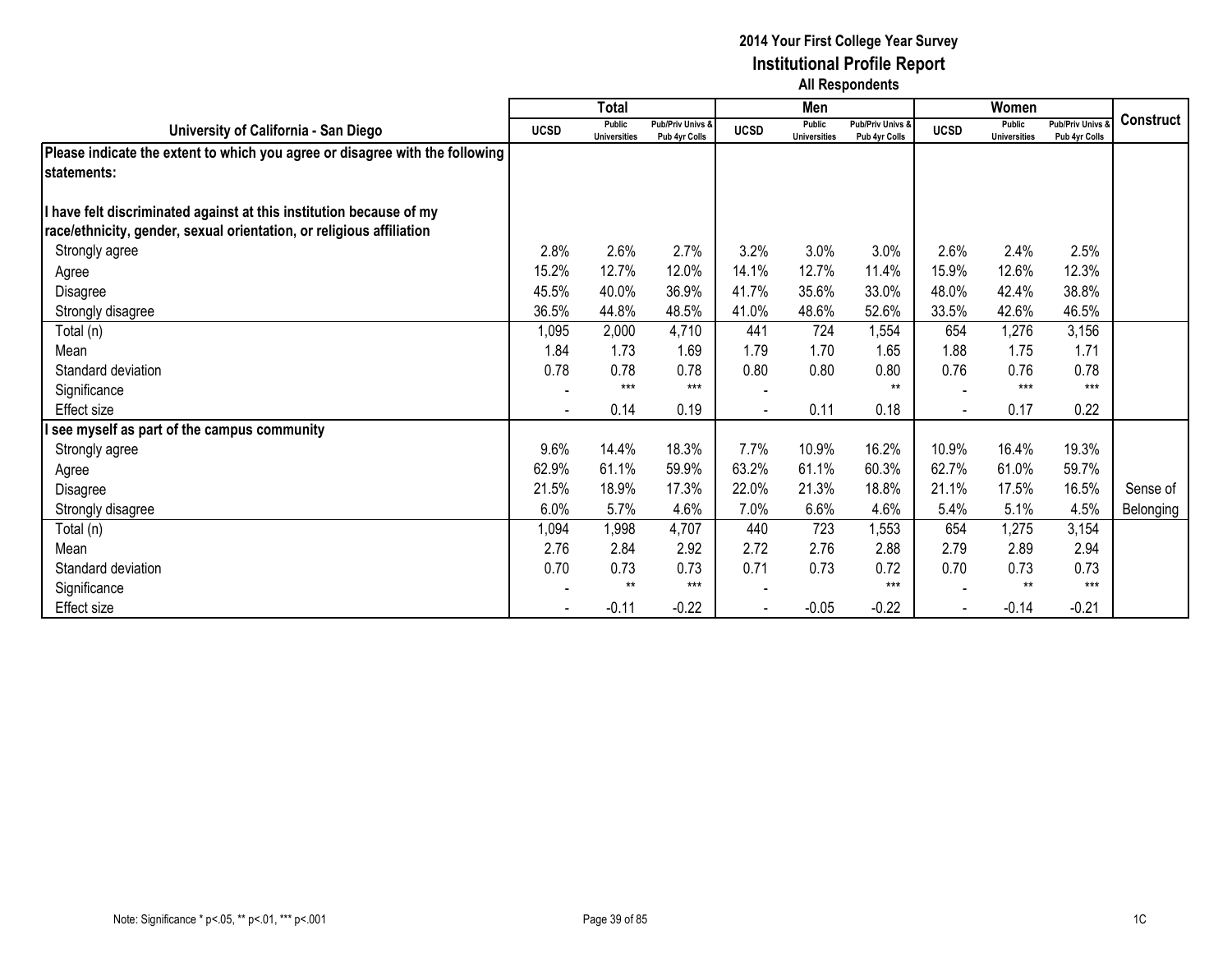**2014 Your First College Year Survey**
**Institutional Profile Report**
**All Respondents**

| University of California - San Diego | Total | | | Men | | | Women | | | Construct |
|---|---|---|---|---|---|---|---|---|---|---|
| | UCSD | Public Universities | Pub/Priv Univs & Pub 4yr Colls | UCSD | Public Universities | Pub/Priv Univs & Pub 4yr Colls | UCSD | Public Universities | Pub/Priv Univs & Pub 4yr Colls | |
| **Please indicate the extent to which you agree or disagree with the following statements:** | | | | | | | | | | |
| **I have felt discriminated against at this institution because of my race/ethnicity, gender, sexual orientation, or religious affiliation** | | | | | | | | | | |
| Strongly agree | 2.8% | 2.6% | 2.7% | 3.2% | 3.0% | 3.0% | 2.6% | 2.4% | 2.5% | |
| Agree | 15.2% | 12.7% | 12.0% | 14.1% | 12.7% | 11.4% | 15.9% | 12.6% | 12.3% | |
| Disagree | 45.5% | 40.0% | 36.9% | 41.7% | 35.6% | 33.0% | 48.0% | 42.4% | 38.8% | |
| Strongly disagree | 36.5% | 44.8% | 48.5% | 41.0% | 48.6% | 52.6% | 33.5% | 42.6% | 46.5% | |
| Total (n) | 1,095 | 2,000 | 4,710 | 441 | 724 | 1,554 | 654 | 1,276 | 3,156 | |
| Mean | 1.84 | 1.73 | 1.69 | 1.79 | 1.70 | 1.65 | 1.88 | 1.75 | 1.71 | |
| Standard deviation | 0.78 | 0.78 | 0.78 | 0.80 | 0.80 | 0.80 | 0.76 | 0.76 | 0.78 | |
| Significance | - | *** | *** | - | | ** | - | *** | *** | |
| Effect size | - | 0.14 | 0.19 | - | 0.11 | 0.18 | - | 0.17 | 0.22 | |
| **I see myself as part of the campus community** | | | | | | | | | | |
| Strongly agree | 9.6% | 14.4% | 18.3% | 7.7% | 10.9% | 16.2% | 10.9% | 16.4% | 19.3% | |
| Agree | 62.9% | 61.1% | 59.9% | 63.2% | 61.1% | 60.3% | 62.7% | 61.0% | 59.7% | |
| Disagree | 21.5% | 18.9% | 17.3% | 22.0% | 21.3% | 18.8% | 21.1% | 17.5% | 16.5% | Sense of |
| Strongly disagree | 6.0% | 5.7% | 4.6% | 7.0% | 6.6% | 4.6% | 5.4% | 5.1% | 4.5% | Belonging |
| Total (n) | 1,094 | 1,998 | 4,707 | 440 | 723 | 1,553 | 654 | 1,275 | 3,154 | |
| Mean | 2.76 | 2.84 | 2.92 | 2.72 | 2.76 | 2.88 | 2.79 | 2.89 | 2.94 | |
| Standard deviation | 0.70 | 0.73 | 0.73 | 0.71 | 0.73 | 0.72 | 0.70 | 0.73 | 0.73 | |
| Significance | - | ** | *** | - | | *** | - | ** | *** | |
| Effect size | - | -0.11 | -0.22 | - | -0.05 | -0.22 | - | -0.14 | -0.21 | |

Note: Significance * p<.05, ** p<.01, *** p<.001

1C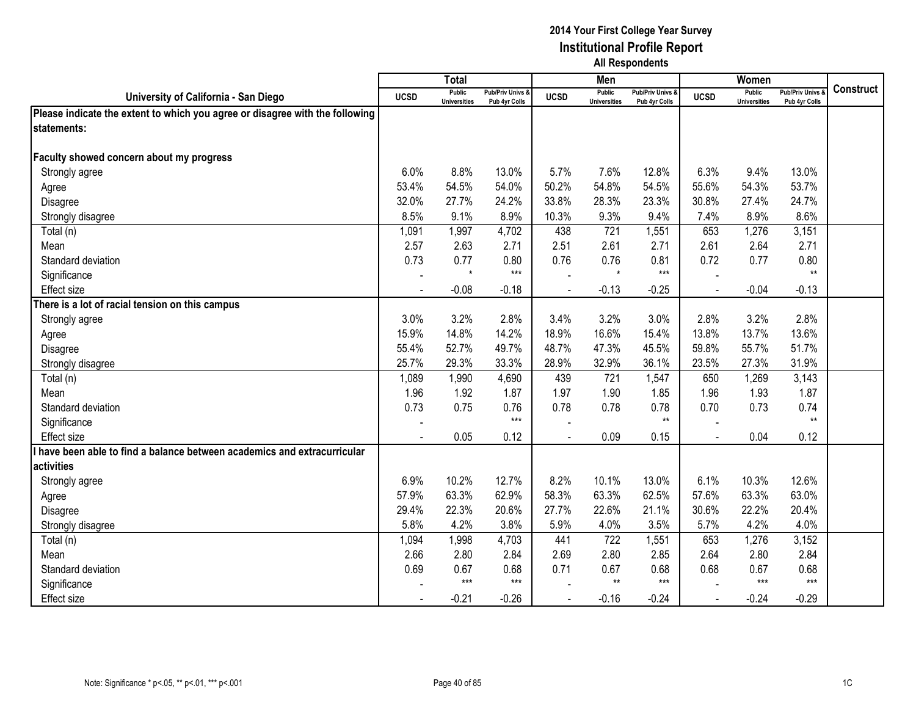# 2014 Your First College Year Survey
## Institutional Profile Report
### All Respondents

| University of California - San Diego | Total | | | Men | | | Women | | | Construct |
|---|---|---|---|---|---|---|---|---|---|---|
| | UCSD | Public Universities | Pub/Priv Univs & Pub 4yr Colls | UCSD | Public Universities | Pub/Priv Univs & Pub 4yr Colls | UCSD | Public Universities | Pub/Priv Univs & Pub 4yr Colls | |
| **Please indicate the extent to which you agree or disagree with the following statements:** | | | | | | | | | | |
| **Faculty showed concern about my progress** | | | | | | | | | | |
| Strongly agree | 6.0% | 8.8% | 13.0% | 5.7% | 7.6% | 12.8% | 6.3% | 9.4% | 13.0% | |
| Agree | 53.4% | 54.5% | 54.0% | 50.2% | 54.8% | 54.5% | 55.6% | 54.3% | 53.7% | |
| Disagree | 32.0% | 27.7% | 24.2% | 33.8% | 28.3% | 23.3% | 30.8% | 27.4% | 24.7% | |
| Strongly disagree | 8.5% | 9.1% | 8.9% | 10.3% | 9.3% | 9.4% | 7.4% | 8.9% | 8.6% | |
| Total (n) | 1,091 | 1,997 | 4,702 | 438 | 721 | 1,551 | 653 | 1,276 | 3,151 | |
| Mean | 2.57 | 2.63 | 2.71 | 2.51 | 2.61 | 2.71 | 2.61 | 2.64 | 2.71 | |
| Standard deviation | 0.73 | 0.77 | 0.80 | 0.76 | 0.76 | 0.81 | 0.72 | 0.77 | 0.80 | |
| Significance | - | * | *** | - | * | *** | - | | ** | |
| Effect size | - | -0.08 | -0.18 | - | -0.13 | -0.25 | - | -0.04 | -0.13 | |
| **There is a lot of racial tension on this campus** | | | | | | | | | | |
| Strongly agree | 3.0% | 3.2% | 2.8% | 3.4% | 3.2% | 3.0% | 2.8% | 3.2% | 2.8% | |
| Agree | 15.9% | 14.8% | 14.2% | 18.9% | 16.6% | 15.4% | 13.8% | 13.7% | 13.6% | |
| Disagree | 55.4% | 52.7% | 49.7% | 48.7% | 47.3% | 45.5% | 59.8% | 55.7% | 51.7% | |
| Strongly disagree | 25.7% | 29.3% | 33.3% | 28.9% | 32.9% | 36.1% | 23.5% | 27.3% | 31.9% | |
| Total (n) | 1,089 | 1,990 | 4,690 | 439 | 721 | 1,547 | 650 | 1,269 | 3,143 | |
| Mean | 1.96 | 1.92 | 1.87 | 1.97 | 1.90 | 1.85 | 1.96 | 1.93 | 1.87 | |
| Standard deviation | 0.73 | 0.75 | 0.76 | 0.78 | 0.78 | 0.78 | 0.70 | 0.73 | 0.74 | |
| Significance | - | | *** | - | | ** | - | | ** | |
| Effect size | - | 0.05 | 0.12 | - | 0.09 | 0.15 | - | 0.04 | 0.12 | |
| **I have been able to find a balance between academics and extracurricular activities** | | | | | | | | | | |
| Strongly agree | 6.9% | 10.2% | 12.7% | 8.2% | 10.1% | 13.0% | 6.1% | 10.3% | 12.6% | |
| Agree | 57.9% | 63.3% | 62.9% | 58.3% | 63.3% | 62.5% | 57.6% | 63.3% | 63.0% | |
| Disagree | 29.4% | 22.3% | 20.6% | 27.7% | 22.6% | 21.1% | 30.6% | 22.2% | 20.4% | |
| Strongly disagree | 5.8% | 4.2% | 3.8% | 5.9% | 4.0% | 3.5% | 5.7% | 4.2% | 4.0% | |
| Total (n) | 1,094 | 1,998 | 4,703 | 441 | 722 | 1,551 | 653 | 1,276 | 3,152 | |
| Mean | 2.66 | 2.80 | 2.84 | 2.69 | 2.80 | 2.85 | 2.64 | 2.80 | 2.84 | |
| Standard deviation | 0.69 | 0.67 | 0.68 | 0.71 | 0.67 | 0.68 | 0.68 | 0.67 | 0.68 | |
| Significance | - | *** | *** | - | ** | *** | - | *** | *** | |
| Effect size | - | -0.21 | -0.26 | - | -0.16 | -0.24 | - | -0.24 | -0.29 | |

Note: Significance * p<.05, ** p<.01, *** p<.001

1C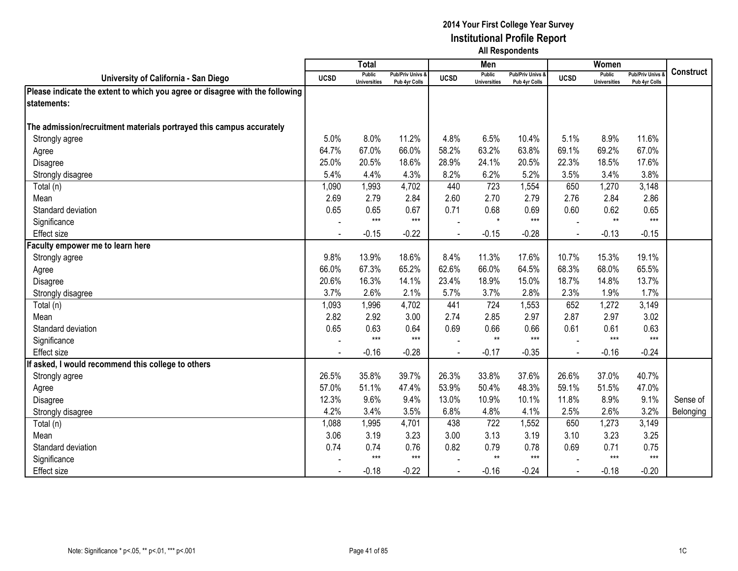# 2014 Your First College Year Survey
## Institutional Profile Report
### All Respondents

| University of California - San Diego | Total | | | Men | | | Women | | | Construct |
|---|---|---|---|---|---|---|---|---|---|---|
| | UCSD | Public Universities | Pub/Priv Univs & Pub 4yr Colls | UCSD | Public Universities | Pub/Priv Univs & Pub 4yr Colls | UCSD | Public Universities | Pub/Priv Univs & Pub 4yr Colls | |
| **Please indicate the extent to which you agree or disagree with the following statements:** | | | | | | | | | | |
| **The admission/recruitment materials portrayed this campus accurately** | | | | | | | | | | |
| Strongly agree | 5.0% | 8.0% | 11.2% | 4.8% | 6.5% | 10.4% | 5.1% | 8.9% | 11.6% | |
| Agree | 64.7% | 67.0% | 66.0% | 58.2% | 63.2% | 63.8% | 69.1% | 69.2% | 67.0% | |
| Disagree | 25.0% | 20.5% | 18.6% | 28.9% | 24.1% | 20.5% | 22.3% | 18.5% | 17.6% | |
| Strongly disagree | 5.4% | 4.4% | 4.3% | 8.2% | 6.2% | 5.2% | 3.5% | 3.4% | 3.8% | |
| Total (n) | 1,090 | 1,993 | 4,702 | 440 | 723 | 1,554 | 650 | 1,270 | 3,148 | |
| Mean | 2.69 | 2.79 | 2.84 | 2.60 | 2.70 | 2.79 | 2.76 | 2.84 | 2.86 | |
| Standard deviation | 0.65 | 0.65 | 0.67 | 0.71 | 0.68 | 0.69 | 0.60 | 0.62 | 0.65 | |
| Significance | - | *** | *** | - | * | *** | - | ** | *** | |
| Effect size | - | -0.15 | -0.22 | - | -0.15 | -0.28 | - | -0.13 | -0.15 | |
| **Faculty empower me to learn here** | | | | | | | | | | |
| Strongly agree | 9.8% | 13.9% | 18.6% | 8.4% | 11.3% | 17.6% | 10.7% | 15.3% | 19.1% | |
| Agree | 66.0% | 67.3% | 65.2% | 62.6% | 66.0% | 64.5% | 68.3% | 68.0% | 65.5% | |
| Disagree | 20.6% | 16.3% | 14.1% | 23.4% | 18.9% | 15.0% | 18.7% | 14.8% | 13.7% | |
| Strongly disagree | 3.7% | 2.6% | 2.1% | 5.7% | 3.7% | 2.8% | 2.3% | 1.9% | 1.7% | |
| Total (n) | 1,093 | 1,996 | 4,702 | 441 | 724 | 1,553 | 652 | 1,272 | 3,149 | |
| Mean | 2.82 | 2.92 | 3.00 | 2.74 | 2.85 | 2.97 | 2.87 | 2.97 | 3.02 | |
| Standard deviation | 0.65 | 0.63 | 0.64 | 0.69 | 0.66 | 0.66 | 0.61 | 0.61 | 0.63 | |
| Significance | - | *** | *** | - | ** | *** | - | *** | *** | |
| Effect size | - | -0.16 | -0.28 | - | -0.17 | -0.35 | - | -0.16 | -0.24 | |
| **If asked, I would recommend this college to others** | | | | | | | | | | |
| Strongly agree | 26.5% | 35.8% | 39.7% | 26.3% | 33.8% | 37.6% | 26.6% | 37.0% | 40.7% | |
| Agree | 57.0% | 51.1% | 47.4% | 53.9% | 50.4% | 48.3% | 59.1% | 51.5% | 47.0% | |
| Disagree | 12.3% | 9.6% | 9.4% | 13.0% | 10.9% | 10.1% | 11.8% | 8.9% | 9.1% | Sense of |
| Strongly disagree | 4.2% | 3.4% | 3.5% | 6.8% | 4.8% | 4.1% | 2.5% | 2.6% | 3.2% | Belonging |
| Total (n) | 1,088 | 1,995 | 4,701 | 438 | 722 | 1,552 | 650 | 1,273 | 3,149 | |
| Mean | 3.06 | 3.19 | 3.23 | 3.00 | 3.13 | 3.19 | 3.10 | 3.23 | 3.25 | |
| Standard deviation | 0.74 | 0.74 | 0.76 | 0.82 | 0.79 | 0.78 | 0.69 | 0.71 | 0.75 | |
| Significance | - | *** | *** | - | ** | *** | - | *** | *** | |
| Effect size | - | -0.18 | -0.22 | - | -0.16 | -0.24 | - | -0.18 | -0.20 | |

Note: Significance * p<.05, ** p<.01, *** p<.001

1C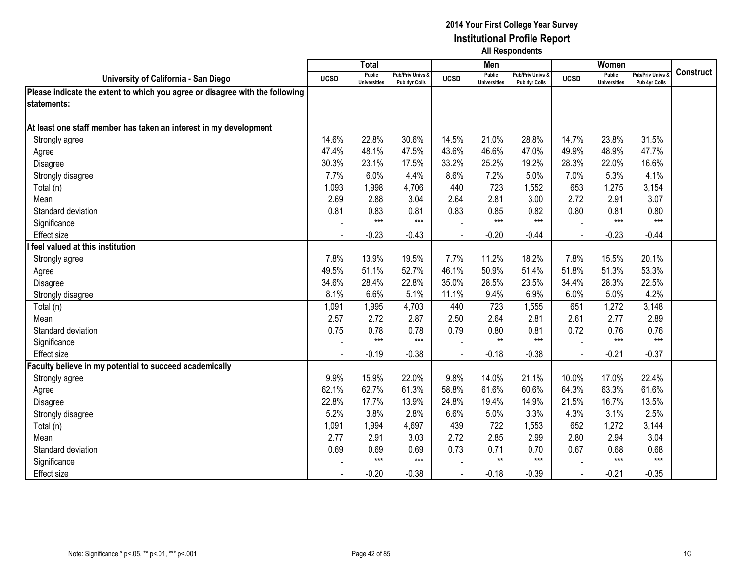# 2014 Your First College Year Survey
## Institutional Profile Report
### All Respondents

| University of California - San Diego | Total | | | Men | | | Women | | | Construct |
|---|---|---|---|---|---|---|---|---|---|---|
| | UCSD | Public Universities | Pub/Priv Univs & Pub 4yr Colls | UCSD | Public Universities | Pub/Priv Univs & Pub 4yr Colls | UCSD | Public Universities | Pub/Priv Univs & Pub 4yr Colls | |
| **Please indicate the extent to which you agree or disagree with the following statements:** | | | | | | | | | | |
| **At least one staff member has taken an interest in my development** | | | | | | | | | | |
| Strongly agree | 14.6% | 22.8% | 30.6% | 14.5% | 21.0% | 28.8% | 14.7% | 23.8% | 31.5% | |
| Agree | 47.4% | 48.1% | 47.5% | 43.6% | 46.6% | 47.0% | 49.9% | 48.9% | 47.7% | |
| Disagree | 30.3% | 23.1% | 17.5% | 33.2% | 25.2% | 19.2% | 28.3% | 22.0% | 16.6% | |
| Strongly disagree | 7.7% | 6.0% | 4.4% | 8.6% | 7.2% | 5.0% | 7.0% | 5.3% | 4.1% | |
| Total (n) | 1,093 | 1,998 | 4,706 | 440 | 723 | 1,552 | 653 | 1,275 | 3,154 | |
| Mean | 2.69 | 2.88 | 3.04 | 2.64 | 2.81 | 3.00 | 2.72 | 2.91 | 3.07 | |
| Standard deviation | 0.81 | 0.83 | 0.81 | 0.83 | 0.85 | 0.82 | 0.80 | 0.81 | 0.80 | |
| Significance | - | *** | *** | - | *** | *** | - | *** | *** | |
| Effect size | - | -0.23 | -0.43 | - | -0.20 | -0.44 | - | -0.23 | -0.44 | |
| **I feel valued at this institution** | | | | | | | | | | |
| Strongly agree | 7.8% | 13.9% | 19.5% | 7.7% | 11.2% | 18.2% | 7.8% | 15.5% | 20.1% | |
| Agree | 49.5% | 51.1% | 52.7% | 46.1% | 50.9% | 51.4% | 51.8% | 51.3% | 53.3% | |
| Disagree | 34.6% | 28.4% | 22.8% | 35.0% | 28.5% | 23.5% | 34.4% | 28.3% | 22.5% | |
| Strongly disagree | 8.1% | 6.6% | 5.1% | 11.1% | 9.4% | 6.9% | 6.0% | 5.0% | 4.2% | |
| Total (n) | 1,091 | 1,995 | 4,703 | 440 | 723 | 1,555 | 651 | 1,272 | 3,148 | |
| Mean | 2.57 | 2.72 | 2.87 | 2.50 | 2.64 | 2.81 | 2.61 | 2.77 | 2.89 | |
| Standard deviation | 0.75 | 0.78 | 0.78 | 0.79 | 0.80 | 0.81 | 0.72 | 0.76 | 0.76 | |
| Significance | - | *** | *** | - | ** | *** | - | *** | *** | |
| Effect size | - | -0.19 | -0.38 | - | -0.18 | -0.38 | - | -0.21 | -0.37 | |
| **Faculty believe in my potential to succeed academically** | | | | | | | | | | |
| Strongly agree | 9.9% | 15.9% | 22.0% | 9.8% | 14.0% | 21.1% | 10.0% | 17.0% | 22.4% | |
| Agree | 62.1% | 62.7% | 61.3% | 58.8% | 61.6% | 60.6% | 64.3% | 63.3% | 61.6% | |
| Disagree | 22.8% | 17.7% | 13.9% | 24.8% | 19.4% | 14.9% | 21.5% | 16.7% | 13.5% | |
| Strongly disagree | 5.2% | 3.8% | 2.8% | 6.6% | 5.0% | 3.3% | 4.3% | 3.1% | 2.5% | |
| Total (n) | 1,091 | 1,994 | 4,697 | 439 | 722 | 1,553 | 652 | 1,272 | 3,144 | |
| Mean | 2.77 | 2.91 | 3.03 | 2.72 | 2.85 | 2.99 | 2.80 | 2.94 | 3.04 | |
| Standard deviation | 0.69 | 0.69 | 0.69 | 0.73 | 0.71 | 0.70 | 0.67 | 0.68 | 0.68 | |
| Significance | - | *** | *** | - | ** | *** | - | *** | *** | |
| Effect size | - | -0.20 | -0.38 | - | -0.18 | -0.39 | - | -0.21 | -0.35 | |

Note: Significance * p<.05, ** p<.01, *** p<.001

1C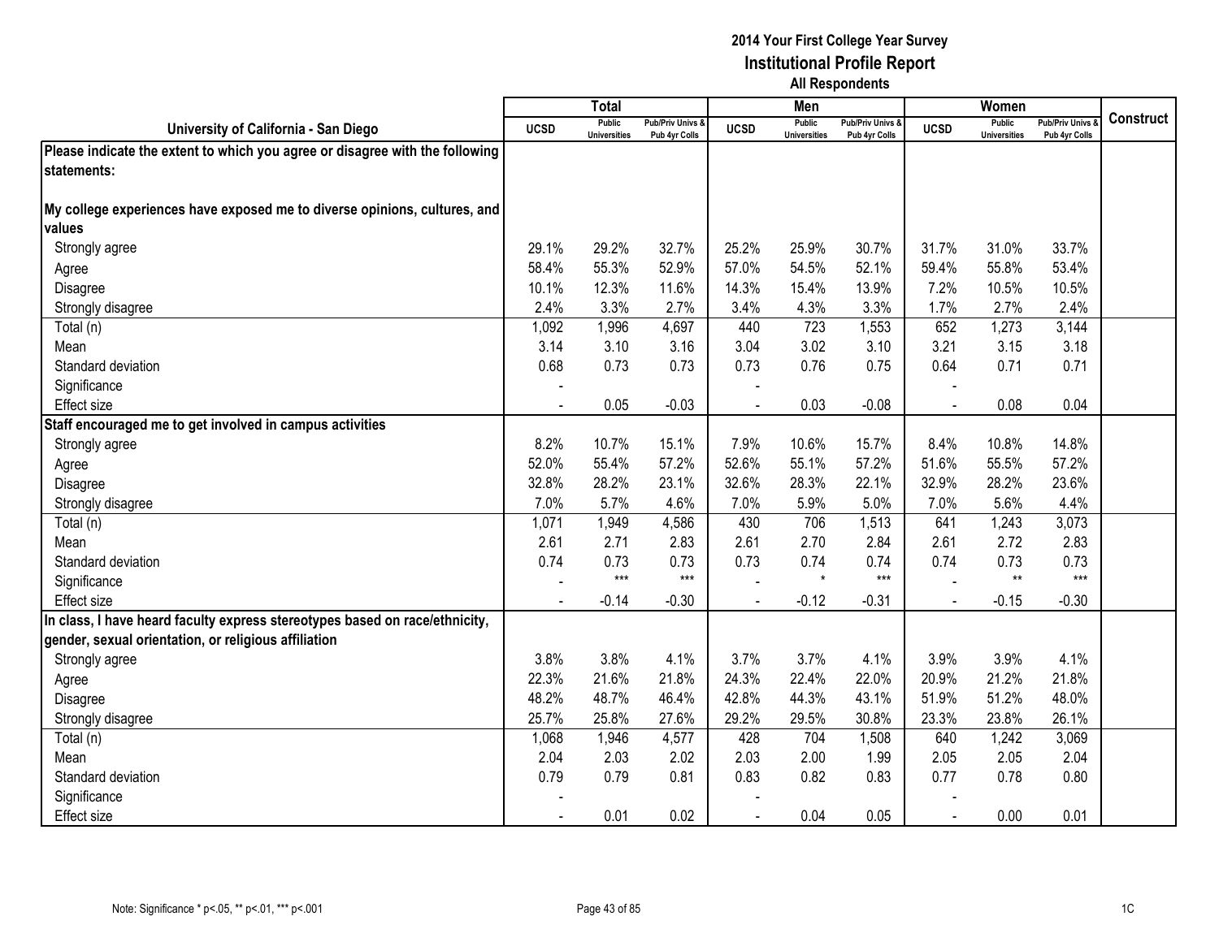## 2014 Your First College Year Survey
## Institutional Profile Report
### All Respondents

| University of California - San Diego | Total | | | Men | | | Women | | | Construct |
|---|---|---|---|---|---|---|---|---|---|---|
| | UCSD | Public Universities | Pub/Priv Univs & Pub 4yr Colls | UCSD | Public Universities | Pub/Priv Univs & Pub 4yr Colls | UCSD | Public Universities | Pub/Priv Univs & Pub 4yr Colls | |
| **Please indicate the extent to which you agree or disagree with the following statements:** | | | | | | | | | | |
| **My college experiences have exposed me to diverse opinions, cultures, and values** | | | | | | | | | | |
| Strongly agree | 29.1% | 29.2% | 32.7% | 25.2% | 25.9% | 30.7% | 31.7% | 31.0% | 33.7% | |
| Agree | 58.4% | 55.3% | 52.9% | 57.0% | 54.5% | 52.1% | 59.4% | 55.8% | 53.4% | |
| Disagree | 10.1% | 12.3% | 11.6% | 14.3% | 15.4% | 13.9% | 7.2% | 10.5% | 10.5% | |
| Strongly disagree | 2.4% | 3.3% | 2.7% | 3.4% | 4.3% | 3.3% | 1.7% | 2.7% | 2.4% | |
| Total (n) | 1,092 | 1,996 | 4,697 | 440 | 723 | 1,553 | 652 | 1,273 | 3,144 | |
| Mean | 3.14 | 3.10 | 3.16 | 3.04 | 3.02 | 3.10 | 3.21 | 3.15 | 3.18 | |
| Standard deviation | 0.68 | 0.73 | 0.73 | 0.73 | 0.76 | 0.75 | 0.64 | 0.71 | 0.71 | |
| Significance | - | | | - | | | - | | | |
| Effect size | - | 0.05 | -0.03 | - | 0.03 | -0.08 | - | 0.08 | 0.04 | |
| **Staff encouraged me to get involved in campus activities** | | | | | | | | | | |
| Strongly agree | 8.2% | 10.7% | 15.1% | 7.9% | 10.6% | 15.7% | 8.4% | 10.8% | 14.8% | |
| Agree | 52.0% | 55.4% | 57.2% | 52.6% | 55.1% | 57.2% | 51.6% | 55.5% | 57.2% | |
| Disagree | 32.8% | 28.2% | 23.1% | 32.6% | 28.3% | 22.1% | 32.9% | 28.2% | 23.6% | |
| Strongly disagree | 7.0% | 5.7% | 4.6% | 7.0% | 5.9% | 5.0% | 7.0% | 5.6% | 4.4% | |
| Total (n) | 1,071 | 1,949 | 4,586 | 430 | 706 | 1,513 | 641 | 1,243 | 3,073 | |
| Mean | 2.61 | 2.71 | 2.83 | 2.61 | 2.70 | 2.84 | 2.61 | 2.72 | 2.83 | |
| Standard deviation | 0.74 | 0.73 | 0.73 | 0.73 | 0.74 | 0.74 | 0.74 | 0.73 | 0.73 | |
| Significance | - | *** | *** | - | * | *** | - | ** | *** | |
| Effect size | - | -0.14 | -0.30 | - | -0.12 | -0.31 | - | -0.15 | -0.30 | |
| **In class, I have heard faculty express stereotypes based on race/ethnicity, gender, sexual orientation, or religious affiliation** | | | | | | | | | | |
| Strongly agree | 3.8% | 3.8% | 4.1% | 3.7% | 3.7% | 4.1% | 3.9% | 3.9% | 4.1% | |
| Agree | 22.3% | 21.6% | 21.8% | 24.3% | 22.4% | 22.0% | 20.9% | 21.2% | 21.8% | |
| Disagree | 48.2% | 48.7% | 46.4% | 42.8% | 44.3% | 43.1% | 51.9% | 51.2% | 48.0% | |
| Strongly disagree | 25.7% | 25.8% | 27.6% | 29.2% | 29.5% | 30.8% | 23.3% | 23.8% | 26.1% | |
| Total (n) | 1,068 | 1,946 | 4,577 | 428 | 704 | 1,508 | 640 | 1,242 | 3,069 | |
| Mean | 2.04 | 2.03 | 2.02 | 2.03 | 2.00 | 1.99 | 2.05 | 2.05 | 2.04 | |
| Standard deviation | 0.79 | 0.79 | 0.81 | 0.83 | 0.82 | 0.83 | 0.77 | 0.78 | 0.80 | |
| Significance | - | | | - | | | - | | | |
| Effect size | - | 0.01 | 0.02 | - | 0.04 | 0.05 | - | 0.00 | 0.01 | |

Note: Significance * p<.05, ** p<.01, *** p<.001

1C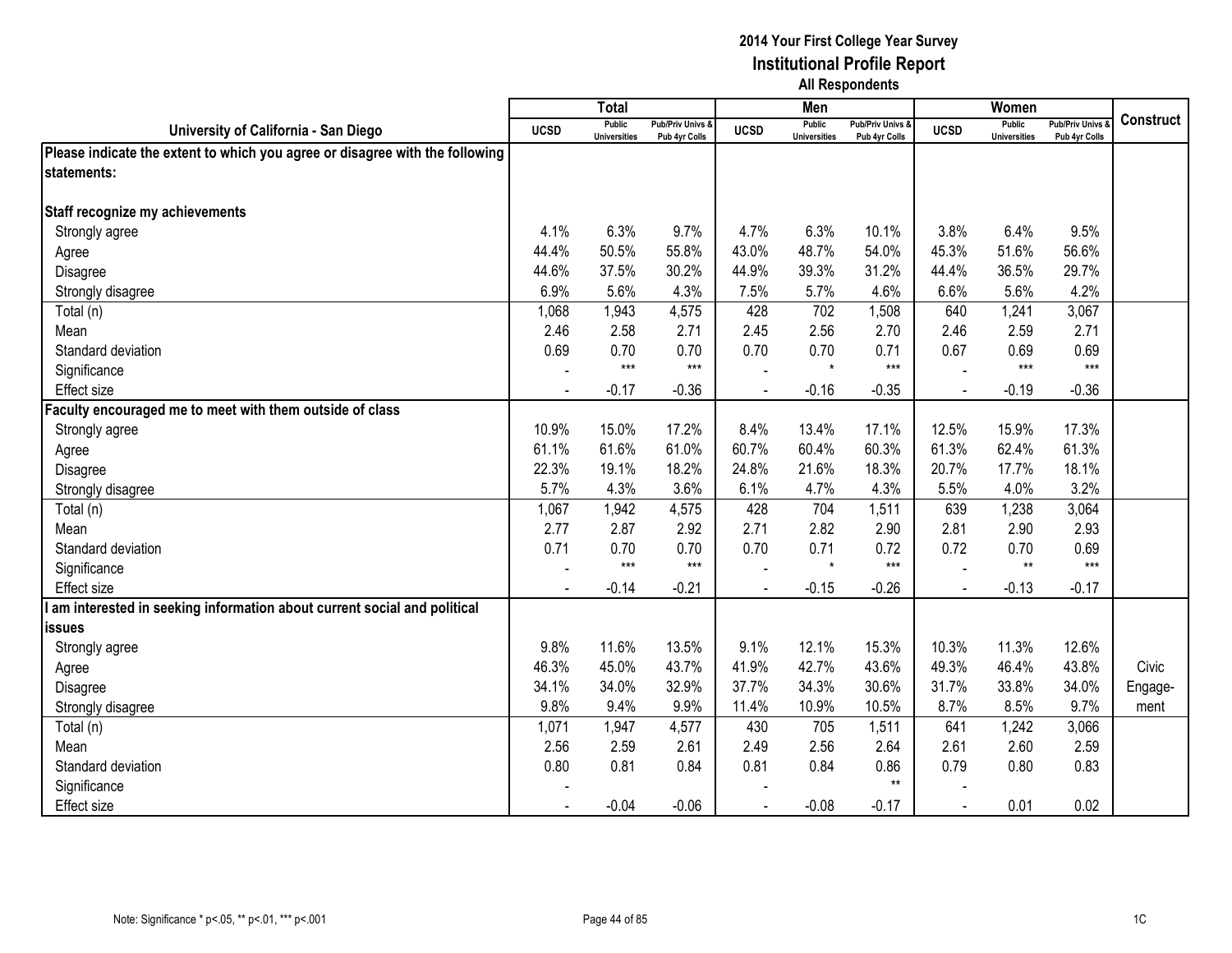# 2014 Your First College Year Survey
## Institutional Profile Report
### All Respondents

| University of California - San Diego | Total | | | Men | | | Women | | | Construct |
|---|---|---|---|---|---|---|---|---|---|---|
| | UCSD | Public Universities | Pub/Priv Univs & Pub 4yr Colls | UCSD | Public Universities | Pub/Priv Univs & Pub 4yr Colls | UCSD | Public Universities | Pub/Priv Univs & Pub 4yr Colls | |
| **Please indicate the extent to which you agree or disagree with the following statements:** | | | | | | | | | | |
| **Staff recognize my achievements** | | | | | | | | | | |
| Strongly agree | 4.1% | 6.3% | 9.7% | 4.7% | 6.3% | 10.1% | 3.8% | 6.4% | 9.5% | |
| Agree | 44.4% | 50.5% | 55.8% | 43.0% | 48.7% | 54.0% | 45.3% | 51.6% | 56.6% | |
| Disagree | 44.6% | 37.5% | 30.2% | 44.9% | 39.3% | 31.2% | 44.4% | 36.5% | 29.7% | |
| Strongly disagree | 6.9% | 5.6% | 4.3% | 7.5% | 5.7% | 4.6% | 6.6% | 5.6% | 4.2% | |
| Total (n) | 1,068 | 1,943 | 4,575 | 428 | 702 | 1,508 | 640 | 1,241 | 3,067 | |
| Mean | 2.46 | 2.58 | 2.71 | 2.45 | 2.56 | 2.70 | 2.46 | 2.59 | 2.71 | |
| Standard deviation | 0.69 | 0.70 | 0.70 | 0.70 | 0.70 | 0.71 | 0.67 | 0.69 | 0.69 | |
| Significance | - | *** | *** | - | * | *** | - | *** | *** | |
| Effect size | - | -0.17 | -0.36 | - | -0.16 | -0.35 | - | -0.19 | -0.36 | |
| **Faculty encouraged me to meet with them outside of class** | | | | | | | | | | |
| Strongly agree | 10.9% | 15.0% | 17.2% | 8.4% | 13.4% | 17.1% | 12.5% | 15.9% | 17.3% | |
| Agree | 61.1% | 61.6% | 61.0% | 60.7% | 60.4% | 60.3% | 61.3% | 62.4% | 61.3% | |
| Disagree | 22.3% | 19.1% | 18.2% | 24.8% | 21.6% | 18.3% | 20.7% | 17.7% | 18.1% | |
| Strongly disagree | 5.7% | 4.3% | 3.6% | 6.1% | 4.7% | 4.3% | 5.5% | 4.0% | 3.2% | |
| Total (n) | 1,067 | 1,942 | 4,575 | 428 | 704 | 1,511 | 639 | 1,238 | 3,064 | |
| Mean | 2.77 | 2.87 | 2.92 | 2.71 | 2.82 | 2.90 | 2.81 | 2.90 | 2.93 | |
| Standard deviation | 0.71 | 0.70 | 0.70 | 0.70 | 0.71 | 0.72 | 0.72 | 0.70 | 0.69 | |
| Significance | - | *** | *** | - | * | *** | - | ** | *** | |
| Effect size | - | -0.14 | -0.21 | - | -0.15 | -0.26 | - | -0.13 | -0.17 | |
| **I am interested in seeking information about current social and political issues** | | | | | | | | | | |
| Strongly agree | 9.8% | 11.6% | 13.5% | 9.1% | 12.1% | 15.3% | 10.3% | 11.3% | 12.6% | |
| Agree | 46.3% | 45.0% | 43.7% | 41.9% | 42.7% | 43.6% | 49.3% | 46.4% | 43.8% | Civic Engage-ment |
| Disagree | 34.1% | 34.0% | 32.9% | 37.7% | 34.3% | 30.6% | 31.7% | 33.8% | 34.0% | |
| Strongly disagree | 9.8% | 9.4% | 9.9% | 11.4% | 10.9% | 10.5% | 8.7% | 8.5% | 9.7% | |
| Total (n) | 1,071 | 1,947 | 4,577 | 430 | 705 | 1,511 | 641 | 1,242 | 3,066 | |
| Mean | 2.56 | 2.59 | 2.61 | 2.49 | 2.56 | 2.64 | 2.61 | 2.60 | 2.59 | |
| Standard deviation | 0.80 | 0.81 | 0.84 | 0.81 | 0.84 | 0.86 | 0.79 | 0.80 | 0.83 | |
| Significance | - | | | - | | ** | - | | | |
| Effect size | - | -0.04 | -0.06 | - | -0.08 | -0.17 | - | 0.01 | 0.02 | |

Note: Significance * p<.05, ** p<.01, *** p<.001

1C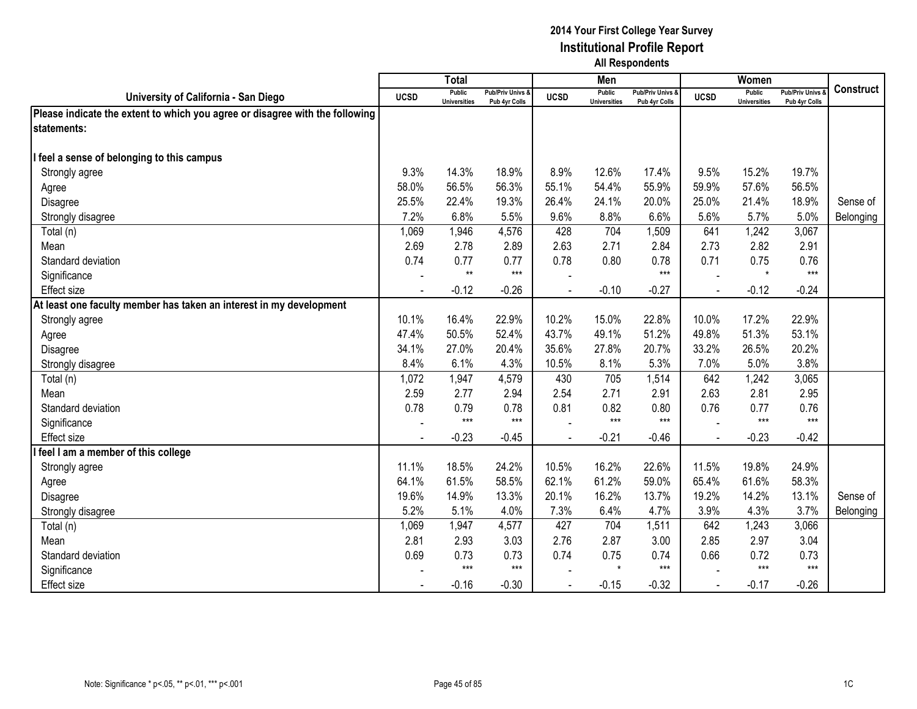# 2014 Your First College Year Survey
## Institutional Profile Report
### All Respondents

| University of California - San Diego | Total | | | Men | | | Women | | | Construct |
|---|---|---|---|---|---|---|---|---|---|---|
| | UCSD | Public Universities | Pub/Priv Univs & Pub 4yr Colls | UCSD | Public Universities | Pub/Priv Univs & Pub 4yr Colls | UCSD | Public Universities | Pub/Priv Univs & Pub 4yr Colls | |
| **Please indicate the extent to which you agree or disagree with the following statements:** | | | | | | | | | | |
| **I feel a sense of belonging to this campus** | | | | | | | | | | |
| Strongly agree | 9.3% | 14.3% | 18.9% | 8.9% | 12.6% | 17.4% | 9.5% | 15.2% | 19.7% | |
| Agree | 58.0% | 56.5% | 56.3% | 55.1% | 54.4% | 55.9% | 59.9% | 57.6% | 56.5% | |
| Disagree | 25.5% | 22.4% | 19.3% | 26.4% | 24.1% | 20.0% | 25.0% | 21.4% | 18.9% | Sense of |
| Strongly disagree | 7.2% | 6.8% | 5.5% | 9.6% | 8.8% | 6.6% | 5.6% | 5.7% | 5.0% | Belonging |
| Total (n) | 1,069 | 1,946 | 4,576 | 428 | 704 | 1,509 | 641 | 1,242 | 3,067 | |
| Mean | 2.69 | 2.78 | 2.89 | 2.63 | 2.71 | 2.84 | 2.73 | 2.82 | 2.91 | |
| Standard deviation | 0.74 | 0.77 | 0.77 | 0.78 | 0.80 | 0.78 | 0.71 | 0.75 | 0.76 | |
| Significance | - | ** | *** | - | | *** | - | * | *** | |
| Effect size | - | -0.12 | -0.26 | - | -0.10 | -0.27 | - | -0.12 | -0.24 | |
| **At least one faculty member has taken an interest in my development** | | | | | | | | | | |
| Strongly agree | 10.1% | 16.4% | 22.9% | 10.2% | 15.0% | 22.8% | 10.0% | 17.2% | 22.9% | |
| Agree | 47.4% | 50.5% | 52.4% | 43.7% | 49.1% | 51.2% | 49.8% | 51.3% | 53.1% | |
| Disagree | 34.1% | 27.0% | 20.4% | 35.6% | 27.8% | 20.7% | 33.2% | 26.5% | 20.2% | |
| Strongly disagree | 8.4% | 6.1% | 4.3% | 10.5% | 8.1% | 5.3% | 7.0% | 5.0% | 3.8% | |
| Total (n) | 1,072 | 1,947 | 4,579 | 430 | 705 | 1,514 | 642 | 1,242 | 3,065 | |
| Mean | 2.59 | 2.77 | 2.94 | 2.54 | 2.71 | 2.91 | 2.63 | 2.81 | 2.95 | |
| Standard deviation | 0.78 | 0.79 | 0.78 | 0.81 | 0.82 | 0.80 | 0.76 | 0.77 | 0.76 | |
| Significance | - | *** | *** | - | *** | *** | - | *** | *** | |
| Effect size | - | -0.23 | -0.45 | - | -0.21 | -0.46 | - | -0.23 | -0.42 | |
| **I feel I am a member of this college** | | | | | | | | | | |
| Strongly agree | 11.1% | 18.5% | 24.2% | 10.5% | 16.2% | 22.6% | 11.5% | 19.8% | 24.9% | |
| Agree | 64.1% | 61.5% | 58.5% | 62.1% | 61.2% | 59.0% | 65.4% | 61.6% | 58.3% | |
| Disagree | 19.6% | 14.9% | 13.3% | 20.1% | 16.2% | 13.7% | 19.2% | 14.2% | 13.1% | Sense of |
| Strongly disagree | 5.2% | 5.1% | 4.0% | 7.3% | 6.4% | 4.7% | 3.9% | 4.3% | 3.7% | Belonging |
| Total (n) | 1,069 | 1,947 | 4,577 | 427 | 704 | 1,511 | 642 | 1,243 | 3,066 | |
| Mean | 2.81 | 2.93 | 3.03 | 2.76 | 2.87 | 3.00 | 2.85 | 2.97 | 3.04 | |
| Standard deviation | 0.69 | 0.73 | 0.73 | 0.74 | 0.75 | 0.74 | 0.66 | 0.72 | 0.73 | |
| Significance | - | *** | *** | - | * | *** | - | *** | *** | |
| Effect size | - | -0.16 | -0.30 | - | -0.15 | -0.32 | - | -0.17 | -0.26 | |

Note: Significance * p<.05, ** p<.01, *** p<.001

1C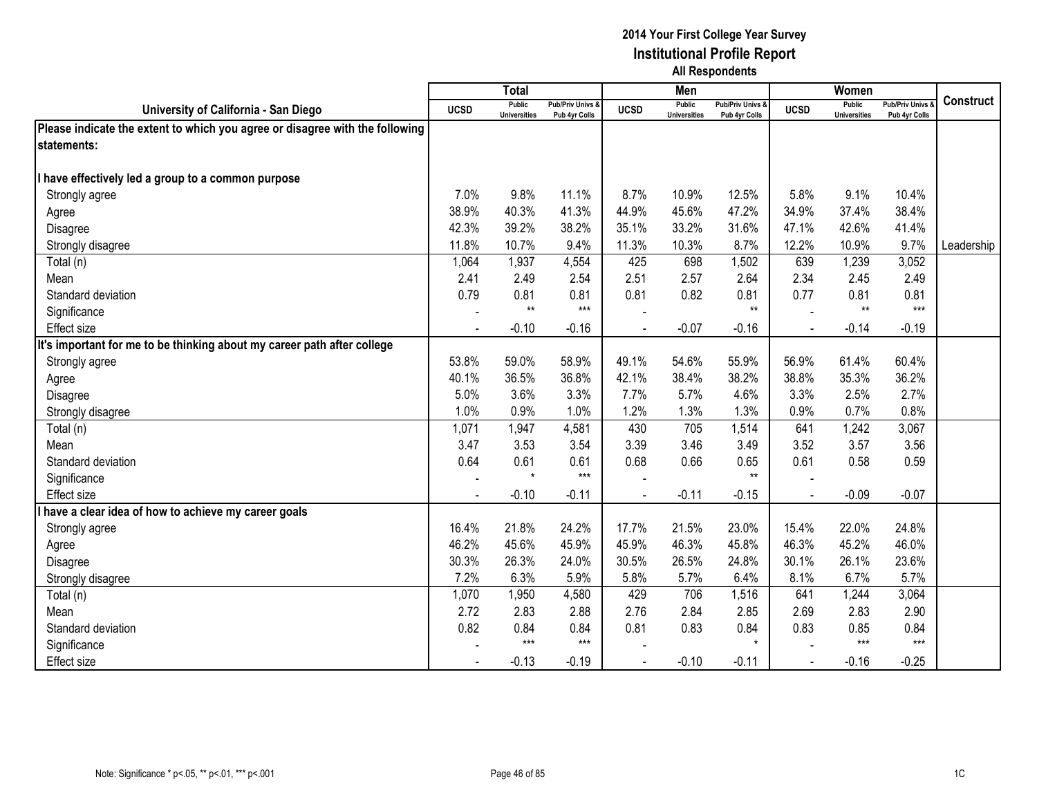# 2014 Your First College Year Survey
## Institutional Profile Report
### All Respondents

| University of California - San Diego | Total | | | Men | | | Women | | | Construct |
|---|---|---|---|---|---|---|---|---|---|---|
| | UCSD | Public Universities | Pub/Priv Univs & Pub 4yr Colls | UCSD | Public Universities | Pub/Priv Univs & Pub 4yr Colls | UCSD | Public Universities | Pub/Priv Univs & Pub 4yr Colls | |
| **Please indicate the extent to which you agree or disagree with the following statements:** | | | | | | | | | | |
| **I have effectively led a group to a common purpose** | | | | | | | | | | |
| Strongly agree | 7.0% | 9.8% | 11.1% | 8.7% | 10.9% | 12.5% | 5.8% | 9.1% | 10.4% | |
| Agree | 38.9% | 40.3% | 41.3% | 44.9% | 45.6% | 47.2% | 34.9% | 37.4% | 38.4% | |
| Disagree | 42.3% | 39.2% | 38.2% | 35.1% | 33.2% | 31.6% | 47.1% | 42.6% | 41.4% | |
| Strongly disagree | 11.8% | 10.7% | 9.4% | 11.3% | 10.3% | 8.7% | 12.2% | 10.9% | 9.7% | Leadership |
| Total (n) | 1,064 | 1,937 | 4,554 | 425 | 698 | 1,502 | 639 | 1,239 | 3,052 | |
| Mean | 2.41 | 2.49 | 2.54 | 2.51 | 2.57 | 2.64 | 2.34 | 2.45 | 2.49 | |
| Standard deviation | 0.79 | 0.81 | 0.81 | 0.81 | 0.82 | 0.81 | 0.77 | 0.81 | 0.81 | |
| Significance | - | ** | *** | - | | ** | - | ** | *** | |
| Effect size | - | -0.10 | -0.16 | - | -0.07 | -0.16 | - | -0.14 | -0.19 | |
| **It's important for me to be thinking about my career path after college** | | | | | | | | | | |
| Strongly agree | 53.8% | 59.0% | 58.9% | 49.1% | 54.6% | 55.9% | 56.9% | 61.4% | 60.4% | |
| Agree | 40.1% | 36.5% | 36.8% | 42.1% | 38.4% | 38.2% | 38.8% | 35.3% | 36.2% | |
| Disagree | 5.0% | 3.6% | 3.3% | 7.7% | 5.7% | 4.6% | 3.3% | 2.5% | 2.7% | |
| Strongly disagree | 1.0% | 0.9% | 1.0% | 1.2% | 1.3% | 1.3% | 0.9% | 0.7% | 0.8% | |
| Total (n) | 1,071 | 1,947 | 4,581 | 430 | 705 | 1,514 | 641 | 1,242 | 3,067 | |
| Mean | 3.47 | 3.53 | 3.54 | 3.39 | 3.46 | 3.49 | 3.52 | 3.57 | 3.56 | |
| Standard deviation | 0.64 | 0.61 | 0.61 | 0.68 | 0.66 | 0.65 | 0.61 | 0.58 | 0.59 | |
| Significance | - | * | *** | - | | ** | - | | | |
| Effect size | - | -0.10 | -0.11 | - | -0.11 | -0.15 | - | -0.09 | -0.07 | |
| **I have a clear idea of how to achieve my career goals** | | | | | | | | | | |
| Strongly agree | 16.4% | 21.8% | 24.2% | 17.7% | 21.5% | 23.0% | 15.4% | 22.0% | 24.8% | |
| Agree | 46.2% | 45.6% | 45.9% | 45.9% | 46.3% | 45.8% | 46.3% | 45.2% | 46.0% | |
| Disagree | 30.3% | 26.3% | 24.0% | 30.5% | 26.5% | 24.8% | 30.1% | 26.1% | 23.6% | |
| Strongly disagree | 7.2% | 6.3% | 5.9% | 5.8% | 5.7% | 6.4% | 8.1% | 6.7% | 5.7% | |
| Total (n) | 1,070 | 1,950 | 4,580 | 429 | 706 | 1,516 | 641 | 1,244 | 3,064 | |
| Mean | 2.72 | 2.83 | 2.88 | 2.76 | 2.84 | 2.85 | 2.69 | 2.83 | 2.90 | |
| Standard deviation | 0.82 | 0.84 | 0.84 | 0.81 | 0.83 | 0.84 | 0.83 | 0.85 | 0.84 | |
| Significance | - | *** | *** | - | | * | - | *** | *** | |
| Effect size | - | -0.13 | -0.19 | - | -0.10 | -0.11 | - | -0.16 | -0.25 | |

Note: Significance * p<.05, ** p<.01, *** p<.001

1C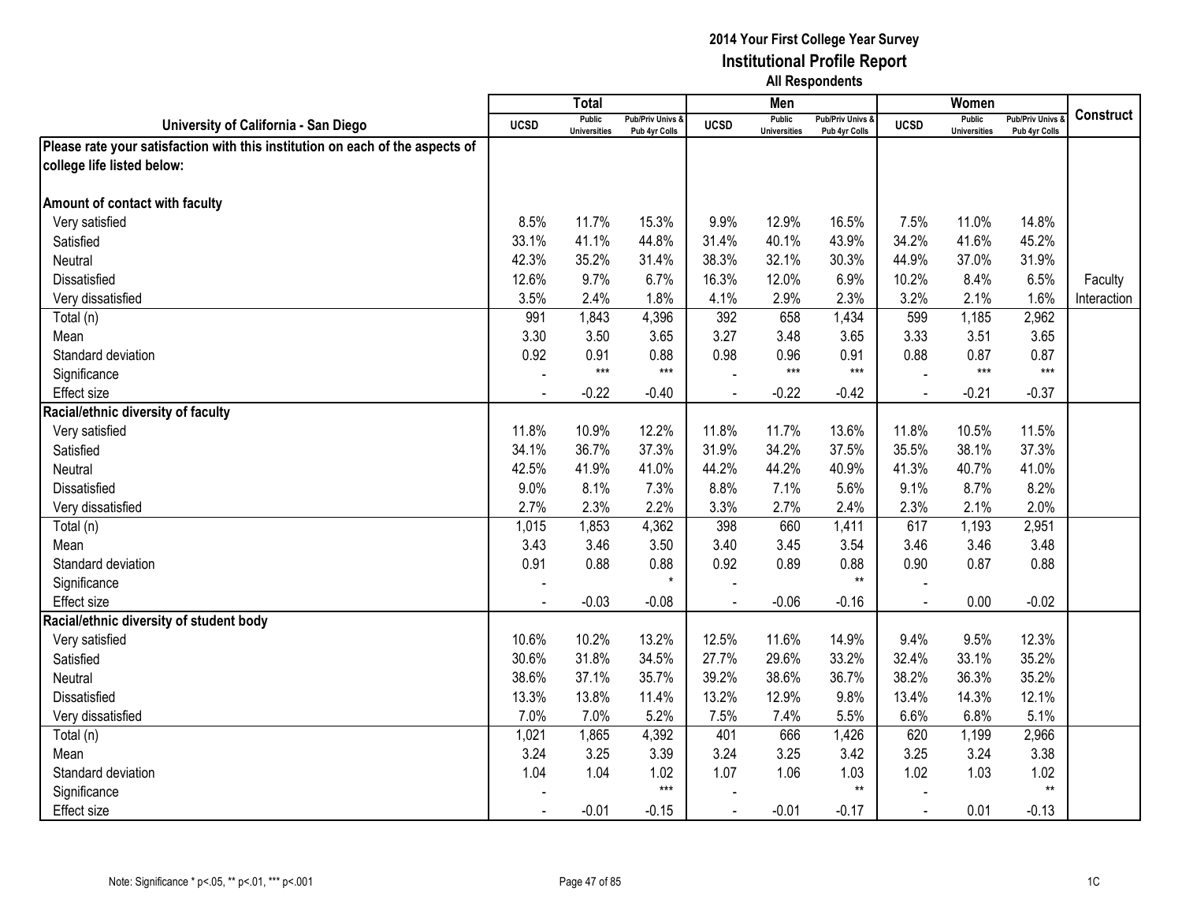**2014 Your First College Year Survey**
**Institutional Profile Report**
**All Respondents**

| University of California - San Diego | Total | | | Men | | | Women | | | Construct |
|---|---|---|---|---|---|---|---|---|---|---|
| | UCSD | Public Universities | Pub/Priv Univs & Pub 4yr Colls | UCSD | Public Universities | Pub/Priv Univs & Pub 4yr Colls | UCSD | Public Universities | Pub/Priv Univs & Pub 4yr Colls | |
| **Please rate your satisfaction with this institution on each of the aspects of college life listed below:** | | | | | | | | | | |
| **Amount of contact with faculty** | | | | | | | | | | |
| Very satisfied | 8.5% | 11.7% | 15.3% | 9.9% | 12.9% | 16.5% | 7.5% | 11.0% | 14.8% | |
| Satisfied | 33.1% | 41.1% | 44.8% | 31.4% | 40.1% | 43.9% | 34.2% | 41.6% | 45.2% | |
| Neutral | 42.3% | 35.2% | 31.4% | 38.3% | 32.1% | 30.3% | 44.9% | 37.0% | 31.9% | |
| Dissatisfied | 12.6% | 9.7% | 6.7% | 16.3% | 12.0% | 6.9% | 10.2% | 8.4% | 6.5% | Faculty Interaction |
| Very dissatisfied | 3.5% | 2.4% | 1.8% | 4.1% | 2.9% | 2.3% | 3.2% | 2.1% | 1.6% | |
| Total (n) | 991 | 1,843 | 4,396 | 392 | 658 | 1,434 | 599 | 1,185 | 2,962 | |
| Mean | 3.30 | 3.50 | 3.65 | 3.27 | 3.48 | 3.65 | 3.33 | 3.51 | 3.65 | |
| Standard deviation | 0.92 | 0.91 | 0.88 | 0.98 | 0.96 | 0.91 | 0.88 | 0.87 | 0.87 | |
| Significance | - | *** | *** | - | *** | *** | - | *** | *** | |
| Effect size | - | -0.22 | -0.40 | - | -0.22 | -0.42 | - | -0.21 | -0.37 | |
| **Racial/ethnic diversity of faculty** | | | | | | | | | | |
| Very satisfied | 11.8% | 10.9% | 12.2% | 11.8% | 11.7% | 13.6% | 11.8% | 10.5% | 11.5% | |
| Satisfied | 34.1% | 36.7% | 37.3% | 31.9% | 34.2% | 37.5% | 35.5% | 38.1% | 37.3% | |
| Neutral | 42.5% | 41.9% | 41.0% | 44.2% | 44.2% | 40.9% | 41.3% | 40.7% | 41.0% | |
| Dissatisfied | 9.0% | 8.1% | 7.3% | 8.8% | 7.1% | 5.6% | 9.1% | 8.7% | 8.2% | |
| Very dissatisfied | 2.7% | 2.3% | 2.2% | 3.3% | 2.7% | 2.4% | 2.3% | 2.1% | 2.0% | |
| Total (n) | 1,015 | 1,853 | 4,362 | 398 | 660 | 1,411 | 617 | 1,193 | 2,951 | |
| Mean | 3.43 | 3.46 | 3.50 | 3.40 | 3.45 | 3.54 | 3.46 | 3.46 | 3.48 | |
| Standard deviation | 0.91 | 0.88 | 0.88 | 0.92 | 0.89 | 0.88 | 0.90 | 0.87 | 0.88 | |
| Significance | - | | * | - | | ** | - | | | |
| Effect size | - | -0.03 | -0.08 | - | -0.06 | -0.16 | - | 0.00 | -0.02 | |
| **Racial/ethnic diversity of student body** | | | | | | | | | | |
| Very satisfied | 10.6% | 10.2% | 13.2% | 12.5% | 11.6% | 14.9% | 9.4% | 9.5% | 12.3% | |
| Satisfied | 30.6% | 31.8% | 34.5% | 27.7% | 29.6% | 33.2% | 32.4% | 33.1% | 35.2% | |
| Neutral | 38.6% | 37.1% | 35.7% | 39.2% | 38.6% | 36.7% | 38.2% | 36.3% | 35.2% | |
| Dissatisfied | 13.3% | 13.8% | 11.4% | 13.2% | 12.9% | 9.8% | 13.4% | 14.3% | 12.1% | |
| Very dissatisfied | 7.0% | 7.0% | 5.2% | 7.5% | 7.4% | 5.5% | 6.6% | 6.8% | 5.1% | |
| Total (n) | 1,021 | 1,865 | 4,392 | 401 | 666 | 1,426 | 620 | 1,199 | 2,966 | |
| Mean | 3.24 | 3.25 | 3.39 | 3.24 | 3.25 | 3.42 | 3.25 | 3.24 | 3.38 | |
| Standard deviation | 1.04 | 1.04 | 1.02 | 1.07 | 1.06 | 1.03 | 1.02 | 1.03 | 1.02 | |
| Significance | - | | *** | - | | ** | - | | ** | |
| Effect size | - | -0.01 | -0.15 | - | -0.01 | -0.17 | - | 0.01 | -0.13 | |

Note: Significance * p<.05, ** p<.01, *** p<.001

1C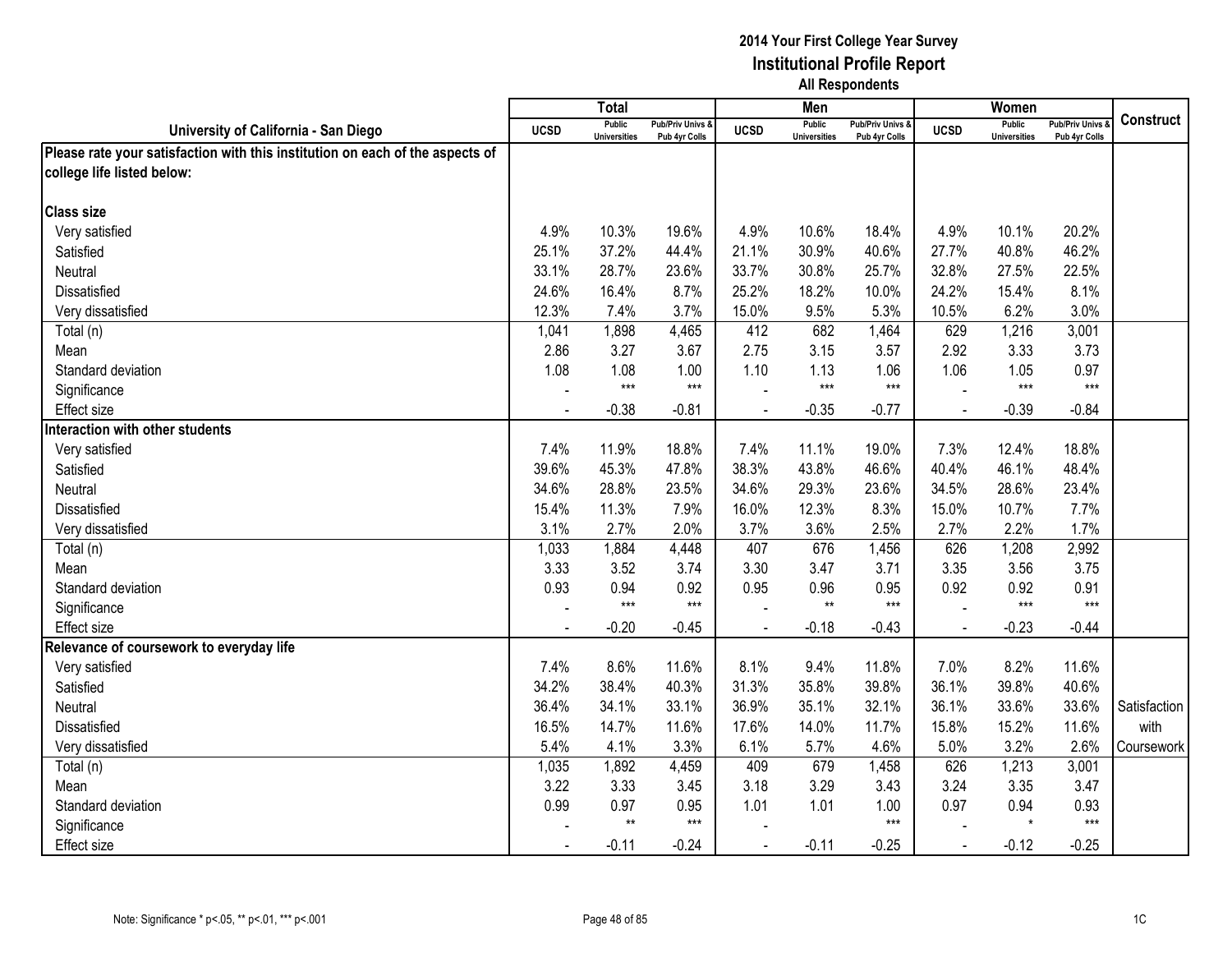**2014 Your First College Year Survey**
**Institutional Profile Report**
**All Respondents**

| University of California - San Diego | Total | | | Men | | | Women | | | Construct |
|---|---|---|---|---|---|---|---|---|---|---|
| | UCSD | Public Universities | Pub/Priv Univs & Pub 4yr Colls | UCSD | Public Universities | Pub/Priv Univs & Pub 4yr Colls | UCSD | Public Universities | Pub/Priv Univs & Pub 4yr Colls | |
| **Please rate your satisfaction with this institution on each of the aspects of college life listed below:** | | | | | | | | | | |
| **Class size** | | | | | | | | | | |
| Very satisfied | 4.9% | 10.3% | 19.6% | 4.9% | 10.6% | 18.4% | 4.9% | 10.1% | 20.2% | |
| Satisfied | 25.1% | 37.2% | 44.4% | 21.1% | 30.9% | 40.6% | 27.7% | 40.8% | 46.2% | |
| Neutral | 33.1% | 28.7% | 23.6% | 33.7% | 30.8% | 25.7% | 32.8% | 27.5% | 22.5% | |
| Dissatisfied | 24.6% | 16.4% | 8.7% | 25.2% | 18.2% | 10.0% | 24.2% | 15.4% | 8.1% | |
| Very dissatisfied | 12.3% | 7.4% | 3.7% | 15.0% | 9.5% | 5.3% | 10.5% | 6.2% | 3.0% | |
| Total (n) | 1,041 | 1,898 | 4,465 | 412 | 682 | 1,464 | 629 | 1,216 | 3,001 | |
| Mean | 2.86 | 3.27 | 3.67 | 2.75 | 3.15 | 3.57 | 2.92 | 3.33 | 3.73 | |
| Standard deviation | 1.08 | 1.08 | 1.00 | 1.10 | 1.13 | 1.06 | 1.06 | 1.05 | 0.97 | |
| Significance | - | *** | *** | - | *** | *** | - | *** | *** | |
| Effect size | - | -0.38 | -0.81 | - | -0.35 | -0.77 | - | -0.39 | -0.84 | |
| **Interaction with other students** | | | | | | | | | | |
| Very satisfied | 7.4% | 11.9% | 18.8% | 7.4% | 11.1% | 19.0% | 7.3% | 12.4% | 18.8% | |
| Satisfied | 39.6% | 45.3% | 47.8% | 38.3% | 43.8% | 46.6% | 40.4% | 46.1% | 48.4% | |
| Neutral | 34.6% | 28.8% | 23.5% | 34.6% | 29.3% | 23.6% | 34.5% | 28.6% | 23.4% | |
| Dissatisfied | 15.4% | 11.3% | 7.9% | 16.0% | 12.3% | 8.3% | 15.0% | 10.7% | 7.7% | |
| Very dissatisfied | 3.1% | 2.7% | 2.0% | 3.7% | 3.6% | 2.5% | 2.7% | 2.2% | 1.7% | |
| Total (n) | 1,033 | 1,884 | 4,448 | 407 | 676 | 1,456 | 626 | 1,208 | 2,992 | |
| Mean | 3.33 | 3.52 | 3.74 | 3.30 | 3.47 | 3.71 | 3.35 | 3.56 | 3.75 | |
| Standard deviation | 0.93 | 0.94 | 0.92 | 0.95 | 0.96 | 0.95 | 0.92 | 0.92 | 0.91 | |
| Significance | - | *** | *** | - | ** | *** | - | *** | *** | |
| Effect size | - | -0.20 | -0.45 | - | -0.18 | -0.43 | - | -0.23 | -0.44 | |
| **Relevance of coursework to everyday life** | | | | | | | | | | |
| Very satisfied | 7.4% | 8.6% | 11.6% | 8.1% | 9.4% | 11.8% | 7.0% | 8.2% | 11.6% | |
| Satisfied | 34.2% | 38.4% | 40.3% | 31.3% | 35.8% | 39.8% | 36.1% | 39.8% | 40.6% | |
| Neutral | 36.4% | 34.1% | 33.1% | 36.9% | 35.1% | 32.1% | 36.1% | 33.6% | 33.6% | Satisfaction with Coursework |
| Dissatisfied | 16.5% | 14.7% | 11.6% | 17.6% | 14.0% | 11.7% | 15.8% | 15.2% | 11.6% | |
| Very dissatisfied | 5.4% | 4.1% | 3.3% | 6.1% | 5.7% | 4.6% | 5.0% | 3.2% | 2.6% | |
| Total (n) | 1,035 | 1,892 | 4,459 | 409 | 679 | 1,458 | 626 | 1,213 | 3,001 | |
| Mean | 3.22 | 3.33 | 3.45 | 3.18 | 3.29 | 3.43 | 3.24 | 3.35 | 3.47 | |
| Standard deviation | 0.99 | 0.97 | 0.95 | 1.01 | 1.01 | 1.00 | 0.97 | 0.94 | 0.93 | |
| Significance | - | ** | *** | - | | *** | - | * | *** | |
| Effect size | - | -0.11 | -0.24 | - | -0.11 | -0.25 | - | -0.12 | -0.25 | |

Note: Significance * p<.05, ** p<.01, *** p<.001

1C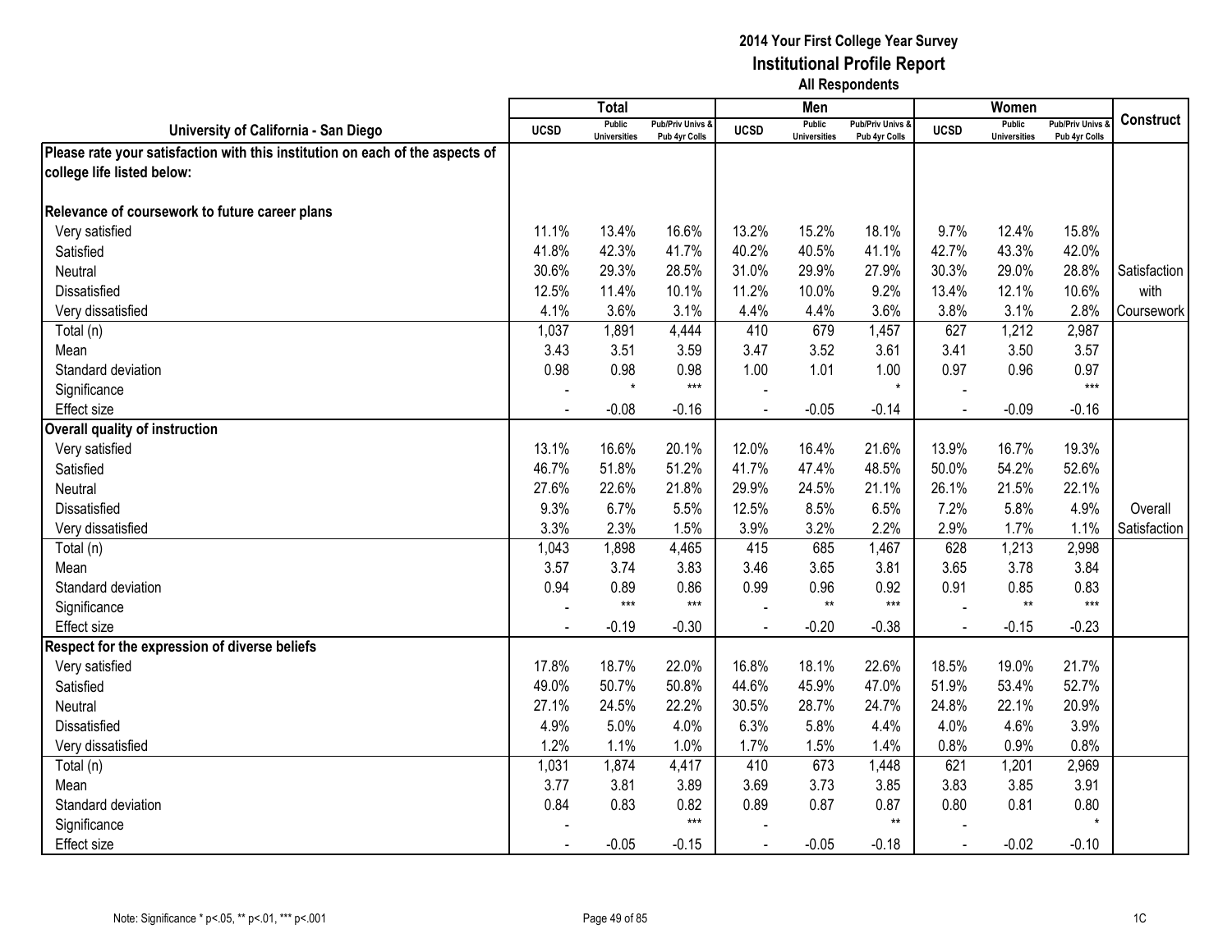# 2014 Your First College Year Survey
## Institutional Profile Report
### All Respondents

| University of California - San Diego | Total | | | Men | | | Women | | | Construct |
|---|---|---|---|---|---|---|---|---|---|---|
| | UCSD | Public Universities | Pub/Priv Univs & Pub 4yr Colls | UCSD | Public Universities | Pub/Priv Univs & Pub 4yr Colls | UCSD | Public Universities | Pub/Priv Univs & Pub 4yr Colls | |
| **Please rate your satisfaction with this institution on each of the aspects of college life listed below:** | | | | | | | | | | |
| **Relevance of coursework to future career plans** | | | | | | | | | | |
| Very satisfied | 11.1% | 13.4% | 16.6% | 13.2% | 15.2% | 18.1% | 9.7% | 12.4% | 15.8% | |
| Satisfied | 41.8% | 42.3% | 41.7% | 40.2% | 40.5% | 41.1% | 42.7% | 43.3% | 42.0% | |
| Neutral | 30.6% | 29.3% | 28.5% | 31.0% | 29.9% | 27.9% | 30.3% | 29.0% | 28.8% | Satisfaction with Coursework |
| Dissatisfied | 12.5% | 11.4% | 10.1% | 11.2% | 10.0% | 9.2% | 13.4% | 12.1% | 10.6% | |
| Very dissatisfied | 4.1% | 3.6% | 3.1% | 4.4% | 4.4% | 3.6% | 3.8% | 3.1% | 2.8% | |
| Total (n) | 1,037 | 1,891 | 4,444 | 410 | 679 | 1,457 | 627 | 1,212 | 2,987 | |
| Mean | 3.43 | 3.51 | 3.59 | 3.47 | 3.52 | 3.61 | 3.41 | 3.50 | 3.57 | |
| Standard deviation | 0.98 | 0.98 | 0.98 | 1.00 | 1.01 | 1.00 | 0.97 | 0.96 | 0.97 | |
| Significance | - | * | *** | - | | * | - | | *** | |
| Effect size | - | -0.08 | -0.16 | - | -0.05 | -0.14 | - | -0.09 | -0.16 | |
| **Overall quality of instruction** | | | | | | | | | | |
| Very satisfied | 13.1% | 16.6% | 20.1% | 12.0% | 16.4% | 21.6% | 13.9% | 16.7% | 19.3% | |
| Satisfied | 46.7% | 51.8% | 51.2% | 41.7% | 47.4% | 48.5% | 50.0% | 54.2% | 52.6% | |
| Neutral | 27.6% | 22.6% | 21.8% | 29.9% | 24.5% | 21.1% | 26.1% | 21.5% | 22.1% | |
| Dissatisfied | 9.3% | 6.7% | 5.5% | 12.5% | 8.5% | 6.5% | 7.2% | 5.8% | 4.9% | Overall Satisfaction |
| Very dissatisfied | 3.3% | 2.3% | 1.5% | 3.9% | 3.2% | 2.2% | 2.9% | 1.7% | 1.1% | |
| Total (n) | 1,043 | 1,898 | 4,465 | 415 | 685 | 1,467 | 628 | 1,213 | 2,998 | |
| Mean | 3.57 | 3.74 | 3.83 | 3.46 | 3.65 | 3.81 | 3.65 | 3.78 | 3.84 | |
| Standard deviation | 0.94 | 0.89 | 0.86 | 0.99 | 0.96 | 0.92 | 0.91 | 0.85 | 0.83 | |
| Significance | - | *** | *** | - | ** | *** | - | ** | *** | |
| Effect size | - | -0.19 | -0.30 | - | -0.20 | -0.38 | - | -0.15 | -0.23 | |
| **Respect for the expression of diverse beliefs** | | | | | | | | | | |
| Very satisfied | 17.8% | 18.7% | 22.0% | 16.8% | 18.1% | 22.6% | 18.5% | 19.0% | 21.7% | |
| Satisfied | 49.0% | 50.7% | 50.8% | 44.6% | 45.9% | 47.0% | 51.9% | 53.4% | 52.7% | |
| Neutral | 27.1% | 24.5% | 22.2% | 30.5% | 28.7% | 24.7% | 24.8% | 22.1% | 20.9% | |
| Dissatisfied | 4.9% | 5.0% | 4.0% | 6.3% | 5.8% | 4.4% | 4.0% | 4.6% | 3.9% | |
| Very dissatisfied | 1.2% | 1.1% | 1.0% | 1.7% | 1.5% | 1.4% | 0.8% | 0.9% | 0.8% | |
| Total (n) | 1,031 | 1,874 | 4,417 | 410 | 673 | 1,448 | 621 | 1,201 | 2,969 | |
| Mean | 3.77 | 3.81 | 3.89 | 3.69 | 3.73 | 3.85 | 3.83 | 3.85 | 3.91 | |
| Standard deviation | 0.84 | 0.83 | 0.82 | 0.89 | 0.87 | 0.87 | 0.80 | 0.81 | 0.80 | |
| Significance | - | | *** | - | | ** | - | | * | |
| Effect size | - | -0.05 | -0.15 | - | -0.05 | -0.18 | - | -0.02 | -0.10 | |

Note: Significance * p<.05, ** p<.01, *** p<.001

1C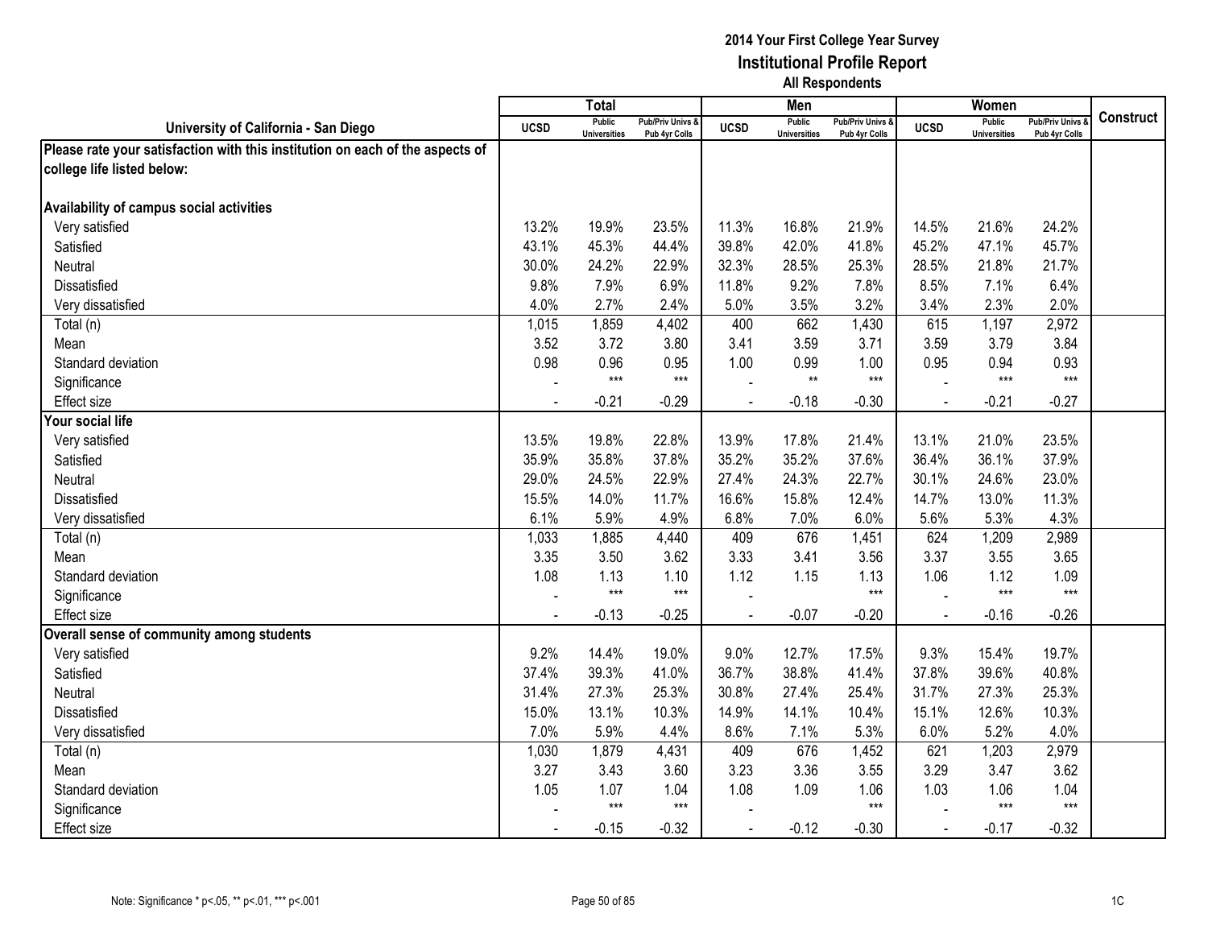**2014 Your First College Year Survey**
**Institutional Profile Report**
**All Respondents**

| University of California - San Diego | Total | | | Men | | | Women | | | Construct |
|---|---|---|---|---|---|---|---|---|---|---|
| | UCSD | Public Universities | Pub/Priv Univs & Pub 4yr Colls | UCSD | Public Universities | Pub/Priv Univs & Pub 4yr Colls | UCSD | Public Universities | Pub/Priv Univs & Pub 4yr Colls | |
| **Please rate your satisfaction with this institution on each of the aspects of college life listed below:** | | | | | | | | | | |
| **Availability of campus social activities** | | | | | | | | | | |
| Very satisfied | 13.2% | 19.9% | 23.5% | 11.3% | 16.8% | 21.9% | 14.5% | 21.6% | 24.2% | |
| Satisfied | 43.1% | 45.3% | 44.4% | 39.8% | 42.0% | 41.8% | 45.2% | 47.1% | 45.7% | |
| Neutral | 30.0% | 24.2% | 22.9% | 32.3% | 28.5% | 25.3% | 28.5% | 21.8% | 21.7% | |
| Dissatisfied | 9.8% | 7.9% | 6.9% | 11.8% | 9.2% | 7.8% | 8.5% | 7.1% | 6.4% | |
| Very dissatisfied | 4.0% | 2.7% | 2.4% | 5.0% | 3.5% | 3.2% | 3.4% | 2.3% | 2.0% | |
| Total (n) | 1,015 | 1,859 | 4,402 | 400 | 662 | 1,430 | 615 | 1,197 | 2,972 | |
| Mean | 3.52 | 3.72 | 3.80 | 3.41 | 3.59 | 3.71 | 3.59 | 3.79 | 3.84 | |
| Standard deviation | 0.98 | 0.96 | 0.95 | 1.00 | 0.99 | 1.00 | 0.95 | 0.94 | 0.93 | |
| Significance | - | *** | *** | - | ** | *** | - | *** | *** | |
| Effect size | - | -0.21 | -0.29 | - | -0.18 | -0.30 | - | -0.21 | -0.27 | |
| **Your social life** | | | | | | | | | | |
| Very satisfied | 13.5% | 19.8% | 22.8% | 13.9% | 17.8% | 21.4% | 13.1% | 21.0% | 23.5% | |
| Satisfied | 35.9% | 35.8% | 37.8% | 35.2% | 35.2% | 37.6% | 36.4% | 36.1% | 37.9% | |
| Neutral | 29.0% | 24.5% | 22.9% | 27.4% | 24.3% | 22.7% | 30.1% | 24.6% | 23.0% | |
| Dissatisfied | 15.5% | 14.0% | 11.7% | 16.6% | 15.8% | 12.4% | 14.7% | 13.0% | 11.3% | |
| Very dissatisfied | 6.1% | 5.9% | 4.9% | 6.8% | 7.0% | 6.0% | 5.6% | 5.3% | 4.3% | |
| Total (n) | 1,033 | 1,885 | 4,440 | 409 | 676 | 1,451 | 624 | 1,209 | 2,989 | |
| Mean | 3.35 | 3.50 | 3.62 | 3.33 | 3.41 | 3.56 | 3.37 | 3.55 | 3.65 | |
| Standard deviation | 1.08 | 1.13 | 1.10 | 1.12 | 1.15 | 1.13 | 1.06 | 1.12 | 1.09 | |
| Significance | - | *** | *** | - | | *** | - | *** | *** | |
| Effect size | - | -0.13 | -0.25 | - | -0.07 | -0.20 | - | -0.16 | -0.26 | |
| **Overall sense of community among students** | | | | | | | | | | |
| Very satisfied | 9.2% | 14.4% | 19.0% | 9.0% | 12.7% | 17.5% | 9.3% | 15.4% | 19.7% | |
| Satisfied | 37.4% | 39.3% | 41.0% | 36.7% | 38.8% | 41.4% | 37.8% | 39.6% | 40.8% | |
| Neutral | 31.4% | 27.3% | 25.3% | 30.8% | 27.4% | 25.4% | 31.7% | 27.3% | 25.3% | |
| Dissatisfied | 15.0% | 13.1% | 10.3% | 14.9% | 14.1% | 10.4% | 15.1% | 12.6% | 10.3% | |
| Very dissatisfied | 7.0% | 5.9% | 4.4% | 8.6% | 7.1% | 5.3% | 6.0% | 5.2% | 4.0% | |
| Total (n) | 1,030 | 1,879 | 4,431 | 409 | 676 | 1,452 | 621 | 1,203 | 2,979 | |
| Mean | 3.27 | 3.43 | 3.60 | 3.23 | 3.36 | 3.55 | 3.29 | 3.47 | 3.62 | |
| Standard deviation | 1.05 | 1.07 | 1.04 | 1.08 | 1.09 | 1.06 | 1.03 | 1.06 | 1.04 | |
| Significance | - | *** | *** | - | | *** | - | *** | *** | |
| Effect size | - | -0.15 | -0.32 | - | -0.12 | -0.30 | - | -0.17 | -0.32 | |

Note: Significance * p<.05, ** p<.01, *** p<.001

1C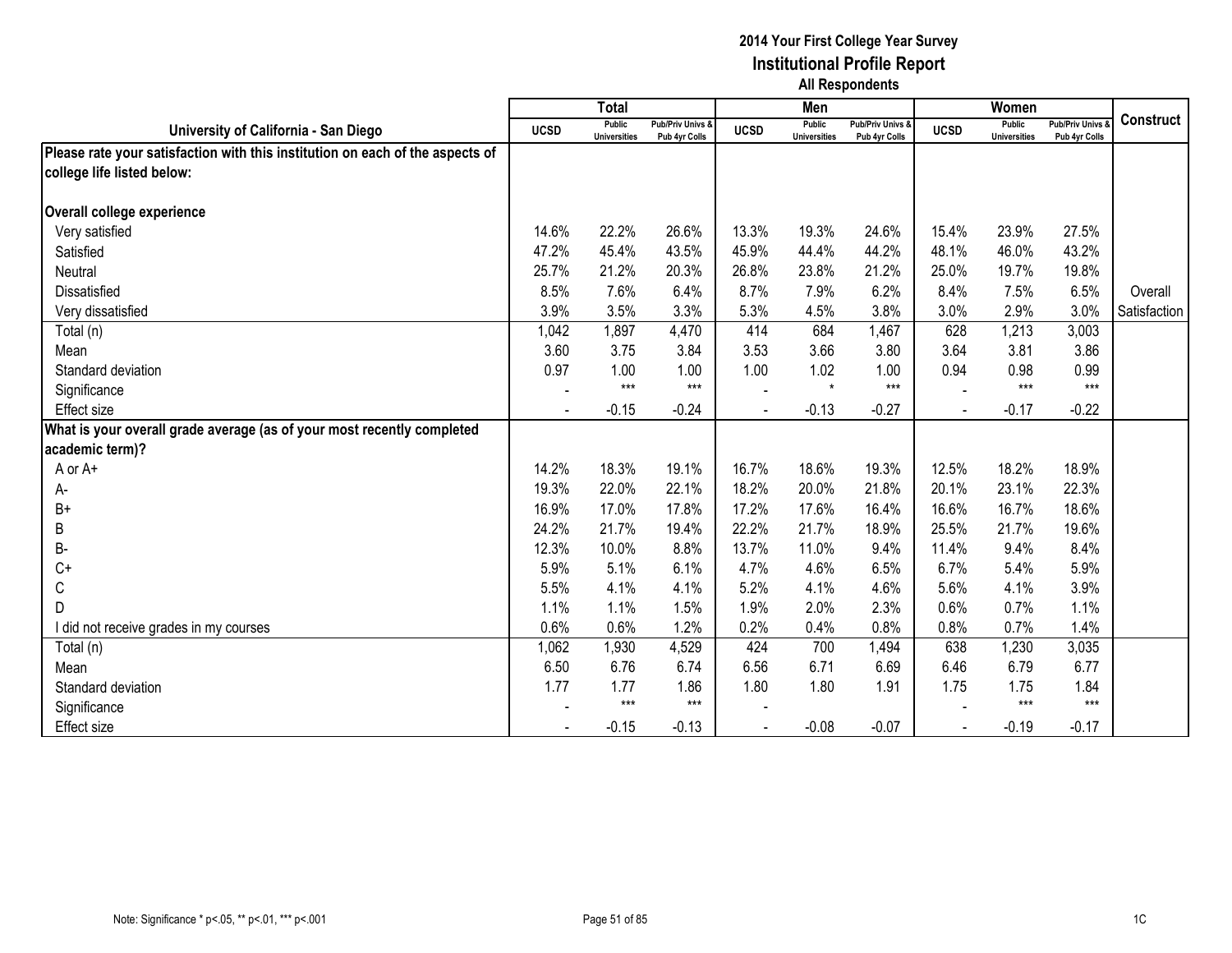# 2014 Your First College Year Survey
## Institutional Profile Report
### All Respondents

| University of California - San Diego | Total | | | Men | | | Women | | | Construct |
|---|---|---|---|---|---|---|---|---|---|---|
| | UCSD | Public Universities | Pub/Priv Univs & Pub 4yr Colls | UCSD | Public Universities | Pub/Priv Univs & Pub 4yr Colls | UCSD | Public Universities | Pub/Priv Univs & Pub 4yr Colls | |
| **Please rate your satisfaction with this institution on each of the aspects of college life listed below:** | | | | | | | | | | |
| **Overall college experience** | | | | | | | | | | |
| Very satisfied | 14.6% | 22.2% | 26.6% | 13.3% | 19.3% | 24.6% | 15.4% | 23.9% | 27.5% | |
| Satisfied | 47.2% | 45.4% | 43.5% | 45.9% | 44.4% | 44.2% | 48.1% | 46.0% | 43.2% | |
| Neutral | 25.7% | 21.2% | 20.3% | 26.8% | 23.8% | 21.2% | 25.0% | 19.7% | 19.8% | |
| Dissatisfied | 8.5% | 7.6% | 6.4% | 8.7% | 7.9% | 6.2% | 8.4% | 7.5% | 6.5% | Overall |
| Very dissatisfied | 3.9% | 3.5% | 3.3% | 5.3% | 4.5% | 3.8% | 3.0% | 2.9% | 3.0% | Satisfaction |
| Total (n) | 1,042 | 1,897 | 4,470 | 414 | 684 | 1,467 | 628 | 1,213 | 3,003 | |
| Mean | 3.60 | 3.75 | 3.84 | 3.53 | 3.66 | 3.80 | 3.64 | 3.81 | 3.86 | |
| Standard deviation | 0.97 | 1.00 | 1.00 | 1.00 | 1.02 | 1.00 | 0.94 | 0.98 | 0.99 | |
| Significance | - | *** | *** | - | * | *** | - | *** | *** | |
| Effect size | - | -0.15 | -0.24 | - | -0.13 | -0.27 | - | -0.17 | -0.22 | |
| **What is your overall grade average (as of your most recently completed academic term)?** | | | | | | | | | | |
| A or A+ | 14.2% | 18.3% | 19.1% | 16.7% | 18.6% | 19.3% | 12.5% | 18.2% | 18.9% | |
| A- | 19.3% | 22.0% | 22.1% | 18.2% | 20.0% | 21.8% | 20.1% | 23.1% | 22.3% | |
| B+ | 16.9% | 17.0% | 17.8% | 17.2% | 17.6% | 16.4% | 16.6% | 16.7% | 18.6% | |
| B | 24.2% | 21.7% | 19.4% | 22.2% | 21.7% | 18.9% | 25.5% | 21.7% | 19.6% | |
| B- | 12.3% | 10.0% | 8.8% | 13.7% | 11.0% | 9.4% | 11.4% | 9.4% | 8.4% | |
| C+ | 5.9% | 5.1% | 6.1% | 4.7% | 4.6% | 6.5% | 6.7% | 5.4% | 5.9% | |
| C | 5.5% | 4.1% | 4.1% | 5.2% | 4.1% | 4.6% | 5.6% | 4.1% | 3.9% | |
| D | 1.1% | 1.1% | 1.5% | 1.9% | 2.0% | 2.3% | 0.6% | 0.7% | 1.1% | |
| I did not receive grades in my courses | 0.6% | 0.6% | 1.2% | 0.2% | 0.4% | 0.8% | 0.8% | 0.7% | 1.4% | |
| Total (n) | 1,062 | 1,930 | 4,529 | 424 | 700 | 1,494 | 638 | 1,230 | 3,035 | |
| Mean | 6.50 | 6.76 | 6.74 | 6.56 | 6.71 | 6.69 | 6.46 | 6.79 | 6.77 | |
| Standard deviation | 1.77 | 1.77 | 1.86 | 1.80 | 1.80 | 1.91 | 1.75 | 1.75 | 1.84 | |
| Significance | - | *** | *** | - | | | - | *** | *** | |
| Effect size | - | -0.15 | -0.13 | - | -0.08 | -0.07 | - | -0.19 | -0.17 | |

Note: Significance * p<.05, ** p<.01, *** p<.001

1C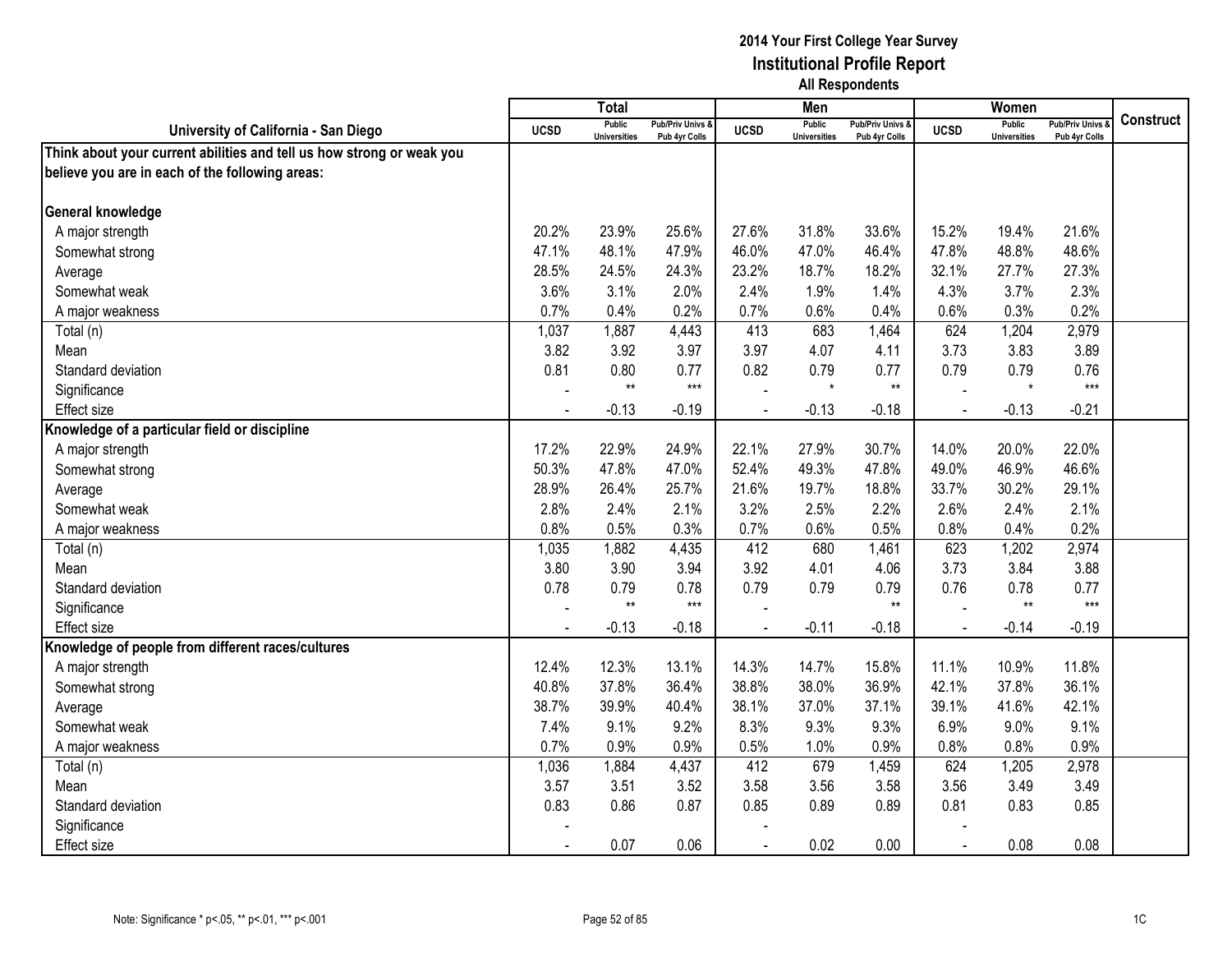# 2014 Your First College Year Survey
## Institutional Profile Report
### All Respondents

| University of California - San Diego | Total | | | Men | | | Women | | | Construct |
|---|---|---|---|---|---|---|---|---|---|---|
| | UCSD | Public Universities | Pub/Priv Univs & Pub 4yr Colls | UCSD | Public Universities | Pub/Priv Univs & Pub 4yr Colls | UCSD | Public Universities | Pub/Priv Univs & Pub 4yr Colls | |
| **Think about your current abilities and tell us how strong or weak you believe you are in each of the following areas:** | | | | | | | | | | |
| **General knowledge** | | | | | | | | | | |
| A major strength | 20.2% | 23.9% | 25.6% | 27.6% | 31.8% | 33.6% | 15.2% | 19.4% | 21.6% | |
| Somewhat strong | 47.1% | 48.1% | 47.9% | 46.0% | 47.0% | 46.4% | 47.8% | 48.8% | 48.6% | |
| Average | 28.5% | 24.5% | 24.3% | 23.2% | 18.7% | 18.2% | 32.1% | 27.7% | 27.3% | |
| Somewhat weak | 3.6% | 3.1% | 2.0% | 2.4% | 1.9% | 1.4% | 4.3% | 3.7% | 2.3% | |
| A major weakness | 0.7% | 0.4% | 0.2% | 0.7% | 0.6% | 0.4% | 0.6% | 0.3% | 0.2% | |
| Total (n) | 1,037 | 1,887 | 4,443 | 413 | 683 | 1,464 | 624 | 1,204 | 2,979 | |
| Mean | 3.82 | 3.92 | 3.97 | 3.97 | 4.07 | 4.11 | 3.73 | 3.83 | 3.89 | |
| Standard deviation | 0.81 | 0.80 | 0.77 | 0.82 | 0.79 | 0.77 | 0.79 | 0.79 | 0.76 | |
| Significance | - | ** | *** | - | * | ** | - | * | *** | |
| Effect size | - | -0.13 | -0.19 | - | -0.13 | -0.18 | - | -0.13 | -0.21 | |
| **Knowledge of a particular field or discipline** | | | | | | | | | | |
| A major strength | 17.2% | 22.9% | 24.9% | 22.1% | 27.9% | 30.7% | 14.0% | 20.0% | 22.0% | |
| Somewhat strong | 50.3% | 47.8% | 47.0% | 52.4% | 49.3% | 47.8% | 49.0% | 46.9% | 46.6% | |
| Average | 28.9% | 26.4% | 25.7% | 21.6% | 19.7% | 18.8% | 33.7% | 30.2% | 29.1% | |
| Somewhat weak | 2.8% | 2.4% | 2.1% | 3.2% | 2.5% | 2.2% | 2.6% | 2.4% | 2.1% | |
| A major weakness | 0.8% | 0.5% | 0.3% | 0.7% | 0.6% | 0.5% | 0.8% | 0.4% | 0.2% | |
| Total (n) | 1,035 | 1,882 | 4,435 | 412 | 680 | 1,461 | 623 | 1,202 | 2,974 | |
| Mean | 3.80 | 3.90 | 3.94 | 3.92 | 4.01 | 4.06 | 3.73 | 3.84 | 3.88 | |
| Standard deviation | 0.78 | 0.79 | 0.78 | 0.79 | 0.79 | 0.79 | 0.76 | 0.78 | 0.77 | |
| Significance | - | ** | *** | - | | ** | - | ** | *** | |
| Effect size | - | -0.13 | -0.18 | - | -0.11 | -0.18 | - | -0.14 | -0.19 | |
| **Knowledge of people from different races/cultures** | | | | | | | | | | |
| A major strength | 12.4% | 12.3% | 13.1% | 14.3% | 14.7% | 15.8% | 11.1% | 10.9% | 11.8% | |
| Somewhat strong | 40.8% | 37.8% | 36.4% | 38.8% | 38.0% | 36.9% | 42.1% | 37.8% | 36.1% | |
| Average | 38.7% | 39.9% | 40.4% | 38.1% | 37.0% | 37.1% | 39.1% | 41.6% | 42.1% | |
| Somewhat weak | 7.4% | 9.1% | 9.2% | 8.3% | 9.3% | 9.3% | 6.9% | 9.0% | 9.1% | |
| A major weakness | 0.7% | 0.9% | 0.9% | 0.5% | 1.0% | 0.9% | 0.8% | 0.8% | 0.9% | |
| Total (n) | 1,036 | 1,884 | 4,437 | 412 | 679 | 1,459 | 624 | 1,205 | 2,978 | |
| Mean | 3.57 | 3.51 | 3.52 | 3.58 | 3.56 | 3.58 | 3.56 | 3.49 | 3.49 | |
| Standard deviation | 0.83 | 0.86 | 0.87 | 0.85 | 0.89 | 0.89 | 0.81 | 0.83 | 0.85 | |
| Significance | - | | | - | | | - | | | |
| Effect size | - | 0.07 | 0.06 | - | 0.02 | 0.00 | - | 0.08 | 0.08 | |

Note: Significance * p<.05, ** p<.01, *** p<.001

1C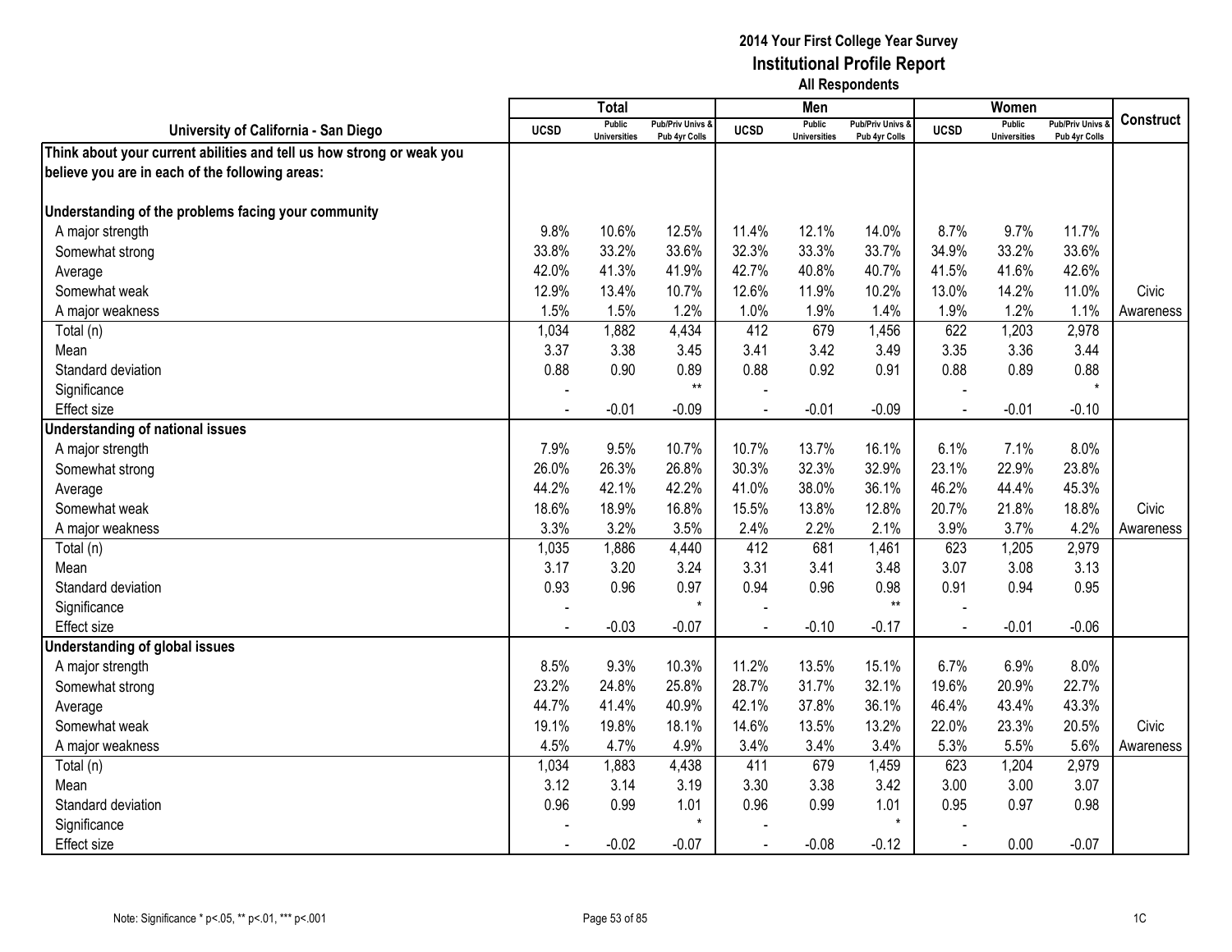# 2014 Your First College Year Survey
## Institutional Profile Report
### All Respondents

| University of California - San Diego | Total | | | Men | | | Women | | | Construct |
|---|---|---|---|---|---|---|---|---|---|---|
| | UCSD | Public Universities | Pub/Priv Univs & Pub 4yr Colls | UCSD | Public Universities | Pub/Priv Univs & Pub 4yr Colls | UCSD | Public Universities | Pub/Priv Univs & Pub 4yr Colls | |
| **Think about your current abilities and tell us how strong or weak you believe you are in each of the following areas:** | | | | | | | | | | |
| **Understanding of the problems facing your community** | | | | | | | | | | |
| A major strength | 9.8% | 10.6% | 12.5% | 11.4% | 12.1% | 14.0% | 8.7% | 9.7% | 11.7% | |
| Somewhat strong | 33.8% | 33.2% | 33.6% | 32.3% | 33.3% | 33.7% | 34.9% | 33.2% | 33.6% | |
| Average | 42.0% | 41.3% | 41.9% | 42.7% | 40.8% | 40.7% | 41.5% | 41.6% | 42.6% | |
| Somewhat weak | 12.9% | 13.4% | 10.7% | 12.6% | 11.9% | 10.2% | 13.0% | 14.2% | 11.0% | Civic |
| A major weakness | 1.5% | 1.5% | 1.2% | 1.0% | 1.9% | 1.4% | 1.9% | 1.2% | 1.1% | Awareness |
| Total (n) | 1,034 | 1,882 | 4,434 | 412 | 679 | 1,456 | 622 | 1,203 | 2,978 | |
| Mean | 3.37 | 3.38 | 3.45 | 3.41 | 3.42 | 3.49 | 3.35 | 3.36 | 3.44 | |
| Standard deviation | 0.88 | 0.90 | 0.89 | 0.88 | 0.92 | 0.91 | 0.88 | 0.89 | 0.88 | |
| Significance | - | | ** | - | | | - | | * | |
| Effect size | - | -0.01 | -0.09 | - | -0.01 | -0.09 | - | -0.01 | -0.10 | |
| **Understanding of national issues** | | | | | | | | | | |
| A major strength | 7.9% | 9.5% | 10.7% | 10.7% | 13.7% | 16.1% | 6.1% | 7.1% | 8.0% | |
| Somewhat strong | 26.0% | 26.3% | 26.8% | 30.3% | 32.3% | 32.9% | 23.1% | 22.9% | 23.8% | |
| Average | 44.2% | 42.1% | 42.2% | 41.0% | 38.0% | 36.1% | 46.2% | 44.4% | 45.3% | |
| Somewhat weak | 18.6% | 18.9% | 16.8% | 15.5% | 13.8% | 12.8% | 20.7% | 21.8% | 18.8% | Civic |
| A major weakness | 3.3% | 3.2% | 3.5% | 2.4% | 2.2% | 2.1% | 3.9% | 3.7% | 4.2% | Awareness |
| Total (n) | 1,035 | 1,886 | 4,440 | 412 | 681 | 1,461 | 623 | 1,205 | 2,979 | |
| Mean | 3.17 | 3.20 | 3.24 | 3.31 | 3.41 | 3.48 | 3.07 | 3.08 | 3.13 | |
| Standard deviation | 0.93 | 0.96 | 0.97 | 0.94 | 0.96 | 0.98 | 0.91 | 0.94 | 0.95 | |
| Significance | - | | * | - | | ** | - | | | |
| Effect size | - | -0.03 | -0.07 | - | -0.10 | -0.17 | - | -0.01 | -0.06 | |
| **Understanding of global issues** | | | | | | | | | | |
| A major strength | 8.5% | 9.3% | 10.3% | 11.2% | 13.5% | 15.1% | 6.7% | 6.9% | 8.0% | |
| Somewhat strong | 23.2% | 24.8% | 25.8% | 28.7% | 31.7% | 32.1% | 19.6% | 20.9% | 22.7% | |
| Average | 44.7% | 41.4% | 40.9% | 42.1% | 37.8% | 36.1% | 46.4% | 43.4% | 43.3% | |
| Somewhat weak | 19.1% | 19.8% | 18.1% | 14.6% | 13.5% | 13.2% | 22.0% | 23.3% | 20.5% | Civic |
| A major weakness | 4.5% | 4.7% | 4.9% | 3.4% | 3.4% | 3.4% | 5.3% | 5.5% | 5.6% | Awareness |
| Total (n) | 1,034 | 1,883 | 4,438 | 411 | 679 | 1,459 | 623 | 1,204 | 2,979 | |
| Mean | 3.12 | 3.14 | 3.19 | 3.30 | 3.38 | 3.42 | 3.00 | 3.00 | 3.07 | |
| Standard deviation | 0.96 | 0.99 | 1.01 | 0.96 | 0.99 | 1.01 | 0.95 | 0.97 | 0.98 | |
| Significance | - | | * | - | | * | - | | | |
| Effect size | - | -0.02 | -0.07 | - | -0.08 | -0.12 | - | 0.00 | -0.07 | |

Note: Significance * p<.05, ** p<.01, *** p<.001

1C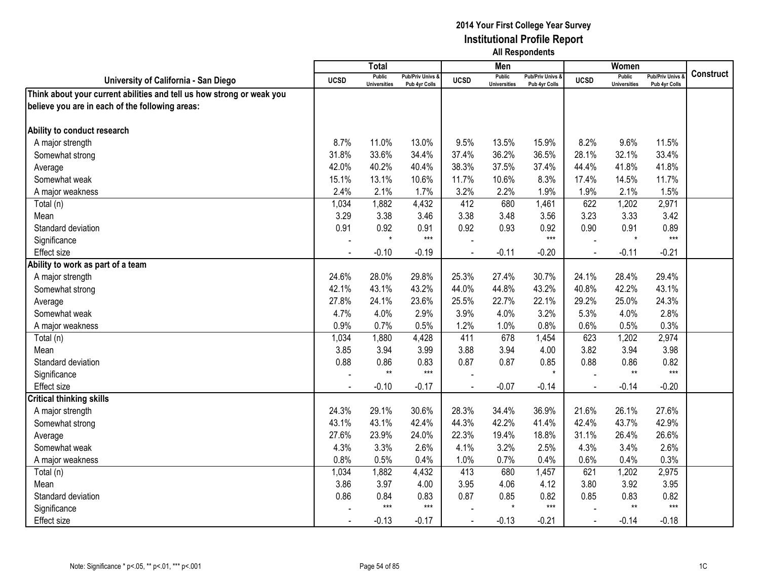**2014 Your First College Year Survey**
**Institutional Profile Report**
**All Respondents**

| University of California - San Diego | Total | | | Men | | | Women | | | Construct |
|---|---|---|---|---|---|---|---|---|---|---|
| | UCSD | Public Universities | Pub/Priv Univs & Pub 4yr Colls | UCSD | Public Universities | Pub/Priv Univs & Pub 4yr Colls | UCSD | Public Universities | Pub/Priv Univs & Pub 4yr Colls | |
| **Think about your current abilities and tell us how strong or weak you believe you are in each of the following areas:** | | | | | | | | | | |
| **Ability to conduct research** | | | | | | | | | | |
| A major strength | 8.7% | 11.0% | 13.0% | 9.5% | 13.5% | 15.9% | 8.2% | 9.6% | 11.5% | |
| Somewhat strong | 31.8% | 33.6% | 34.4% | 37.4% | 36.2% | 36.5% | 28.1% | 32.1% | 33.4% | |
| Average | 42.0% | 40.2% | 40.4% | 38.3% | 37.5% | 37.4% | 44.4% | 41.8% | 41.8% | |
| Somewhat weak | 15.1% | 13.1% | 10.6% | 11.7% | 10.6% | 8.3% | 17.4% | 14.5% | 11.7% | |
| A major weakness | 2.4% | 2.1% | 1.7% | 3.2% | 2.2% | 1.9% | 1.9% | 2.1% | 1.5% | |
| Total (n) | 1,034 | 1,882 | 4,432 | 412 | 680 | 1,461 | 622 | 1,202 | 2,971 | |
| Mean | 3.29 | 3.38 | 3.46 | 3.38 | 3.48 | 3.56 | 3.23 | 3.33 | 3.42 | |
| Standard deviation | 0.91 | 0.92 | 0.91 | 0.92 | 0.93 | 0.92 | 0.90 | 0.91 | 0.89 | |
| Significance | - | * | *** | - | | *** | - | * | *** | |
| Effect size | - | -0.10 | -0.19 | - | -0.11 | -0.20 | - | -0.11 | -0.21 | |
| **Ability to work as part of a team** | | | | | | | | | | |
| A major strength | 24.6% | 28.0% | 29.8% | 25.3% | 27.4% | 30.7% | 24.1% | 28.4% | 29.4% | |
| Somewhat strong | 42.1% | 43.1% | 43.2% | 44.0% | 44.8% | 43.2% | 40.8% | 42.2% | 43.1% | |
| Average | 27.8% | 24.1% | 23.6% | 25.5% | 22.7% | 22.1% | 29.2% | 25.0% | 24.3% | |
| Somewhat weak | 4.7% | 4.0% | 2.9% | 3.9% | 4.0% | 3.2% | 5.3% | 4.0% | 2.8% | |
| A major weakness | 0.9% | 0.7% | 0.5% | 1.2% | 1.0% | 0.8% | 0.6% | 0.5% | 0.3% | |
| Total (n) | 1,034 | 1,880 | 4,428 | 411 | 678 | 1,454 | 623 | 1,202 | 2,974 | |
| Mean | 3.85 | 3.94 | 3.99 | 3.88 | 3.94 | 4.00 | 3.82 | 3.94 | 3.98 | |
| Standard deviation | 0.88 | 0.86 | 0.83 | 0.87 | 0.87 | 0.85 | 0.88 | 0.86 | 0.82 | |
| Significance | - | ** | *** | - | | * | - | ** | *** | |
| Effect size | - | -0.10 | -0.17 | - | -0.07 | -0.14 | - | -0.14 | -0.20 | |
| **Critical thinking skills** | | | | | | | | | | |
| A major strength | 24.3% | 29.1% | 30.6% | 28.3% | 34.4% | 36.9% | 21.6% | 26.1% | 27.6% | |
| Somewhat strong | 43.1% | 43.1% | 42.4% | 44.3% | 42.2% | 41.4% | 42.4% | 43.7% | 42.9% | |
| Average | 27.6% | 23.9% | 24.0% | 22.3% | 19.4% | 18.8% | 31.1% | 26.4% | 26.6% | |
| Somewhat weak | 4.3% | 3.3% | 2.6% | 4.1% | 3.2% | 2.5% | 4.3% | 3.4% | 2.6% | |
| A major weakness | 0.8% | 0.5% | 0.4% | 1.0% | 0.7% | 0.4% | 0.6% | 0.4% | 0.3% | |
| Total (n) | 1,034 | 1,882 | 4,432 | 413 | 680 | 1,457 | 621 | 1,202 | 2,975 | |
| Mean | 3.86 | 3.97 | 4.00 | 3.95 | 4.06 | 4.12 | 3.80 | 3.92 | 3.95 | |
| Standard deviation | 0.86 | 0.84 | 0.83 | 0.87 | 0.85 | 0.82 | 0.85 | 0.83 | 0.82 | |
| Significance | - | *** | *** | - | * | *** | - | ** | *** | |
| Effect size | - | -0.13 | -0.17 | - | -0.13 | -0.21 | - | -0.14 | -0.18 | |

Note: Significance * p<.05, ** p<.01, *** p<.001

1C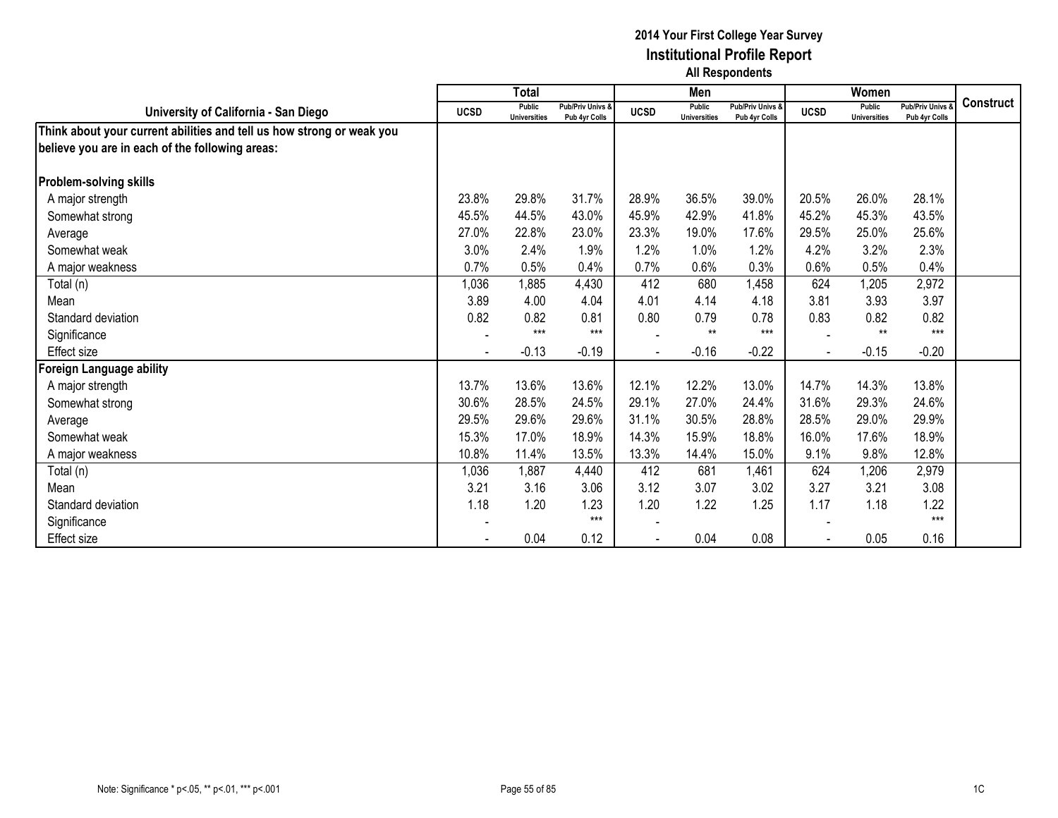**2014 Your First College Year Survey**
**Institutional Profile Report**
**All Respondents**

| University of California - San Diego | Total | | | Men | | | Women | | | Construct |
|---|---|---|---|---|---|---|---|---|---|---|
| | UCSD | Public Universities | Pub/Priv Univs & Pub 4yr Colls | UCSD | Public Universities | Pub/Priv Univs & Pub 4yr Colls | UCSD | Public Universities | Pub/Priv Univs & Pub 4yr Colls | |
| **Think about your current abilities and tell us how strong or weak you believe you are in each of the following areas:** | | | | | | | | | | |
| **Problem-solving skills** | | | | | | | | | | |
| A major strength | 23.8% | 29.8% | 31.7% | 28.9% | 36.5% | 39.0% | 20.5% | 26.0% | 28.1% | |
| Somewhat strong | 45.5% | 44.5% | 43.0% | 45.9% | 42.9% | 41.8% | 45.2% | 45.3% | 43.5% | |
| Average | 27.0% | 22.8% | 23.0% | 23.3% | 19.0% | 17.6% | 29.5% | 25.0% | 25.6% | |
| Somewhat weak | 3.0% | 2.4% | 1.9% | 1.2% | 1.0% | 1.2% | 4.2% | 3.2% | 2.3% | |
| A major weakness | 0.7% | 0.5% | 0.4% | 0.7% | 0.6% | 0.3% | 0.6% | 0.5% | 0.4% | |
| Total (n) | 1,036 | 1,885 | 4,430 | 412 | 680 | 1,458 | 624 | 1,205 | 2,972 | |
| Mean | 3.89 | 4.00 | 4.04 | 4.01 | 4.14 | 4.18 | 3.81 | 3.93 | 3.97 | |
| Standard deviation | 0.82 | 0.82 | 0.81 | 0.80 | 0.79 | 0.78 | 0.83 | 0.82 | 0.82 | |
| Significance | - | *** | *** | - | ** | *** | - | ** | *** | |
| Effect size | - | -0.13 | -0.19 | - | -0.16 | -0.22 | - | -0.15 | -0.20 | |
| **Foreign Language ability** | | | | | | | | | | |
| A major strength | 13.7% | 13.6% | 13.6% | 12.1% | 12.2% | 13.0% | 14.7% | 14.3% | 13.8% | |
| Somewhat strong | 30.6% | 28.5% | 24.5% | 29.1% | 27.0% | 24.4% | 31.6% | 29.3% | 24.6% | |
| Average | 29.5% | 29.6% | 29.6% | 31.1% | 30.5% | 28.8% | 28.5% | 29.0% | 29.9% | |
| Somewhat weak | 15.3% | 17.0% | 18.9% | 14.3% | 15.9% | 18.8% | 16.0% | 17.6% | 18.9% | |
| A major weakness | 10.8% | 11.4% | 13.5% | 13.3% | 14.4% | 15.0% | 9.1% | 9.8% | 12.8% | |
| Total (n) | 1,036 | 1,887 | 4,440 | 412 | 681 | 1,461 | 624 | 1,206 | 2,979 | |
| Mean | 3.21 | 3.16 | 3.06 | 3.12 | 3.07 | 3.02 | 3.27 | 3.21 | 3.08 | |
| Standard deviation | 1.18 | 1.20 | 1.23 | 1.20 | 1.22 | 1.25 | 1.17 | 1.18 | 1.22 | |
| Significance | - | | *** | - | | | - | | *** | |
| Effect size | - | 0.04 | 0.12 | - | 0.04 | 0.08 | - | 0.05 | 0.16 | |

Note: Significance * p<.05, ** p<.01, *** p<.001

1C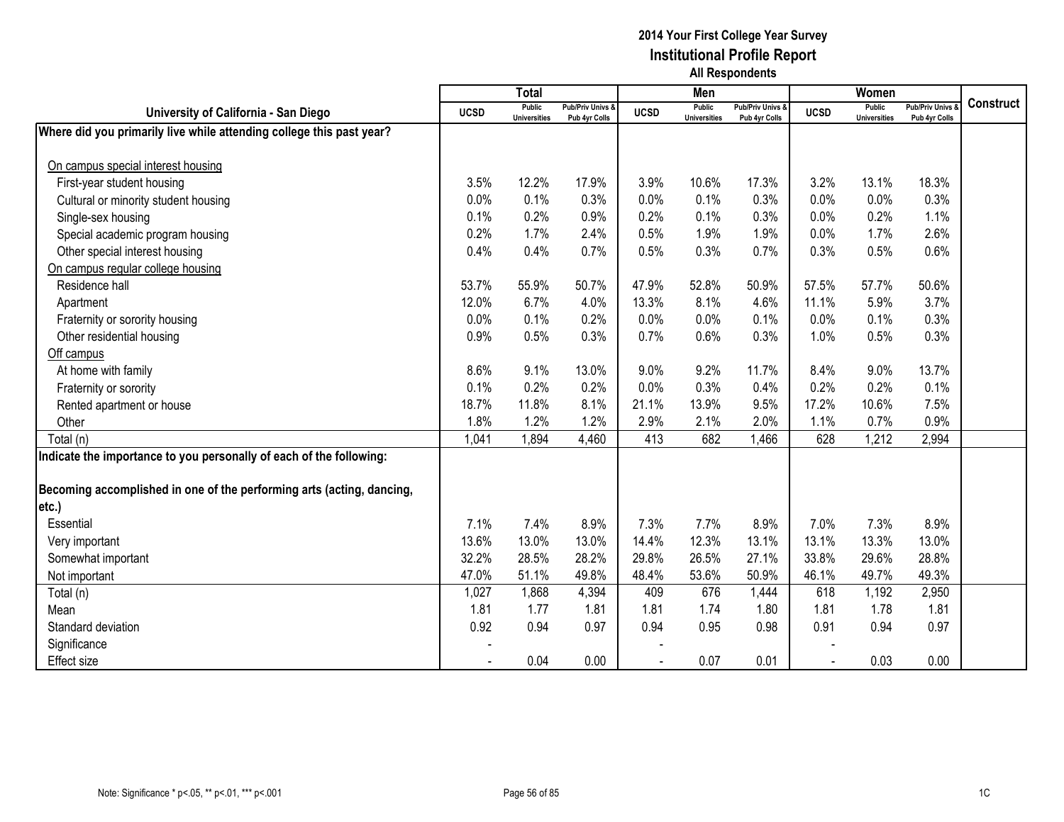# 2014 Your First College Year Survey
## Institutional Profile Report
### All Respondents

| University of California - San Diego | Total | | | Men | | | Women | | | Construct |
|---|---|---|---|---|---|---|---|---|---|---|
| | UCSD | Public Universities | Pub/Priv Univs & Pub 4yr Colls | UCSD | Public Universities | Pub/Priv Univs & Pub 4yr Colls | UCSD | Public Universities | Pub/Priv Univs & Pub 4yr Colls | |
| **Where did you primarily live while attending college this past year?** | | | | | | | | | | |
| On campus special interest housing | | | | | | | | | | |
| First-year student housing | 3.5% | 12.2% | 17.9% | 3.9% | 10.6% | 17.3% | 3.2% | 13.1% | 18.3% | |
| Cultural or minority student housing | 0.0% | 0.1% | 0.3% | 0.0% | 0.1% | 0.3% | 0.0% | 0.0% | 0.3% | |
| Single-sex housing | 0.1% | 0.2% | 0.9% | 0.2% | 0.1% | 0.3% | 0.0% | 0.2% | 1.1% | |
| Special academic program housing | 0.2% | 1.7% | 2.4% | 0.5% | 1.9% | 1.9% | 0.0% | 1.7% | 2.6% | |
| Other special interest housing | 0.4% | 0.4% | 0.7% | 0.5% | 0.3% | 0.7% | 0.3% | 0.5% | 0.6% | |
| On campus regular college housing | | | | | | | | | | |
| Residence hall | 53.7% | 55.9% | 50.7% | 47.9% | 52.8% | 50.9% | 57.5% | 57.7% | 50.6% | |
| Apartment | 12.0% | 6.7% | 4.0% | 13.3% | 8.1% | 4.6% | 11.1% | 5.9% | 3.7% | |
| Fraternity or sorority housing | 0.0% | 0.1% | 0.2% | 0.0% | 0.0% | 0.1% | 0.0% | 0.1% | 0.3% | |
| Other residential housing | 0.9% | 0.5% | 0.3% | 0.7% | 0.6% | 0.3% | 1.0% | 0.5% | 0.3% | |
| Off campus | | | | | | | | | | |
| At home with family | 8.6% | 9.1% | 13.0% | 9.0% | 9.2% | 11.7% | 8.4% | 9.0% | 13.7% | |
| Fraternity or sorority | 0.1% | 0.2% | 0.2% | 0.0% | 0.3% | 0.4% | 0.2% | 0.2% | 0.1% | |
| Rented apartment or house | 18.7% | 11.8% | 8.1% | 21.1% | 13.9% | 9.5% | 17.2% | 10.6% | 7.5% | |
| Other | 1.8% | 1.2% | 1.2% | 2.9% | 2.1% | 2.0% | 1.1% | 0.7% | 0.9% | |
| Total (n) | 1,041 | 1,894 | 4,460 | 413 | 682 | 1,466 | 628 | 1,212 | 2,994 | |
| **Indicate the importance to you personally of each of the following:** | | | | | | | | | | |
| **Becoming accomplished in one of the performing arts (acting, dancing, etc.)** | | | | | | | | | | |
| Essential | 7.1% | 7.4% | 8.9% | 7.3% | 7.7% | 8.9% | 7.0% | 7.3% | 8.9% | |
| Very important | 13.6% | 13.0% | 13.0% | 14.4% | 12.3% | 13.1% | 13.1% | 13.3% | 13.0% | |
| Somewhat important | 32.2% | 28.5% | 28.2% | 29.8% | 26.5% | 27.1% | 33.8% | 29.6% | 28.8% | |
| Not important | 47.0% | 51.1% | 49.8% | 48.4% | 53.6% | 50.9% | 46.1% | 49.7% | 49.3% | |
| Total (n) | 1,027 | 1,868 | 4,394 | 409 | 676 | 1,444 | 618 | 1,192 | 2,950 | |
| Mean | 1.81 | 1.77 | 1.81 | 1.81 | 1.74 | 1.80 | 1.81 | 1.78 | 1.81 | |
| Standard deviation | 0.92 | 0.94 | 0.97 | 0.94 | 0.95 | 0.98 | 0.91 | 0.94 | 0.97 | |
| Significance | - | | | - | | | - | | | |
| Effect size | - | 0.04 | 0.00 | - | 0.07 | 0.01 | - | 0.03 | 0.00 | |

Note: Significance * p<.05, ** p<.01, *** p<.001

1C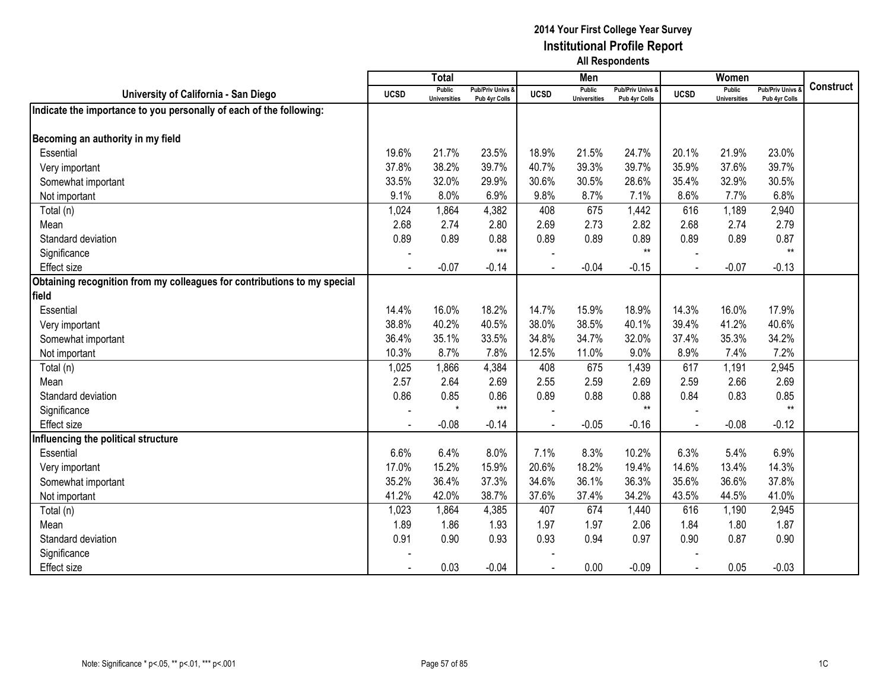# 2014 Your First College Year Survey
## Institutional Profile Report
### All Respondents

| University of California - San Diego | Total | | | Men | | | Women | | | Construct |
|---|---|---|---|---|---|---|---|---|---|---|
| | UCSD | Public Universities | Pub/Priv Univs & Pub 4yr Colls | UCSD | Public Universities | Pub/Priv Univs & Pub 4yr Colls | UCSD | Public Universities | Pub/Priv Univs & Pub 4yr Colls | |
| **Indicate the importance to you personally of each of the following:** | | | | | | | | | | |
| **Becoming an authority in my field** | | | | | | | | | | |
| Essential | 19.6% | 21.7% | 23.5% | 18.9% | 21.5% | 24.7% | 20.1% | 21.9% | 23.0% | |
| Very important | 37.8% | 38.2% | 39.7% | 40.7% | 39.3% | 39.7% | 35.9% | 37.6% | 39.7% | |
| Somewhat important | 33.5% | 32.0% | 29.9% | 30.6% | 30.5% | 28.6% | 35.4% | 32.9% | 30.5% | |
| Not important | 9.1% | 8.0% | 6.9% | 9.8% | 8.7% | 7.1% | 8.6% | 7.7% | 6.8% | |
| Total (n) | 1,024 | 1,864 | 4,382 | 408 | 675 | 1,442 | 616 | 1,189 | 2,940 | |
| Mean | 2.68 | 2.74 | 2.80 | 2.69 | 2.73 | 2.82 | 2.68 | 2.74 | 2.79 | |
| Standard deviation | 0.89 | 0.89 | 0.88 | 0.89 | 0.89 | 0.89 | 0.89 | 0.89 | 0.87 | |
| Significance | - | | *** | - | | ** | - | | ** | |
| Effect size | - | -0.07 | -0.14 | - | -0.04 | -0.15 | - | -0.07 | -0.13 | |
| **Obtaining recognition from my colleagues for contributions to my special field** | | | | | | | | | | |
| Essential | 14.4% | 16.0% | 18.2% | 14.7% | 15.9% | 18.9% | 14.3% | 16.0% | 17.9% | |
| Very important | 38.8% | 40.2% | 40.5% | 38.0% | 38.5% | 40.1% | 39.4% | 41.2% | 40.6% | |
| Somewhat important | 36.4% | 35.1% | 33.5% | 34.8% | 34.7% | 32.0% | 37.4% | 35.3% | 34.2% | |
| Not important | 10.3% | 8.7% | 7.8% | 12.5% | 11.0% | 9.0% | 8.9% | 7.4% | 7.2% | |
| Total (n) | 1,025 | 1,866 | 4,384 | 408 | 675 | 1,439 | 617 | 1,191 | 2,945 | |
| Mean | 2.57 | 2.64 | 2.69 | 2.55 | 2.59 | 2.69 | 2.59 | 2.66 | 2.69 | |
| Standard deviation | 0.86 | 0.85 | 0.86 | 0.89 | 0.88 | 0.88 | 0.84 | 0.83 | 0.85 | |
| Significance | - | * | *** | - | | ** | - | | ** | |
| Effect size | - | -0.08 | -0.14 | - | -0.05 | -0.16 | - | -0.08 | -0.12 | |
| **Influencing the political structure** | | | | | | | | | | |
| Essential | 6.6% | 6.4% | 8.0% | 7.1% | 8.3% | 10.2% | 6.3% | 5.4% | 6.9% | |
| Very important | 17.0% | 15.2% | 15.9% | 20.6% | 18.2% | 19.4% | 14.6% | 13.4% | 14.3% | |
| Somewhat important | 35.2% | 36.4% | 37.3% | 34.6% | 36.1% | 36.3% | 35.6% | 36.6% | 37.8% | |
| Not important | 41.2% | 42.0% | 38.7% | 37.6% | 37.4% | 34.2% | 43.5% | 44.5% | 41.0% | |
| Total (n) | 1,023 | 1,864 | 4,385 | 407 | 674 | 1,440 | 616 | 1,190 | 2,945 | |
| Mean | 1.89 | 1.86 | 1.93 | 1.97 | 1.97 | 2.06 | 1.84 | 1.80 | 1.87 | |
| Standard deviation | 0.91 | 0.90 | 0.93 | 0.93 | 0.94 | 0.97 | 0.90 | 0.87 | 0.90 | |
| Significance | - | | | - | | | - | | | |
| Effect size | - | 0.03 | -0.04 | - | 0.00 | -0.09 | - | 0.05 | -0.03 | |

Note: Significance * p<.05, ** p<.01, *** p<.001

1C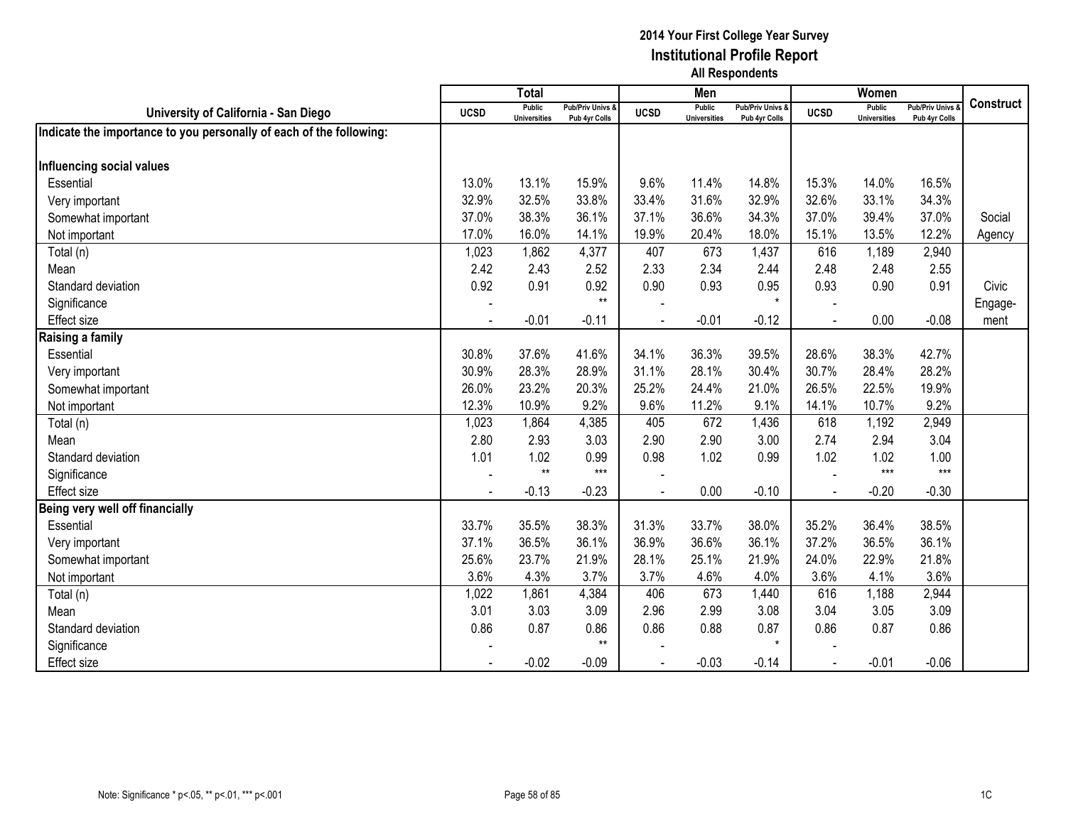# 2014 Your First College Year Survey
## Institutional Profile Report
### All Respondents

| University of California - San Diego | Total | | | Men | | | Women | | | Construct |
|---|---|---|---|---|---|---|---|---|---|---|
| | UCSD | Public Universities | Pub/Priv Univs & Pub 4yr Colls | UCSD | Public Universities | Pub/Priv Univs & Pub 4yr Colls | UCSD | Public Universities | Pub/Priv Univs & Pub 4yr Colls | |
| **Indicate the importance to you personally of each of the following:** | | | | | | | | | | |
| **Influencing social values** | | | | | | | | | | |
| Essential | 13.0% | 13.1% | 15.9% | 9.6% | 11.4% | 14.8% | 15.3% | 14.0% | 16.5% | |
| Very important | 32.9% | 32.5% | 33.8% | 33.4% | 31.6% | 32.9% | 32.6% | 33.1% | 34.3% | |
| Somewhat important | 37.0% | 38.3% | 36.1% | 37.1% | 36.6% | 34.3% | 37.0% | 39.4% | 37.0% | Social |
| Not important | 17.0% | 16.0% | 14.1% | 19.9% | 20.4% | 18.0% | 15.1% | 13.5% | 12.2% | Agency |
| Total (n) | 1,023 | 1,862 | 4,377 | 407 | 673 | 1,437 | 616 | 1,189 | 2,940 | |
| Mean | 2.42 | 2.43 | 2.52 | 2.33 | 2.34 | 2.44 | 2.48 | 2.48 | 2.55 | |
| Standard deviation | 0.92 | 0.91 | 0.92 | 0.90 | 0.93 | 0.95 | 0.93 | 0.90 | 0.91 | Civic |
| Significance | - | | ** | - | | * | - | | | Engage- |
| Effect size | - | -0.01 | -0.11 | - | -0.01 | -0.12 | - | 0.00 | -0.08 | ment |
| **Raising a family** | | | | | | | | | | |
| Essential | 30.8% | 37.6% | 41.6% | 34.1% | 36.3% | 39.5% | 28.6% | 38.3% | 42.7% | |
| Very important | 30.9% | 28.3% | 28.9% | 31.1% | 28.1% | 30.4% | 30.7% | 28.4% | 28.2% | |
| Somewhat important | 26.0% | 23.2% | 20.3% | 25.2% | 24.4% | 21.0% | 26.5% | 22.5% | 19.9% | |
| Not important | 12.3% | 10.9% | 9.2% | 9.6% | 11.2% | 9.1% | 14.1% | 10.7% | 9.2% | |
| Total (n) | 1,023 | 1,864 | 4,385 | 405 | 672 | 1,436 | 618 | 1,192 | 2,949 | |
| Mean | 2.80 | 2.93 | 3.03 | 2.90 | 2.90 | 3.00 | 2.74 | 2.94 | 3.04 | |
| Standard deviation | 1.01 | 1.02 | 0.99 | 0.98 | 1.02 | 0.99 | 1.02 | 1.02 | 1.00 | |
| Significance | - | ** | *** | - | | | - | *** | *** | |
| Effect size | - | -0.13 | -0.23 | - | 0.00 | -0.10 | - | -0.20 | -0.30 | |
| **Being very well off financially** | | | | | | | | | | |
| Essential | 33.7% | 35.5% | 38.3% | 31.3% | 33.7% | 38.0% | 35.2% | 36.4% | 38.5% | |
| Very important | 37.1% | 36.5% | 36.1% | 36.9% | 36.6% | 36.1% | 37.2% | 36.5% | 36.1% | |
| Somewhat important | 25.6% | 23.7% | 21.9% | 28.1% | 25.1% | 21.9% | 24.0% | 22.9% | 21.8% | |
| Not important | 3.6% | 4.3% | 3.7% | 3.7% | 4.6% | 4.0% | 3.6% | 4.1% | 3.6% | |
| Total (n) | 1,022 | 1,861 | 4,384 | 406 | 673 | 1,440 | 616 | 1,188 | 2,944 | |
| Mean | 3.01 | 3.03 | 3.09 | 2.96 | 2.99 | 3.08 | 3.04 | 3.05 | 3.09 | |
| Standard deviation | 0.86 | 0.87 | 0.86 | 0.86 | 0.88 | 0.87 | 0.86 | 0.87 | 0.86 | |
| Significance | - | | ** | - | | * | - | | | |
| Effect size | - | -0.02 | -0.09 | - | -0.03 | -0.14 | - | -0.01 | -0.06 | |

Note: Significance * p<.05, ** p<.01, *** p<.001

1C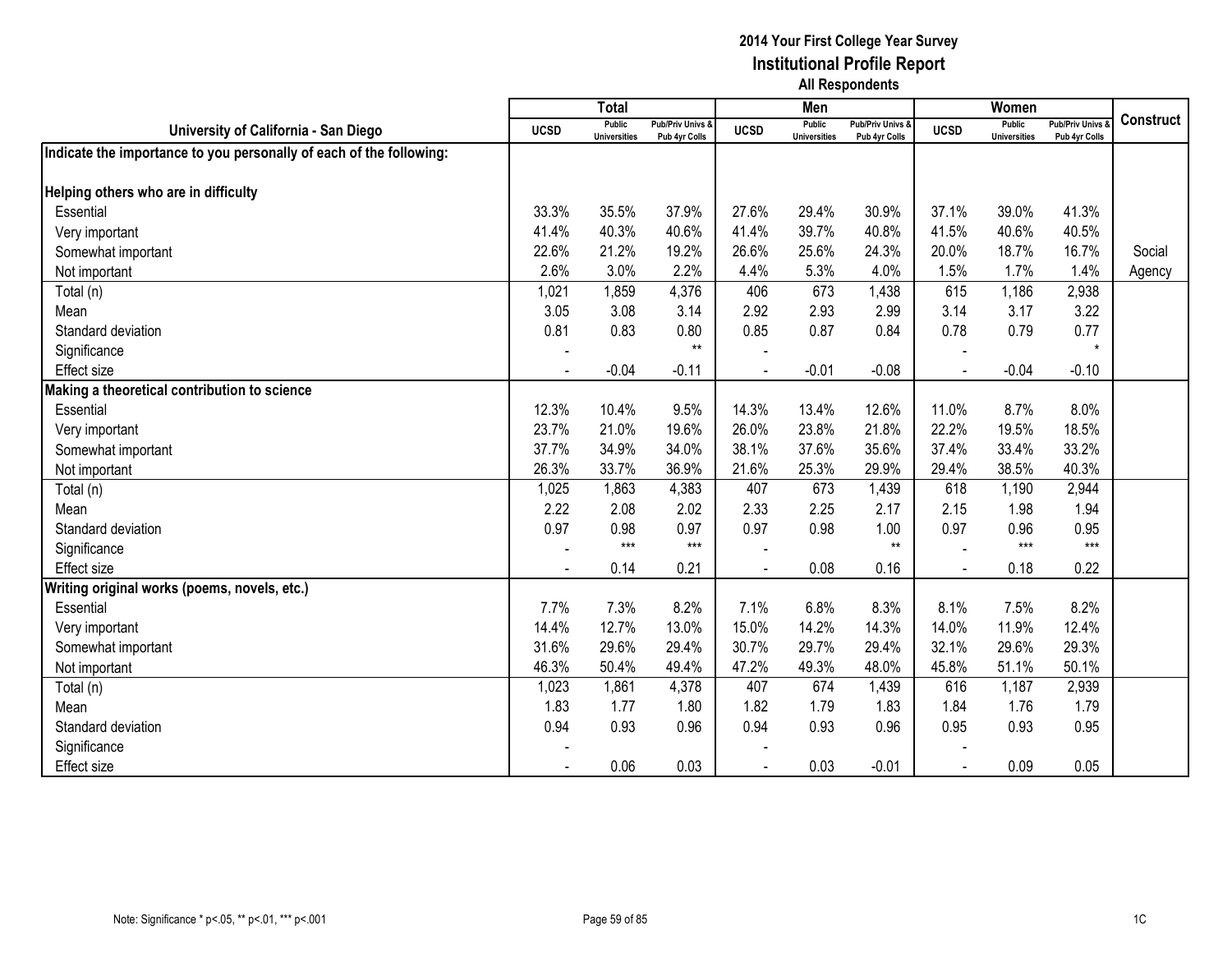# 2014 Your First College Year Survey
## Institutional Profile Report
### All Respondents

| University of California - San Diego | Total | | | Men | | | Women | | | Construct |
|---|---|---|---|---|---|---|---|---|---|---|
| | UCSD | Public Universities | Pub/Priv Univs & Pub 4yr Colls | UCSD | Public Universities | Pub/Priv Univs & Pub 4yr Colls | UCSD | Public Universities | Pub/Priv Univs & Pub 4yr Colls | |
| **Indicate the importance to you personally of each of the following:** | | | | | | | | | | |
| **Helping others who are in difficulty** | | | | | | | | | | |
| Essential | 33.3% | 35.5% | 37.9% | 27.6% | 29.4% | 30.9% | 37.1% | 39.0% | 41.3% | |
| Very important | 41.4% | 40.3% | 40.6% | 41.4% | 39.7% | 40.8% | 41.5% | 40.6% | 40.5% | |
| Somewhat important | 22.6% | 21.2% | 19.2% | 26.6% | 25.6% | 24.3% | 20.0% | 18.7% | 16.7% | Social |
| Not important | 2.6% | 3.0% | 2.2% | 4.4% | 5.3% | 4.0% | 1.5% | 1.7% | 1.4% | Agency |
| Total (n) | 1,021 | 1,859 | 4,376 | 406 | 673 | 1,438 | 615 | 1,186 | 2,938 | |
| Mean | 3.05 | 3.08 | 3.14 | 2.92 | 2.93 | 2.99 | 3.14 | 3.17 | 3.22 | |
| Standard deviation | 0.81 | 0.83 | 0.80 | 0.85 | 0.87 | 0.84 | 0.78 | 0.79 | 0.77 | |
| Significance | - | | ** | - | | | - | | * | |
| Effect size | - | -0.04 | -0.11 | - | -0.01 | -0.08 | - | -0.04 | -0.10 | |
| **Making a theoretical contribution to science** | | | | | | | | | | |
| Essential | 12.3% | 10.4% | 9.5% | 14.3% | 13.4% | 12.6% | 11.0% | 8.7% | 8.0% | |
| Very important | 23.7% | 21.0% | 19.6% | 26.0% | 23.8% | 21.8% | 22.2% | 19.5% | 18.5% | |
| Somewhat important | 37.7% | 34.9% | 34.0% | 38.1% | 37.6% | 35.6% | 37.4% | 33.4% | 33.2% | |
| Not important | 26.3% | 33.7% | 36.9% | 21.6% | 25.3% | 29.9% | 29.4% | 38.5% | 40.3% | |
| Total (n) | 1,025 | 1,863 | 4,383 | 407 | 673 | 1,439 | 618 | 1,190 | 2,944 | |
| Mean | 2.22 | 2.08 | 2.02 | 2.33 | 2.25 | 2.17 | 2.15 | 1.98 | 1.94 | |
| Standard deviation | 0.97 | 0.98 | 0.97 | 0.97 | 0.98 | 1.00 | 0.97 | 0.96 | 0.95 | |
| Significance | - | *** | *** | - | | ** | - | *** | *** | |
| Effect size | - | 0.14 | 0.21 | - | 0.08 | 0.16 | - | 0.18 | 0.22 | |
| **Writing original works (poems, novels, etc.)** | | | | | | | | | | |
| Essential | 7.7% | 7.3% | 8.2% | 7.1% | 6.8% | 8.3% | 8.1% | 7.5% | 8.2% | |
| Very important | 14.4% | 12.7% | 13.0% | 15.0% | 14.2% | 14.3% | 14.0% | 11.9% | 12.4% | |
| Somewhat important | 31.6% | 29.6% | 29.4% | 30.7% | 29.7% | 29.4% | 32.1% | 29.6% | 29.3% | |
| Not important | 46.3% | 50.4% | 49.4% | 47.2% | 49.3% | 48.0% | 45.8% | 51.1% | 50.1% | |
| Total (n) | 1,023 | 1,861 | 4,378 | 407 | 674 | 1,439 | 616 | 1,187 | 2,939 | |
| Mean | 1.83 | 1.77 | 1.80 | 1.82 | 1.79 | 1.83 | 1.84 | 1.76 | 1.79 | |
| Standard deviation | 0.94 | 0.93 | 0.96 | 0.94 | 0.93 | 0.96 | 0.95 | 0.93 | 0.95 | |
| Significance | - | | | - | | | - | | | |
| Effect size | - | 0.06 | 0.03 | - | 0.03 | -0.01 | - | 0.09 | 0.05 | |

Note: Significance * p<.05, ** p<.01, *** p<.001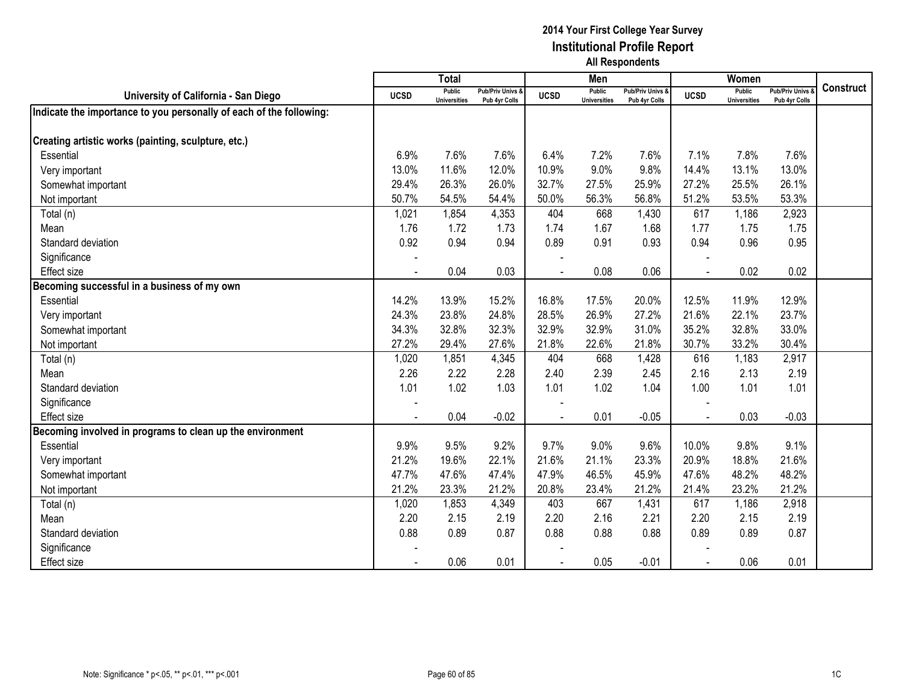# 2014 Your First College Year Survey
## Institutional Profile Report
### All Respondents

| University of California - San Diego | Total | | | Men | | | Women | | | Construct |
|---|---|---|---|---|---|---|---|---|---|---|
| | UCSD | Public Universities | Pub/Priv Univs & Pub 4yr Colls | UCSD | Public Universities | Pub/Priv Univs & Pub 4yr Colls | UCSD | Public Universities | Pub/Priv Univs & Pub 4yr Colls | |
| **Indicate the importance to you personally of each of the following:** | | | | | | | | | | |
| **Creating artistic works (painting, sculpture, etc.)** | | | | | | | | | | |
| Essential | 6.9% | 7.6% | 7.6% | 6.4% | 7.2% | 7.6% | 7.1% | 7.8% | 7.6% | |
| Very important | 13.0% | 11.6% | 12.0% | 10.9% | 9.0% | 9.8% | 14.4% | 13.1% | 13.0% | |
| Somewhat important | 29.4% | 26.3% | 26.0% | 32.7% | 27.5% | 25.9% | 27.2% | 25.5% | 26.1% | |
| Not important | 50.7% | 54.5% | 54.4% | 50.0% | 56.3% | 56.8% | 51.2% | 53.5% | 53.3% | |
| Total (n) | 1,021 | 1,854 | 4,353 | 404 | 668 | 1,430 | 617 | 1,186 | 2,923 | |
| Mean | 1.76 | 1.72 | 1.73 | 1.74 | 1.67 | 1.68 | 1.77 | 1.75 | 1.75 | |
| Standard deviation | 0.92 | 0.94 | 0.94 | 0.89 | 0.91 | 0.93 | 0.94 | 0.96 | 0.95 | |
| Significance | - | | | - | | | - | | | |
| Effect size | - | 0.04 | 0.03 | - | 0.08 | 0.06 | - | 0.02 | 0.02 | |
| **Becoming successful in a business of my own** | | | | | | | | | | |
| Essential | 14.2% | 13.9% | 15.2% | 16.8% | 17.5% | 20.0% | 12.5% | 11.9% | 12.9% | |
| Very important | 24.3% | 23.8% | 24.8% | 28.5% | 26.9% | 27.2% | 21.6% | 22.1% | 23.7% | |
| Somewhat important | 34.3% | 32.8% | 32.3% | 32.9% | 32.9% | 31.0% | 35.2% | 32.8% | 33.0% | |
| Not important | 27.2% | 29.4% | 27.6% | 21.8% | 22.6% | 21.8% | 30.7% | 33.2% | 30.4% | |
| Total (n) | 1,020 | 1,851 | 4,345 | 404 | 668 | 1,428 | 616 | 1,183 | 2,917 | |
| Mean | 2.26 | 2.22 | 2.28 | 2.40 | 2.39 | 2.45 | 2.16 | 2.13 | 2.19 | |
| Standard deviation | 1.01 | 1.02 | 1.03 | 1.01 | 1.02 | 1.04 | 1.00 | 1.01 | 1.01 | |
| Significance | - | | | - | | | - | | | |
| Effect size | - | 0.04 | -0.02 | - | 0.01 | -0.05 | - | 0.03 | -0.03 | |
| **Becoming involved in programs to clean up the environment** | | | | | | | | | | |
| Essential | 9.9% | 9.5% | 9.2% | 9.7% | 9.0% | 9.6% | 10.0% | 9.8% | 9.1% | |
| Very important | 21.2% | 19.6% | 22.1% | 21.6% | 21.1% | 23.3% | 20.9% | 18.8% | 21.6% | |
| Somewhat important | 47.7% | 47.6% | 47.4% | 47.9% | 46.5% | 45.9% | 47.6% | 48.2% | 48.2% | |
| Not important | 21.2% | 23.3% | 21.2% | 20.8% | 23.4% | 21.2% | 21.4% | 23.2% | 21.2% | |
| Total (n) | 1,020 | 1,853 | 4,349 | 403 | 667 | 1,431 | 617 | 1,186 | 2,918 | |
| Mean | 2.20 | 2.15 | 2.19 | 2.20 | 2.16 | 2.21 | 2.20 | 2.15 | 2.19 | |
| Standard deviation | 0.88 | 0.89 | 0.87 | 0.88 | 0.88 | 0.88 | 0.89 | 0.89 | 0.87 | |
| Significance | - | | | - | | | - | | | |
| Effect size | - | 0.06 | 0.01 | - | 0.05 | -0.01 | - | 0.06 | 0.01 | |

Note: Significance * $p<.05$, ** $p<.01$, *** $p<.001$

1C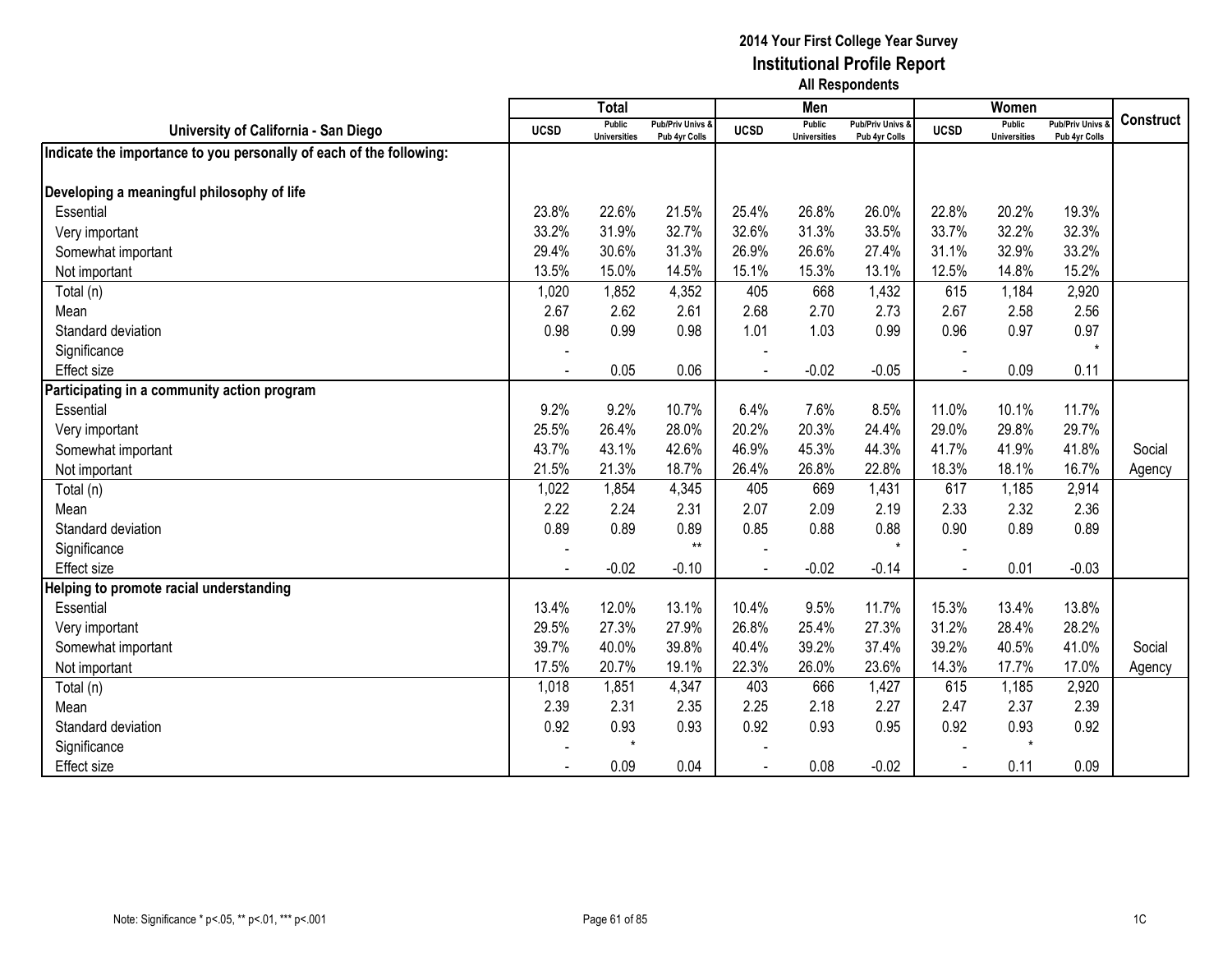**2014 Your First College Year Survey**
**Institutional Profile Report**
**All Respondents**

| University of California - San Diego | Total | | | Men | | | Women | | | Construct |
|---|---|---|---|---|---|---|---|---|---|---|
| | UCSD | Public Universities | Pub/Priv Univs & Pub 4yr Colls | UCSD | Public Universities | Pub/Priv Univs & Pub 4yr Colls | UCSD | Public Universities | Pub/Priv Univs & Pub 4yr Colls | |
| **Indicate the importance to you personally of each of the following:** | | | | | | | | | | |
| **Developing a meaningful philosophy of life** | | | | | | | | | | |
| Essential | 23.8% | 22.6% | 21.5% | 25.4% | 26.8% | 26.0% | 22.8% | 20.2% | 19.3% | |
| Very important | 33.2% | 31.9% | 32.7% | 32.6% | 31.3% | 33.5% | 33.7% | 32.2% | 32.3% | |
| Somewhat important | 29.4% | 30.6% | 31.3% | 26.9% | 26.6% | 27.4% | 31.1% | 32.9% | 33.2% | |
| Not important | 13.5% | 15.0% | 14.5% | 15.1% | 15.3% | 13.1% | 12.5% | 14.8% | 15.2% | |
| Total (n) | 1,020 | 1,852 | 4,352 | 405 | 668 | 1,432 | 615 | 1,184 | 2,920 | |
| Mean | 2.67 | 2.62 | 2.61 | 2.68 | 2.70 | 2.73 | 2.67 | 2.58 | 2.56 | |
| Standard deviation | 0.98 | 0.99 | 0.98 | 1.01 | 1.03 | 0.99 | 0.96 | 0.97 | 0.97 | |
| Significance | - | | | - | | | - | | * | |
| Effect size | - | 0.05 | 0.06 | - | -0.02 | -0.05 | - | 0.09 | 0.11 | |
| **Participating in a community action program** | | | | | | | | | | |
| Essential | 9.2% | 9.2% | 10.7% | 6.4% | 7.6% | 8.5% | 11.0% | 10.1% | 11.7% | |
| Very important | 25.5% | 26.4% | 28.0% | 20.2% | 20.3% | 24.4% | 29.0% | 29.8% | 29.7% | |
| Somewhat important | 43.7% | 43.1% | 42.6% | 46.9% | 45.3% | 44.3% | 41.7% | 41.9% | 41.8% | Social |
| Not important | 21.5% | 21.3% | 18.7% | 26.4% | 26.8% | 22.8% | 18.3% | 18.1% | 16.7% | Agency |
| Total (n) | 1,022 | 1,854 | 4,345 | 405 | 669 | 1,431 | 617 | 1,185 | 2,914 | |
| Mean | 2.22 | 2.24 | 2.31 | 2.07 | 2.09 | 2.19 | 2.33 | 2.32 | 2.36 | |
| Standard deviation | 0.89 | 0.89 | 0.89 | 0.85 | 0.88 | 0.88 | 0.90 | 0.89 | 0.89 | |
| Significance | - | | ** | - | | * | - | | | |
| Effect size | - | -0.02 | -0.10 | - | -0.02 | -0.14 | - | 0.01 | -0.03 | |
| **Helping to promote racial understanding** | | | | | | | | | | |
| Essential | 13.4% | 12.0% | 13.1% | 10.4% | 9.5% | 11.7% | 15.3% | 13.4% | 13.8% | |
| Very important | 29.5% | 27.3% | 27.9% | 26.8% | 25.4% | 27.3% | 31.2% | 28.4% | 28.2% | |
| Somewhat important | 39.7% | 40.0% | 39.8% | 40.4% | 39.2% | 37.4% | 39.2% | 40.5% | 41.0% | Social |
| Not important | 17.5% | 20.7% | 19.1% | 22.3% | 26.0% | 23.6% | 14.3% | 17.7% | 17.0% | Agency |
| Total (n) | 1,018 | 1,851 | 4,347 | 403 | 666 | 1,427 | 615 | 1,185 | 2,920 | |
| Mean | 2.39 | 2.31 | 2.35 | 2.25 | 2.18 | 2.27 | 2.47 | 2.37 | 2.39 | |
| Standard deviation | 0.92 | 0.93 | 0.93 | 0.92 | 0.93 | 0.95 | 0.92 | 0.93 | 0.92 | |
| Significance | - | * | | - | | | - | * | | |
| Effect size | - | 0.09 | 0.04 | - | 0.08 | -0.02 | - | 0.11 | 0.09 | |

Note: Significance * p<.05, ** p<.01, *** p<.001

1C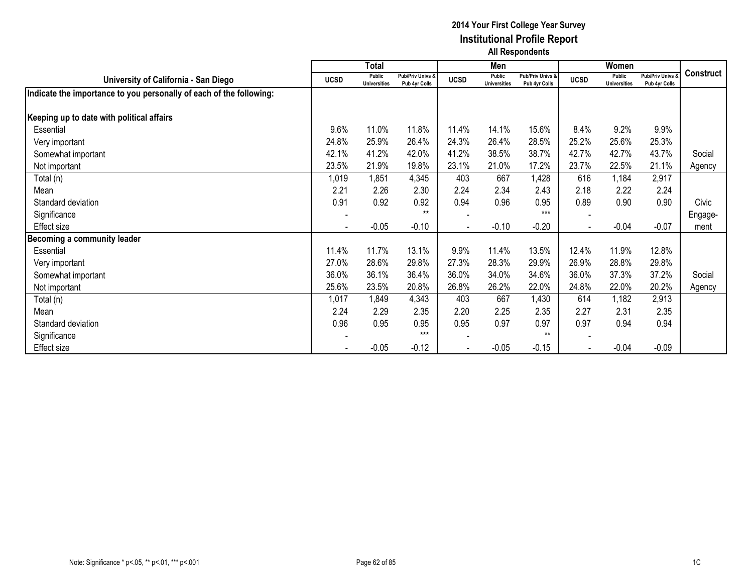# 2014 Your First College Year Survey
## Institutional Profile Report
### All Respondents

| University of California - San Diego | Total | | | Men | | | Women | | | Construct |
|---|---|---|---|---|---|---|---|---|---|---|
| | UCSD | Public Universities | Pub/Priv Univs & Pub 4yr Colls | UCSD | Public Universities | Pub/Priv Univs & Pub 4yr Colls | UCSD | Public Universities | Pub/Priv Univs & Pub 4yr Colls | |
| **Indicate the importance to you personally of each of the following:** | | | | | | | | | | |
| **Keeping up to date with political affairs** | | | | | | | | | | |
| Essential | 9.6% | 11.0% | 11.8% | 11.4% | 14.1% | 15.6% | 8.4% | 9.2% | 9.9% | |
| Very important | 24.8% | 25.9% | 26.4% | 24.3% | 26.4% | 28.5% | 25.2% | 25.6% | 25.3% | |
| Somewhat important | 42.1% | 41.2% | 42.0% | 41.2% | 38.5% | 38.7% | 42.7% | 42.7% | 43.7% | Social |
| Not important | 23.5% | 21.9% | 19.8% | 23.1% | 21.0% | 17.2% | 23.7% | 22.5% | 21.1% | Agency |
| Total (n) | 1,019 | 1,851 | 4,345 | 403 | 667 | 1,428 | 616 | 1,184 | 2,917 | |
| Mean | 2.21 | 2.26 | 2.30 | 2.24 | 2.34 | 2.43 | 2.18 | 2.22 | 2.24 | |
| Standard deviation | 0.91 | 0.92 | 0.92 | 0.94 | 0.96 | 0.95 | 0.89 | 0.90 | 0.90 | Civic |
| Significance | - | | ** | - | | *** | - | | | Engage- |
| Effect size | - | -0.05 | -0.10 | - | -0.10 | -0.20 | - | -0.04 | -0.07 | ment |
| **Becoming a community leader** | | | | | | | | | | |
| Essential | 11.4% | 11.7% | 13.1% | 9.9% | 11.4% | 13.5% | 12.4% | 11.9% | 12.8% | |
| Very important | 27.0% | 28.6% | 29.8% | 27.3% | 28.3% | 29.9% | 26.9% | 28.8% | 29.8% | |
| Somewhat important | 36.0% | 36.1% | 36.4% | 36.0% | 34.0% | 34.6% | 36.0% | 37.3% | 37.2% | Social |
| Not important | 25.6% | 23.5% | 20.8% | 26.8% | 26.2% | 22.0% | 24.8% | 22.0% | 20.2% | Agency |
| Total (n) | 1,017 | 1,849 | 4,343 | 403 | 667 | 1,430 | 614 | 1,182 | 2,913 | |
| Mean | 2.24 | 2.29 | 2.35 | 2.20 | 2.25 | 2.35 | 2.27 | 2.31 | 2.35 | |
| Standard deviation | 0.96 | 0.95 | 0.95 | 0.95 | 0.97 | 0.97 | 0.97 | 0.94 | 0.94 | |
| Significance | - | | *** | - | | ** | - | | | |
| Effect size | - | -0.05 | -0.12 | - | -0.05 | -0.15 | - | -0.04 | -0.09 | |

Note: Significance * p<.05, ** p<.01, *** p<.001

1C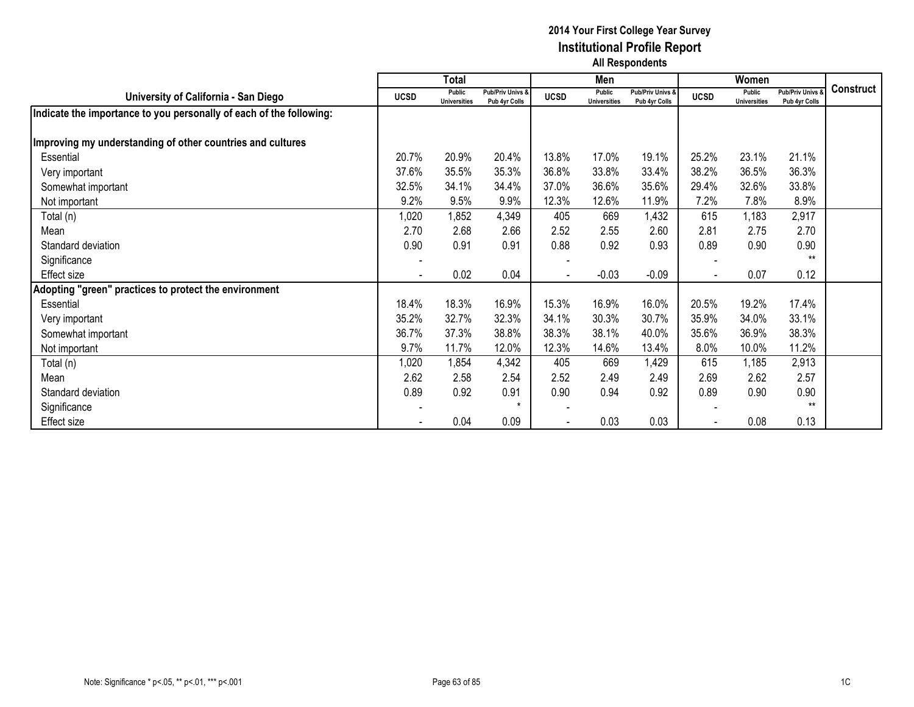**2014 Your First College Year Survey**
**Institutional Profile Report**
**All Respondents**

| University of California - San Diego | Total | | | Men | | | Women | | | Construct |
|---|---|---|---|---|---|---|---|---|---|---|
| | UCSD | Public Universities | Pub/Priv Univs & Pub 4yr Colls | UCSD | Public Universities | Pub/Priv Univs & Pub 4yr Colls | UCSD | Public Universities | Pub/Priv Univs & Pub 4yr Colls | |
| **Indicate the importance to you personally of each of the following:** | | | | | | | | | | |
| **Improving my understanding of other countries and cultures** | | | | | | | | | | |
| Essential | 20.7% | 20.9% | 20.4% | 13.8% | 17.0% | 19.1% | 25.2% | 23.1% | 21.1% | |
| Very important | 37.6% | 35.5% | 35.3% | 36.8% | 33.8% | 33.4% | 38.2% | 36.5% | 36.3% | |
| Somewhat important | 32.5% | 34.1% | 34.4% | 37.0% | 36.6% | 35.6% | 29.4% | 32.6% | 33.8% | |
| Not important | 9.2% | 9.5% | 9.9% | 12.3% | 12.6% | 11.9% | 7.2% | 7.8% | 8.9% | |
| Total (n) | 1,020 | 1,852 | 4,349 | 405 | 669 | 1,432 | 615 | 1,183 | 2,917 | |
| Mean | 2.70 | 2.68 | 2.66 | 2.52 | 2.55 | 2.60 | 2.81 | 2.75 | 2.70 | |
| Standard deviation | 0.90 | 0.91 | 0.91 | 0.88 | 0.92 | 0.93 | 0.89 | 0.90 | 0.90 | |
| Significance | - | | | - | | | - | | ** | |
| Effect size | - | 0.02 | 0.04 | - | -0.03 | -0.09 | - | 0.07 | 0.12 | |
| **Adopting "green" practices to protect the environment** | | | | | | | | | | |
| Essential | 18.4% | 18.3% | 16.9% | 15.3% | 16.9% | 16.0% | 20.5% | 19.2% | 17.4% | |
| Very important | 35.2% | 32.7% | 32.3% | 34.1% | 30.3% | 30.7% | 35.9% | 34.0% | 33.1% | |
| Somewhat important | 36.7% | 37.3% | 38.8% | 38.3% | 38.1% | 40.0% | 35.6% | 36.9% | 38.3% | |
| Not important | 9.7% | 11.7% | 12.0% | 12.3% | 14.6% | 13.4% | 8.0% | 10.0% | 11.2% | |
| Total (n) | 1,020 | 1,854 | 4,342 | 405 | 669 | 1,429 | 615 | 1,185 | 2,913 | |
| Mean | 2.62 | 2.58 | 2.54 | 2.52 | 2.49 | 2.49 | 2.69 | 2.62 | 2.57 | |
| Standard deviation | 0.89 | 0.92 | 0.91 | 0.90 | 0.94 | 0.92 | 0.89 | 0.90 | 0.90 | |
| Significance | - | | * | - | | | - | | ** | |
| Effect size | - | 0.04 | 0.09 | - | 0.03 | 0.03 | - | 0.08 | 0.13 | |

Note: Significance * p<.05, ** p<.01, *** p<.001

1C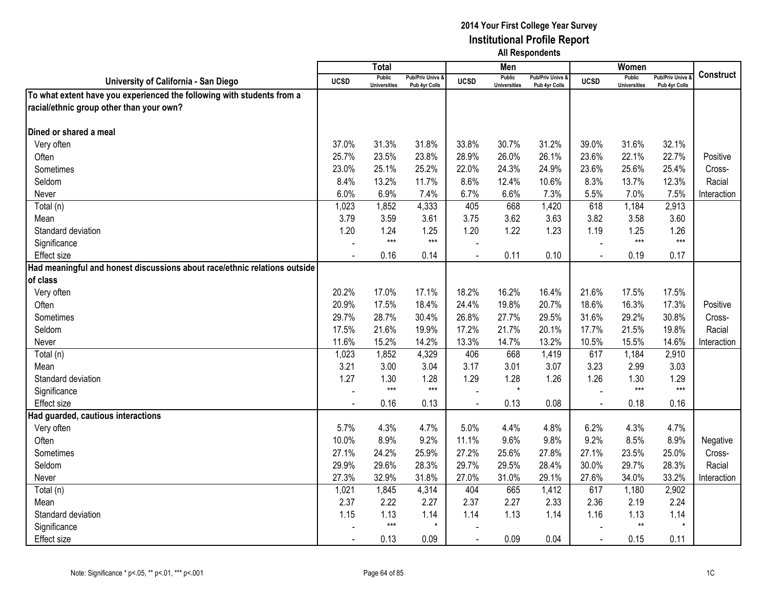**2014 Your First College Year Survey**
**Institutional Profile Report**
**All Respondents**

| University of California - San Diego | Total | | | Men | | | Women | | | Construct |
|---|---|---|---|---|---|---|---|---|---|---|
| | UCSD | Public Universities | Pub/Priv Univs & Pub 4yr Colls | UCSD | Public Universities | Pub/Priv Univs & Pub 4yr Colls | UCSD | Public Universities | Pub/Priv Univs & Pub 4yr Colls | |
| **To what extent have you experienced the following with students from a racial/ethnic group other than your own?** | | | | | | | | | | |
| **Dined or shared a meal** | | | | | | | | | | |
| Very often | 37.0% | 31.3% | 31.8% | 33.8% | 30.7% | 31.2% | 39.0% | 31.6% | 32.1% | |
| Often | 25.7% | 23.5% | 23.8% | 28.9% | 26.0% | 26.1% | 23.6% | 22.1% | 22.7% | Positive |
| Sometimes | 23.0% | 25.1% | 25.2% | 22.0% | 24.3% | 24.9% | 23.6% | 25.6% | 25.4% | Cross- |
| Seldom | 8.4% | 13.2% | 11.7% | 8.6% | 12.4% | 10.6% | 8.3% | 13.7% | 12.3% | Racial |
| Never | 6.0% | 6.9% | 7.4% | 6.7% | 6.6% | 7.3% | 5.5% | 7.0% | 7.5% | Interaction |
| Total (n) | 1,023 | 1,852 | 4,333 | 405 | 668 | 1,420 | 618 | 1,184 | 2,913 | |
| Mean | 3.79 | 3.59 | 3.61 | 3.75 | 3.62 | 3.63 | 3.82 | 3.58 | 3.60 | |
| Standard deviation | 1.20 | 1.24 | 1.25 | 1.20 | 1.22 | 1.23 | 1.19 | 1.25 | 1.26 | |
| Significance | - | *** | *** | - | | | - | *** | *** | |
| Effect size | - | 0.16 | 0.14 | - | 0.11 | 0.10 | - | 0.19 | 0.17 | |
| **Had meaningful and honest discussions about race/ethnic relations outside of class** | | | | | | | | | | |
| Very often | 20.2% | 17.0% | 17.1% | 18.2% | 16.2% | 16.4% | 21.6% | 17.5% | 17.5% | |
| Often | 20.9% | 17.5% | 18.4% | 24.4% | 19.8% | 20.7% | 18.6% | 16.3% | 17.3% | Positive |
| Sometimes | 29.7% | 28.7% | 30.4% | 26.8% | 27.7% | 29.5% | 31.6% | 29.2% | 30.8% | Cross- |
| Seldom | 17.5% | 21.6% | 19.9% | 17.2% | 21.7% | 20.1% | 17.7% | 21.5% | 19.8% | Racial |
| Never | 11.6% | 15.2% | 14.2% | 13.3% | 14.7% | 13.2% | 10.5% | 15.5% | 14.6% | Interaction |
| Total (n) | 1,023 | 1,852 | 4,329 | 406 | 668 | 1,419 | 617 | 1,184 | 2,910 | |
| Mean | 3.21 | 3.00 | 3.04 | 3.17 | 3.01 | 3.07 | 3.23 | 2.99 | 3.03 | |
| Standard deviation | 1.27 | 1.30 | 1.28 | 1.29 | 1.28 | 1.26 | 1.26 | 1.30 | 1.29 | |
| Significance | - | *** | *** | - | * | | - | *** | *** | |
| Effect size | - | 0.16 | 0.13 | - | 0.13 | 0.08 | - | 0.18 | 0.16 | |
| **Had guarded, cautious interactions** | | | | | | | | | | |
| Very often | 5.7% | 4.3% | 4.7% | 5.0% | 4.4% | 4.8% | 6.2% | 4.3% | 4.7% | |
| Often | 10.0% | 8.9% | 9.2% | 11.1% | 9.6% | 9.8% | 9.2% | 8.5% | 8.9% | Negative |
| Sometimes | 27.1% | 24.2% | 25.9% | 27.2% | 25.6% | 27.8% | 27.1% | 23.5% | 25.0% | Cross- |
| Seldom | 29.9% | 29.6% | 28.3% | 29.7% | 29.5% | 28.4% | 30.0% | 29.7% | 28.3% | Racial |
| Never | 27.3% | 32.9% | 31.8% | 27.0% | 31.0% | 29.1% | 27.6% | 34.0% | 33.2% | Interaction |
| Total (n) | 1,021 | 1,845 | 4,314 | 404 | 665 | 1,412 | 617 | 1,180 | 2,902 | |
| Mean | 2.37 | 2.22 | 2.27 | 2.37 | 2.27 | 2.33 | 2.36 | 2.19 | 2.24 | |
| Standard deviation | 1.15 | 1.13 | 1.14 | 1.14 | 1.13 | 1.14 | 1.16 | 1.13 | 1.14 | |
| Significance | - | *** | * | - | | | - | ** | * | |
| Effect size | - | 0.13 | 0.09 | - | 0.09 | 0.04 | - | 0.15 | 0.11 | |

Note: Significance * p<.05, ** p<.01, *** p<.001

1C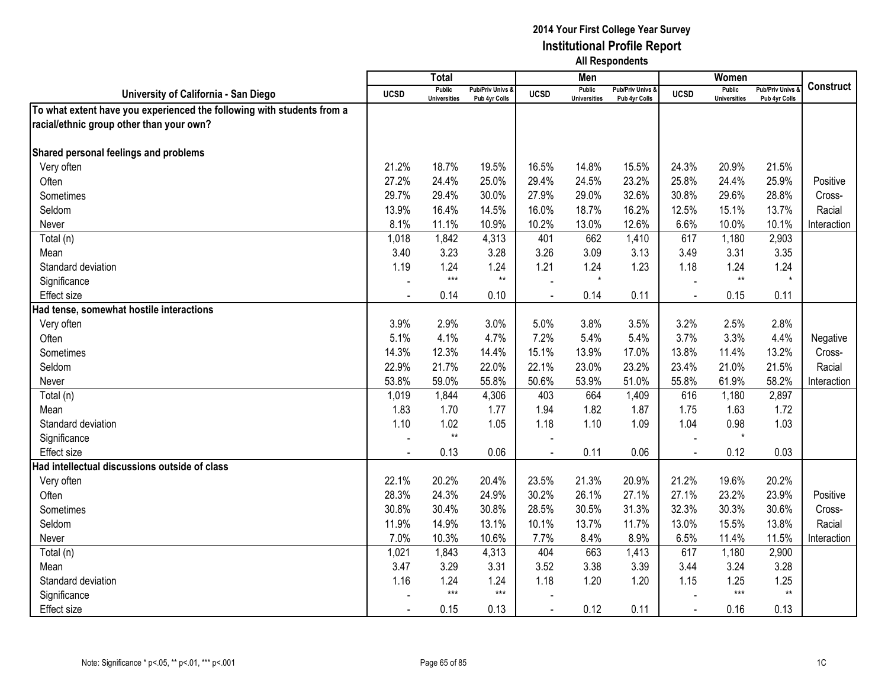**2014 Your First College Year Survey**
**Institutional Profile Report**
**All Respondents**

| University of California - San Diego | Total | | | Men | | | Women | | | Construct |
|---|---|---|---|---|---|---|---|---|---|---|
| | UCSD | Public Universities | Pub/Priv Univs & Pub 4yr Colls | UCSD | Public Universities | Pub/Priv Univs & Pub 4yr Colls | UCSD | Public Universities | Pub/Priv Univs & Pub 4yr Colls | |
| **To what extent have you experienced the following with students from a racial/ethnic group other than your own?** | | | | | | | | | | |
| **Shared personal feelings and problems** | | | | | | | | | | |
| Very often | 21.2% | 18.7% | 19.5% | 16.5% | 14.8% | 15.5% | 24.3% | 20.9% | 21.5% | |
| Often | 27.2% | 24.4% | 25.0% | 29.4% | 24.5% | 23.2% | 25.8% | 24.4% | 25.9% | Positive |
| Sometimes | 29.7% | 29.4% | 30.0% | 27.9% | 29.0% | 32.6% | 30.8% | 29.6% | 28.8% | Cross- |
| Seldom | 13.9% | 16.4% | 14.5% | 16.0% | 18.7% | 16.2% | 12.5% | 15.1% | 13.7% | Racial |
| Never | 8.1% | 11.1% | 10.9% | 10.2% | 13.0% | 12.6% | 6.6% | 10.0% | 10.1% | Interaction |
| Total (n) | 1,018 | 1,842 | 4,313 | 401 | 662 | 1,410 | 617 | 1,180 | 2,903 | |
| Mean | 3.40 | 3.23 | 3.28 | 3.26 | 3.09 | 3.13 | 3.49 | 3.31 | 3.35 | |
| Standard deviation | 1.19 | 1.24 | 1.24 | 1.21 | 1.24 | 1.23 | 1.18 | 1.24 | 1.24 | |
| Significance | - | *** | ** | - | * | | - | ** | * | |
| Effect size | - | 0.14 | 0.10 | - | 0.14 | 0.11 | - | 0.15 | 0.11 | |
| **Had tense, somewhat hostile interactions** | | | | | | | | | | |
| Very often | 3.9% | 2.9% | 3.0% | 5.0% | 3.8% | 3.5% | 3.2% | 2.5% | 2.8% | |
| Often | 5.1% | 4.1% | 4.7% | 7.2% | 5.4% | 5.4% | 3.7% | 3.3% | 4.4% | Negative |
| Sometimes | 14.3% | 12.3% | 14.4% | 15.1% | 13.9% | 17.0% | 13.8% | 11.4% | 13.2% | Cross- |
| Seldom | 22.9% | 21.7% | 22.0% | 22.1% | 23.0% | 23.2% | 23.4% | 21.0% | 21.5% | Racial |
| Never | 53.8% | 59.0% | 55.8% | 50.6% | 53.9% | 51.0% | 55.8% | 61.9% | 58.2% | Interaction |
| Total (n) | 1,019 | 1,844 | 4,306 | 403 | 664 | 1,409 | 616 | 1,180 | 2,897 | |
| Mean | 1.83 | 1.70 | 1.77 | 1.94 | 1.82 | 1.87 | 1.75 | 1.63 | 1.72 | |
| Standard deviation | 1.10 | 1.02 | 1.05 | 1.18 | 1.10 | 1.09 | 1.04 | 0.98 | 1.03 | |
| Significance | - | ** | | - | | | - | * | | |
| Effect size | - | 0.13 | 0.06 | - | 0.11 | 0.06 | - | 0.12 | 0.03 | |
| **Had intellectual discussions outside of class** | | | | | | | | | | |
| Very often | 22.1% | 20.2% | 20.4% | 23.5% | 21.3% | 20.9% | 21.2% | 19.6% | 20.2% | |
| Often | 28.3% | 24.3% | 24.9% | 30.2% | 26.1% | 27.1% | 27.1% | 23.2% | 23.9% | Positive |
| Sometimes | 30.8% | 30.4% | 30.8% | 28.5% | 30.5% | 31.3% | 32.3% | 30.3% | 30.6% | Cross- |
| Seldom | 11.9% | 14.9% | 13.1% | 10.1% | 13.7% | 11.7% | 13.0% | 15.5% | 13.8% | Racial |
| Never | 7.0% | 10.3% | 10.6% | 7.7% | 8.4% | 8.9% | 6.5% | 11.4% | 11.5% | Interaction |
| Total (n) | 1,021 | 1,843 | 4,313 | 404 | 663 | 1,413 | 617 | 1,180 | 2,900 | |
| Mean | 3.47 | 3.29 | 3.31 | 3.52 | 3.38 | 3.39 | 3.44 | 3.24 | 3.28 | |
| Standard deviation | 1.16 | 1.24 | 1.24 | 1.18 | 1.20 | 1.20 | 1.15 | 1.25 | 1.25 | |
| Significance | - | *** | *** | - | | | - | *** | ** | |
| Effect size | - | 0.15 | 0.13 | - | 0.12 | 0.11 | - | 0.16 | 0.13 | |

Note: Significance * p<.05, ** p<.01, *** p<.001

1C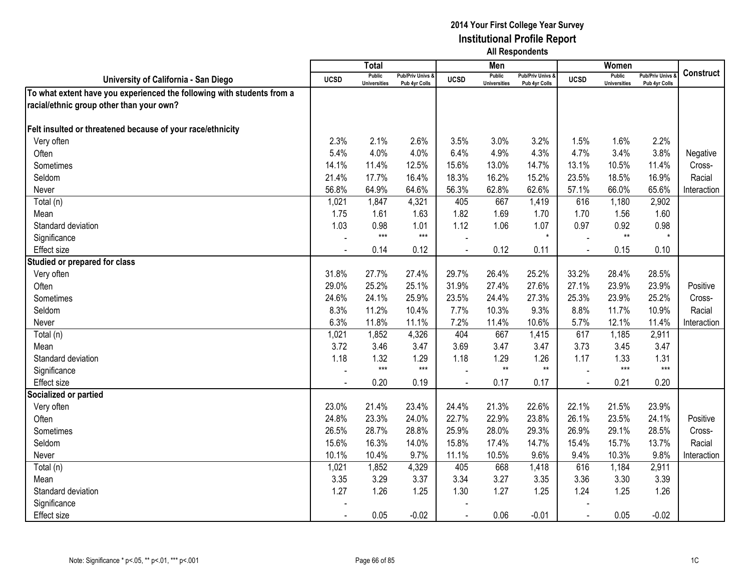# 2014 Your First College Year Survey
## Institutional Profile Report
### All Respondents

| University of California - San Diego | Total | | | Men | | | Women | | | Construct |
|---|---|---|---|---|---|---|---|---|---|---|
| | UCSD | Public Universities | Pub/Priv Univs & Pub 4yr Colls | UCSD | Public Universities | Pub/Priv Univs & Pub 4yr Colls | UCSD | Public Universities | Pub/Priv Univs & Pub 4yr Colls | |
| **To what extent have you experienced the following with students from a racial/ethnic group other than your own?** | | | | | | | | | | |
| **Felt insulted or threatened because of your race/ethnicity** | | | | | | | | | | |
| Very often | 2.3% | 2.1% | 2.6% | 3.5% | 3.0% | 3.2% | 1.5% | 1.6% | 2.2% | Negative Cross-Racial Interaction |
| Often | 5.4% | 4.0% | 4.0% | 6.4% | 4.9% | 4.3% | 4.7% | 3.4% | 3.8% | |
| Sometimes | 14.1% | 11.4% | 12.5% | 15.6% | 13.0% | 14.7% | 13.1% | 10.5% | 11.4% | |
| Seldom | 21.4% | 17.7% | 16.4% | 18.3% | 16.2% | 15.2% | 23.5% | 18.5% | 16.9% | |
| Never | 56.8% | 64.9% | 64.6% | 56.3% | 62.8% | 62.6% | 57.1% | 66.0% | 65.6% | |
| Total (n) | 1,021 | 1,847 | 4,321 | 405 | 667 | 1,419 | 616 | 1,180 | 2,902 | |
| Mean | 1.75 | 1.61 | 1.63 | 1.82 | 1.69 | 1.70 | 1.70 | 1.56 | 1.60 | |
| Standard deviation | 1.03 | 0.98 | 1.01 | 1.12 | 1.06 | 1.07 | 0.97 | 0.92 | 0.98 | |
| Significance | - | *** | *** | - | | * | - | ** | * | |
| Effect size | - | 0.14 | 0.12 | - | 0.12 | 0.11 | - | 0.15 | 0.10 | |
| **Studied or prepared for class** | | | | | | | | | | |
| Very often | 31.8% | 27.7% | 27.4% | 29.7% | 26.4% | 25.2% | 33.2% | 28.4% | 28.5% | Positive Cross-Racial Interaction |
| Often | 29.0% | 25.2% | 25.1% | 31.9% | 27.4% | 27.6% | 27.1% | 23.9% | 23.9% | |
| Sometimes | 24.6% | 24.1% | 25.9% | 23.5% | 24.4% | 27.3% | 25.3% | 23.9% | 25.2% | |
| Seldom | 8.3% | 11.2% | 10.4% | 7.7% | 10.3% | 9.3% | 8.8% | 11.7% | 10.9% | |
| Never | 6.3% | 11.8% | 11.1% | 7.2% | 11.4% | 10.6% | 5.7% | 12.1% | 11.4% | |
| Total (n) | 1,021 | 1,852 | 4,326 | 404 | 667 | 1,415 | 617 | 1,185 | 2,911 | |
| Mean | 3.72 | 3.46 | 3.47 | 3.69 | 3.47 | 3.47 | 3.73 | 3.45 | 3.47 | |
| Standard deviation | 1.18 | 1.32 | 1.29 | 1.18 | 1.29 | 1.26 | 1.17 | 1.33 | 1.31 | |
| Significance | - | *** | *** | - | ** | ** | - | *** | *** | |
| Effect size | - | 0.20 | 0.19 | - | 0.17 | 0.17 | - | 0.21 | 0.20 | |
| **Socialized or partied** | | | | | | | | | | |
| Very often | 23.0% | 21.4% | 23.4% | 24.4% | 21.3% | 22.6% | 22.1% | 21.5% | 23.9% | Positive Cross-Racial Interaction |
| Often | 24.8% | 23.3% | 24.0% | 22.7% | 22.9% | 23.8% | 26.1% | 23.5% | 24.1% | |
| Sometimes | 26.5% | 28.7% | 28.8% | 25.9% | 28.0% | 29.3% | 26.9% | 29.1% | 28.5% | |
| Seldom | 15.6% | 16.3% | 14.0% | 15.8% | 17.4% | 14.7% | 15.4% | 15.7% | 13.7% | |
| Never | 10.1% | 10.4% | 9.7% | 11.1% | 10.5% | 9.6% | 9.4% | 10.3% | 9.8% | |
| Total (n) | 1,021 | 1,852 | 4,329 | 405 | 668 | 1,418 | 616 | 1,184 | 2,911 | |
| Mean | 3.35 | 3.29 | 3.37 | 3.34 | 3.27 | 3.35 | 3.36 | 3.30 | 3.39 | |
| Standard deviation | 1.27 | 1.26 | 1.25 | 1.30 | 1.27 | 1.25 | 1.24 | 1.25 | 1.26 | |
| Significance | - | | | - | | | - | | | |
| Effect size | - | 0.05 | -0.02 | - | 0.06 | -0.01 | - | 0.05 | -0.02 | |

Note: Significance * p<.05, ** p<.01, *** p<.001

1C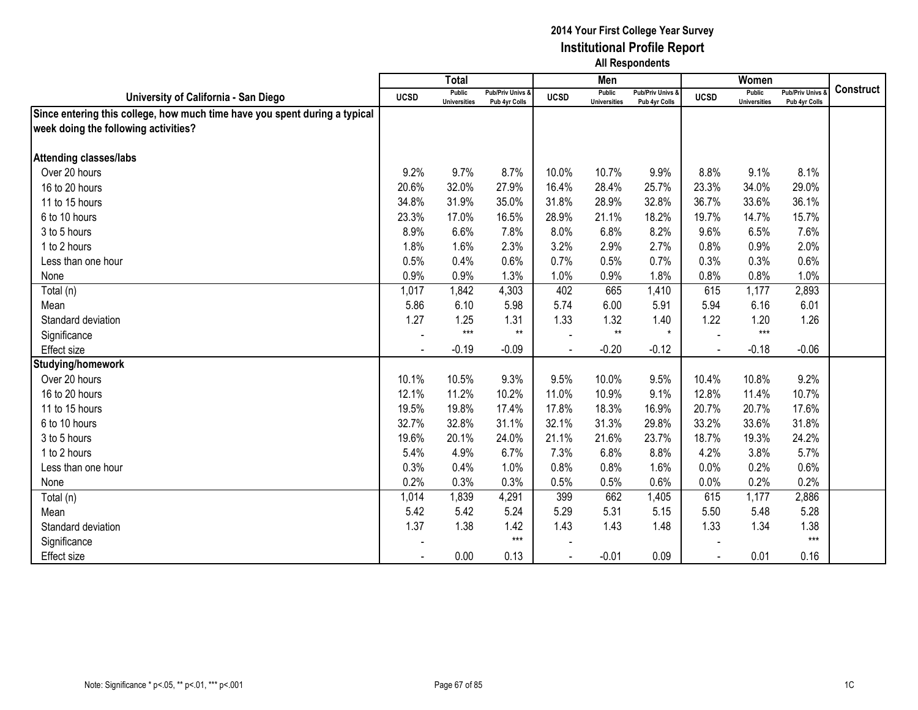# 2014 Your First College Year Survey
## Institutional Profile Report
### All Respondents

| University of California - San Diego | Total | | | Men | | | Women | | | Construct |
|---|---|---|---|---|---|---|---|---|---|---|
| | UCSD | Public Universities | Pub/Priv Univs & Pub 4yr Colls | UCSD | Public Universities | Pub/Priv Univs & Pub 4yr Colls | UCSD | Public Universities | Pub/Priv Univs & Pub 4yr Colls | |
| **Since entering this college, how much time have you spent during a typical week doing the following activities?** | | | | | | | | | | |
| **Attending classes/labs** | | | | | | | | | | |
| Over 20 hours | 9.2% | 9.7% | 8.7% | 10.0% | 10.7% | 9.9% | 8.8% | 9.1% | 8.1% | |
| 16 to 20 hours | 20.6% | 32.0% | 27.9% | 16.4% | 28.4% | 25.7% | 23.3% | 34.0% | 29.0% | |
| 11 to 15 hours | 34.8% | 31.9% | 35.0% | 31.8% | 28.9% | 32.8% | 36.7% | 33.6% | 36.1% | |
| 6 to 10 hours | 23.3% | 17.0% | 16.5% | 28.9% | 21.1% | 18.2% | 19.7% | 14.7% | 15.7% | |
| 3 to 5 hours | 8.9% | 6.6% | 7.8% | 8.0% | 6.8% | 8.2% | 9.6% | 6.5% | 7.6% | |
| 1 to 2 hours | 1.8% | 1.6% | 2.3% | 3.2% | 2.9% | 2.7% | 0.8% | 0.9% | 2.0% | |
| Less than one hour | 0.5% | 0.4% | 0.6% | 0.7% | 0.5% | 0.7% | 0.3% | 0.3% | 0.6% | |
| None | 0.9% | 0.9% | 1.3% | 1.0% | 0.9% | 1.8% | 0.8% | 0.8% | 1.0% | |
| Total (n) | 1,017 | 1,842 | 4,303 | 402 | 665 | 1,410 | 615 | 1,177 | 2,893 | |
| Mean | 5.86 | 6.10 | 5.98 | 5.74 | 6.00 | 5.91 | 5.94 | 6.16 | 6.01 | |
| Standard deviation | 1.27 | 1.25 | 1.31 | 1.33 | 1.32 | 1.40 | 1.22 | 1.20 | 1.26 | |
| Significance | - | *** | ** | - | ** | * | - | *** | | |
| Effect size | - | -0.19 | -0.09 | - | -0.20 | -0.12 | - | -0.18 | -0.06 | |
| **Studying/homework** | | | | | | | | | | |
| Over 20 hours | 10.1% | 10.5% | 9.3% | 9.5% | 10.0% | 9.5% | 10.4% | 10.8% | 9.2% | |
| 16 to 20 hours | 12.1% | 11.2% | 10.2% | 11.0% | 10.9% | 9.1% | 12.8% | 11.4% | 10.7% | |
| 11 to 15 hours | 19.5% | 19.8% | 17.4% | 17.8% | 18.3% | 16.9% | 20.7% | 20.7% | 17.6% | |
| 6 to 10 hours | 32.7% | 32.8% | 31.1% | 32.1% | 31.3% | 29.8% | 33.2% | 33.6% | 31.8% | |
| 3 to 5 hours | 19.6% | 20.1% | 24.0% | 21.1% | 21.6% | 23.7% | 18.7% | 19.3% | 24.2% | |
| 1 to 2 hours | 5.4% | 4.9% | 6.7% | 7.3% | 6.8% | 8.8% | 4.2% | 3.8% | 5.7% | |
| Less than one hour | 0.3% | 0.4% | 1.0% | 0.8% | 0.8% | 1.6% | 0.0% | 0.2% | 0.6% | |
| None | 0.2% | 0.3% | 0.3% | 0.5% | 0.5% | 0.6% | 0.0% | 0.2% | 0.2% | |
| Total (n) | 1,014 | 1,839 | 4,291 | 399 | 662 | 1,405 | 615 | 1,177 | 2,886 | |
| Mean | 5.42 | 5.42 | 5.24 | 5.29 | 5.31 | 5.15 | 5.50 | 5.48 | 5.28 | |
| Standard deviation | 1.37 | 1.38 | 1.42 | 1.43 | 1.43 | 1.48 | 1.33 | 1.34 | 1.38 | |
| Significance | - | | *** | - | | | - | | *** | |
| Effect size | - | 0.00 | 0.13 | - | -0.01 | 0.09 | - | 0.01 | 0.16 | |

Note: Significance * p<.05, ** p<.01, *** p<.001

1C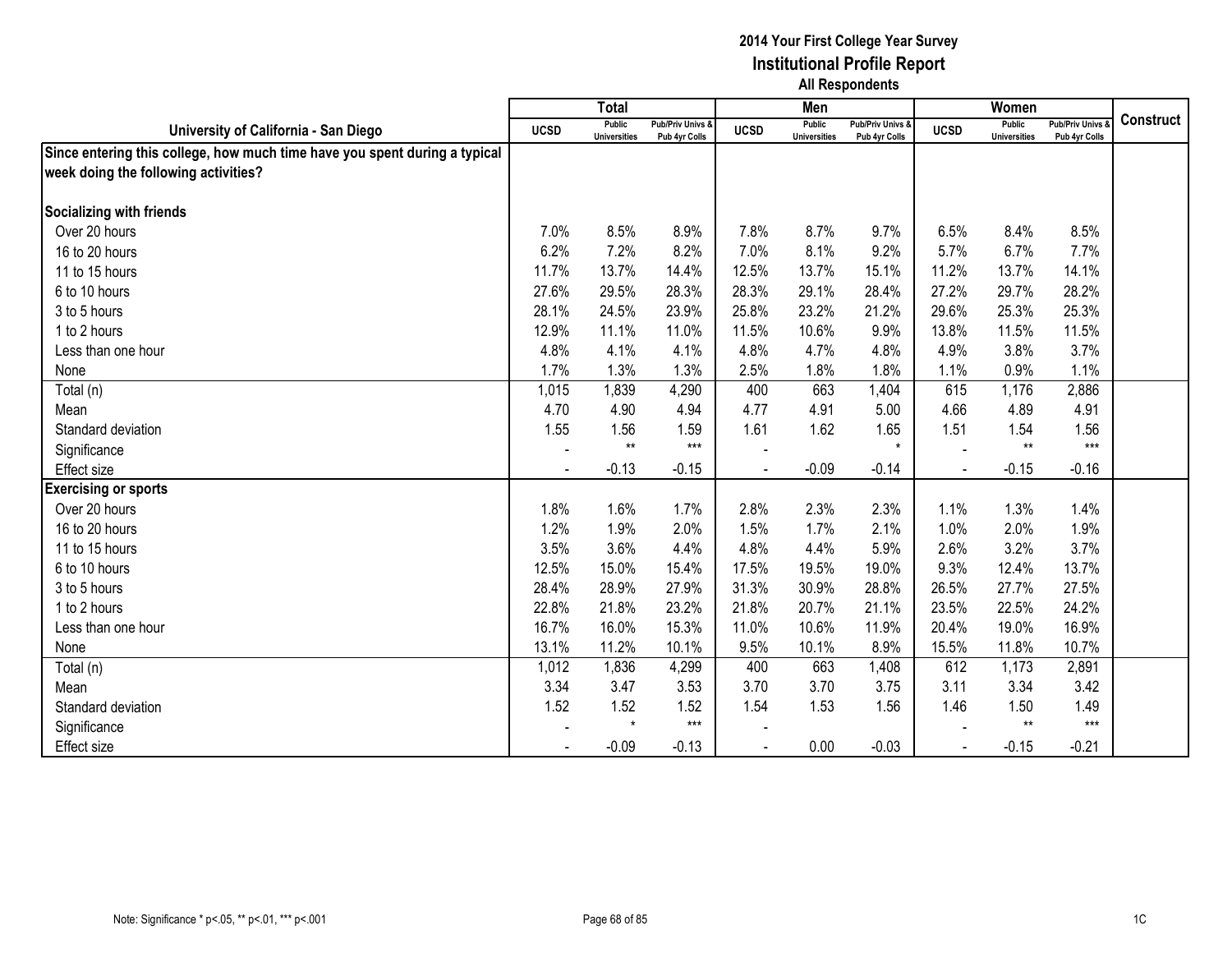**2014 Your First College Year Survey**
**Institutional Profile Report**
**All Respondents**

| University of California - San Diego | Total | | | Men | | | Women | | | Construct |
|---|---|---|---|---|---|---|---|---|---|---|
| | UCSD | Public Universities | Pub/Priv Univs & Pub 4yr Colls | UCSD | Public Universities | Pub/Priv Univs & Pub 4yr Colls | UCSD | Public Universities | Pub/Priv Univs & Pub 4yr Colls | |
| **Since entering this college, how much time have you spent during a typical week doing the following activities?** | | | | | | | | | | |
| **Socializing with friends** | | | | | | | | | | |
| Over 20 hours | 7.0% | 8.5% | 8.9% | 7.8% | 8.7% | 9.7% | 6.5% | 8.4% | 8.5% | |
| 16 to 20 hours | 6.2% | 7.2% | 8.2% | 7.0% | 8.1% | 9.2% | 5.7% | 6.7% | 7.7% | |
| 11 to 15 hours | 11.7% | 13.7% | 14.4% | 12.5% | 13.7% | 15.1% | 11.2% | 13.7% | 14.1% | |
| 6 to 10 hours | 27.6% | 29.5% | 28.3% | 28.3% | 29.1% | 28.4% | 27.2% | 29.7% | 28.2% | |
| 3 to 5 hours | 28.1% | 24.5% | 23.9% | 25.8% | 23.2% | 21.2% | 29.6% | 25.3% | 25.3% | |
| 1 to 2 hours | 12.9% | 11.1% | 11.0% | 11.5% | 10.6% | 9.9% | 13.8% | 11.5% | 11.5% | |
| Less than one hour | 4.8% | 4.1% | 4.1% | 4.8% | 4.7% | 4.8% | 4.9% | 3.8% | 3.7% | |
| None | 1.7% | 1.3% | 1.3% | 2.5% | 1.8% | 1.8% | 1.1% | 0.9% | 1.1% | |
| Total (n) | 1,015 | 1,839 | 4,290 | 400 | 663 | 1,404 | 615 | 1,176 | 2,886 | |
| Mean | 4.70 | 4.90 | 4.94 | 4.77 | 4.91 | 5.00 | 4.66 | 4.89 | 4.91 | |
| Standard deviation | 1.55 | 1.56 | 1.59 | 1.61 | 1.62 | 1.65 | 1.51 | 1.54 | 1.56 | |
| Significance | - | ** | *** | - | | * | - | ** | *** | |
| Effect size | - | -0.13 | -0.15 | - | -0.09 | -0.14 | - | -0.15 | -0.16 | |
| **Exercising or sports** | | | | | | | | | | |
| Over 20 hours | 1.8% | 1.6% | 1.7% | 2.8% | 2.3% | 2.3% | 1.1% | 1.3% | 1.4% | |
| 16 to 20 hours | 1.2% | 1.9% | 2.0% | 1.5% | 1.7% | 2.1% | 1.0% | 2.0% | 1.9% | |
| 11 to 15 hours | 3.5% | 3.6% | 4.4% | 4.8% | 4.4% | 5.9% | 2.6% | 3.2% | 3.7% | |
| 6 to 10 hours | 12.5% | 15.0% | 15.4% | 17.5% | 19.5% | 19.0% | 9.3% | 12.4% | 13.7% | |
| 3 to 5 hours | 28.4% | 28.9% | 27.9% | 31.3% | 30.9% | 28.8% | 26.5% | 27.7% | 27.5% | |
| 1 to 2 hours | 22.8% | 21.8% | 23.2% | 21.8% | 20.7% | 21.1% | 23.5% | 22.5% | 24.2% | |
| Less than one hour | 16.7% | 16.0% | 15.3% | 11.0% | 10.6% | 11.9% | 20.4% | 19.0% | 16.9% | |
| None | 13.1% | 11.2% | 10.1% | 9.5% | 10.1% | 8.9% | 15.5% | 11.8% | 10.7% | |
| Total (n) | 1,012 | 1,836 | 4,299 | 400 | 663 | 1,408 | 612 | 1,173 | 2,891 | |
| Mean | 3.34 | 3.47 | 3.53 | 3.70 | 3.70 | 3.75 | 3.11 | 3.34 | 3.42 | |
| Standard deviation | 1.52 | 1.52 | 1.52 | 1.54 | 1.53 | 1.56 | 1.46 | 1.50 | 1.49 | |
| Significance | - | * | *** | - | | | - | ** | *** | |
| Effect size | - | -0.09 | -0.13 | - | 0.00 | -0.03 | - | -0.15 | -0.21 | |

Note: Significance * p<.05, ** p<.01, *** p<.001

1C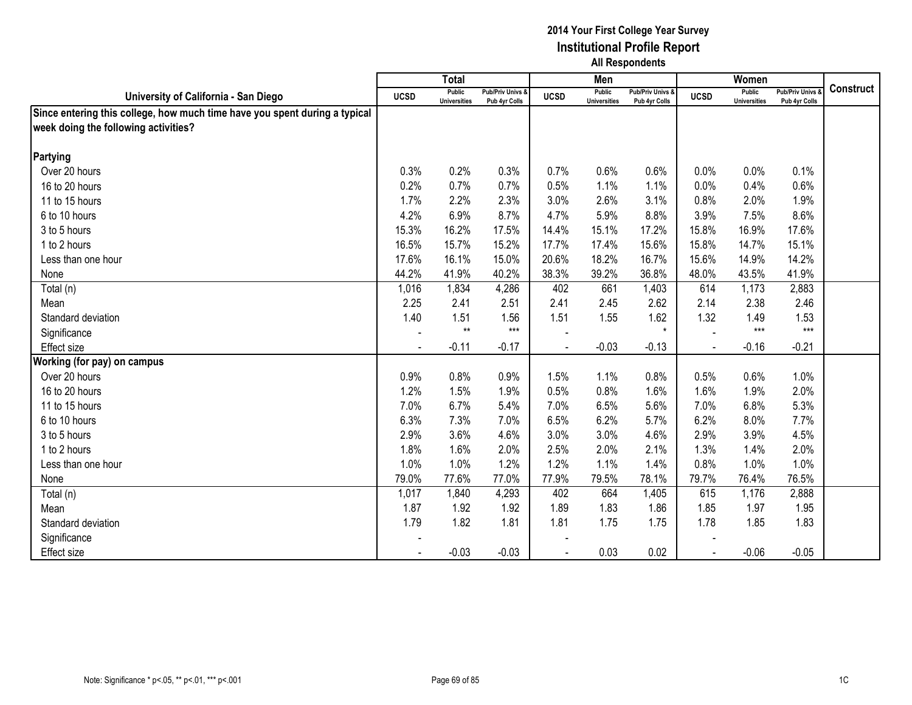# 2014 Your First College Year Survey
## Institutional Profile Report
### All Respondents

| University of California - San Diego | Total | | | Men | | | Women | | | Construct |
|---|---|---|---|---|---|---|---|---|---|---|
| | UCSD | Public Universities | Pub/Priv Univs & Pub 4yr Colls | UCSD | Public Universities | Pub/Priv Univs & Pub 4yr Colls | UCSD | Public Universities | Pub/Priv Univs & Pub 4yr Colls | |
| **Since entering this college, how much time have you spent during a typical week doing the following activities?** | | | | | | | | | | |
| **Partying** | | | | | | | | | | |
| Over 20 hours | 0.3% | 0.2% | 0.3% | 0.7% | 0.6% | 0.6% | 0.0% | 0.0% | 0.1% | |
| 16 to 20 hours | 0.2% | 0.7% | 0.7% | 0.5% | 1.1% | 1.1% | 0.0% | 0.4% | 0.6% | |
| 11 to 15 hours | 1.7% | 2.2% | 2.3% | 3.0% | 2.6% | 3.1% | 0.8% | 2.0% | 1.9% | |
| 6 to 10 hours | 4.2% | 6.9% | 8.7% | 4.7% | 5.9% | 8.8% | 3.9% | 7.5% | 8.6% | |
| 3 to 5 hours | 15.3% | 16.2% | 17.5% | 14.4% | 15.1% | 17.2% | 15.8% | 16.9% | 17.6% | |
| 1 to 2 hours | 16.5% | 15.7% | 15.2% | 17.7% | 17.4% | 15.6% | 15.8% | 14.7% | 15.1% | |
| Less than one hour | 17.6% | 16.1% | 15.0% | 20.6% | 18.2% | 16.7% | 15.6% | 14.9% | 14.2% | |
| None | 44.2% | 41.9% | 40.2% | 38.3% | 39.2% | 36.8% | 48.0% | 43.5% | 41.9% | |
| Total (n) | 1,016 | 1,834 | 4,286 | 402 | 661 | 1,403 | 614 | 1,173 | 2,883 | |
| Mean | 2.25 | 2.41 | 2.51 | 2.41 | 2.45 | 2.62 | 2.14 | 2.38 | 2.46 | |
| Standard deviation | 1.40 | 1.51 | 1.56 | 1.51 | 1.55 | 1.62 | 1.32 | 1.49 | 1.53 | |
| Significance | - | ** | *** | - | | * | - | *** | *** | |
| Effect size | - | -0.11 | -0.17 | - | -0.03 | -0.13 | - | -0.16 | -0.21 | |
| **Working (for pay) on campus** | | | | | | | | | | |
| Over 20 hours | 0.9% | 0.8% | 0.9% | 1.5% | 1.1% | 0.8% | 0.5% | 0.6% | 1.0% | |
| 16 to 20 hours | 1.2% | 1.5% | 1.9% | 0.5% | 0.8% | 1.6% | 1.6% | 1.9% | 2.0% | |
| 11 to 15 hours | 7.0% | 6.7% | 5.4% | 7.0% | 6.5% | 5.6% | 7.0% | 6.8% | 5.3% | |
| 6 to 10 hours | 6.3% | 7.3% | 7.0% | 6.5% | 6.2% | 5.7% | 6.2% | 8.0% | 7.7% | |
| 3 to 5 hours | 2.9% | 3.6% | 4.6% | 3.0% | 3.0% | 4.6% | 2.9% | 3.9% | 4.5% | |
| 1 to 2 hours | 1.8% | 1.6% | 2.0% | 2.5% | 2.0% | 2.1% | 1.3% | 1.4% | 2.0% | |
| Less than one hour | 1.0% | 1.0% | 1.2% | 1.2% | 1.1% | 1.4% | 0.8% | 1.0% | 1.0% | |
| None | 79.0% | 77.6% | 77.0% | 77.9% | 79.5% | 78.1% | 79.7% | 76.4% | 76.5% | |
| Total (n) | 1,017 | 1,840 | 4,293 | 402 | 664 | 1,405 | 615 | 1,176 | 2,888 | |
| Mean | 1.87 | 1.92 | 1.92 | 1.89 | 1.83 | 1.86 | 1.85 | 1.97 | 1.95 | |
| Standard deviation | 1.79 | 1.82 | 1.81 | 1.81 | 1.75 | 1.75 | 1.78 | 1.85 | 1.83 | |
| Significance | - | | | - | | | - | | | |
| Effect size | - | -0.03 | -0.03 | - | 0.03 | 0.02 | - | -0.06 | -0.05 | |

Note: Significance * p<.05, ** p<.01, *** p<.001

1C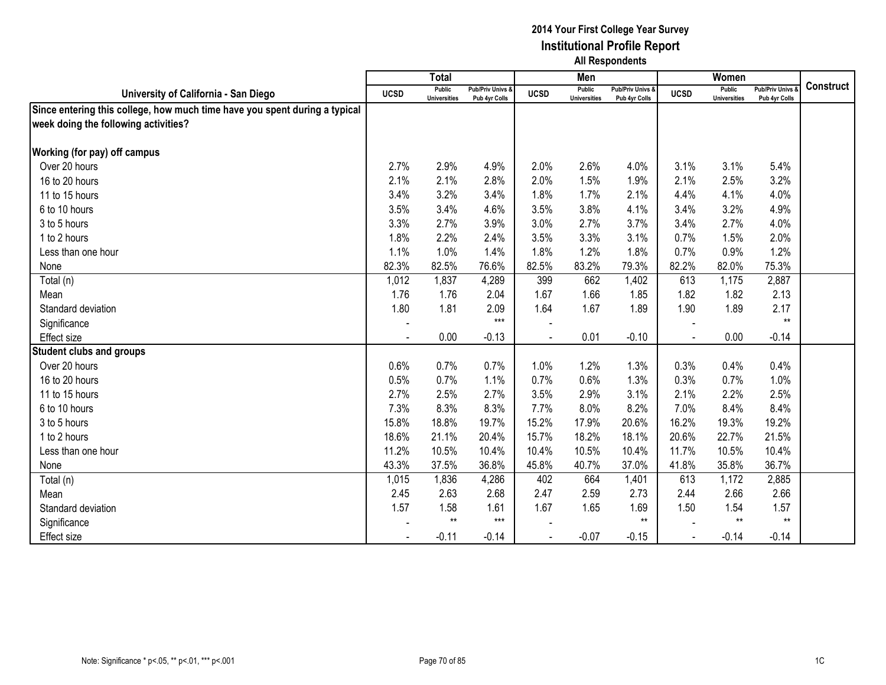# 2014 Your First College Year Survey
## Institutional Profile Report
### All Respondents

| University of California - San Diego | Total | | | Men | | | Women | | | Construct |
|---|---|---|---|---|---|---|---|---|---|---|
| | UCSD | Public Universities | Pub/Priv Univs & Pub 4yr Colls | UCSD | Public Universities | Pub/Priv Univs & Pub 4yr Colls | UCSD | Public Universities | Pub/Priv Univs & Pub 4yr Colls | |
| **Since entering this college, how much time have you spent during a typical week doing the following activities?** | | | | | | | | | | |
| **Working (for pay) off campus** | | | | | | | | | | |
| Over 20 hours | 2.7% | 2.9% | 4.9% | 2.0% | 2.6% | 4.0% | 3.1% | 3.1% | 5.4% | |
| 16 to 20 hours | 2.1% | 2.1% | 2.8% | 2.0% | 1.5% | 1.9% | 2.1% | 2.5% | 3.2% | |
| 11 to 15 hours | 3.4% | 3.2% | 3.4% | 1.8% | 1.7% | 2.1% | 4.4% | 4.1% | 4.0% | |
| 6 to 10 hours | 3.5% | 3.4% | 4.6% | 3.5% | 3.8% | 4.1% | 3.4% | 3.2% | 4.9% | |
| 3 to 5 hours | 3.3% | 2.7% | 3.9% | 3.0% | 2.7% | 3.7% | 3.4% | 2.7% | 4.0% | |
| 1 to 2 hours | 1.8% | 2.2% | 2.4% | 3.5% | 3.3% | 3.1% | 0.7% | 1.5% | 2.0% | |
| Less than one hour | 1.1% | 1.0% | 1.4% | 1.8% | 1.2% | 1.8% | 0.7% | 0.9% | 1.2% | |
| None | 82.3% | 82.5% | 76.6% | 82.5% | 83.2% | 79.3% | 82.2% | 82.0% | 75.3% | |
| Total (n) | 1,012 | 1,837 | 4,289 | 399 | 662 | 1,402 | 613 | 1,175 | 2,887 | |
| Mean | 1.76 | 1.76 | 2.04 | 1.67 | 1.66 | 1.85 | 1.82 | 1.82 | 2.13 | |
| Standard deviation | 1.80 | 1.81 | 2.09 | 1.64 | 1.67 | 1.89 | 1.90 | 1.89 | 2.17 | |
| Significance | - | | *** | - | | | - | | ** | |
| Effect size | - | 0.00 | -0.13 | - | 0.01 | -0.10 | - | 0.00 | -0.14 | |
| **Student clubs and groups** | | | | | | | | | | |
| Over 20 hours | 0.6% | 0.7% | 0.7% | 1.0% | 1.2% | 1.3% | 0.3% | 0.4% | 0.4% | |
| 16 to 20 hours | 0.5% | 0.7% | 1.1% | 0.7% | 0.6% | 1.3% | 0.3% | 0.7% | 1.0% | |
| 11 to 15 hours | 2.7% | 2.5% | 2.7% | 3.5% | 2.9% | 3.1% | 2.1% | 2.2% | 2.5% | |
| 6 to 10 hours | 7.3% | 8.3% | 8.3% | 7.7% | 8.0% | 8.2% | 7.0% | 8.4% | 8.4% | |
| 3 to 5 hours | 15.8% | 18.8% | 19.7% | 15.2% | 17.9% | 20.6% | 16.2% | 19.3% | 19.2% | |
| 1 to 2 hours | 18.6% | 21.1% | 20.4% | 15.7% | 18.2% | 18.1% | 20.6% | 22.7% | 21.5% | |
| Less than one hour | 11.2% | 10.5% | 10.4% | 10.4% | 10.5% | 10.4% | 11.7% | 10.5% | 10.4% | |
| None | 43.3% | 37.5% | 36.8% | 45.8% | 40.7% | 37.0% | 41.8% | 35.8% | 36.7% | |
| Total (n) | 1,015 | 1,836 | 4,286 | 402 | 664 | 1,401 | 613 | 1,172 | 2,885 | |
| Mean | 2.45 | 2.63 | 2.68 | 2.47 | 2.59 | 2.73 | 2.44 | 2.66 | 2.66 | |
| Standard deviation | 1.57 | 1.58 | 1.61 | 1.67 | 1.65 | 1.69 | 1.50 | 1.54 | 1.57 | |
| Significance | - | ** | *** | - | | ** | - | ** | ** | |
| Effect size | - | -0.11 | -0.14 | - | -0.07 | -0.15 | - | -0.14 | -0.14 | |

Note: Significance * p<.05, ** p<.01, *** p<.001

1C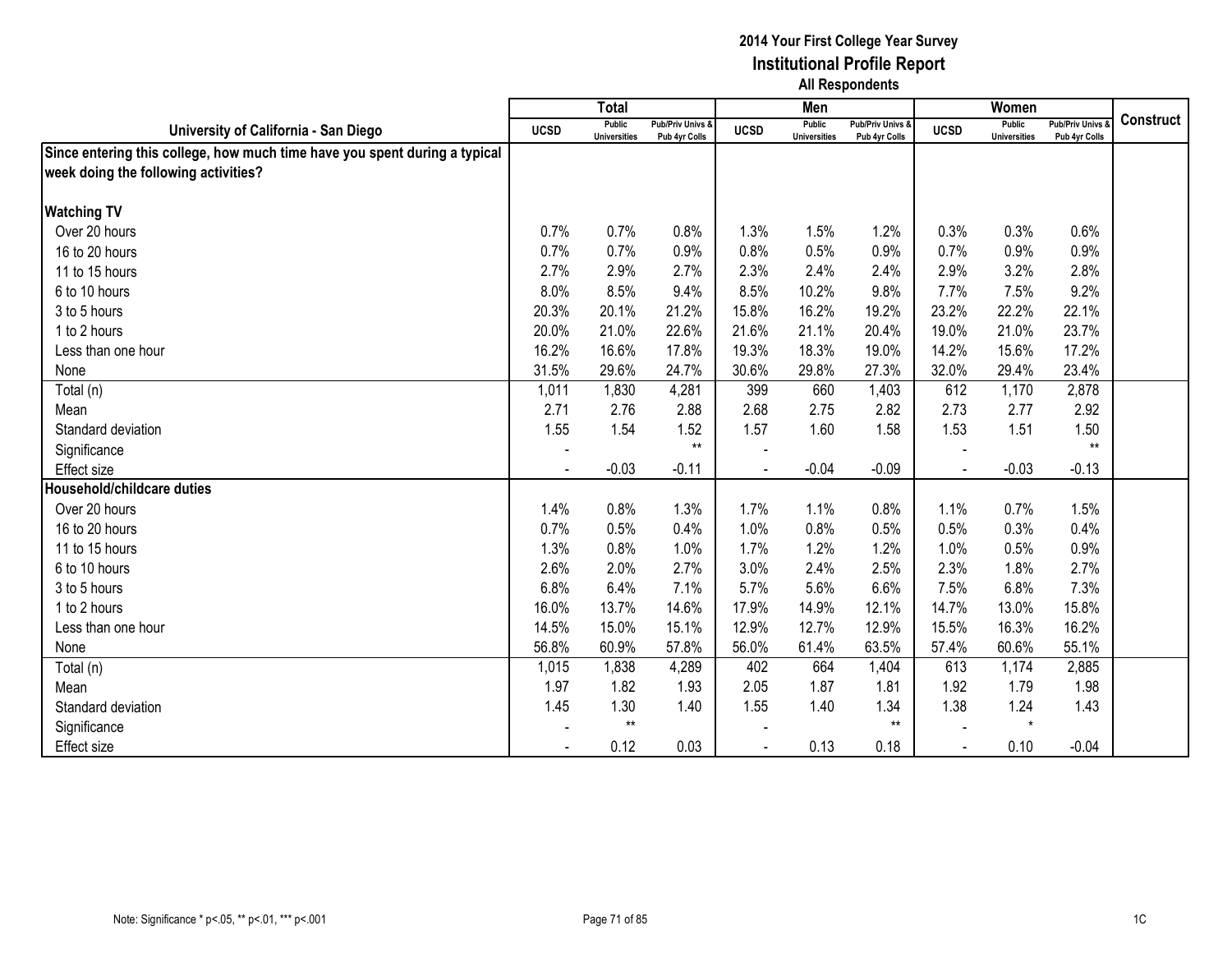# 2014 Your First College Year Survey
## Institutional Profile Report
### All Respondents

| University of California - San Diego | Total | | | Men | | | Women | | | Construct |
|---|---|---|---|---|---|---|---|---|---|---|
| | UCSD | Public Universities | Pub/Priv Univs & Pub 4yr Colls | UCSD | Public Universities | Pub/Priv Univs & Pub 4yr Colls | UCSD | Public Universities | Pub/Priv Univs & Pub 4yr Colls | |
| **Since entering this college, how much time have you spent during a typical week doing the following activities?** | | | | | | | | | | |
| **Watching TV** | | | | | | | | | | |
| Over 20 hours | 0.7% | 0.7% | 0.8% | 1.3% | 1.5% | 1.2% | 0.3% | 0.3% | 0.6% | |
| 16 to 20 hours | 0.7% | 0.7% | 0.9% | 0.8% | 0.5% | 0.9% | 0.7% | 0.9% | 0.9% | |
| 11 to 15 hours | 2.7% | 2.9% | 2.7% | 2.3% | 2.4% | 2.4% | 2.9% | 3.2% | 2.8% | |
| 6 to 10 hours | 8.0% | 8.5% | 9.4% | 8.5% | 10.2% | 9.8% | 7.7% | 7.5% | 9.2% | |
| 3 to 5 hours | 20.3% | 20.1% | 21.2% | 15.8% | 16.2% | 19.2% | 23.2% | 22.2% | 22.1% | |
| 1 to 2 hours | 20.0% | 21.0% | 22.6% | 21.6% | 21.1% | 20.4% | 19.0% | 21.0% | 23.7% | |
| Less than one hour | 16.2% | 16.6% | 17.8% | 19.3% | 18.3% | 19.0% | 14.2% | 15.6% | 17.2% | |
| None | 31.5% | 29.6% | 24.7% | 30.6% | 29.8% | 27.3% | 32.0% | 29.4% | 23.4% | |
| Total (n) | 1,011 | 1,830 | 4,281 | 399 | 660 | 1,403 | 612 | 1,170 | 2,878 | |
| Mean | 2.71 | 2.76 | 2.88 | 2.68 | 2.75 | 2.82 | 2.73 | 2.77 | 2.92 | |
| Standard deviation | 1.55 | 1.54 | 1.52 | 1.57 | 1.60 | 1.58 | 1.53 | 1.51 | 1.50 | |
| Significance | - | | ** | - | | | - | | ** | |
| Effect size | - | -0.03 | -0.11 | - | -0.04 | -0.09 | - | -0.03 | -0.13 | |
| **Household/childcare duties** | | | | | | | | | | |
| Over 20 hours | 1.4% | 0.8% | 1.3% | 1.7% | 1.1% | 0.8% | 1.1% | 0.7% | 1.5% | |
| 16 to 20 hours | 0.7% | 0.5% | 0.4% | 1.0% | 0.8% | 0.5% | 0.5% | 0.3% | 0.4% | |
| 11 to 15 hours | 1.3% | 0.8% | 1.0% | 1.7% | 1.2% | 1.2% | 1.0% | 0.5% | 0.9% | |
| 6 to 10 hours | 2.6% | 2.0% | 2.7% | 3.0% | 2.4% | 2.5% | 2.3% | 1.8% | 2.7% | |
| 3 to 5 hours | 6.8% | 6.4% | 7.1% | 5.7% | 5.6% | 6.6% | 7.5% | 6.8% | 7.3% | |
| 1 to 2 hours | 16.0% | 13.7% | 14.6% | 17.9% | 14.9% | 12.1% | 14.7% | 13.0% | 15.8% | |
| Less than one hour | 14.5% | 15.0% | 15.1% | 12.9% | 12.7% | 12.9% | 15.5% | 16.3% | 16.2% | |
| None | 56.8% | 60.9% | 57.8% | 56.0% | 61.4% | 63.5% | 57.4% | 60.6% | 55.1% | |
| Total (n) | 1,015 | 1,838 | 4,289 | 402 | 664 | 1,404 | 613 | 1,174 | 2,885 | |
| Mean | 1.97 | 1.82 | 1.93 | 2.05 | 1.87 | 1.81 | 1.92 | 1.79 | 1.98 | |
| Standard deviation | 1.45 | 1.30 | 1.40 | 1.55 | 1.40 | 1.34 | 1.38 | 1.24 | 1.43 | |
| Significance | - | ** | | - | | ** | - | * | | |
| Effect size | - | 0.12 | 0.03 | - | 0.13 | 0.18 | - | 0.10 | -0.04 | |

Note: Significance * p<.05, ** p<.01, *** p<.001

1C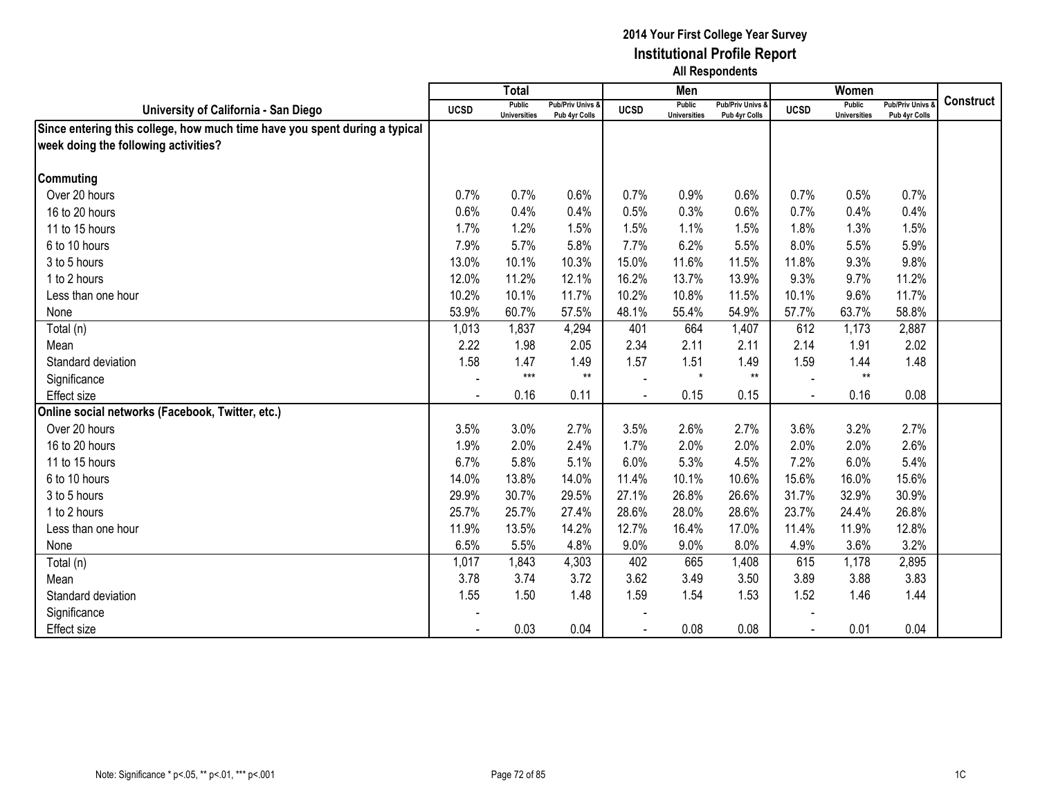**2014 Your First College Year Survey**
**Institutional Profile Report**
**All Respondents**

| University of California - San Diego | Total | | | Men | | | Women | | | Construct |
|---|---|---|---|---|---|---|---|---|---|---|
| | UCSD | Public Universities | Pub/Priv Univs & Pub 4yr Colls | UCSD | Public Universities | Pub/Priv Univs & Pub 4yr Colls | UCSD | Public Universities | Pub/Priv Univs & Pub 4yr Colls | |
| **Since entering this college, how much time have you spent during a typical week doing the following activities?** | | | | | | | | | | |
| **Commuting** | | | | | | | | | | |
| Over 20 hours | 0.7% | 0.7% | 0.6% | 0.7% | 0.9% | 0.6% | 0.7% | 0.5% | 0.7% | |
| 16 to 20 hours | 0.6% | 0.4% | 0.4% | 0.5% | 0.3% | 0.6% | 0.7% | 0.4% | 0.4% | |
| 11 to 15 hours | 1.7% | 1.2% | 1.5% | 1.5% | 1.1% | 1.5% | 1.8% | 1.3% | 1.5% | |
| 6 to 10 hours | 7.9% | 5.7% | 5.8% | 7.7% | 6.2% | 5.5% | 8.0% | 5.5% | 5.9% | |
| 3 to 5 hours | 13.0% | 10.1% | 10.3% | 15.0% | 11.6% | 11.5% | 11.8% | 9.3% | 9.8% | |
| 1 to 2 hours | 12.0% | 11.2% | 12.1% | 16.2% | 13.7% | 13.9% | 9.3% | 9.7% | 11.2% | |
| Less than one hour | 10.2% | 10.1% | 11.7% | 10.2% | 10.8% | 11.5% | 10.1% | 9.6% | 11.7% | |
| None | 53.9% | 60.7% | 57.5% | 48.1% | 55.4% | 54.9% | 57.7% | 63.7% | 58.8% | |
| Total (n) | 1,013 | 1,837 | 4,294 | 401 | 664 | 1,407 | 612 | 1,173 | 2,887 | |
| Mean | 2.22 | 1.98 | 2.05 | 2.34 | 2.11 | 2.11 | 2.14 | 1.91 | 2.02 | |
| Standard deviation | 1.58 | 1.47 | 1.49 | 1.57 | 1.51 | 1.49 | 1.59 | 1.44 | 1.48 | |
| Significance | - | *** | ** | - | * | ** | - | ** | | |
| Effect size | - | 0.16 | 0.11 | - | 0.15 | 0.15 | - | 0.16 | 0.08 | |
| **Online social networks (Facebook, Twitter, etc.)** | | | | | | | | | | |
| Over 20 hours | 3.5% | 3.0% | 2.7% | 3.5% | 2.6% | 2.7% | 3.6% | 3.2% | 2.7% | |
| 16 to 20 hours | 1.9% | 2.0% | 2.4% | 1.7% | 2.0% | 2.0% | 2.0% | 2.0% | 2.6% | |
| 11 to 15 hours | 6.7% | 5.8% | 5.1% | 6.0% | 5.3% | 4.5% | 7.2% | 6.0% | 5.4% | |
| 6 to 10 hours | 14.0% | 13.8% | 14.0% | 11.4% | 10.1% | 10.6% | 15.6% | 16.0% | 15.6% | |
| 3 to 5 hours | 29.9% | 30.7% | 29.5% | 27.1% | 26.8% | 26.6% | 31.7% | 32.9% | 30.9% | |
| 1 to 2 hours | 25.7% | 25.7% | 27.4% | 28.6% | 28.0% | 28.6% | 23.7% | 24.4% | 26.8% | |
| Less than one hour | 11.9% | 13.5% | 14.2% | 12.7% | 16.4% | 17.0% | 11.4% | 11.9% | 12.8% | |
| None | 6.5% | 5.5% | 4.8% | 9.0% | 9.0% | 8.0% | 4.9% | 3.6% | 3.2% | |
| Total (n) | 1,017 | 1,843 | 4,303 | 402 | 665 | 1,408 | 615 | 1,178 | 2,895 | |
| Mean | 3.78 | 3.74 | 3.72 | 3.62 | 3.49 | 3.50 | 3.89 | 3.88 | 3.83 | |
| Standard deviation | 1.55 | 1.50 | 1.48 | 1.59 | 1.54 | 1.53 | 1.52 | 1.46 | 1.44 | |
| Significance | - | | | - | | | - | | | |
| Effect size | - | 0.03 | 0.04 | - | 0.08 | 0.08 | - | 0.01 | 0.04 | |

Note: Significance * p<.05, ** p<.01, *** p<.001

1C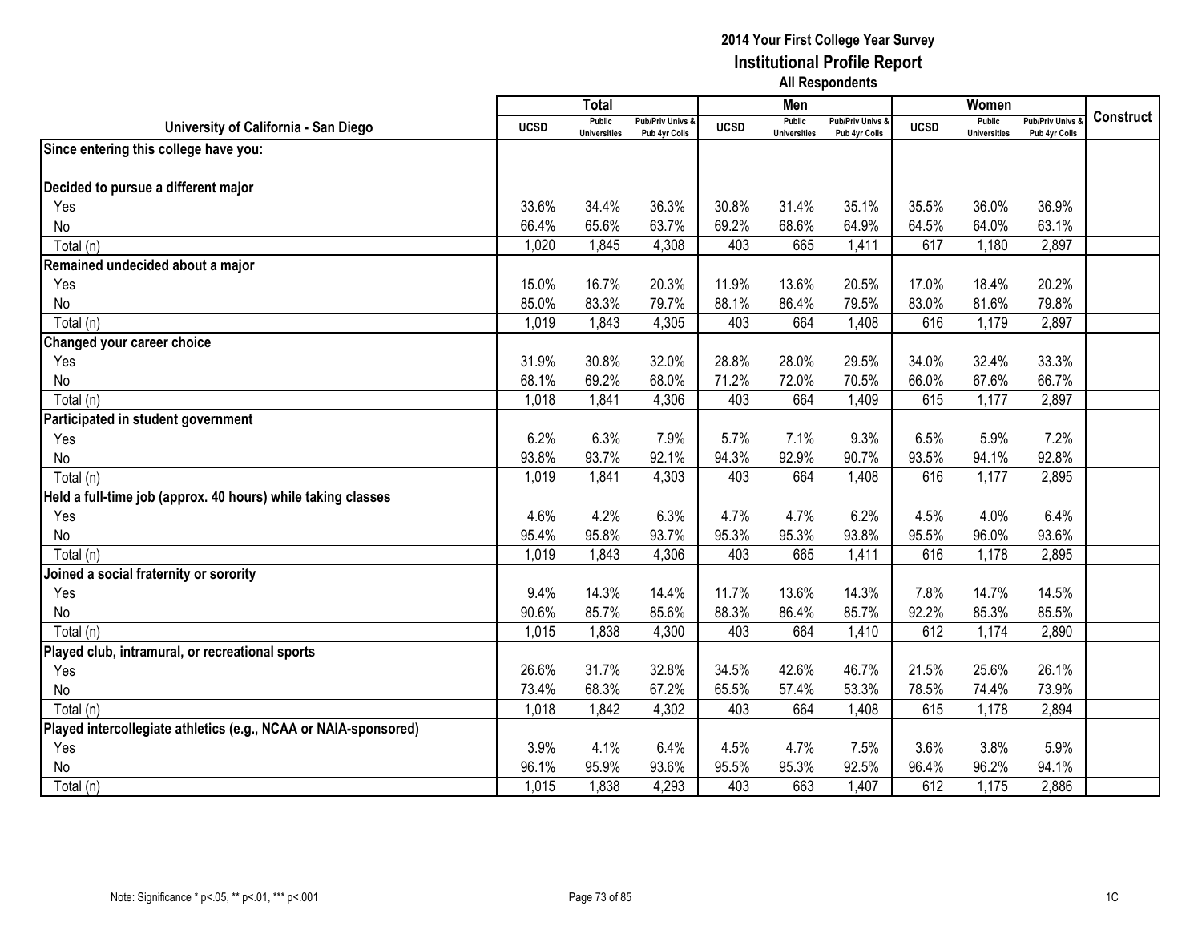# 2014 Your First College Year Survey
## Institutional Profile Report
### All Respondents

| University of California - San Diego | Total | | | Men | | | Women | | | Construct |
|---|---|---|---|---|---|---|---|---|---|---|
| | UCSD | Public Universities | Pub/Priv Univs & Pub 4yr Colls | UCSD | Public Universities | Pub/Priv Univs & Pub 4yr Colls | UCSD | Public Universities | Pub/Priv Univs & Pub 4yr Colls | |
| **Since entering this college have you:** | | | | | | | | | | |
| **Decided to pursue a different major** | | | | | | | | | | |
| Yes | 33.6% | 34.4% | 36.3% | 30.8% | 31.4% | 35.1% | 35.5% | 36.0% | 36.9% | |
| No | 66.4% | 65.6% | 63.7% | 69.2% | 68.6% | 64.9% | 64.5% | 64.0% | 63.1% | |
| Total (n) | 1,020 | 1,845 | 4,308 | 403 | 665 | 1,411 | 617 | 1,180 | 2,897 | |
| **Remained undecided about a major** | | | | | | | | | | |
| Yes | 15.0% | 16.7% | 20.3% | 11.9% | 13.6% | 20.5% | 17.0% | 18.4% | 20.2% | |
| No | 85.0% | 83.3% | 79.7% | 88.1% | 86.4% | 79.5% | 83.0% | 81.6% | 79.8% | |
| Total (n) | 1,019 | 1,843 | 4,305 | 403 | 664 | 1,408 | 616 | 1,179 | 2,897 | |
| **Changed your career choice** | | | | | | | | | | |
| Yes | 31.9% | 30.8% | 32.0% | 28.8% | 28.0% | 29.5% | 34.0% | 32.4% | 33.3% | |
| No | 68.1% | 69.2% | 68.0% | 71.2% | 72.0% | 70.5% | 66.0% | 67.6% | 66.7% | |
| Total (n) | 1,018 | 1,841 | 4,306 | 403 | 664 | 1,409 | 615 | 1,177 | 2,897 | |
| **Participated in student government** | | | | | | | | | | |
| Yes | 6.2% | 6.3% | 7.9% | 5.7% | 7.1% | 9.3% | 6.5% | 5.9% | 7.2% | |
| No | 93.8% | 93.7% | 92.1% | 94.3% | 92.9% | 90.7% | 93.5% | 94.1% | 92.8% | |
| Total (n) | 1,019 | 1,841 | 4,303 | 403 | 664 | 1,408 | 616 | 1,177 | 2,895 | |
| **Held a full-time job (approx. 40 hours) while taking classes** | | | | | | | | | | |
| Yes | 4.6% | 4.2% | 6.3% | 4.7% | 4.7% | 6.2% | 4.5% | 4.0% | 6.4% | |
| No | 95.4% | 95.8% | 93.7% | 95.3% | 95.3% | 93.8% | 95.5% | 96.0% | 93.6% | |
| Total (n) | 1,019 | 1,843 | 4,306 | 403 | 665 | 1,411 | 616 | 1,178 | 2,895 | |
| **Joined a social fraternity or sorority** | | | | | | | | | | |
| Yes | 9.4% | 14.3% | 14.4% | 11.7% | 13.6% | 14.3% | 7.8% | 14.7% | 14.5% | |
| No | 90.6% | 85.7% | 85.6% | 88.3% | 86.4% | 85.7% | 92.2% | 85.3% | 85.5% | |
| Total (n) | 1,015 | 1,838 | 4,300 | 403 | 664 | 1,410 | 612 | 1,174 | 2,890 | |
| **Played club, intramural, or recreational sports** | | | | | | | | | | |
| Yes | 26.6% | 31.7% | 32.8% | 34.5% | 42.6% | 46.7% | 21.5% | 25.6% | 26.1% | |
| No | 73.4% | 68.3% | 67.2% | 65.5% | 57.4% | 53.3% | 78.5% | 74.4% | 73.9% | |
| Total (n) | 1,018 | 1,842 | 4,302 | 403 | 664 | 1,408 | 615 | 1,178 | 2,894 | |
| **Played intercollegiate athletics (e.g., NCAA or NAIA-sponsored)** | | | | | | | | | | |
| Yes | 3.9% | 4.1% | 6.4% | 4.5% | 4.7% | 7.5% | 3.6% | 3.8% | 5.9% | |
| No | 96.1% | 95.9% | 93.6% | 95.5% | 95.3% | 92.5% | 96.4% | 96.2% | 94.1% | |
| Total (n) | 1,015 | 1,838 | 4,293 | 403 | 663 | 1,407 | 612 | 1,175 | 2,886 | |

Note: Significance * p<.05, ** p<.01, *** p<.001

1C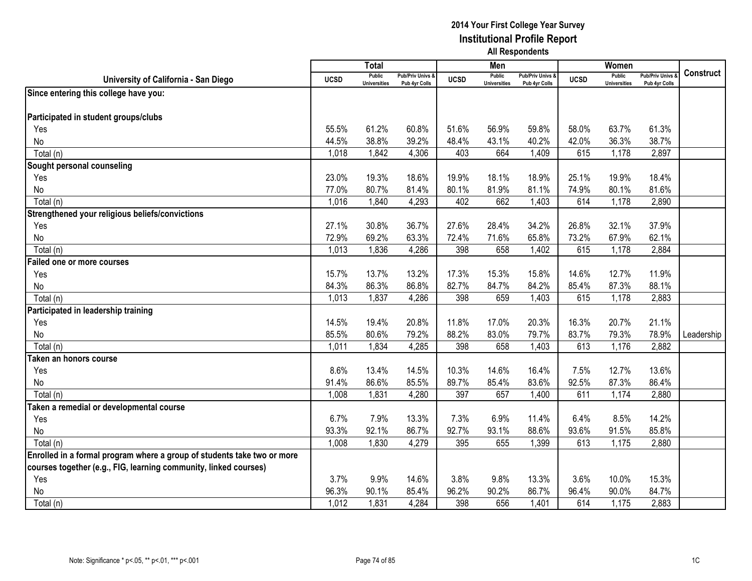# 2014 Your First College Year Survey
## Institutional Profile Report
### All Respondents

| University of California - San Diego | Total | | | Men | | | Women | | | Construct |
|---|---|---|---|---|---|---|---|---|---|---|
| | UCSD | Public Universities | Pub/Priv Univs & Pub 4yr Colls | UCSD | Public Universities | Pub/Priv Univs & Pub 4yr Colls | UCSD | Public Universities | Pub/Priv Univs & Pub 4yr Colls | |
| **Since entering this college have you:** | | | | | | | | | | |
| **Participated in student groups/clubs** | | | | | | | | | | |
| Yes | 55.5% | 61.2% | 60.8% | 51.6% | 56.9% | 59.8% | 58.0% | 63.7% | 61.3% | |
| No | 44.5% | 38.8% | 39.2% | 48.4% | 43.1% | 40.2% | 42.0% | 36.3% | 38.7% | |
| Total (n) | 1,018 | 1,842 | 4,306 | 403 | 664 | 1,409 | 615 | 1,178 | 2,897 | |
| **Sought personal counseling** | | | | | | | | | | |
| Yes | 23.0% | 19.3% | 18.6% | 19.9% | 18.1% | 18.9% | 25.1% | 19.9% | 18.4% | |
| No | 77.0% | 80.7% | 81.4% | 80.1% | 81.9% | 81.1% | 74.9% | 80.1% | 81.6% | |
| Total (n) | 1,016 | 1,840 | 4,293 | 402 | 662 | 1,403 | 614 | 1,178 | 2,890 | |
| **Strengthened your religious beliefs/convictions** | | | | | | | | | | |
| Yes | 27.1% | 30.8% | 36.7% | 27.6% | 28.4% | 34.2% | 26.8% | 32.1% | 37.9% | |
| No | 72.9% | 69.2% | 63.3% | 72.4% | 71.6% | 65.8% | 73.2% | 67.9% | 62.1% | |
| Total (n) | 1,013 | 1,836 | 4,286 | 398 | 658 | 1,402 | 615 | 1,178 | 2,884 | |
| **Failed one or more courses** | | | | | | | | | | |
| Yes | 15.7% | 13.7% | 13.2% | 17.3% | 15.3% | 15.8% | 14.6% | 12.7% | 11.9% | |
| No | 84.3% | 86.3% | 86.8% | 82.7% | 84.7% | 84.2% | 85.4% | 87.3% | 88.1% | |
| Total (n) | 1,013 | 1,837 | 4,286 | 398 | 659 | 1,403 | 615 | 1,178 | 2,883 | |
| **Participated in leadership training** | | | | | | | | | | |
| Yes | 14.5% | 19.4% | 20.8% | 11.8% | 17.0% | 20.3% | 16.3% | 20.7% | 21.1% | |
| No | 85.5% | 80.6% | 79.2% | 88.2% | 83.0% | 79.7% | 83.7% | 79.3% | 78.9% | Leadership |
| Total (n) | 1,011 | 1,834 | 4,285 | 398 | 658 | 1,403 | 613 | 1,176 | 2,882 | |
| **Taken an honors course** | | | | | | | | | | |
| Yes | 8.6% | 13.4% | 14.5% | 10.3% | 14.6% | 16.4% | 7.5% | 12.7% | 13.6% | |
| No | 91.4% | 86.6% | 85.5% | 89.7% | 85.4% | 83.6% | 92.5% | 87.3% | 86.4% | |
| Total (n) | 1,008 | 1,831 | 4,280 | 397 | 657 | 1,400 | 611 | 1,174 | 2,880 | |
| **Taken a remedial or developmental course** | | | | | | | | | | |
| Yes | 6.7% | 7.9% | 13.3% | 7.3% | 6.9% | 11.4% | 6.4% | 8.5% | 14.2% | |
| No | 93.3% | 92.1% | 86.7% | 92.7% | 93.1% | 88.6% | 93.6% | 91.5% | 85.8% | |
| Total (n) | 1,008 | 1,830 | 4,279 | 395 | 655 | 1,399 | 613 | 1,175 | 2,880 | |
| **Enrolled in a formal program where a group of students take two or more courses together (e.g., FIG, learning community, linked courses)** | | | | | | | | | | |
| Yes | 3.7% | 9.9% | 14.6% | 3.8% | 9.8% | 13.3% | 3.6% | 10.0% | 15.3% | |
| No | 96.3% | 90.1% | 85.4% | 96.2% | 90.2% | 86.7% | 96.4% | 90.0% | 84.7% | |
| Total (n) | 1,012 | 1,831 | 4,284 | 398 | 656 | 1,401 | 614 | 1,175 | 2,883 | |

Note: Significance * p<.05, ** p<.01, *** p<.001

1C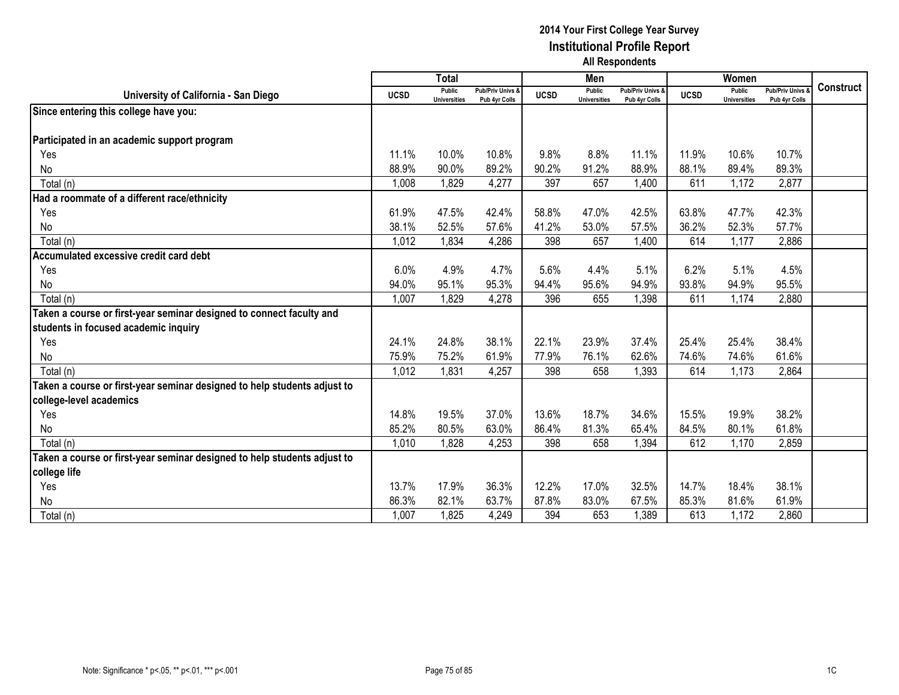**2014 Your First College Year Survey**
**Institutional Profile Report**
**All Respondents**

| University of California - San Diego | Total | | | Men | | | Women | | | Construct |
|---|---|---|---|---|---|---|---|---|---|---|
| | UCSD | Public Universities | Pub/Priv Univs & Pub 4yr Colls | UCSD | Public Universities | Pub/Priv Univs & Pub 4yr Colls | UCSD | Public Universities | Pub/Priv Univs & Pub 4yr Colls | |
| **Since entering this college have you:** | | | | | | | | | | |
| **Participated in an academic support program** | | | | | | | | | | |
| Yes | 11.1% | 10.0% | 10.8% | 9.8% | 8.8% | 11.1% | 11.9% | 10.6% | 10.7% | |
| No | 88.9% | 90.0% | 89.2% | 90.2% | 91.2% | 88.9% | 88.1% | 89.4% | 89.3% | |
| Total (n) | 1,008 | 1,829 | 4,277 | 397 | 657 | 1,400 | 611 | 1,172 | 2,877 | |
| **Had a roommate of a different race/ethnicity** | | | | | | | | | | |
| Yes | 61.9% | 47.5% | 42.4% | 58.8% | 47.0% | 42.5% | 63.8% | 47.7% | 42.3% | |
| No | 38.1% | 52.5% | 57.6% | 41.2% | 53.0% | 57.5% | 36.2% | 52.3% | 57.7% | |
| Total (n) | 1,012 | 1,834 | 4,286 | 398 | 657 | 1,400 | 614 | 1,177 | 2,886 | |
| **Accumulated excessive credit card debt** | | | | | | | | | | |
| Yes | 6.0% | 4.9% | 4.7% | 5.6% | 4.4% | 5.1% | 6.2% | 5.1% | 4.5% | |
| No | 94.0% | 95.1% | 95.3% | 94.4% | 95.6% | 94.9% | 93.8% | 94.9% | 95.5% | |
| Total (n) | 1,007 | 1,829 | 4,278 | 396 | 655 | 1,398 | 611 | 1,174 | 2,880 | |
| **Taken a course or first-year seminar designed to connect faculty and students in focused academic inquiry** | | | | | | | | | | |
| Yes | 24.1% | 24.8% | 38.1% | 22.1% | 23.9% | 37.4% | 25.4% | 25.4% | 38.4% | |
| No | 75.9% | 75.2% | 61.9% | 77.9% | 76.1% | 62.6% | 74.6% | 74.6% | 61.6% | |
| Total (n) | 1,012 | 1,831 | 4,257 | 398 | 658 | 1,393 | 614 | 1,173 | 2,864 | |
| **Taken a course or first-year seminar designed to help students adjust to college-level academics** | | | | | | | | | | |
| Yes | 14.8% | 19.5% | 37.0% | 13.6% | 18.7% | 34.6% | 15.5% | 19.9% | 38.2% | |
| No | 85.2% | 80.5% | 63.0% | 86.4% | 81.3% | 65.4% | 84.5% | 80.1% | 61.8% | |
| Total (n) | 1,010 | 1,828 | 4,253 | 398 | 658 | 1,394 | 612 | 1,170 | 2,859 | |
| **Taken a course or first-year seminar designed to help students adjust to college life** | | | | | | | | | | |
| Yes | 13.7% | 17.9% | 36.3% | 12.2% | 17.0% | 32.5% | 14.7% | 18.4% | 38.1% | |
| No | 86.3% | 82.1% | 63.7% | 87.8% | 83.0% | 67.5% | 85.3% | 81.6% | 61.9% | |
| Total (n) | 1,007 | 1,825 | 4,249 | 394 | 653 | 1,389 | 613 | 1,172 | 2,860 | |

Note: Significance * p<.05, ** p<.01, *** p<.001

1C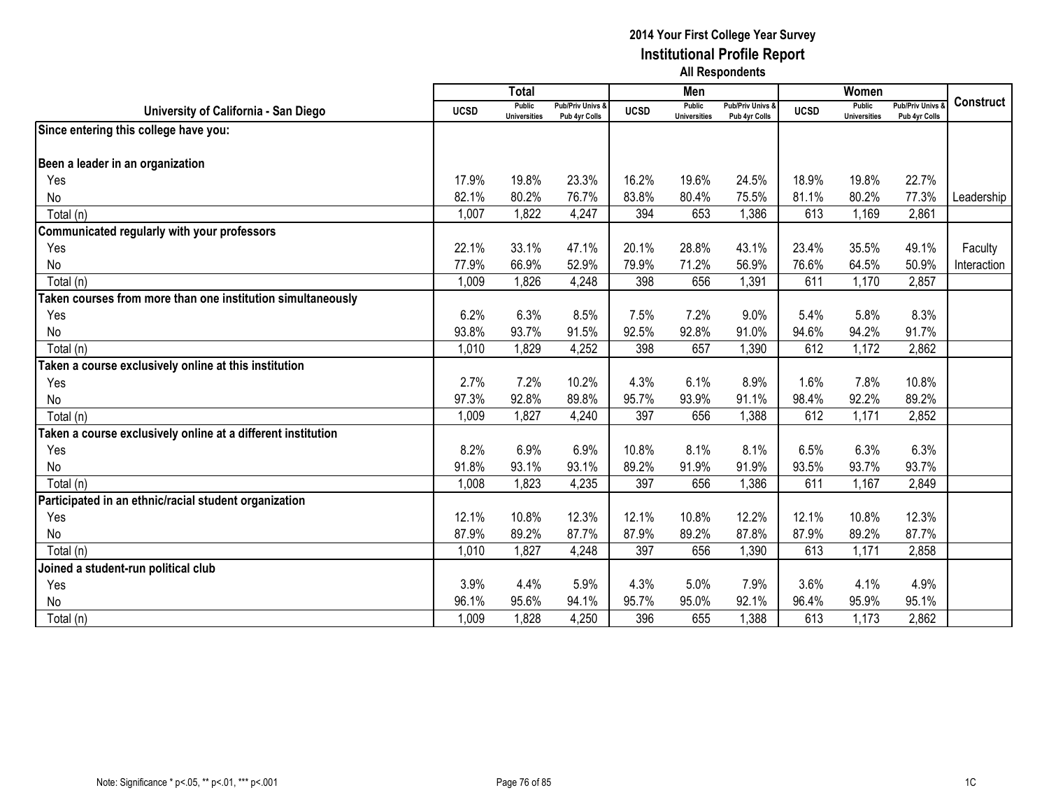**2014 Your First College Year Survey**
**Institutional Profile Report**
**All Respondents**

| University of California - San Diego | Total | | | Men | | | Women | | | Construct |
|---|---|---|---|---|---|---|---|---|---|---|
| | UCSD | Public Universities | Pub/Priv Univs & Pub 4yr Colls | UCSD | Public Universities | Pub/Priv Univs & Pub 4yr Colls | UCSD | Public Universities | Pub/Priv Univs & Pub 4yr Colls | |
| **Since entering this college have you:** | | | | | | | | | | |
| **Been a leader in an organization** | | | | | | | | | | |
| Yes | 17.9% | 19.8% | 23.3% | 16.2% | 19.6% | 24.5% | 18.9% | 19.8% | 22.7% | |
| No | 82.1% | 80.2% | 76.7% | 83.8% | 80.4% | 75.5% | 81.1% | 80.2% | 77.3% | Leadership |
| Total (n) | 1,007 | 1,822 | 4,247 | 394 | 653 | 1,386 | 613 | 1,169 | 2,861 | |
| **Communicated regularly with your professors** | | | | | | | | | | |
| Yes | 22.1% | 33.1% | 47.1% | 20.1% | 28.8% | 43.1% | 23.4% | 35.5% | 49.1% | Faculty |
| No | 77.9% | 66.9% | 52.9% | 79.9% | 71.2% | 56.9% | 76.6% | 64.5% | 50.9% | Interaction |
| Total (n) | 1,009 | 1,826 | 4,248 | 398 | 656 | 1,391 | 611 | 1,170 | 2,857 | |
| **Taken courses from more than one institution simultaneously** | | | | | | | | | | |
| Yes | 6.2% | 6.3% | 8.5% | 7.5% | 7.2% | 9.0% | 5.4% | 5.8% | 8.3% | |
| No | 93.8% | 93.7% | 91.5% | 92.5% | 92.8% | 91.0% | 94.6% | 94.2% | 91.7% | |
| Total (n) | 1,010 | 1,829 | 4,252 | 398 | 657 | 1,390 | 612 | 1,172 | 2,862 | |
| **Taken a course exclusively online at this institution** | | | | | | | | | | |
| Yes | 2.7% | 7.2% | 10.2% | 4.3% | 6.1% | 8.9% | 1.6% | 7.8% | 10.8% | |
| No | 97.3% | 92.8% | 89.8% | 95.7% | 93.9% | 91.1% | 98.4% | 92.2% | 89.2% | |
| Total (n) | 1,009 | 1,827 | 4,240 | 397 | 656 | 1,388 | 612 | 1,171 | 2,852 | |
| **Taken a course exclusively online at a different institution** | | | | | | | | | | |
| Yes | 8.2% | 6.9% | 6.9% | 10.8% | 8.1% | 8.1% | 6.5% | 6.3% | 6.3% | |
| No | 91.8% | 93.1% | 93.1% | 89.2% | 91.9% | 91.9% | 93.5% | 93.7% | 93.7% | |
| Total (n) | 1,008 | 1,823 | 4,235 | 397 | 656 | 1,386 | 611 | 1,167 | 2,849 | |
| **Participated in an ethnic/racial student organization** | | | | | | | | | | |
| Yes | 12.1% | 10.8% | 12.3% | 12.1% | 10.8% | 12.2% | 12.1% | 10.8% | 12.3% | |
| No | 87.9% | 89.2% | 87.7% | 87.9% | 89.2% | 87.8% | 87.9% | 89.2% | 87.7% | |
| Total (n) | 1,010 | 1,827 | 4,248 | 397 | 656 | 1,390 | 613 | 1,171 | 2,858 | |
| **Joined a student-run political club** | | | | | | | | | | |
| Yes | 3.9% | 4.4% | 5.9% | 4.3% | 5.0% | 7.9% | 3.6% | 4.1% | 4.9% | |
| No | 96.1% | 95.6% | 94.1% | 95.7% | 95.0% | 92.1% | 96.4% | 95.9% | 95.1% | |
| Total (n) | 1,009 | 1,828 | 4,250 | 396 | 655 | 1,388 | 613 | 1,173 | 2,862 | |

Note: Significance * p<.05, ** p<.01, *** p<.001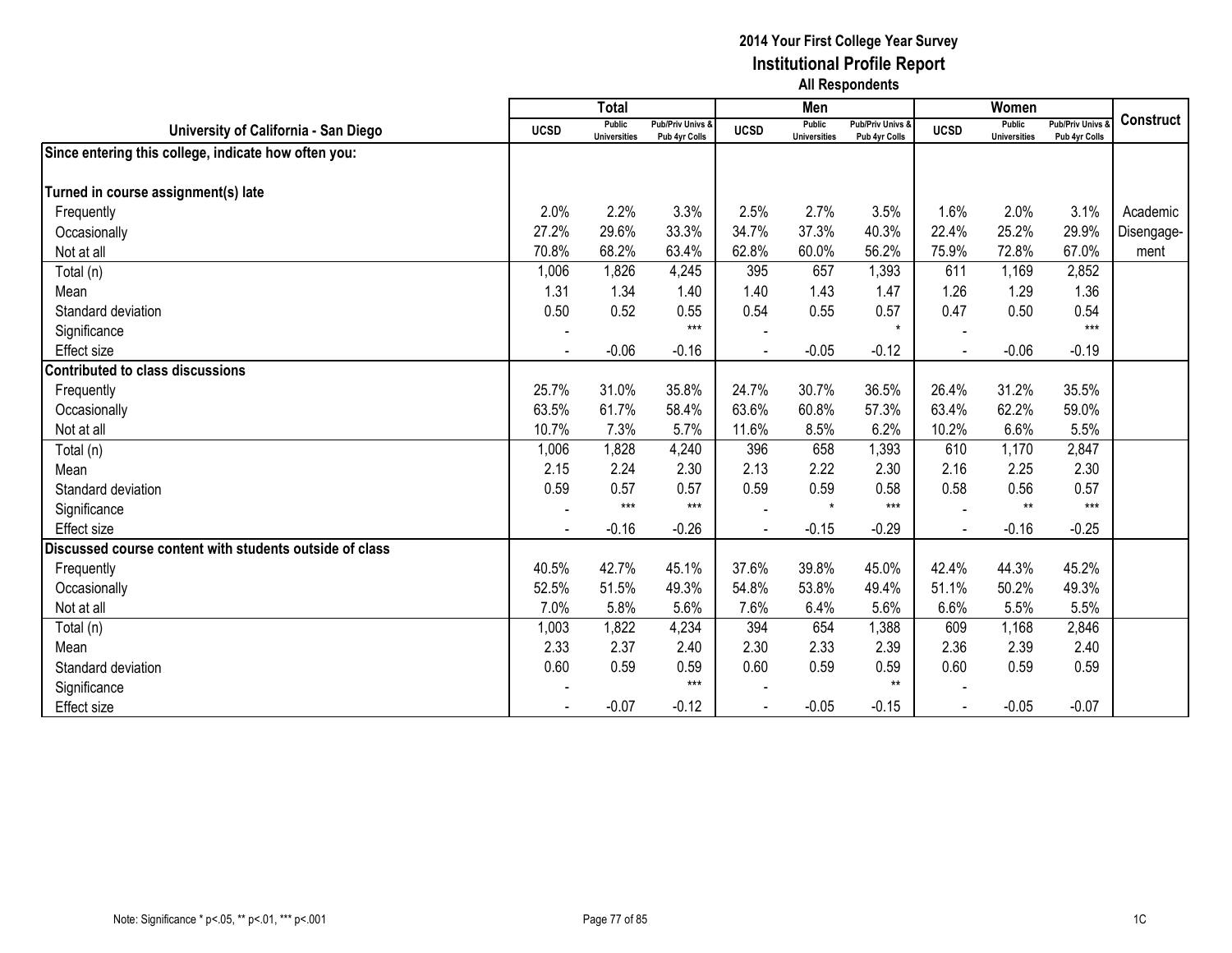# 2014 Your First College Year Survey
## Institutional Profile Report
### All Respondents

| University of California - San Diego | Total | | | Men | | | Women | | | Construct |
|---|---|---|---|---|---|---|---|---|---|---|
| | UCSD | Public Universities | Pub/Priv Univs & Pub 4yr Colls | UCSD | Public Universities | Pub/Priv Univs & Pub 4yr Colls | UCSD | Public Universities | Pub/Priv Univs & Pub 4yr Colls | |
| **Since entering this college, indicate how often you:** | | | | | | | | | | |
| **Turned in course assignment(s) late** | | | | | | | | | | |
| Frequently | 2.0% | 2.2% | 3.3% | 2.5% | 2.7% | 3.5% | 1.6% | 2.0% | 3.1% | Academic Disengage-ment |
| Occasionally | 27.2% | 29.6% | 33.3% | 34.7% | 37.3% | 40.3% | 22.4% | 25.2% | 29.9% | |
| Not at all | 70.8% | 68.2% | 63.4% | 62.8% | 60.0% | 56.2% | 75.9% | 72.8% | 67.0% | |
| Total (n) | 1,006 | 1,826 | 4,245 | 395 | 657 | 1,393 | 611 | 1,169 | 2,852 | |
| Mean | 1.31 | 1.34 | 1.40 | 1.40 | 1.43 | 1.47 | 1.26 | 1.29 | 1.36 | |
| Standard deviation | 0.50 | 0.52 | 0.55 | 0.54 | 0.55 | 0.57 | 0.47 | 0.50 | 0.54 | |
| Significance | - | | *** | - | | * | - | | *** | |
| Effect size | - | -0.06 | -0.16 | - | -0.05 | -0.12 | - | -0.06 | -0.19 | |
| **Contributed to class discussions** | | | | | | | | | | |
| Frequently | 25.7% | 31.0% | 35.8% | 24.7% | 30.7% | 36.5% | 26.4% | 31.2% | 35.5% | |
| Occasionally | 63.5% | 61.7% | 58.4% | 63.6% | 60.8% | 57.3% | 63.4% | 62.2% | 59.0% | |
| Not at all | 10.7% | 7.3% | 5.7% | 11.6% | 8.5% | 6.2% | 10.2% | 6.6% | 5.5% | |
| Total (n) | 1,006 | 1,828 | 4,240 | 396 | 658 | 1,393 | 610 | 1,170 | 2,847 | |
| Mean | 2.15 | 2.24 | 2.30 | 2.13 | 2.22 | 2.30 | 2.16 | 2.25 | 2.30 | |
| Standard deviation | 0.59 | 0.57 | 0.57 | 0.59 | 0.59 | 0.58 | 0.58 | 0.56 | 0.57 | |
| Significance | - | *** | *** | - | * | *** | - | ** | *** | |
| Effect size | - | -0.16 | -0.26 | - | -0.15 | -0.29 | - | -0.16 | -0.25 | |
| **Discussed course content with students outside of class** | | | | | | | | | | |
| Frequently | 40.5% | 42.7% | 45.1% | 37.6% | 39.8% | 45.0% | 42.4% | 44.3% | 45.2% | |
| Occasionally | 52.5% | 51.5% | 49.3% | 54.8% | 53.8% | 49.4% | 51.1% | 50.2% | 49.3% | |
| Not at all | 7.0% | 5.8% | 5.6% | 7.6% | 6.4% | 5.6% | 6.6% | 5.5% | 5.5% | |
| Total (n) | 1,003 | 1,822 | 4,234 | 394 | 654 | 1,388 | 609 | 1,168 | 2,846 | |
| Mean | 2.33 | 2.37 | 2.40 | 2.30 | 2.33 | 2.39 | 2.36 | 2.39 | 2.40 | |
| Standard deviation | 0.60 | 0.59 | 0.59 | 0.60 | 0.59 | 0.59 | 0.60 | 0.59 | 0.59 | |
| Significance | - | | *** | - | | ** | - | | | |
| Effect size | - | -0.07 | -0.12 | - | -0.05 | -0.15 | - | -0.05 | -0.07 | |

Note: Significance * p<.05, ** p<.01, *** p<.001

1C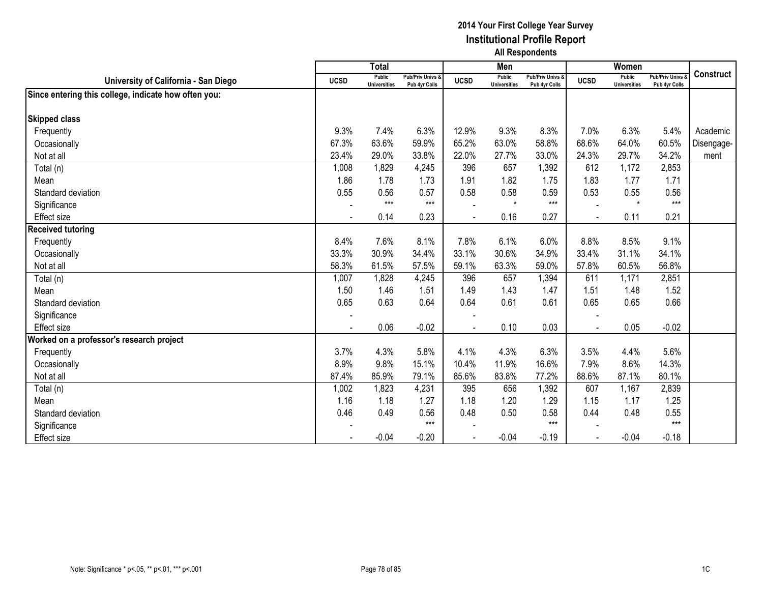# 2014 Your First College Year Survey
## Institutional Profile Report
### All Respondents

| University of California - San Diego | Total | | | Men | | | Women | | | Construct |
|---|---|---|---|---|---|---|---|---|---|---|
| | UCSD | Public Universities | Pub/Priv Univs & Pub 4yr Colls | UCSD | Public Universities | Pub/Priv Univs & Pub 4yr Colls | UCSD | Public Universities | Pub/Priv Univs & Pub 4yr Colls | |
| **Since entering this college, indicate how often you:** | | | | | | | | | | |
| **Skipped class** | | | | | | | | | | |
| Frequently | 9.3% | 7.4% | 6.3% | 12.9% | 9.3% | 8.3% | 7.0% | 6.3% | 5.4% | Academic Disengagement |
| Occasionally | 67.3% | 63.6% | 59.9% | 65.2% | 63.0% | 58.8% | 68.6% | 64.0% | 60.5% | |
| Not at all | 23.4% | 29.0% | 33.8% | 22.0% | 27.7% | 33.0% | 24.3% | 29.7% | 34.2% | |
| Total (n) | 1,008 | 1,829 | 4,245 | 396 | 657 | 1,392 | 612 | 1,172 | 2,853 | |
| Mean | 1.86 | 1.78 | 1.73 | 1.91 | 1.82 | 1.75 | 1.83 | 1.77 | 1.71 | |
| Standard deviation | 0.55 | 0.56 | 0.57 | 0.58 | 0.58 | 0.59 | 0.53 | 0.55 | 0.56 | |
| Significance | - | *** | *** | - | * | *** | - | * | *** | |
| Effect size | - | 0.14 | 0.23 | - | 0.16 | 0.27 | - | 0.11 | 0.21 | |
| **Received tutoring** | | | | | | | | | | |
| Frequently | 8.4% | 7.6% | 8.1% | 7.8% | 6.1% | 6.0% | 8.8% | 8.5% | 9.1% | |
| Occasionally | 33.3% | 30.9% | 34.4% | 33.1% | 30.6% | 34.9% | 33.4% | 31.1% | 34.1% | |
| Not at all | 58.3% | 61.5% | 57.5% | 59.1% | 63.3% | 59.0% | 57.8% | 60.5% | 56.8% | |
| Total (n) | 1,007 | 1,828 | 4,245 | 396 | 657 | 1,394 | 611 | 1,171 | 2,851 | |
| Mean | 1.50 | 1.46 | 1.51 | 1.49 | 1.43 | 1.47 | 1.51 | 1.48 | 1.52 | |
| Standard deviation | 0.65 | 0.63 | 0.64 | 0.64 | 0.61 | 0.61 | 0.65 | 0.65 | 0.66 | |
| Significance | - | | | - | | | - | | | |
| Effect size | - | 0.06 | -0.02 | - | 0.10 | 0.03 | - | 0.05 | -0.02 | |
| **Worked on a professor's research project** | | | | | | | | | | |
| Frequently | 3.7% | 4.3% | 5.8% | 4.1% | 4.3% | 6.3% | 3.5% | 4.4% | 5.6% | |
| Occasionally | 8.9% | 9.8% | 15.1% | 10.4% | 11.9% | 16.6% | 7.9% | 8.6% | 14.3% | |
| Not at all | 87.4% | 85.9% | 79.1% | 85.6% | 83.8% | 77.2% | 88.6% | 87.1% | 80.1% | |
| Total (n) | 1,002 | 1,823 | 4,231 | 395 | 656 | 1,392 | 607 | 1,167 | 2,839 | |
| Mean | 1.16 | 1.18 | 1.27 | 1.18 | 1.20 | 1.29 | 1.15 | 1.17 | 1.25 | |
| Standard deviation | 0.46 | 0.49 | 0.56 | 0.48 | 0.50 | 0.58 | 0.44 | 0.48 | 0.55 | |
| Significance | - | | *** | - | | *** | - | | *** | |
| Effect size | - | -0.04 | -0.20 | - | -0.04 | -0.19 | - | -0.04 | -0.18 | |

Note: Significance * p<.05, ** p<.01, *** p<.001

1C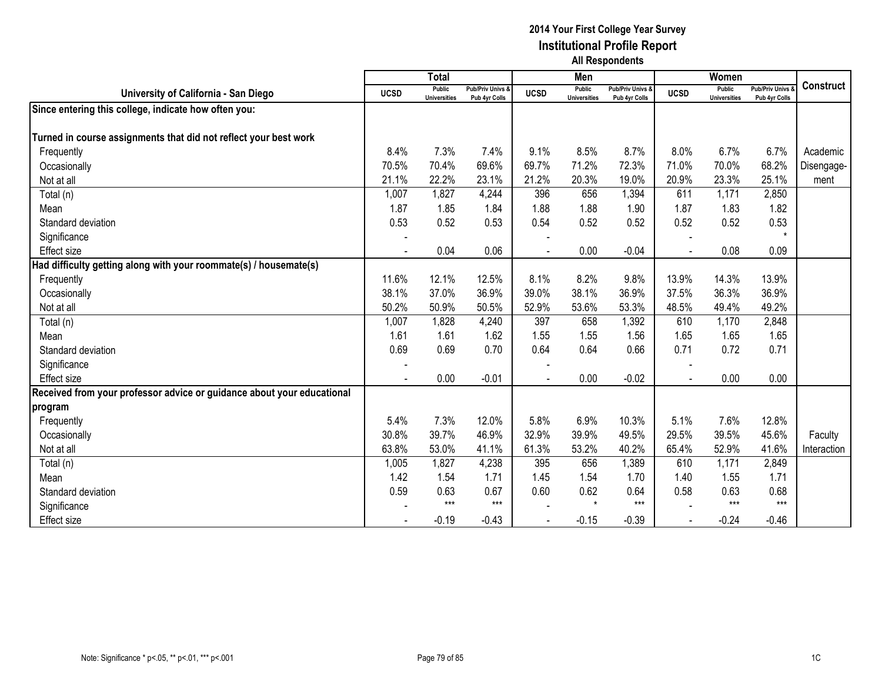# 2014 Your First College Year Survey
## Institutional Profile Report
### All Respondents

| University of California - San Diego | Total | | | Men | | | Women | | | Construct |
|---|---|---|---|---|---|---|---|---|---|---|
| | UCSD | Public Universities | Pub/Priv Univs & Pub 4yr Colls | UCSD | Public Universities | Pub/Priv Univs & Pub 4yr Colls | UCSD | Public Universities | Pub/Priv Univs & Pub 4yr Colls | |
| **Since entering this college, indicate how often you:** | | | | | | | | | | |
| **Turned in course assignments that did not reflect your best work** | | | | | | | | | | |
| Frequently | 8.4% | 7.3% | 7.4% | 9.1% | 8.5% | 8.7% | 8.0% | 6.7% | 6.7% | Academic Disengagement |
| Occasionally | 70.5% | 70.4% | 69.6% | 69.7% | 71.2% | 72.3% | 71.0% | 70.0% | 68.2% | |
| Not at all | 21.1% | 22.2% | 23.1% | 21.2% | 20.3% | 19.0% | 20.9% | 23.3% | 25.1% | |
| Total (n) | 1,007 | 1,827 | 4,244 | 396 | 656 | 1,394 | 611 | 1,171 | 2,850 | |
| Mean | 1.87 | 1.85 | 1.84 | 1.88 | 1.88 | 1.90 | 1.87 | 1.83 | 1.82 | |
| Standard deviation | 0.53 | 0.52 | 0.53 | 0.54 | 0.52 | 0.52 | 0.52 | 0.52 | 0.53 | |
| Significance | - | | | - | | | - | | * | |
| Effect size | - | 0.04 | 0.06 | - | 0.00 | -0.04 | - | 0.08 | 0.09 | |
| **Had difficulty getting along with your roommate(s) / housemate(s)** | | | | | | | | | | |
| Frequently | 11.6% | 12.1% | 12.5% | 8.1% | 8.2% | 9.8% | 13.9% | 14.3% | 13.9% | |
| Occasionally | 38.1% | 37.0% | 36.9% | 39.0% | 38.1% | 36.9% | 37.5% | 36.3% | 36.9% | |
| Not at all | 50.2% | 50.9% | 50.5% | 52.9% | 53.6% | 53.3% | 48.5% | 49.4% | 49.2% | |
| Total (n) | 1,007 | 1,828 | 4,240 | 397 | 658 | 1,392 | 610 | 1,170 | 2,848 | |
| Mean | 1.61 | 1.61 | 1.62 | 1.55 | 1.55 | 1.56 | 1.65 | 1.65 | 1.65 | |
| Standard deviation | 0.69 | 0.69 | 0.70 | 0.64 | 0.64 | 0.66 | 0.71 | 0.72 | 0.71 | |
| Significance | - | | | - | | | - | | | |
| Effect size | - | 0.00 | -0.01 | - | 0.00 | -0.02 | - | 0.00 | 0.00 | |
| **Received from your professor advice or guidance about your educational program** | | | | | | | | | | |
| Frequently | 5.4% | 7.3% | 12.0% | 5.8% | 6.9% | 10.3% | 5.1% | 7.6% | 12.8% | Faculty Interaction |
| Occasionally | 30.8% | 39.7% | 46.9% | 32.9% | 39.9% | 49.5% | 29.5% | 39.5% | 45.6% | |
| Not at all | 63.8% | 53.0% | 41.1% | 61.3% | 53.2% | 40.2% | 65.4% | 52.9% | 41.6% | |
| Total (n) | 1,005 | 1,827 | 4,238 | 395 | 656 | 1,389 | 610 | 1,171 | 2,849 | |
| Mean | 1.42 | 1.54 | 1.71 | 1.45 | 1.54 | 1.70 | 1.40 | 1.55 | 1.71 | |
| Standard deviation | 0.59 | 0.63 | 0.67 | 0.60 | 0.62 | 0.64 | 0.58 | 0.63 | 0.68 | |
| Significance | - | *** | *** | - | * | *** | - | *** | *** | |
| Effect size | - | -0.19 | -0.43 | - | -0.15 | -0.39 | - | -0.24 | -0.46 | |

Note: Significance * p<.05, ** p<.01, *** p<.001

1C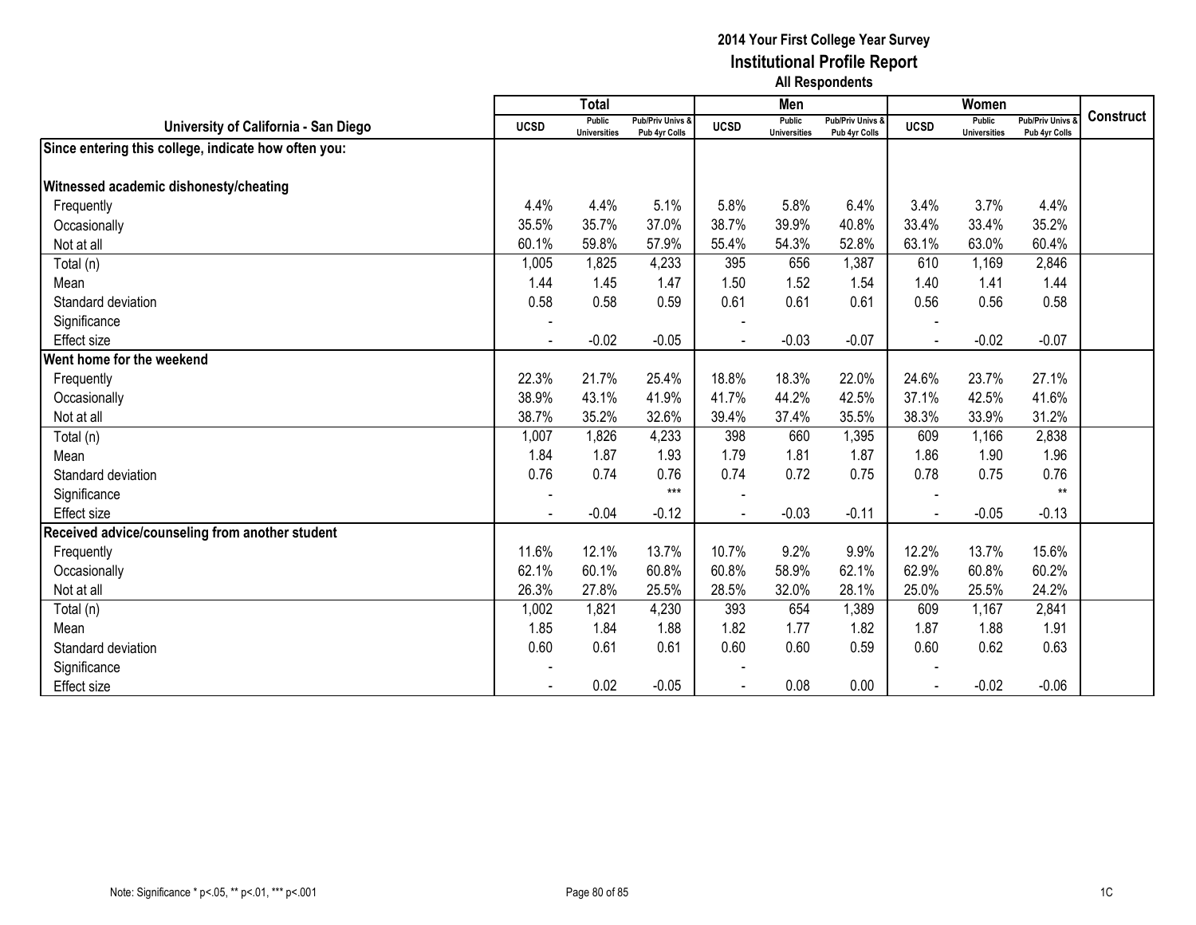# 2014 Your First College Year Survey
## Institutional Profile Report
### All Respondents

| University of California - San Diego | Total | | | Men | | | Women | | | Construct |
|---|---|---|---|---|---|---|---|---|---|---|
| | UCSD | Public Universities | Pub/Priv Univs & Pub 4yr Colls | UCSD | Public Universities | Pub/Priv Univs & Pub 4yr Colls | UCSD | Public Universities | Pub/Priv Univs & Pub 4yr Colls | |
| **Since entering this college, indicate how often you:** | | | | | | | | | | |
| **Witnessed academic dishonesty/cheating** | | | | | | | | | | |
| Frequently | 4.4% | 4.4% | 5.1% | 5.8% | 5.8% | 6.4% | 3.4% | 3.7% | 4.4% | |
| Occasionally | 35.5% | 35.7% | 37.0% | 38.7% | 39.9% | 40.8% | 33.4% | 33.4% | 35.2% | |
| Not at all | 60.1% | 59.8% | 57.9% | 55.4% | 54.3% | 52.8% | 63.1% | 63.0% | 60.4% | |
| Total (n) | 1,005 | 1,825 | 4,233 | 395 | 656 | 1,387 | 610 | 1,169 | 2,846 | |
| Mean | 1.44 | 1.45 | 1.47 | 1.50 | 1.52 | 1.54 | 1.40 | 1.41 | 1.44 | |
| Standard deviation | 0.58 | 0.58 | 0.59 | 0.61 | 0.61 | 0.61 | 0.56 | 0.56 | 0.58 | |
| Significance | - | | | - | | | - | | | |
| Effect size | - | -0.02 | -0.05 | - | -0.03 | -0.07 | - | -0.02 | -0.07 | |
| **Went home for the weekend** | | | | | | | | | | |
| Frequently | 22.3% | 21.7% | 25.4% | 18.8% | 18.3% | 22.0% | 24.6% | 23.7% | 27.1% | |
| Occasionally | 38.9% | 43.1% | 41.9% | 41.7% | 44.2% | 42.5% | 37.1% | 42.5% | 41.6% | |
| Not at all | 38.7% | 35.2% | 32.6% | 39.4% | 37.4% | 35.5% | 38.3% | 33.9% | 31.2% | |
| Total (n) | 1,007 | 1,826 | 4,233 | 398 | 660 | 1,395 | 609 | 1,166 | 2,838 | |
| Mean | 1.84 | 1.87 | 1.93 | 1.79 | 1.81 | 1.87 | 1.86 | 1.90 | 1.96 | |
| Standard deviation | 0.76 | 0.74 | 0.76 | 0.74 | 0.72 | 0.75 | 0.78 | 0.75 | 0.76 | |
| Significance | - | | *** | - | | | - | | ** | |
| Effect size | - | -0.04 | -0.12 | - | -0.03 | -0.11 | - | -0.05 | -0.13 | |
| **Received advice/counseling from another student** | | | | | | | | | | |
| Frequently | 11.6% | 12.1% | 13.7% | 10.7% | 9.2% | 9.9% | 12.2% | 13.7% | 15.6% | |
| Occasionally | 62.1% | 60.1% | 60.8% | 60.8% | 58.9% | 62.1% | 62.9% | 60.8% | 60.2% | |
| Not at all | 26.3% | 27.8% | 25.5% | 28.5% | 32.0% | 28.1% | 25.0% | 25.5% | 24.2% | |
| Total (n) | 1,002 | 1,821 | 4,230 | 393 | 654 | 1,389 | 609 | 1,167 | 2,841 | |
| Mean | 1.85 | 1.84 | 1.88 | 1.82 | 1.77 | 1.82 | 1.87 | 1.88 | 1.91 | |
| Standard deviation | 0.60 | 0.61 | 0.61 | 0.60 | 0.60 | 0.59 | 0.60 | 0.62 | 0.63 | |
| Significance | - | | | - | | | - | | | |
| Effect size | - | 0.02 | -0.05 | - | 0.08 | 0.00 | - | -0.02 | -0.06 | |

Note: Significance * p<.05, ** p<.01, *** p<.001

1C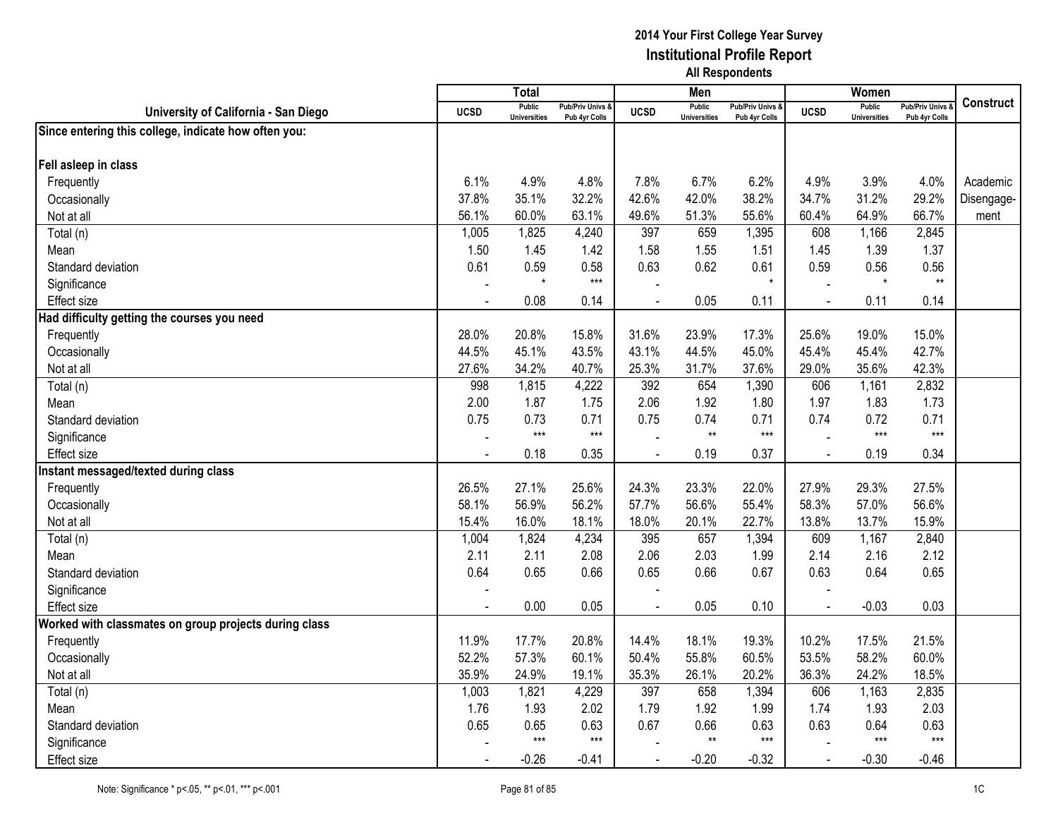# 2014 Your First College Year Survey
## Institutional Profile Report
### All Respondents

| University of California - San Diego | Total | | | Men | | | Women | | | Construct |
|---|---|---|---|---|---|---|---|---|---|---|
| | UCSD | Public Universities | Pub/Priv Univs & Pub 4yr Colls | UCSD | Public Universities | Pub/Priv Univs & Pub 4yr Colls | UCSD | Public Universities | Pub/Priv Univs & Pub 4yr Colls | |
| **Since entering this college, indicate how often you:** | | | | | | | | | | |
| **Fell asleep in class** | | | | | | | | | | |
| Frequently | 6.1% | 4.9% | 4.8% | 7.8% | 6.7% | 6.2% | 4.9% | 3.9% | 4.0% | Academic Disengagement |
| Occasionally | 37.8% | 35.1% | 32.2% | 42.6% | 42.0% | 38.2% | 34.7% | 31.2% | 29.2% | |
| Not at all | 56.1% | 60.0% | 63.1% | 49.6% | 51.3% | 55.6% | 60.4% | 64.9% | 66.7% | |
| Total (n) | 1,005 | 1,825 | 4,240 | 397 | 659 | 1,395 | 608 | 1,166 | 2,845 | |
| Mean | 1.50 | 1.45 | 1.42 | 1.58 | 1.55 | 1.51 | 1.45 | 1.39 | 1.37 | |
| Standard deviation | 0.61 | 0.59 | 0.58 | 0.63 | 0.62 | 0.61 | 0.59 | 0.56 | 0.56 | |
| Significance | - | * | *** | - | | * | - | * | ** | |
| Effect size | - | 0.08 | 0.14 | - | 0.05 | 0.11 | - | 0.11 | 0.14 | |
| **Had difficulty getting the courses you need** | | | | | | | | | | |
| Frequently | 28.0% | 20.8% | 15.8% | 31.6% | 23.9% | 17.3% | 25.6% | 19.0% | 15.0% | |
| Occasionally | 44.5% | 45.1% | 43.5% | 43.1% | 44.5% | 45.0% | 45.4% | 45.4% | 42.7% | |
| Not at all | 27.6% | 34.2% | 40.7% | 25.3% | 31.7% | 37.6% | 29.0% | 35.6% | 42.3% | |
| Total (n) | 998 | 1,815 | 4,222 | 392 | 654 | 1,390 | 606 | 1,161 | 2,832 | |
| Mean | 2.00 | 1.87 | 1.75 | 2.06 | 1.92 | 1.80 | 1.97 | 1.83 | 1.73 | |
| Standard deviation | 0.75 | 0.73 | 0.71 | 0.75 | 0.74 | 0.71 | 0.74 | 0.72 | 0.71 | |
| Significance | - | *** | *** | - | ** | *** | - | *** | *** | |
| Effect size | - | 0.18 | 0.35 | - | 0.19 | 0.37 | - | 0.19 | 0.34 | |
| **Instant messaged/texted during class** | | | | | | | | | | |
| Frequently | 26.5% | 27.1% | 25.6% | 24.3% | 23.3% | 22.0% | 27.9% | 29.3% | 27.5% | |
| Occasionally | 58.1% | 56.9% | 56.2% | 57.7% | 56.6% | 55.4% | 58.3% | 57.0% | 56.6% | |
| Not at all | 15.4% | 16.0% | 18.1% | 18.0% | 20.1% | 22.7% | 13.8% | 13.7% | 15.9% | |
| Total (n) | 1,004 | 1,824 | 4,234 | 395 | 657 | 1,394 | 609 | 1,167 | 2,840 | |
| Mean | 2.11 | 2.11 | 2.08 | 2.06 | 2.03 | 1.99 | 2.14 | 2.16 | 2.12 | |
| Standard deviation | 0.64 | 0.65 | 0.66 | 0.65 | 0.66 | 0.67 | 0.63 | 0.64 | 0.65 | |
| Significance | - | | | - | | | - | | | |
| Effect size | - | 0.00 | 0.05 | - | 0.05 | 0.10 | - | -0.03 | 0.03 | |
| **Worked with classmates on group projects during class** | | | | | | | | | | |
| Frequently | 11.9% | 17.7% | 20.8% | 14.4% | 18.1% | 19.3% | 10.2% | 17.5% | 21.5% | |
| Occasionally | 52.2% | 57.3% | 60.1% | 50.4% | 55.8% | 60.5% | 53.5% | 58.2% | 60.0% | |
| Not at all | 35.9% | 24.9% | 19.1% | 35.3% | 26.1% | 20.2% | 36.3% | 24.2% | 18.5% | |
| Total (n) | 1,003 | 1,821 | 4,229 | 397 | 658 | 1,394 | 606 | 1,163 | 2,835 | |
| Mean | 1.76 | 1.93 | 2.02 | 1.79 | 1.92 | 1.99 | 1.74 | 1.93 | 2.03 | |
| Standard deviation | 0.65 | 0.65 | 0.63 | 0.67 | 0.66 | 0.63 | 0.63 | 0.64 | 0.63 | |
| Significance | - | *** | *** | - | ** | *** | - | *** | *** | |
| Effect size | - | -0.26 | -0.41 | - | -0.20 | -0.32 | - | -0.30 | -0.46 | |

Note: Significance * p<.05, ** p<.01, *** p<.001

1C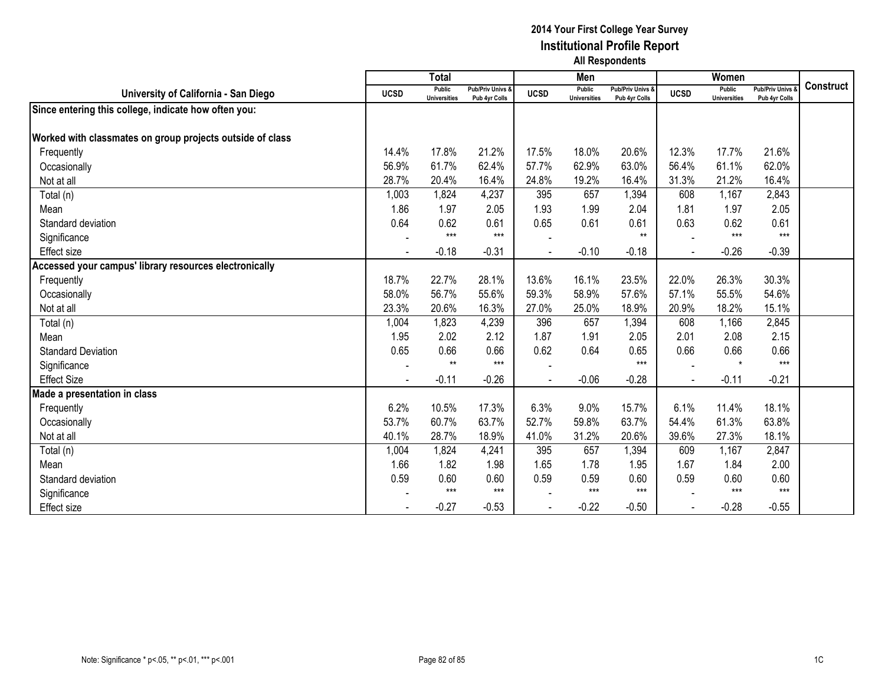# 2014 Your First College Year Survey
## Institutional Profile Report
### All Respondents

| University of California - San Diego | Total | | | Men | | | Women | | | Construct |
|---|---|---|---|---|---|---|---|---|---|---|
| | UCSD | Public Universities | Pub/Priv Univs & Pub 4yr Colls | UCSD | Public Universities | Pub/Priv Univs & Pub 4yr Colls | UCSD | Public Universities | Pub/Priv Univs & Pub 4yr Colls | |
| **Since entering this college, indicate how often you:** | | | | | | | | | | |
| **Worked with classmates on group projects outside of class** | | | | | | | | | | |
| Frequently | 14.4% | 17.8% | 21.2% | 17.5% | 18.0% | 20.6% | 12.3% | 17.7% | 21.6% | |
| Occasionally | 56.9% | 61.7% | 62.4% | 57.7% | 62.9% | 63.0% | 56.4% | 61.1% | 62.0% | |
| Not at all | 28.7% | 20.4% | 16.4% | 24.8% | 19.2% | 16.4% | 31.3% | 21.2% | 16.4% | |
| Total (n) | 1,003 | 1,824 | 4,237 | 395 | 657 | 1,394 | 608 | 1,167 | 2,843 | |
| Mean | 1.86 | 1.97 | 2.05 | 1.93 | 1.99 | 2.04 | 1.81 | 1.97 | 2.05 | |
| Standard deviation | 0.64 | 0.62 | 0.61 | 0.65 | 0.61 | 0.61 | 0.63 | 0.62 | 0.61 | |
| Significance | - | *** | *** | - | | ** | - | *** | *** | |
| Effect size | - | -0.18 | -0.31 | - | -0.10 | -0.18 | - | -0.26 | -0.39 | |
| **Accessed your campus' library resources electronically** | | | | | | | | | | |
| Frequently | 18.7% | 22.7% | 28.1% | 13.6% | 16.1% | 23.5% | 22.0% | 26.3% | 30.3% | |
| Occasionally | 58.0% | 56.7% | 55.6% | 59.3% | 58.9% | 57.6% | 57.1% | 55.5% | 54.6% | |
| Not at all | 23.3% | 20.6% | 16.3% | 27.0% | 25.0% | 18.9% | 20.9% | 18.2% | 15.1% | |
| Total (n) | 1,004 | 1,823 | 4,239 | 396 | 657 | 1,394 | 608 | 1,166 | 2,845 | |
| Mean | 1.95 | 2.02 | 2.12 | 1.87 | 1.91 | 2.05 | 2.01 | 2.08 | 2.15 | |
| Standard Deviation | 0.65 | 0.66 | 0.66 | 0.62 | 0.64 | 0.65 | 0.66 | 0.66 | 0.66 | |
| Significance | - | ** | *** | - | | *** | - | * | *** | |
| Effect Size | - | -0.11 | -0.26 | - | -0.06 | -0.28 | - | -0.11 | -0.21 | |
| **Made a presentation in class** | | | | | | | | | | |
| Frequently | 6.2% | 10.5% | 17.3% | 6.3% | 9.0% | 15.7% | 6.1% | 11.4% | 18.1% | |
| Occasionally | 53.7% | 60.7% | 63.7% | 52.7% | 59.8% | 63.7% | 54.4% | 61.3% | 63.8% | |
| Not at all | 40.1% | 28.7% | 18.9% | 41.0% | 31.2% | 20.6% | 39.6% | 27.3% | 18.1% | |
| Total (n) | 1,004 | 1,824 | 4,241 | 395 | 657 | 1,394 | 609 | 1,167 | 2,847 | |
| Mean | 1.66 | 1.82 | 1.98 | 1.65 | 1.78 | 1.95 | 1.67 | 1.84 | 2.00 | |
| Standard deviation | 0.59 | 0.60 | 0.60 | 0.59 | 0.59 | 0.60 | 0.59 | 0.60 | 0.60 | |
| Significance | - | *** | *** | - | *** | *** | - | *** | *** | |
| Effect size | - | -0.27 | -0.53 | - | -0.22 | -0.50 | - | -0.28 | -0.55 | |

Note: Significance * p<.05, ** p<.01, *** p<.001

1C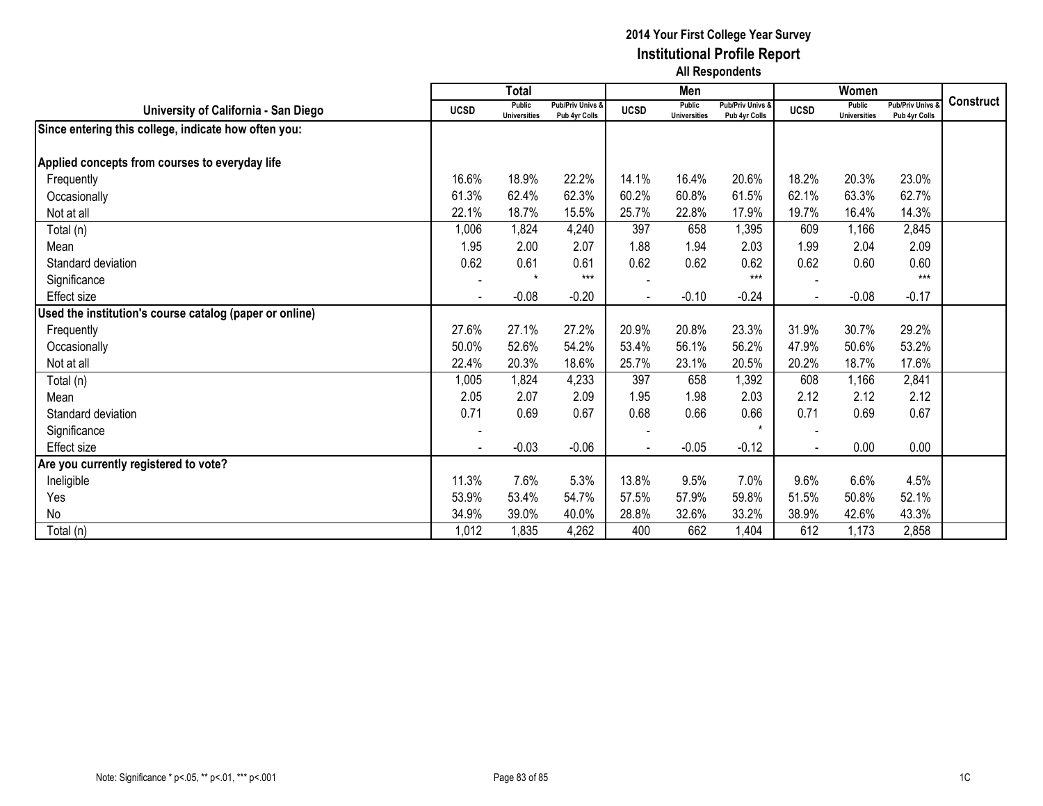**2014 Your First College Year Survey**
**Institutional Profile Report**
**All Respondents**

| University of California - San Diego | Total | | | Men | | | Women | | | Construct |
|---|---|---|---|---|---|---|---|---|---|---|
| | UCSD | Public Universities | Pub/Priv Univs & Pub 4yr Colls | UCSD | Public Universities | Pub/Priv Univs & Pub 4yr Colls | UCSD | Public Universities | Pub/Priv Univs & Pub 4yr Colls | |
| **Since entering this college, indicate how often you:** | | | | | | | | | | |
| **Applied concepts from courses to everyday life** | | | | | | | | | | |
| Frequently | 16.6% | 18.9% | 22.2% | 14.1% | 16.4% | 20.6% | 18.2% | 20.3% | 23.0% | |
| Occasionally | 61.3% | 62.4% | 62.3% | 60.2% | 60.8% | 61.5% | 62.1% | 63.3% | 62.7% | |
| Not at all | 22.1% | 18.7% | 15.5% | 25.7% | 22.8% | 17.9% | 19.7% | 16.4% | 14.3% | |
| Total (n) | 1,006 | 1,824 | 4,240 | 397 | 658 | 1,395 | 609 | 1,166 | 2,845 | |
| Mean | 1.95 | 2.00 | 2.07 | 1.88 | 1.94 | 2.03 | 1.99 | 2.04 | 2.09 | |
| Standard deviation | 0.62 | 0.61 | 0.61 | 0.62 | 0.62 | 0.62 | 0.62 | 0.60 | 0.60 | |
| Significance | - | * | *** | - | | *** | - | | *** | |
| Effect size | - | -0.08 | -0.20 | - | -0.10 | -0.24 | - | -0.08 | -0.17 | |
| **Used the institution's course catalog (paper or online)** | | | | | | | | | | |
| Frequently | 27.6% | 27.1% | 27.2% | 20.9% | 20.8% | 23.3% | 31.9% | 30.7% | 29.2% | |
| Occasionally | 50.0% | 52.6% | 54.2% | 53.4% | 56.1% | 56.2% | 47.9% | 50.6% | 53.2% | |
| Not at all | 22.4% | 20.3% | 18.6% | 25.7% | 23.1% | 20.5% | 20.2% | 18.7% | 17.6% | |
| Total (n) | 1,005 | 1,824 | 4,233 | 397 | 658 | 1,392 | 608 | 1,166 | 2,841 | |
| Mean | 2.05 | 2.07 | 2.09 | 1.95 | 1.98 | 2.03 | 2.12 | 2.12 | 2.12 | |
| Standard deviation | 0.71 | 0.69 | 0.67 | 0.68 | 0.66 | 0.66 | 0.71 | 0.69 | 0.67 | |
| Significance | - | | | - | | * | - | | | |
| Effect size | - | -0.03 | -0.06 | - | -0.05 | -0.12 | - | 0.00 | 0.00 | |
| **Are you currently registered to vote?** | | | | | | | | | | |
| Ineligible | 11.3% | 7.6% | 5.3% | 13.8% | 9.5% | 7.0% | 9.6% | 6.6% | 4.5% | |
| Yes | 53.9% | 53.4% | 54.7% | 57.5% | 57.9% | 59.8% | 51.5% | 50.8% | 52.1% | |
| No | 34.9% | 39.0% | 40.0% | 28.8% | 32.6% | 33.2% | 38.9% | 42.6% | 43.3% | |
| Total (n) | 1,012 | 1,835 | 4,262 | 400 | 662 | 1,404 | 612 | 1,173 | 2,858 | |

Note: Significance * p<.05, ** p<.01, *** p<.001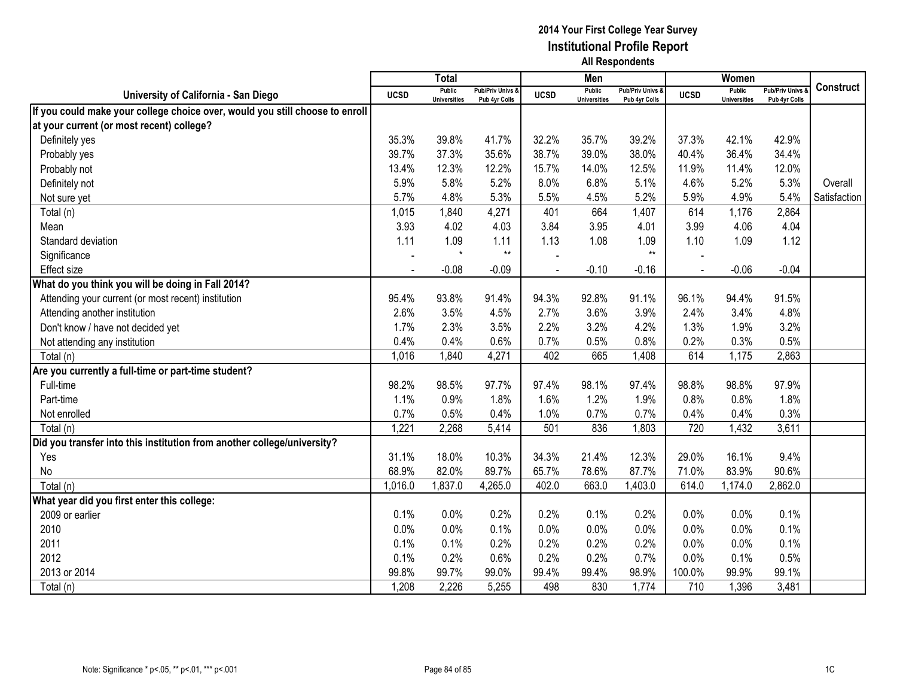# 2014 Your First College Year Survey
## Institutional Profile Report
### All Respondents

| University of California - San Diego | Total | | | Men | | | Women | | | Construct |
|---|---|---|---|---|---|---|---|---|---|---|
| | UCSD | Public Universities | Pub/Priv Univs & Pub 4yr Colls | UCSD | Public Universities | Pub/Priv Univs & Pub 4yr Colls | UCSD | Public Universities | Pub/Priv Univs & Pub 4yr Colls | |
| **If you could make your college choice over, would you still choose to enroll at your current (or most recent) college?** | | | | | | | | | | |
| Definitely yes | 35.3% | 39.8% | 41.7% | 32.2% | 35.7% | 39.2% | 37.3% | 42.1% | 42.9% | |
| Probably yes | 39.7% | 37.3% | 35.6% | 38.7% | 39.0% | 38.0% | 40.4% | 36.4% | 34.4% | |
| Probably not | 13.4% | 12.3% | 12.2% | 15.7% | 14.0% | 12.5% | 11.9% | 11.4% | 12.0% | |
| Definitely not | 5.9% | 5.8% | 5.2% | 8.0% | 6.8% | 5.1% | 4.6% | 5.2% | 5.3% | Overall |
| Not sure yet | 5.7% | 4.8% | 5.3% | 5.5% | 4.5% | 5.2% | 5.9% | 4.9% | 5.4% | Satisfaction |
| Total (n) | 1,015 | 1,840 | 4,271 | 401 | 664 | 1,407 | 614 | 1,176 | 2,864 | |
| Mean | 3.93 | 4.02 | 4.03 | 3.84 | 3.95 | 4.01 | 3.99 | 4.06 | 4.04 | |
| Standard deviation | 1.11 | 1.09 | 1.11 | 1.13 | 1.08 | 1.09 | 1.10 | 1.09 | 1.12 | |
| Significance | - | * | ** | - | | ** | - | | | |
| Effect size | - | -0.08 | -0.09 | - | -0.10 | -0.16 | - | -0.06 | -0.04 | |
| **What do you think you will be doing in Fall 2014?** | | | | | | | | | | |
| Attending your current (or most recent) institution | 95.4% | 93.8% | 91.4% | 94.3% | 92.8% | 91.1% | 96.1% | 94.4% | 91.5% | |
| Attending another institution | 2.6% | 3.5% | 4.5% | 2.7% | 3.6% | 3.9% | 2.4% | 3.4% | 4.8% | |
| Don't know / have not decided yet | 1.7% | 2.3% | 3.5% | 2.2% | 3.2% | 4.2% | 1.3% | 1.9% | 3.2% | |
| Not attending any institution | 0.4% | 0.4% | 0.6% | 0.7% | 0.5% | 0.8% | 0.2% | 0.3% | 0.5% | |
| Total (n) | 1,016 | 1,840 | 4,271 | 402 | 665 | 1,408 | 614 | 1,175 | 2,863 | |
| **Are you currently a full-time or part-time student?** | | | | | | | | | | |
| Full-time | 98.2% | 98.5% | 97.7% | 97.4% | 98.1% | 97.4% | 98.8% | 98.8% | 97.9% | |
| Part-time | 1.1% | 0.9% | 1.8% | 1.6% | 1.2% | 1.9% | 0.8% | 0.8% | 1.8% | |
| Not enrolled | 0.7% | 0.5% | 0.4% | 1.0% | 0.7% | 0.7% | 0.4% | 0.4% | 0.3% | |
| Total (n) | 1,221 | 2,268 | 5,414 | 501 | 836 | 1,803 | 720 | 1,432 | 3,611 | |
| **Did you transfer into this institution from another college/university?** | | | | | | | | | | |
| Yes | 31.1% | 18.0% | 10.3% | 34.3% | 21.4% | 12.3% | 29.0% | 16.1% | 9.4% | |
| No | 68.9% | 82.0% | 89.7% | 65.7% | 78.6% | 87.7% | 71.0% | 83.9% | 90.6% | |
| Total (n) | 1,016.0 | 1,837.0 | 4,265.0 | 402.0 | 663.0 | 1,403.0 | 614.0 | 1,174.0 | 2,862.0 | |
| **What year did you first enter this college:** | | | | | | | | | | |
| 2009 or earlier | 0.1% | 0.0% | 0.2% | 0.2% | 0.1% | 0.2% | 0.0% | 0.0% | 0.1% | |
| 2010 | 0.0% | 0.0% | 0.1% | 0.0% | 0.0% | 0.0% | 0.0% | 0.0% | 0.1% | |
| 2011 | 0.1% | 0.1% | 0.2% | 0.2% | 0.2% | 0.2% | 0.0% | 0.0% | 0.1% | |
| 2012 | 0.1% | 0.2% | 0.6% | 0.2% | 0.2% | 0.7% | 0.0% | 0.1% | 0.5% | |
| 2013 or 2014 | 99.8% | 99.7% | 99.0% | 99.4% | 99.4% | 98.9% | 100.0% | 99.9% | 99.1% | |
| Total (n) | 1,208 | 2,226 | 5,255 | 498 | 830 | 1,774 | 710 | 1,396 | 3,481 | |

Note: Significance * p<.05, ** p<.01, *** p<.001

1C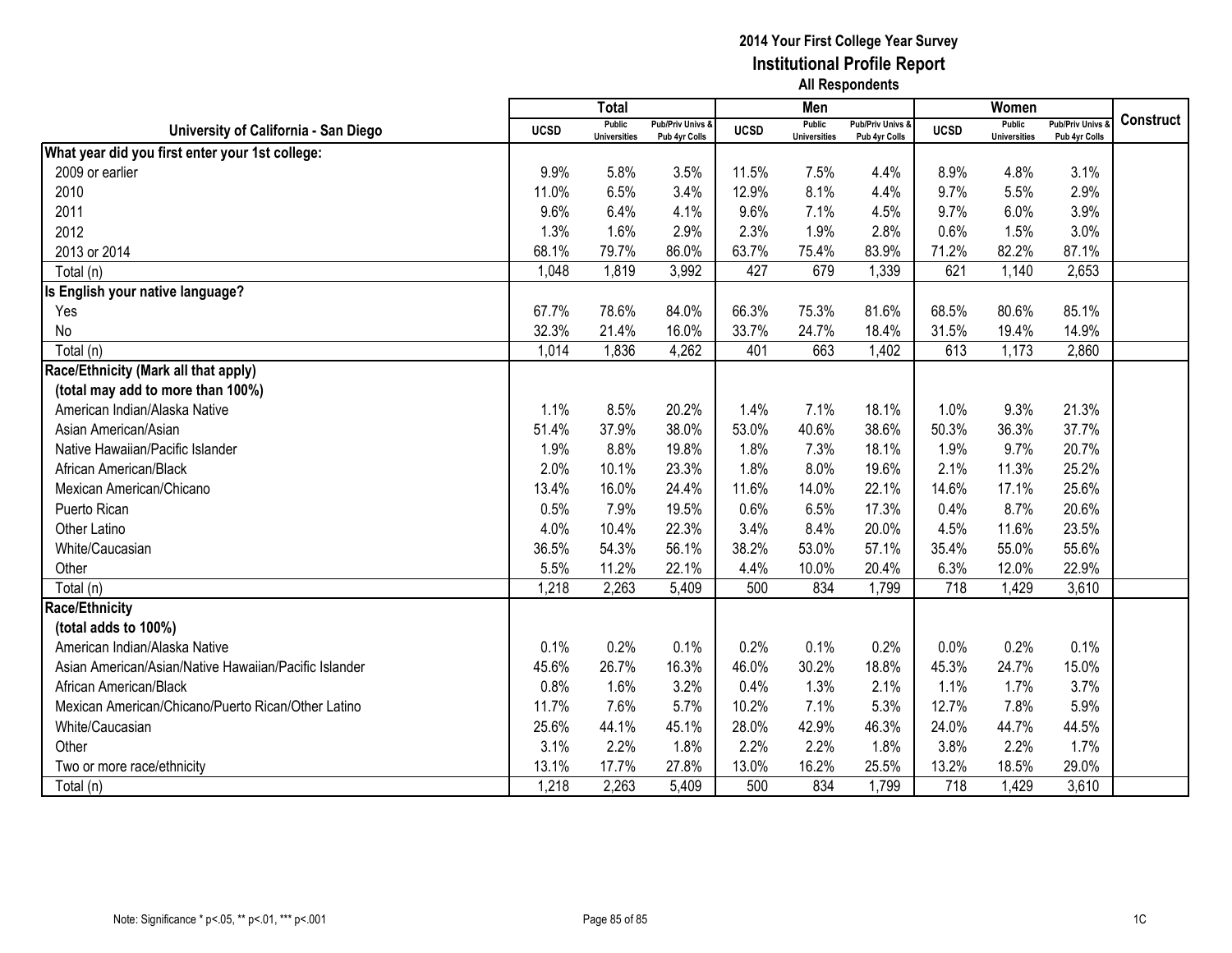## 2014 Your First College Year Survey
## Institutional Profile Report
### All Respondents

| University of California - San Diego | Total | | | Men | | | Women | | | Construct |
|---|---|---|---|---|---|---|---|---|---|---|
| | UCSD | Public Universities | Pub/Priv Univs & Pub 4yr Colls | UCSD | Public Universities | Pub/Priv Univs & Pub 4yr Colls | UCSD | Public Universities | Pub/Priv Univs & Pub 4yr Colls | |
| **What year did you first enter your 1st college:** | | | | | | | | | | |
| 2009 or earlier | 9.9% | 5.8% | 3.5% | 11.5% | 7.5% | 4.4% | 8.9% | 4.8% | 3.1% | |
| 2010 | 11.0% | 6.5% | 3.4% | 12.9% | 8.1% | 4.4% | 9.7% | 5.5% | 2.9% | |
| 2011 | 9.6% | 6.4% | 4.1% | 9.6% | 7.1% | 4.5% | 9.7% | 6.0% | 3.9% | |
| 2012 | 1.3% | 1.6% | 2.9% | 2.3% | 1.9% | 2.8% | 0.6% | 1.5% | 3.0% | |
| 2013 or 2014 | 68.1% | 79.7% | 86.0% | 63.7% | 75.4% | 83.9% | 71.2% | 82.2% | 87.1% | |
| Total (n) | 1,048 | 1,819 | 3,992 | 427 | 679 | 1,339 | 621 | 1,140 | 2,653 | |
| **Is English your native language?** | | | | | | | | | | |
| Yes | 67.7% | 78.6% | 84.0% | 66.3% | 75.3% | 81.6% | 68.5% | 80.6% | 85.1% | |
| No | 32.3% | 21.4% | 16.0% | 33.7% | 24.7% | 18.4% | 31.5% | 19.4% | 14.9% | |
| Total (n) | 1,014 | 1,836 | 4,262 | 401 | 663 | 1,402 | 613 | 1,173 | 2,860 | |
| **Race/Ethnicity (Mark all that apply)** | | | | | | | | | | |
| **(total may add to more than 100%)** | | | | | | | | | | |
| American Indian/Alaska Native | 1.1% | 8.5% | 20.2% | 1.4% | 7.1% | 18.1% | 1.0% | 9.3% | 21.3% | |
| Asian American/Asian | 51.4% | 37.9% | 38.0% | 53.0% | 40.6% | 38.6% | 50.3% | 36.3% | 37.7% | |
| Native Hawaiian/Pacific Islander | 1.9% | 8.8% | 19.8% | 1.8% | 7.3% | 18.1% | 1.9% | 9.7% | 20.7% | |
| African American/Black | 2.0% | 10.1% | 23.3% | 1.8% | 8.0% | 19.6% | 2.1% | 11.3% | 25.2% | |
| Mexican American/Chicano | 13.4% | 16.0% | 24.4% | 11.6% | 14.0% | 22.1% | 14.6% | 17.1% | 25.6% | |
| Puerto Rican | 0.5% | 7.9% | 19.5% | 0.6% | 6.5% | 17.3% | 0.4% | 8.7% | 20.6% | |
| Other Latino | 4.0% | 10.4% | 22.3% | 3.4% | 8.4% | 20.0% | 4.5% | 11.6% | 23.5% | |
| White/Caucasian | 36.5% | 54.3% | 56.1% | 38.2% | 53.0% | 57.1% | 35.4% | 55.0% | 55.6% | |
| Other | 5.5% | 11.2% | 22.1% | 4.4% | 10.0% | 20.4% | 6.3% | 12.0% | 22.9% | |
| Total (n) | 1,218 | 2,263 | 5,409 | 500 | 834 | 1,799 | 718 | 1,429 | 3,610 | |
| **Race/Ethnicity** | | | | | | | | | | |
| **(total adds to 100%)** | | | | | | | | | | |
| American Indian/Alaska Native | 0.1% | 0.2% | 0.1% | 0.2% | 0.1% | 0.2% | 0.0% | 0.2% | 0.1% | |
| Asian American/Asian/Native Hawaiian/Pacific Islander | 45.6% | 26.7% | 16.3% | 46.0% | 30.2% | 18.8% | 45.3% | 24.7% | 15.0% | |
| African American/Black | 0.8% | 1.6% | 3.2% | 0.4% | 1.3% | 2.1% | 1.1% | 1.7% | 3.7% | |
| Mexican American/Chicano/Puerto Rican/Other Latino | 11.7% | 7.6% | 5.7% | 10.2% | 7.1% | 5.3% | 12.7% | 7.8% | 5.9% | |
| White/Caucasian | 25.6% | 44.1% | 45.1% | 28.0% | 42.9% | 46.3% | 24.0% | 44.7% | 44.5% | |
| Other | 3.1% | 2.2% | 1.8% | 2.2% | 2.2% | 1.8% | 3.8% | 2.2% | 1.7% | |
| Two or more race/ethnicity | 13.1% | 17.7% | 27.8% | 13.0% | 16.2% | 25.5% | 13.2% | 18.5% | 29.0% | |
| Total (n) | 1,218 | 2,263 | 5,409 | 500 | 834 | 1,799 | 718 | 1,429 | 3,610 | |

Note: Significance * p<.05, ** p<.01, *** p<.001

1C